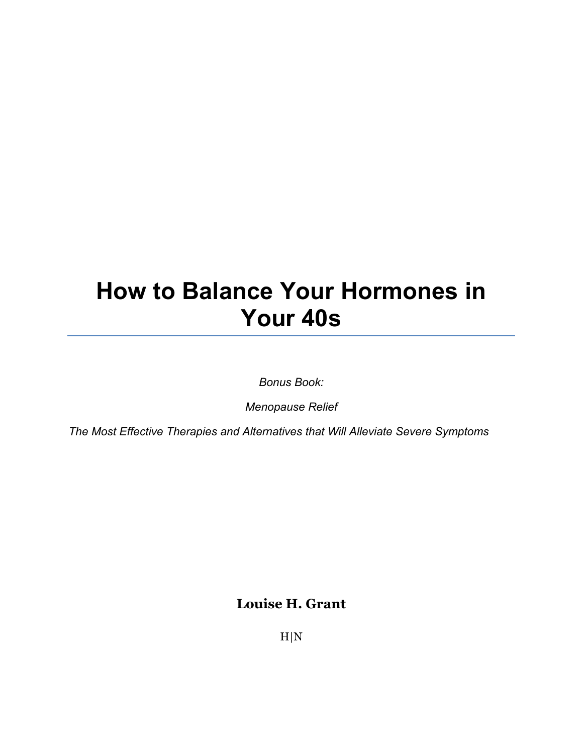# How to Balance Your Hormones in Your 40s

*Bonus Book:*

*Menopause Relief*

*The Most Effective Therapies and Alternatives that Will Alleviate Severe Symptoms*

**Louise H. Grant**

H|N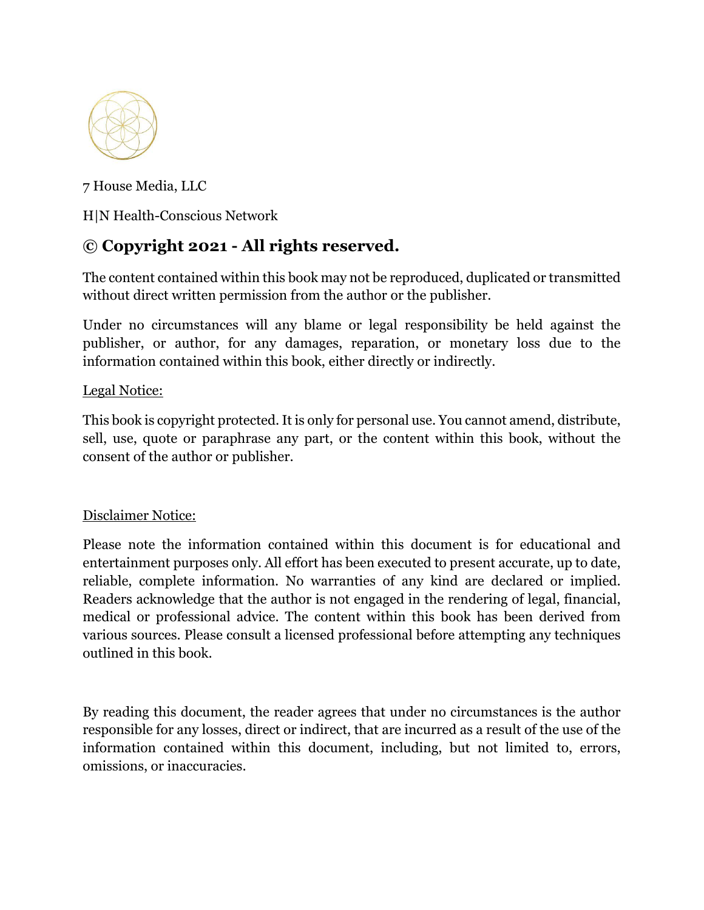7 House Media, LLC

H|N Health-Conscious Network

## © Copyright 2021 - All rights reserved.

The content contained within this book may not be reproduced, duplicated or transmitted without direct written permission from the author or the publisher.

Under no circumstances will any blame or legal responsibility be held against the publisher, or author, for any damages, reparation, or monetary loss due to the information contained within this book, either directly or indirectly.

<u>Legal Notice:</u>

This book is copyright protected. It is only for personal use. You cannot amend, distribute, sell, use, quote or paraphrase any part, or the content within this book, without the consent of the author or publisher.

<u>Disclaimer Notice:</u>

Please note the information contained within this document is for educational and entertainment purposes only. All effort has been executed to present accurate, up to date, reliable, complete information. No warranties of any kind are declared or implied. Readers acknowledge that the author is not engaged in the rendering of legal, financial, medical or professional advice. The content within this book has been derived from various sources. Please consult a licensed professional before attempting any techniques outlined in this book.

By reading this document, the reader agrees that under no circumstances is the author responsible for any losses, direct or indirect, that are incurred as a result of the use of the information contained within this document, including, but not limited to, errors, omissions, or inaccuracies.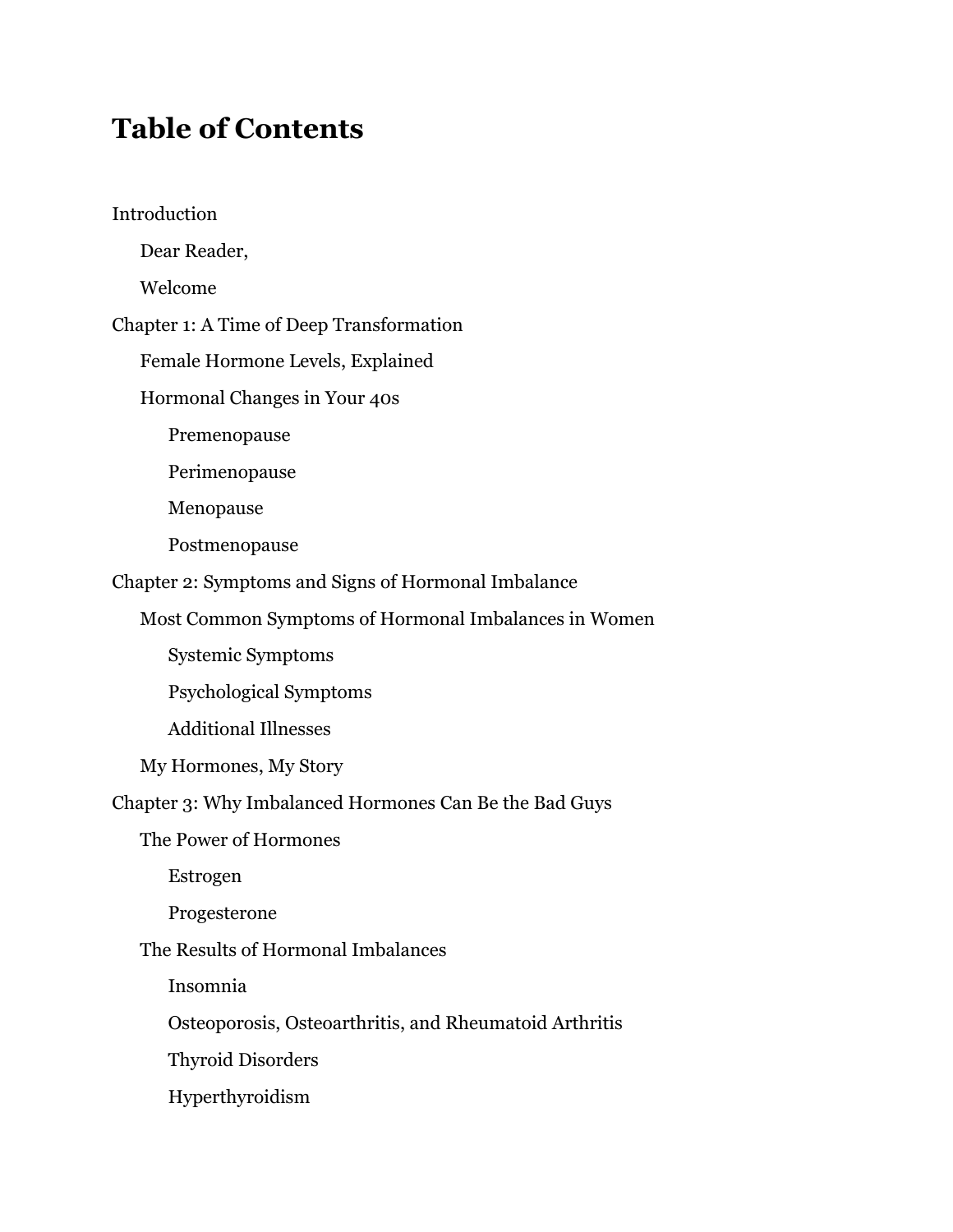# Table of Contents

- Introduction
  - Dear Reader,
  - Welcome
- Chapter 1: A Time of Deep Transformation
  - Female Hormone Levels, Explained
  - Hormonal Changes in Your 40s
    - Premenopause
    - Perimenopause
    - Menopause
    - Postmenopause
- Chapter 2: Symptoms and Signs of Hormonal Imbalance
  - Most Common Symptoms of Hormonal Imbalances in Women
    - Systemic Symptoms
    - Psychological Symptoms
    - Additional Illnesses
  - My Hormones, My Story
- Chapter 3: Why Imbalanced Hormones Can Be the Bad Guys
  - The Power of Hormones
    - Estrogen
    - Progesterone
  - The Results of Hormonal Imbalances
    - Insomnia
    - Osteoporosis, Osteoarthritis, and Rheumatoid Arthritis
    - Thyroid Disorders
    - Hyperthyroidism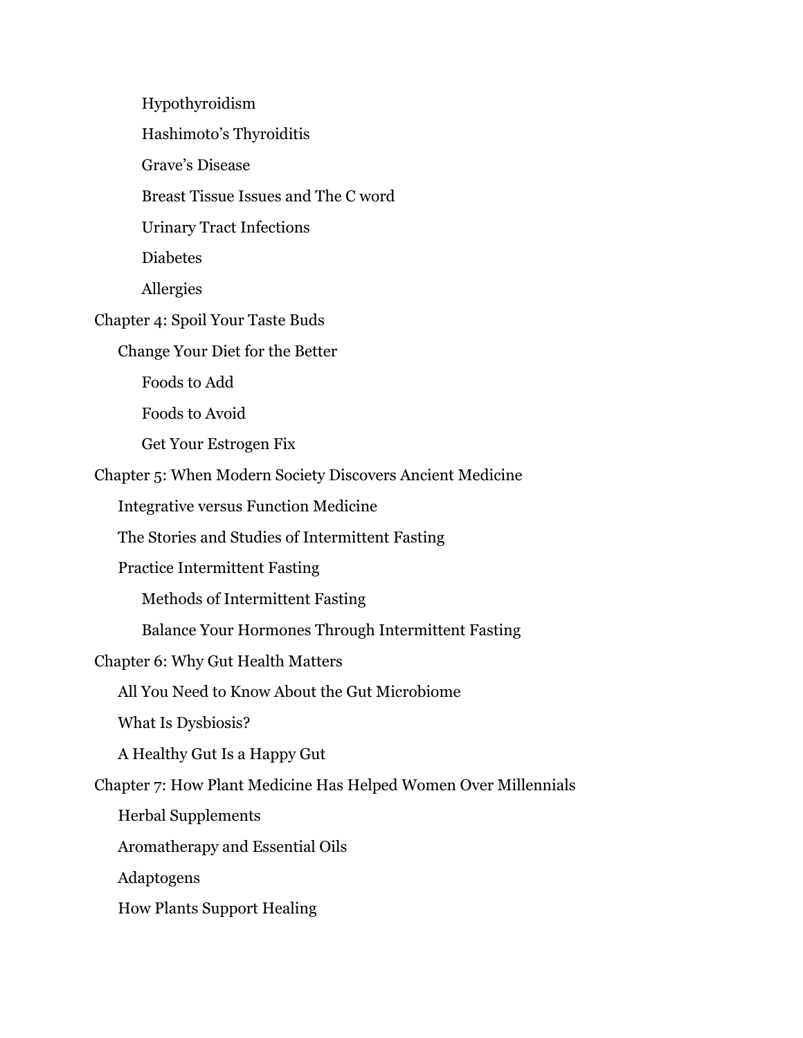- Hypothyroidism
- Hashimoto's Thyroiditis
- Grave's Disease
- Breast Tissue Issues and The C word
- Urinary Tract Infections
- Diabetes
- Allergies

Chapter 4: Spoil Your Taste Buds

- Change Your Diet for the Better
    - Foods to Add
    - Foods to Avoid
    - Get Your Estrogen Fix

Chapter 5: When Modern Society Discovers Ancient Medicine

- Integrative versus Function Medicine
- The Stories and Studies of Intermittent Fasting
- Practice Intermittent Fasting
    - Methods of Intermittent Fasting
    - Balance Your Hormones Through Intermittent Fasting

Chapter 6: Why Gut Health Matters

- All You Need to Know About the Gut Microbiome
- What Is Dysbiosis?
- A Healthy Gut Is a Happy Gut

Chapter 7: How Plant Medicine Has Helped Women Over Millennials

- Herbal Supplements
- Aromatherapy and Essential Oils
- Adaptogens
- How Plants Support Healing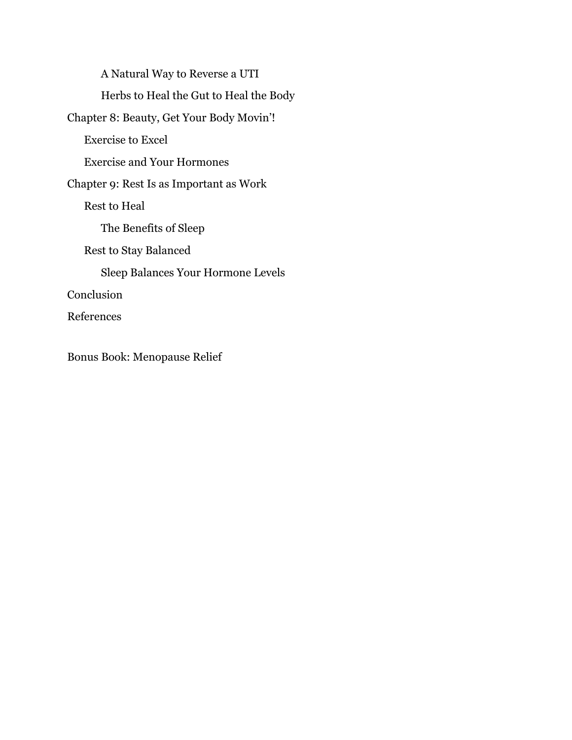A Natural Way to Reverse a UTI

Herbs to Heal the Gut to Heal the Body

Chapter 8: Beauty, Get Your Body Movin'!

Exercise to Excel

Exercise and Your Hormones

Chapter 9: Rest Is as Important as Work

Rest to Heal

The Benefits of Sleep

Rest to Stay Balanced

Sleep Balances Your Hormone Levels

Conclusion

References

Bonus Book: Menopause Relief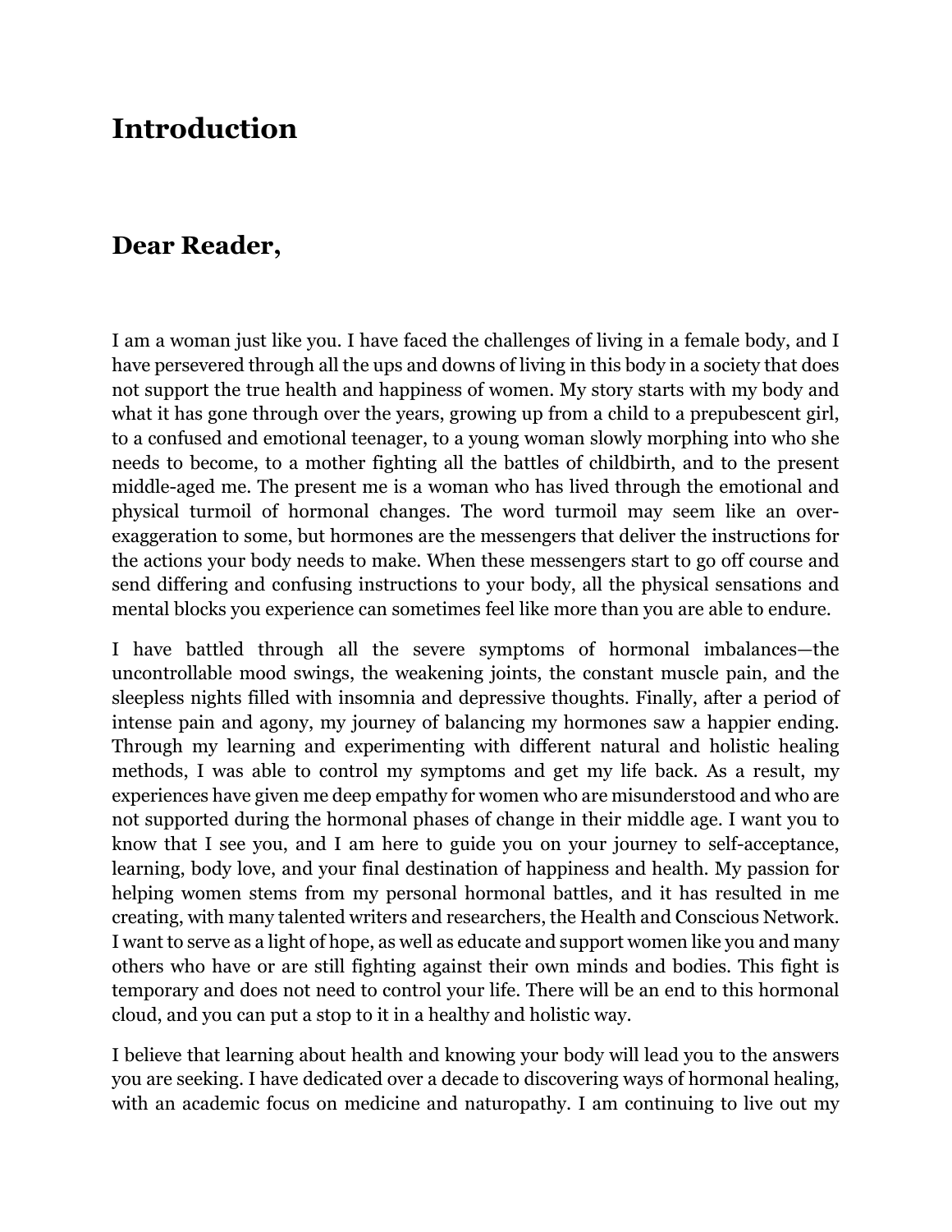# Introduction

## Dear Reader,

I am a woman just like you. I have faced the challenges of living in a female body, and I have persevered through all the ups and downs of living in this body in a society that does not support the true health and happiness of women. My story starts with my body and what it has gone through over the years, growing up from a child to a prepubescent girl, to a confused and emotional teenager, to a young woman slowly morphing into who she needs to become, to a mother fighting all the battles of childbirth, and to the present middle-aged me. The present me is a woman who has lived through the emotional and physical turmoil of hormonal changes. The word turmoil may seem like an over-exaggeration to some, but hormones are the messengers that deliver the instructions for the actions your body needs to make. When these messengers start to go off course and send differing and confusing instructions to your body, all the physical sensations and mental blocks you experience can sometimes feel like more than you are able to endure.

I have battled through all the severe symptoms of hormonal imbalances—the uncontrollable mood swings, the weakening joints, the constant muscle pain, and the sleepless nights filled with insomnia and depressive thoughts. Finally, after a period of intense pain and agony, my journey of balancing my hormones saw a happier ending. Through my learning and experimenting with different natural and holistic healing methods, I was able to control my symptoms and get my life back. As a result, my experiences have given me deep empathy for women who are misunderstood and who are not supported during the hormonal phases of change in their middle age. I want you to know that I see you, and I am here to guide you on your journey to self-acceptance, learning, body love, and your final destination of happiness and health. My passion for helping women stems from my personal hormonal battles, and it has resulted in me creating, with many talented writers and researchers, the Health and Conscious Network. I want to serve as a light of hope, as well as educate and support women like you and many others who have or are still fighting against their own minds and bodies. This fight is temporary and does not need to control your life. There will be an end to this hormonal cloud, and you can put a stop to it in a healthy and holistic way.

I believe that learning about health and knowing your body will lead you to the answers you are seeking. I have dedicated over a decade to discovering ways of hormonal healing, with an academic focus on medicine and naturopathy. I am continuing to live out my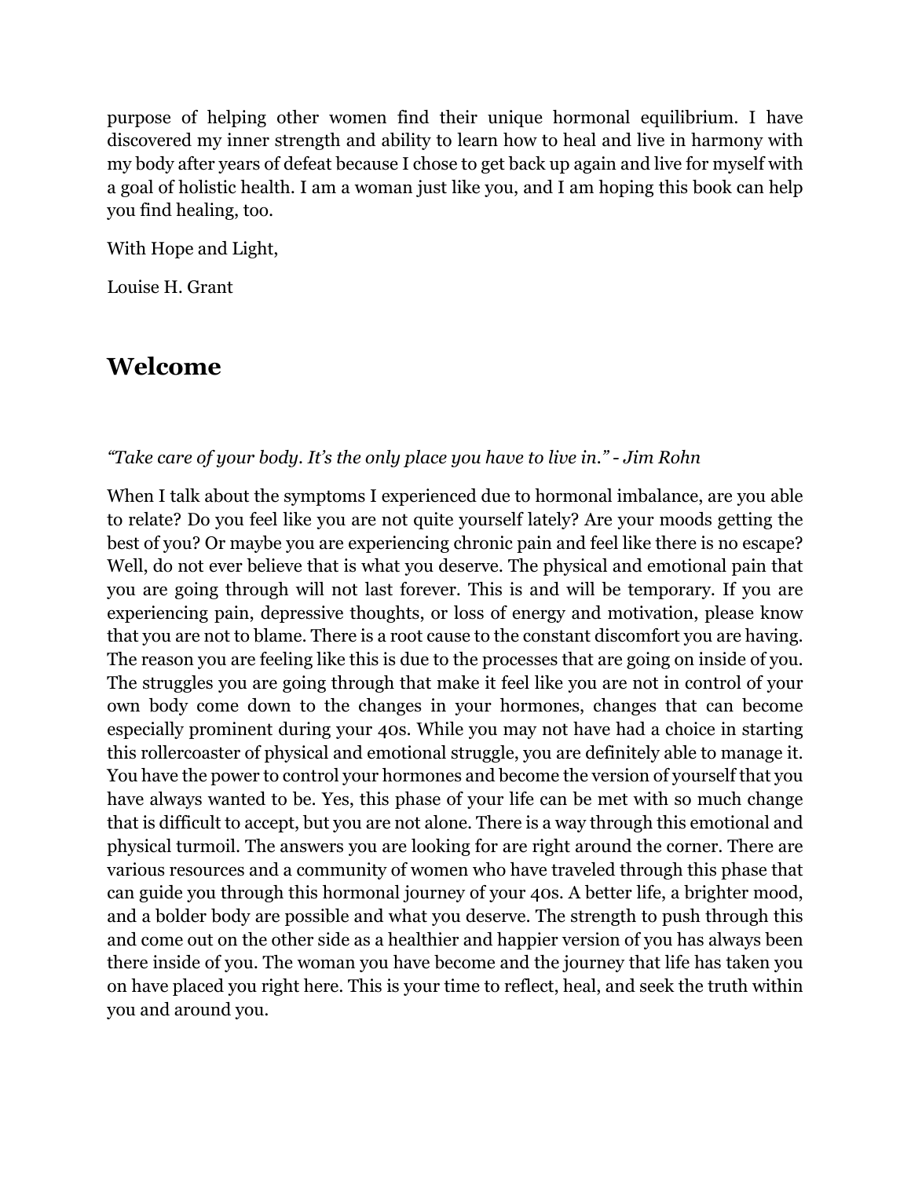purpose of helping other women find their unique hormonal equilibrium. I have discovered my inner strength and ability to learn how to heal and live in harmony with my body after years of defeat because I chose to get back up again and live for myself with a goal of holistic health. I am a woman just like you, and I am hoping this book can help you find healing, too.

With Hope and Light,

Louise H. Grant

## Welcome

*"Take care of your body. It's the only place you have to live in." - Jim Rohn*

When I talk about the symptoms I experienced due to hormonal imbalance, are you able to relate? Do you feel like you are not quite yourself lately? Are your moods getting the best of you? Or maybe you are experiencing chronic pain and feel like there is no escape? Well, do not ever believe that is what you deserve. The physical and emotional pain that you are going through will not last forever. This is and will be temporary. If you are experiencing pain, depressive thoughts, or loss of energy and motivation, please know that you are not to blame. There is a root cause to the constant discomfort you are having. The reason you are feeling like this is due to the processes that are going on inside of you. The struggles you are going through that make it feel like you are not in control of your own body come down to the changes in your hormones, changes that can become especially prominent during your 40s. While you may not have had a choice in starting this rollercoaster of physical and emotional struggle, you are definitely able to manage it. You have the power to control your hormones and become the version of yourself that you have always wanted to be. Yes, this phase of your life can be met with so much change that is difficult to accept, but you are not alone. There is a way through this emotional and physical turmoil. The answers you are looking for are right around the corner. There are various resources and a community of women who have traveled through this phase that can guide you through this hormonal journey of your 40s. A better life, a brighter mood, and a bolder body are possible and what you deserve. The strength to push through this and come out on the other side as a healthier and happier version of you has always been there inside of you. The woman you have become and the journey that life has taken you on have placed you right here. This is your time to reflect, heal, and seek the truth within you and around you.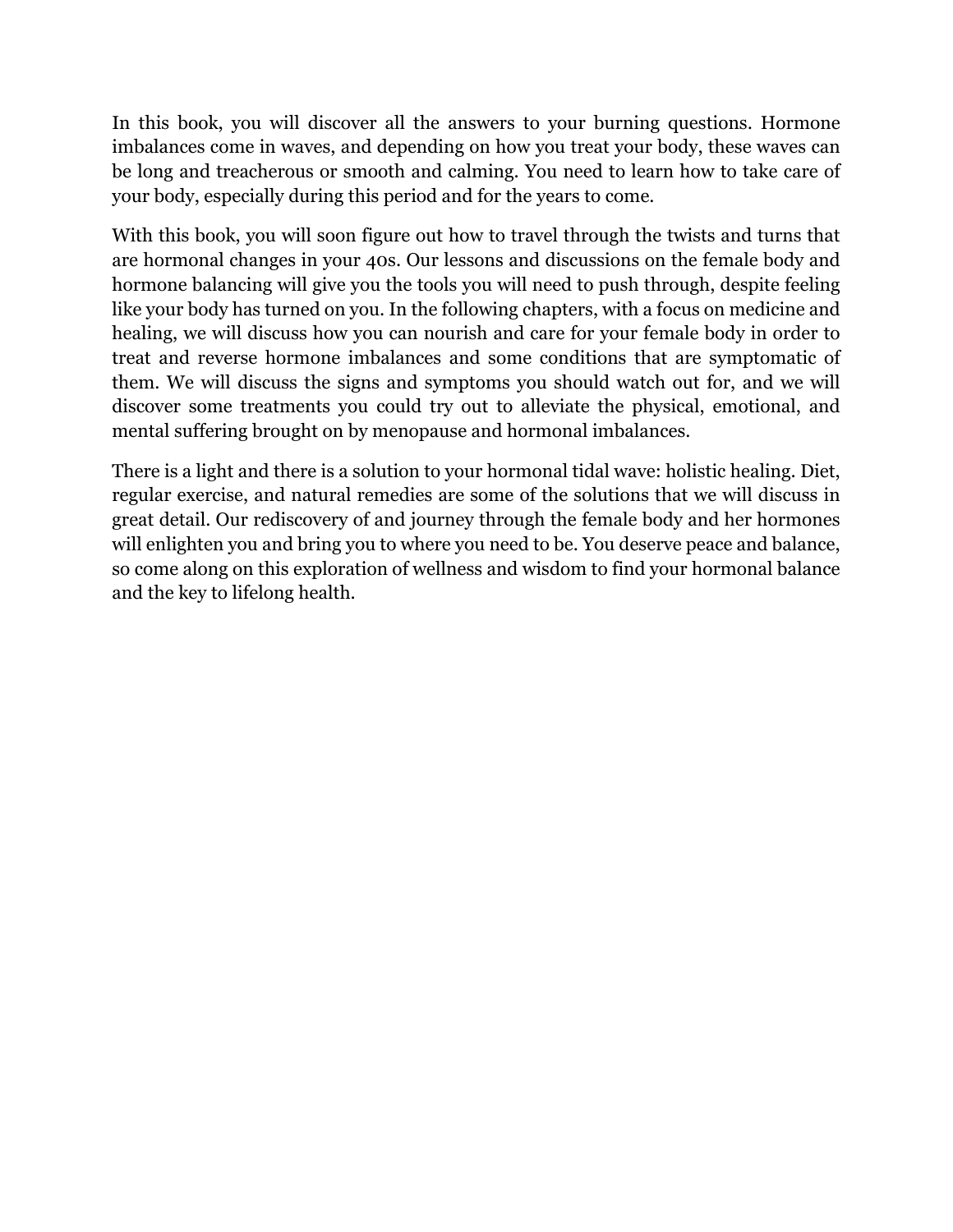In this book, you will discover all the answers to your burning questions. Hormone imbalances come in waves, and depending on how you treat your body, these waves can be long and treacherous or smooth and calming. You need to learn how to take care of your body, especially during this period and for the years to come.

With this book, you will soon figure out how to travel through the twists and turns that are hormonal changes in your 40s. Our lessons and discussions on the female body and hormone balancing will give you the tools you will need to push through, despite feeling like your body has turned on you. In the following chapters, with a focus on medicine and healing, we will discuss how you can nourish and care for your female body in order to treat and reverse hormone imbalances and some conditions that are symptomatic of them. We will discuss the signs and symptoms you should watch out for, and we will discover some treatments you could try out to alleviate the physical, emotional, and mental suffering brought on by menopause and hormonal imbalances.

There is a light and there is a solution to your hormonal tidal wave: holistic healing. Diet, regular exercise, and natural remedies are some of the solutions that we will discuss in great detail. Our rediscovery of and journey through the female body and her hormones will enlighten you and bring you to where you need to be. You deserve peace and balance, so come along on this exploration of wellness and wisdom to find your hormonal balance and the key to lifelong health.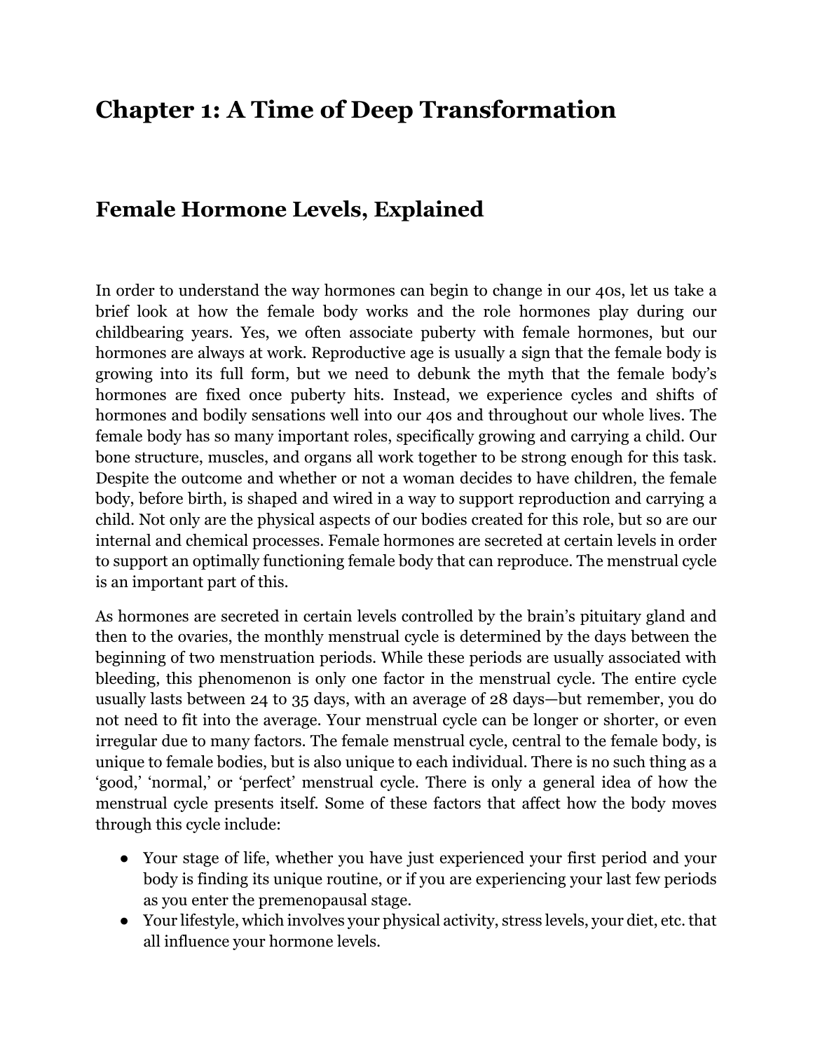# Chapter 1: A Time of Deep Transformation

## Female Hormone Levels, Explained

In order to understand the way hormones can begin to change in our 40s, let us take a brief look at how the female body works and the role hormones play during our childbearing years. Yes, we often associate puberty with female hormones, but our hormones are always at work. Reproductive age is usually a sign that the female body is growing into its full form, but we need to debunk the myth that the female body's hormones are fixed once puberty hits. Instead, we experience cycles and shifts of hormones and bodily sensations well into our 40s and throughout our whole lives. The female body has so many important roles, specifically growing and carrying a child. Our bone structure, muscles, and organs all work together to be strong enough for this task. Despite the outcome and whether or not a woman decides to have children, the female body, before birth, is shaped and wired in a way to support reproduction and carrying a child. Not only are the physical aspects of our bodies created for this role, but so are our internal and chemical processes. Female hormones are secreted at certain levels in order to support an optimally functioning female body that can reproduce. The menstrual cycle is an important part of this.

As hormones are secreted in certain levels controlled by the brain's pituitary gland and then to the ovaries, the monthly menstrual cycle is determined by the days between the beginning of two menstruation periods. While these periods are usually associated with bleeding, this phenomenon is only one factor in the menstrual cycle. The entire cycle usually lasts between 24 to 35 days, with an average of 28 days—but remember, you do not need to fit into the average. Your menstrual cycle can be longer or shorter, or even irregular due to many factors. The female menstrual cycle, central to the female body, is unique to female bodies, but is also unique to each individual. There is no such thing as a 'good,' 'normal,' or 'perfect' menstrual cycle. There is only a general idea of how the menstrual cycle presents itself. Some of these factors that affect how the body moves through this cycle include:

- Your stage of life, whether you have just experienced your first period and your body is finding its unique routine, or if you are experiencing your last few periods as you enter the premenopausal stage.
- Your lifestyle, which involves your physical activity, stress levels, your diet, etc. that all influence your hormone levels.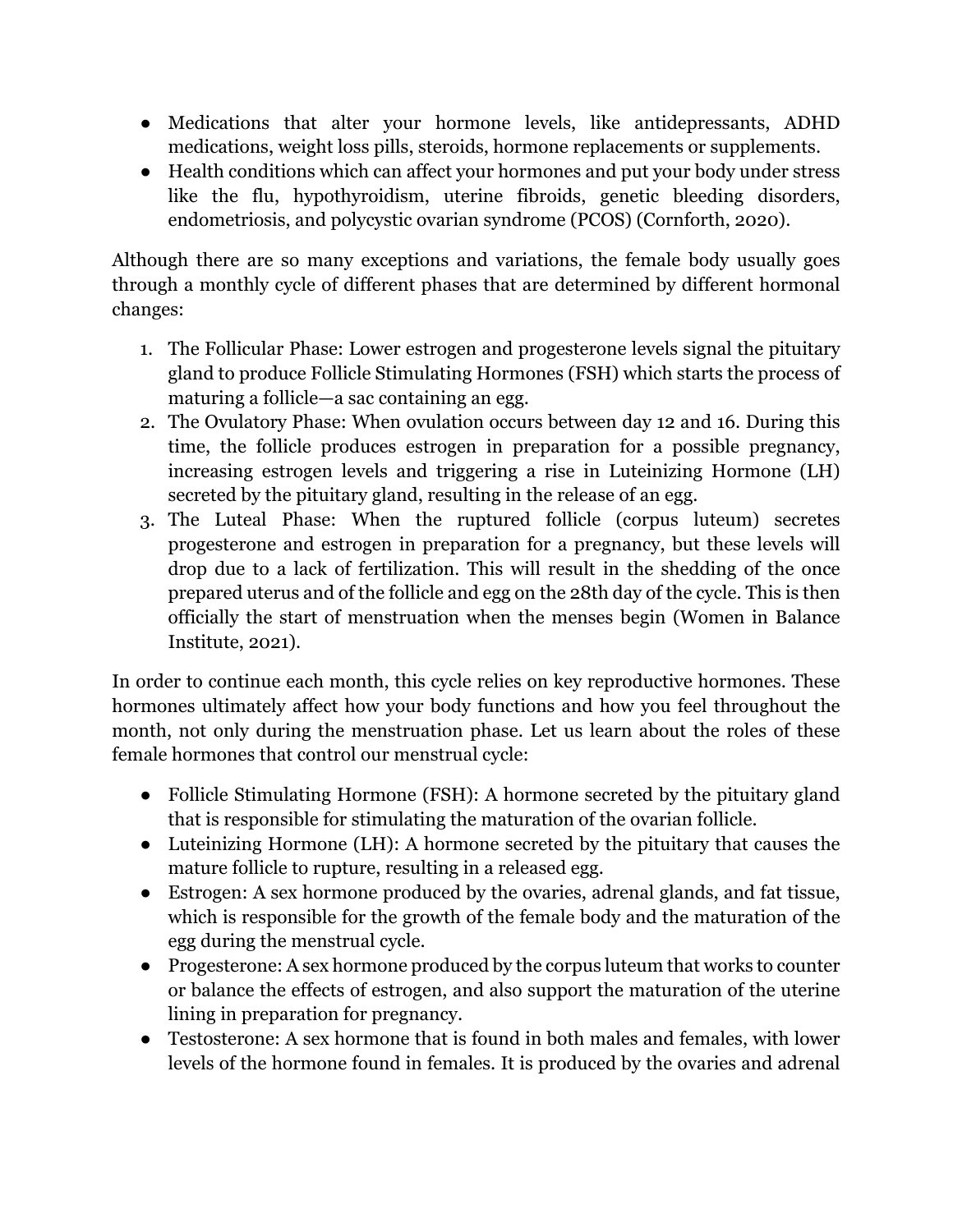- Medications that alter your hormone levels, like antidepressants, ADHD medications, weight loss pills, steroids, hormone replacements or supplements.
- Health conditions which can affect your hormones and put your body under stress like the flu, hypothyroidism, uterine fibroids, genetic bleeding disorders, endometriosis, and polycystic ovarian syndrome (PCOS) (Cornforth, 2020).

Although there are so many exceptions and variations, the female body usually goes through a monthly cycle of different phases that are determined by different hormonal changes:

1. The Follicular Phase: Lower estrogen and progesterone levels signal the pituitary gland to produce Follicle Stimulating Hormones (FSH) which starts the process of maturing a follicle—a sac containing an egg.
2. The Ovulatory Phase: When ovulation occurs between day 12 and 16. During this time, the follicle produces estrogen in preparation for a possible pregnancy, increasing estrogen levels and triggering a rise in Luteinizing Hormone (LH) secreted by the pituitary gland, resulting in the release of an egg.
3. The Luteal Phase: When the ruptured follicle (corpus luteum) secretes progesterone and estrogen in preparation for a pregnancy, but these levels will drop due to a lack of fertilization. This will result in the shedding of the once prepared uterus and of the follicle and egg on the 28th day of the cycle. This is then officially the start of menstruation when the menses begin (Women in Balance Institute, 2021).

In order to continue each month, this cycle relies on key reproductive hormones. These hormones ultimately affect how your body functions and how you feel throughout the month, not only during the menstruation phase. Let us learn about the roles of these female hormones that control our menstrual cycle:

- Follicle Stimulating Hormone (FSH): A hormone secreted by the pituitary gland that is responsible for stimulating the maturation of the ovarian follicle.
- Luteinizing Hormone (LH): A hormone secreted by the pituitary that causes the mature follicle to rupture, resulting in a released egg.
- Estrogen: A sex hormone produced by the ovaries, adrenal glands, and fat tissue, which is responsible for the growth of the female body and the maturation of the egg during the menstrual cycle.
- Progesterone: A sex hormone produced by the corpus luteum that works to counter or balance the effects of estrogen, and also support the maturation of the uterine lining in preparation for pregnancy.
- Testosterone: A sex hormone that is found in both males and females, with lower levels of the hormone found in females. It is produced by the ovaries and adrenal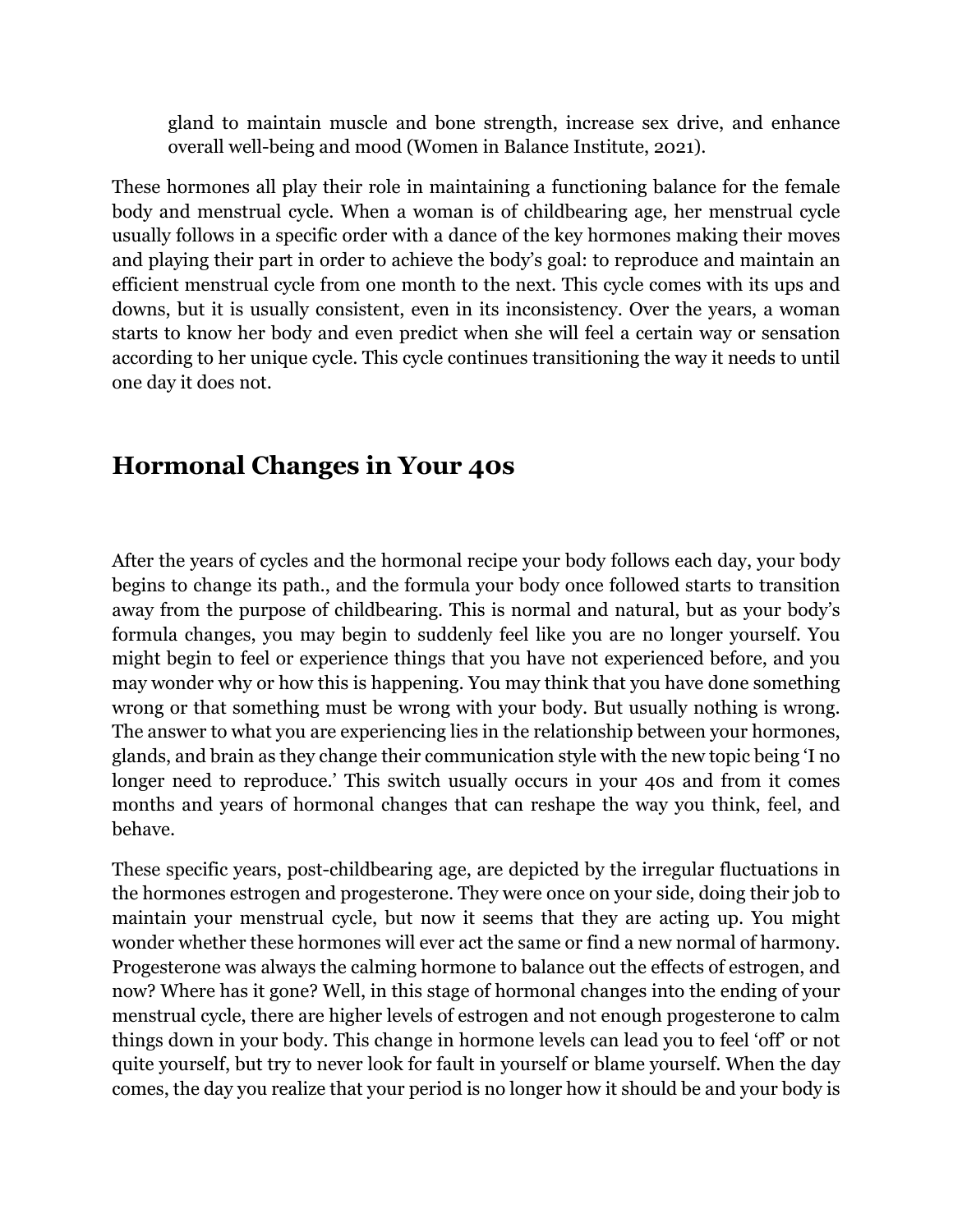gland to maintain muscle and bone strength, increase sex drive, and enhance overall well-being and mood (Women in Balance Institute, 2021).

These hormones all play their role in maintaining a functioning balance for the female body and menstrual cycle. When a woman is of childbearing age, her menstrual cycle usually follows in a specific order with a dance of the key hormones making their moves and playing their part in order to achieve the body's goal: to reproduce and maintain an efficient menstrual cycle from one month to the next. This cycle comes with its ups and downs, but it is usually consistent, even in its inconsistency. Over the years, a woman starts to know her body and even predict when she will feel a certain way or sensation according to her unique cycle. This cycle continues transitioning the way it needs to until one day it does not.

## Hormonal Changes in Your 40s

After the years of cycles and the hormonal recipe your body follows each day, your body begins to change its path., and the formula your body once followed starts to transition away from the purpose of childbearing. This is normal and natural, but as your body's formula changes, you may begin to suddenly feel like you are no longer yourself. You might begin to feel or experience things that you have not experienced before, and you may wonder why or how this is happening. You may think that you have done something wrong or that something must be wrong with your body. But usually nothing is wrong. The answer to what you are experiencing lies in the relationship between your hormones, glands, and brain as they change their communication style with the new topic being 'I no longer need to reproduce.' This switch usually occurs in your 40s and from it comes months and years of hormonal changes that can reshape the way you think, feel, and behave.

These specific years, post-childbearing age, are depicted by the irregular fluctuations in the hormones estrogen and progesterone. They were once on your side, doing their job to maintain your menstrual cycle, but now it seems that they are acting up. You might wonder whether these hormones will ever act the same or find a new normal of harmony. Progesterone was always the calming hormone to balance out the effects of estrogen, and now? Where has it gone? Well, in this stage of hormonal changes into the ending of your menstrual cycle, there are higher levels of estrogen and not enough progesterone to calm things down in your body. This change in hormone levels can lead you to feel 'off' or not quite yourself, but try to never look for fault in yourself or blame yourself. When the day comes, the day you realize that your period is no longer how it should be and your body is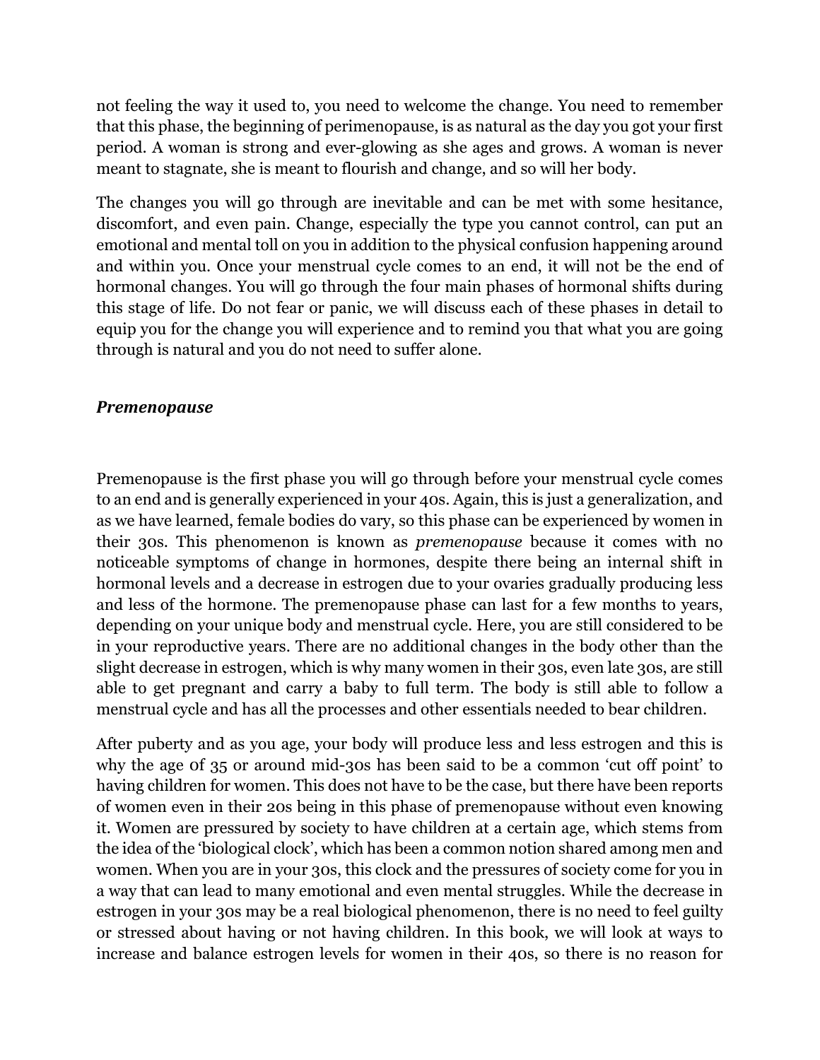not feeling the way it used to, you need to welcome the change. You need to remember that this phase, the beginning of perimenopause, is as natural as the day you got your first period. A woman is strong and ever-glowing as she ages and grows. A woman is never meant to stagnate, she is meant to flourish and change, and so will her body.

The changes you will go through are inevitable and can be met with some hesitance, discomfort, and even pain. Change, especially the type you cannot control, can put an emotional and mental toll on you in addition to the physical confusion happening around and within you. Once your menstrual cycle comes to an end, it will not be the end of hormonal changes. You will go through the four main phases of hormonal shifts during this stage of life. Do not fear or panic, we will discuss each of these phases in detail to equip you for the change you will experience and to remind you that what you are going through is natural and you do not need to suffer alone.

### ***Premenopause***

Premenopause is the first phase you will go through before your menstrual cycle comes to an end and is generally experienced in your 40s. Again, this is just a generalization, and as we have learned, female bodies do vary, so this phase can be experienced by women in their 30s. This phenomenon is known as *premenopause* because it comes with no noticeable symptoms of change in hormones, despite there being an internal shift in hormonal levels and a decrease in estrogen due to your ovaries gradually producing less and less of the hormone. The premenopause phase can last for a few months to years, depending on your unique body and menstrual cycle. Here, you are still considered to be in your reproductive years. There are no additional changes in the body other than the slight decrease in estrogen, which is why many women in their 30s, even late 30s, are still able to get pregnant and carry a baby to full term. The body is still able to follow a menstrual cycle and has all the processes and other essentials needed to bear children.

After puberty and as you age, your body will produce less and less estrogen and this is why the age 0f 35 or around mid-30s has been said to be a common 'cut off point' to having children for women. This does not have to be the case, but there have been reports of women even in their 20s being in this phase of premenopause without even knowing it. Women are pressured by society to have children at a certain age, which stems from the idea of the 'biological clock', which has been a common notion shared among men and women. When you are in your 30s, this clock and the pressures of society come for you in a way that can lead to many emotional and even mental struggles. While the decrease in estrogen in your 30s may be a real biological phenomenon, there is no need to feel guilty or stressed about having or not having children. In this book, we will look at ways to increase and balance estrogen levels for women in their 40s, so there is no reason for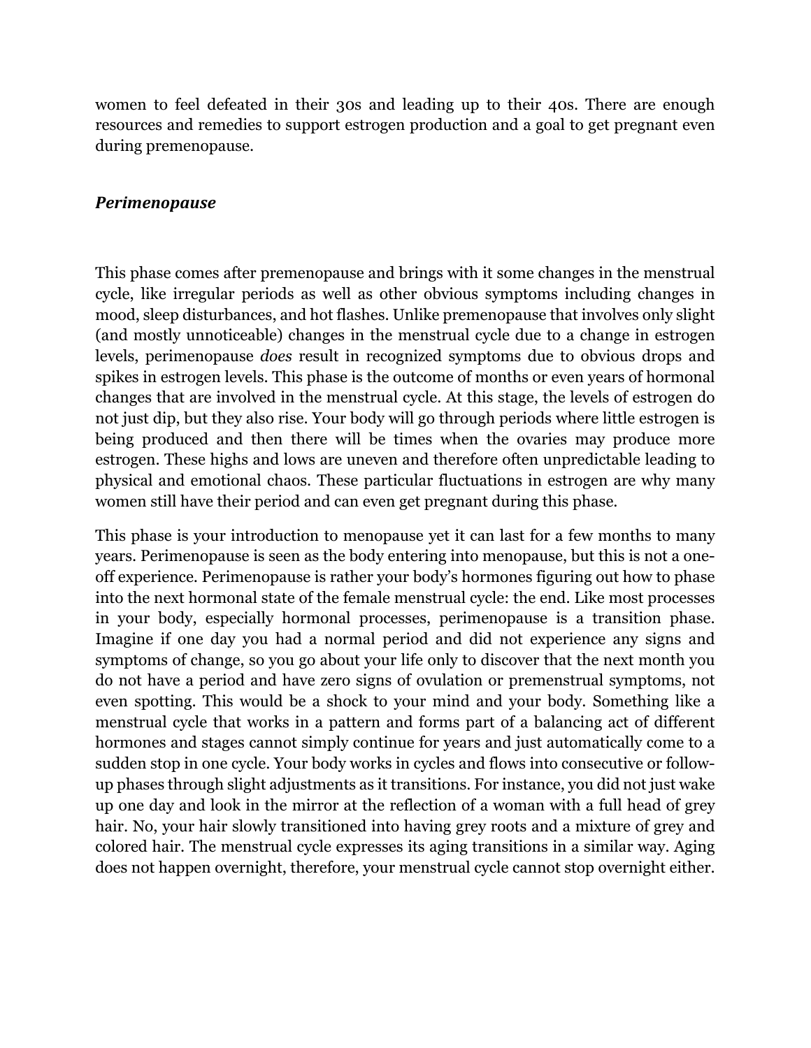women to feel defeated in their 30s and leading up to their 40s. There are enough resources and remedies to support estrogen production and a goal to get pregnant even during premenopause.

### *Perimenopause*

This phase comes after premenopause and brings with it some changes in the menstrual cycle, like irregular periods as well as other obvious symptoms including changes in mood, sleep disturbances, and hot flashes. Unlike premenopause that involves only slight (and mostly unnoticeable) changes in the menstrual cycle due to a change in estrogen levels, perimenopause *does* result in recognized symptoms due to obvious drops and spikes in estrogen levels. This phase is the outcome of months or even years of hormonal changes that are involved in the menstrual cycle. At this stage, the levels of estrogen do not just dip, but they also rise. Your body will go through periods where little estrogen is being produced and then there will be times when the ovaries may produce more estrogen. These highs and lows are uneven and therefore often unpredictable leading to physical and emotional chaos. These particular fluctuations in estrogen are why many women still have their period and can even get pregnant during this phase.

This phase is your introduction to menopause yet it can last for a few months to many years. Perimenopause is seen as the body entering into menopause, but this is not a one-off experience. Perimenopause is rather your body's hormones figuring out how to phase into the next hormonal state of the female menstrual cycle: the end. Like most processes in your body, especially hormonal processes, perimenopause is a transition phase. Imagine if one day you had a normal period and did not experience any signs and symptoms of change, so you go about your life only to discover that the next month you do not have a period and have zero signs of ovulation or premenstrual symptoms, not even spotting. This would be a shock to your mind and your body. Something like a menstrual cycle that works in a pattern and forms part of a balancing act of different hormones and stages cannot simply continue for years and just automatically come to a sudden stop in one cycle. Your body works in cycles and flows into consecutive or follow-up phases through slight adjustments as it transitions. For instance, you did not just wake up one day and look in the mirror at the reflection of a woman with a full head of grey hair. No, your hair slowly transitioned into having grey roots and a mixture of grey and colored hair. The menstrual cycle expresses its aging transitions in a similar way. Aging does not happen overnight, therefore, your menstrual cycle cannot stop overnight either.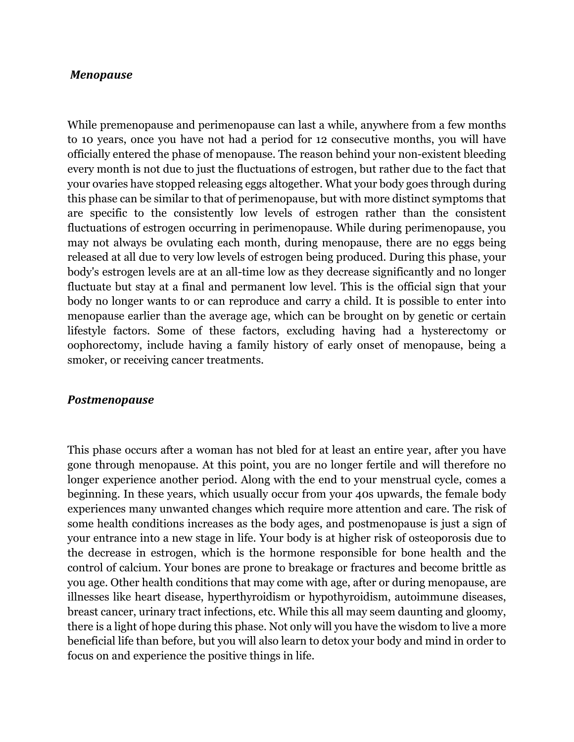### *Menopause*

While premenopause and perimenopause can last a while, anywhere from a few months to 10 years, once you have not had a period for 12 consecutive months, you will have officially entered the phase of menopause. The reason behind your non-existent bleeding every month is not due to just the fluctuations of estrogen, but rather due to the fact that your ovaries have stopped releasing eggs altogether. What your body goes through during this phase can be similar to that of perimenopause, but with more distinct symptoms that are specific to the consistently low levels of estrogen rather than the consistent fluctuations of estrogen occurring in perimenopause. While during perimenopause, you may not always be ovulating each month, during menopause, there are no eggs being released at all due to very low levels of estrogen being produced. During this phase, your body's estrogen levels are at an all-time low as they decrease significantly and no longer fluctuate but stay at a final and permanent low level. This is the official sign that your body no longer wants to or can reproduce and carry a child. It is possible to enter into menopause earlier than the average age, which can be brought on by genetic or certain lifestyle factors. Some of these factors, excluding having had a hysterectomy or oophorectomy, include having a family history of early onset of menopause, being a smoker, or receiving cancer treatments.

### *Postmenopause*

This phase occurs after a woman has not bled for at least an entire year, after you have gone through menopause. At this point, you are no longer fertile and will therefore no longer experience another period. Along with the end to your menstrual cycle, comes a beginning. In these years, which usually occur from your 40s upwards, the female body experiences many unwanted changes which require more attention and care. The risk of some health conditions increases as the body ages, and postmenopause is just a sign of your entrance into a new stage in life. Your body is at higher risk of osteoporosis due to the decrease in estrogen, which is the hormone responsible for bone health and the control of calcium. Your bones are prone to breakage or fractures and become brittle as you age. Other health conditions that may come with age, after or during menopause, are illnesses like heart disease, hyperthyroidism or hypothyroidism, autoimmune diseases, breast cancer, urinary tract infections, etc. While this all may seem daunting and gloomy, there is a light of hope during this phase. Not only will you have the wisdom to live a more beneficial life than before, but you will also learn to detox your body and mind in order to focus on and experience the positive things in life.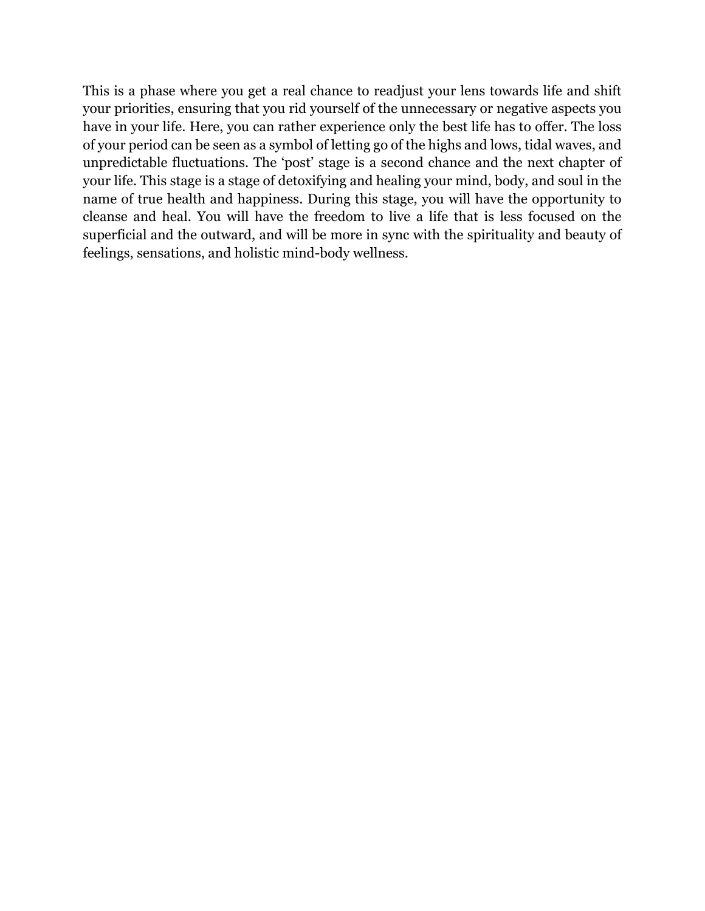This is a phase where you get a real chance to readjust your lens towards life and shift your priorities, ensuring that you rid yourself of the unnecessary or negative aspects you have in your life. Here, you can rather experience only the best life has to offer. The loss of your period can be seen as a symbol of letting go of the highs and lows, tidal waves, and unpredictable fluctuations. The 'post' stage is a second chance and the next chapter of your life. This stage is a stage of detoxifying and healing your mind, body, and soul in the name of true health and happiness. During this stage, you will have the opportunity to cleanse and heal. You will have the freedom to live a life that is less focused on the superficial and the outward, and will be more in sync with the spirituality and beauty of feelings, sensations, and holistic mind-body wellness.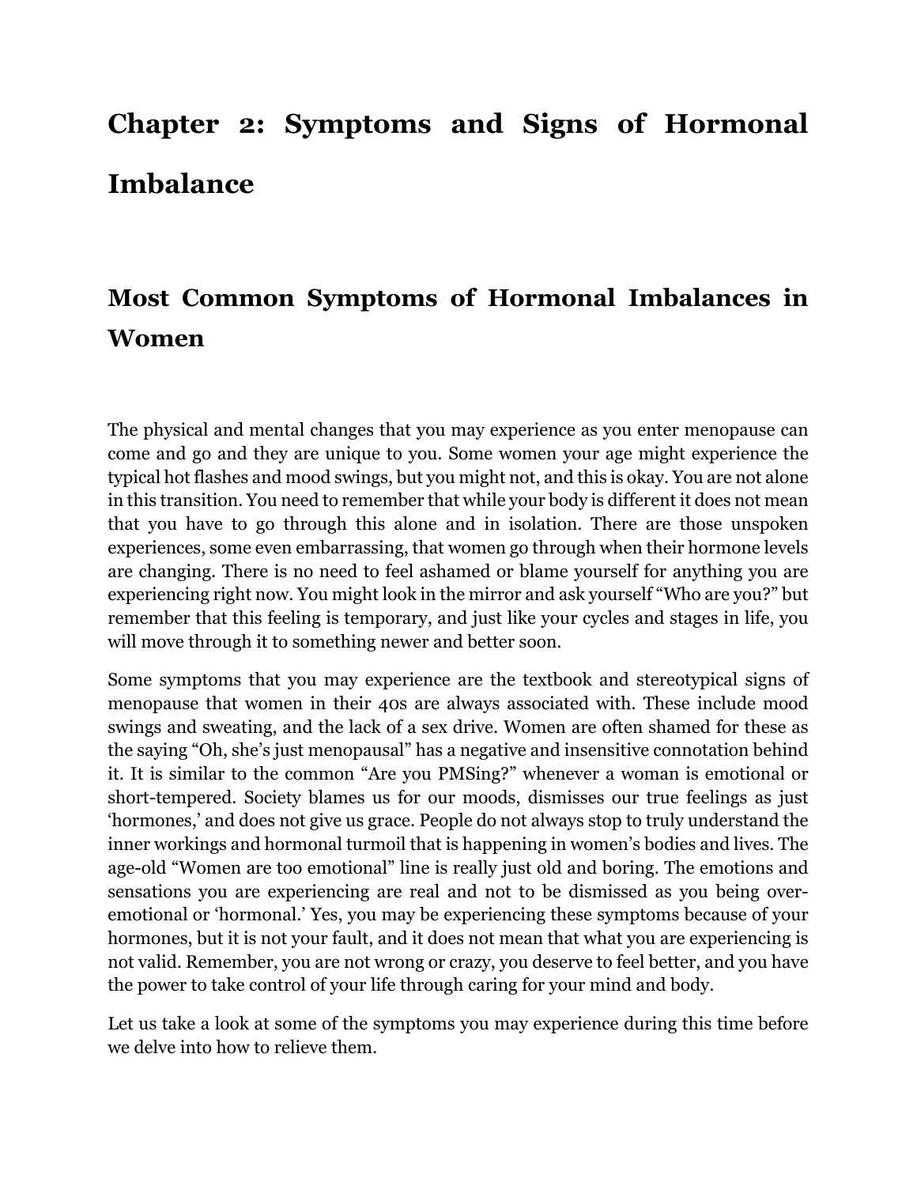# Chapter 2: Symptoms and Signs of Hormonal Imbalance

## Most Common Symptoms of Hormonal Imbalances in Women

The physical and mental changes that you may experience as you enter menopause can come and go and they are unique to you. Some women your age might experience the typical hot flashes and mood swings, but you might not, and this is okay. You are not alone in this transition. You need to remember that while your body is different it does not mean that you have to go through this alone and in isolation. There are those unspoken experiences, some even embarrassing, that women go through when their hormone levels are changing. There is no need to feel ashamed or blame yourself for anything you are experiencing right now. You might look in the mirror and ask yourself "Who are you?" but remember that this feeling is temporary, and just like your cycles and stages in life, you will move through it to something newer and better soon.

Some symptoms that you may experience are the textbook and stereotypical signs of menopause that women in their 40s are always associated with. These include mood swings and sweating, and the lack of a sex drive. Women are often shamed for these as the saying "Oh, she's just menopausal" has a negative and insensitive connotation behind it. It is similar to the common "Are you PMSing?" whenever a woman is emotional or short-tempered. Society blames us for our moods, dismisses our true feelings as just 'hormones,' and does not give us grace. People do not always stop to truly understand the inner workings and hormonal turmoil that is happening in women's bodies and lives. The age-old "Women are too emotional" line is really just old and boring. The emotions and sensations you are experiencing are real and not to be dismissed as you being over-emotional or 'hormonal.' Yes, you may be experiencing these symptoms because of your hormones, but it is not your fault, and it does not mean that what you are experiencing is not valid. Remember, you are not wrong or crazy, you deserve to feel better, and you have the power to take control of your life through caring for your mind and body.

Let us take a look at some of the symptoms you may experience during this time before we delve into how to relieve them.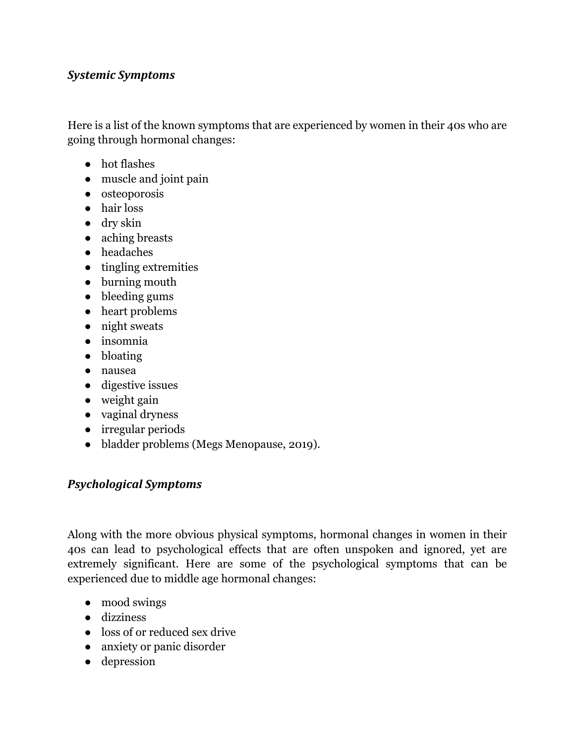### *Systemic Symptoms*

Here is a list of the known symptoms that are experienced by women in their 40s who are going through hormonal changes:

- hot flashes
- muscle and joint pain
- osteoporosis
- hair loss
- dry skin
- aching breasts
- headaches
- tingling extremities
- burning mouth
- bleeding gums
- heart problems
- night sweats
- insomnia
- bloating
- nausea
- digestive issues
- weight gain
- vaginal dryness
- irregular periods
- bladder problems (Megs Menopause, 2019).

### *Psychological Symptoms*

Along with the more obvious physical symptoms, hormonal changes in women in their 40s can lead to psychological effects that are often unspoken and ignored, yet are extremely significant. Here are some of the psychological symptoms that can be experienced due to middle age hormonal changes:

- mood swings
- dizziness
- loss of or reduced sex drive
- anxiety or panic disorder
- depression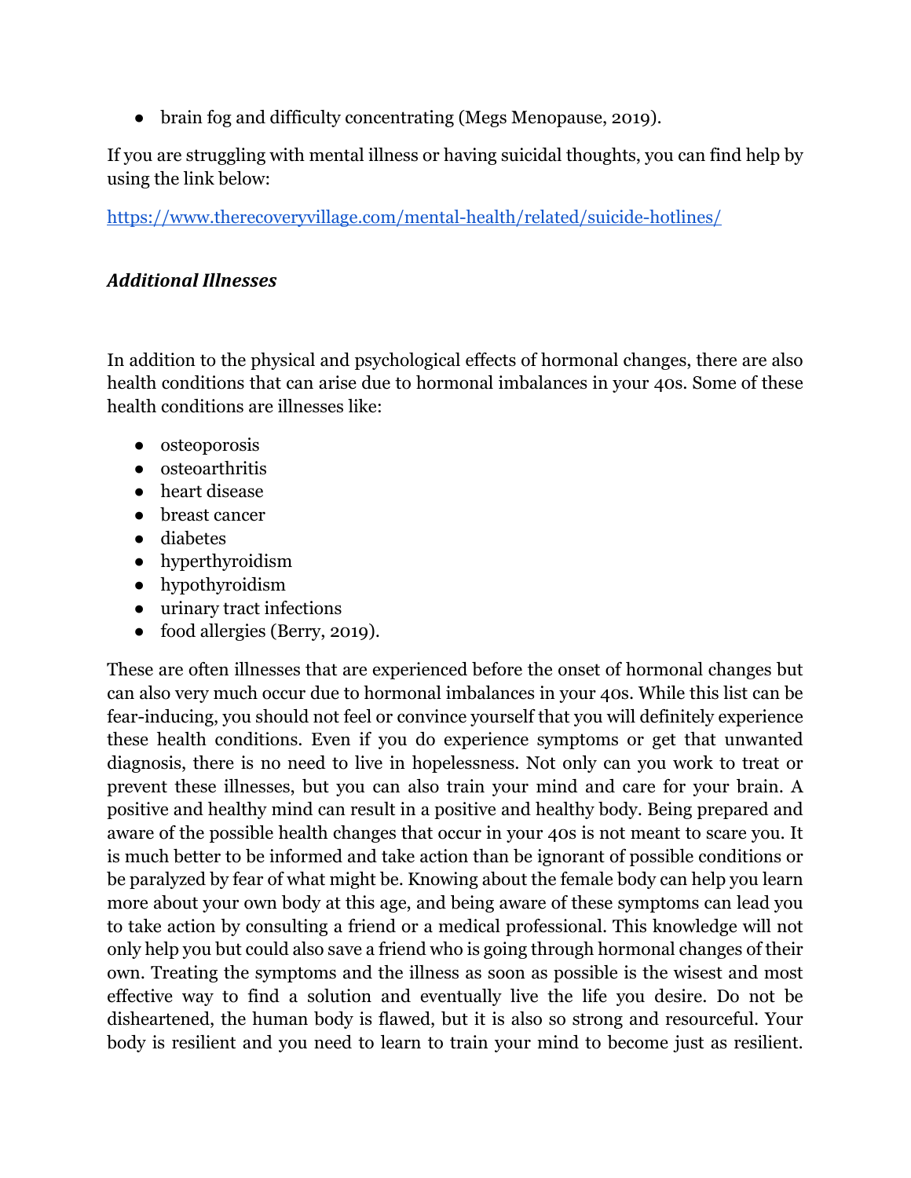- brain fog and difficulty concentrating (Megs Menopause, 2019).

If you are struggling with mental illness or having suicidal thoughts, you can find help by using the link below:

https://www.therecoveryvillage.com/mental-health/related/suicide-hotlines/

### *Additional Illnesses*

In addition to the physical and psychological effects of hormonal changes, there are also health conditions that can arise due to hormonal imbalances in your 40s. Some of these health conditions are illnesses like:

- osteoporosis
- osteoarthritis
- heart disease
- breast cancer
- diabetes
- hyperthyroidism
- hypothyroidism
- urinary tract infections
- food allergies (Berry, 2019).

These are often illnesses that are experienced before the onset of hormonal changes but can also very much occur due to hormonal imbalances in your 40s. While this list can be fear-inducing, you should not feel or convince yourself that you will definitely experience these health conditions. Even if you do experience symptoms or get that unwanted diagnosis, there is no need to live in hopelessness. Not only can you work to treat or prevent these illnesses, but you can also train your mind and care for your brain. A positive and healthy mind can result in a positive and healthy body. Being prepared and aware of the possible health changes that occur in your 40s is not meant to scare you. It is much better to be informed and take action than be ignorant of possible conditions or be paralyzed by fear of what might be. Knowing about the female body can help you learn more about your own body at this age, and being aware of these symptoms can lead you to take action by consulting a friend or a medical professional. This knowledge will not only help you but could also save a friend who is going through hormonal changes of their own. Treating the symptoms and the illness as soon as possible is the wisest and most effective way to find a solution and eventually live the life you desire. Do not be disheartened, the human body is flawed, but it is also so strong and resourceful. Your body is resilient and you need to learn to train your mind to become just as resilient.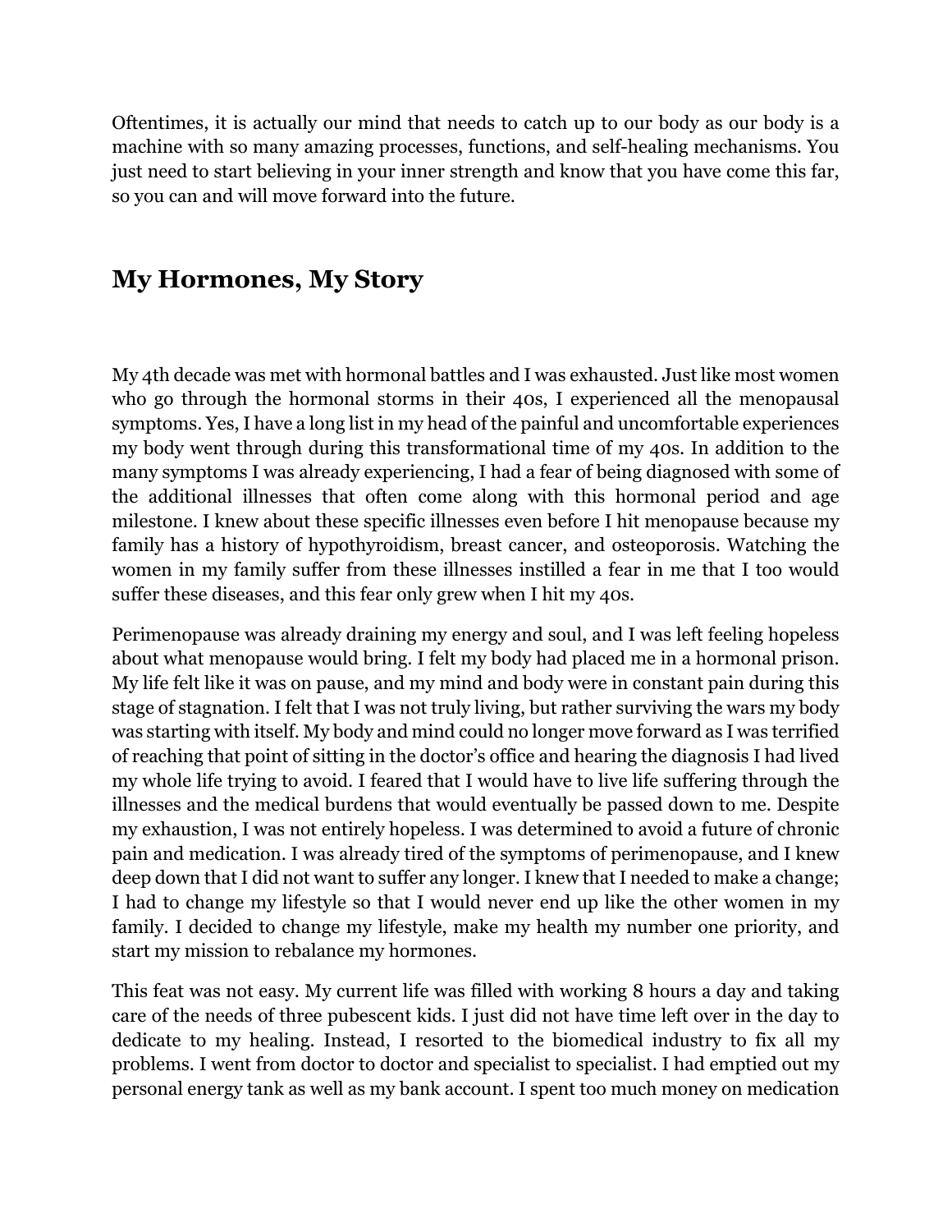Oftentimes, it is actually our mind that needs to catch up to our body as our body is a machine with so many amazing processes, functions, and self-healing mechanisms. You just need to start believing in your inner strength and know that you have come this far, so you can and will move forward into the future.

## My Hormones, My Story

My 4th decade was met with hormonal battles and I was exhausted. Just like most women who go through the hormonal storms in their 40s, I experienced all the menopausal symptoms. Yes, I have a long list in my head of the painful and uncomfortable experiences my body went through during this transformational time of my 40s. In addition to the many symptoms I was already experiencing, I had a fear of being diagnosed with some of the additional illnesses that often come along with this hormonal period and age milestone. I knew about these specific illnesses even before I hit menopause because my family has a history of hypothyroidism, breast cancer, and osteoporosis. Watching the women in my family suffer from these illnesses instilled a fear in me that I too would suffer these diseases, and this fear only grew when I hit my 40s.

Perimenopause was already draining my energy and soul, and I was left feeling hopeless about what menopause would bring. I felt my body had placed me in a hormonal prison. My life felt like it was on pause, and my mind and body were in constant pain during this stage of stagnation. I felt that I was not truly living, but rather surviving the wars my body was starting with itself. My body and mind could no longer move forward as I was terrified of reaching that point of sitting in the doctor's office and hearing the diagnosis I had lived my whole life trying to avoid. I feared that I would have to live life suffering through the illnesses and the medical burdens that would eventually be passed down to me. Despite my exhaustion, I was not entirely hopeless. I was determined to avoid a future of chronic pain and medication. I was already tired of the symptoms of perimenopause, and I knew deep down that I did not want to suffer any longer. I knew that I needed to make a change; I had to change my lifestyle so that I would never end up like the other women in my family. I decided to change my lifestyle, make my health my number one priority, and start my mission to rebalance my hormones.

This feat was not easy. My current life was filled with working 8 hours a day and taking care of the needs of three pubescent kids. I just did not have time left over in the day to dedicate to my healing. Instead, I resorted to the biomedical industry to fix all my problems. I went from doctor to doctor and specialist to specialist. I had emptied out my personal energy tank as well as my bank account. I spent too much money on medication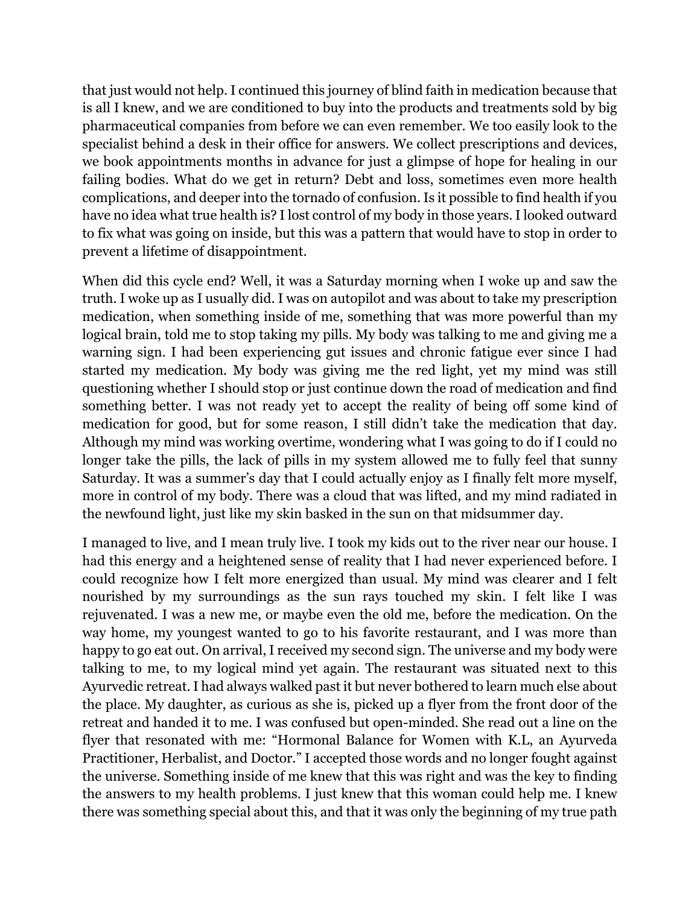that just would not help. I continued this journey of blind faith in medication because that is all I knew, and we are conditioned to buy into the products and treatments sold by big pharmaceutical companies from before we can even remember. We too easily look to the specialist behind a desk in their office for answers. We collect prescriptions and devices, we book appointments months in advance for just a glimpse of hope for healing in our failing bodies. What do we get in return? Debt and loss, sometimes even more health complications, and deeper into the tornado of confusion. Is it possible to find health if you have no idea what true health is? I lost control of my body in those years. I looked outward to fix what was going on inside, but this was a pattern that would have to stop in order to prevent a lifetime of disappointment.

When did this cycle end? Well, it was a Saturday morning when I woke up and saw the truth. I woke up as I usually did. I was on autopilot and was about to take my prescription medication, when something inside of me, something that was more powerful than my logical brain, told me to stop taking my pills. My body was talking to me and giving me a warning sign. I had been experiencing gut issues and chronic fatigue ever since I had started my medication. My body was giving me the red light, yet my mind was still questioning whether I should stop or just continue down the road of medication and find something better. I was not ready yet to accept the reality of being off some kind of medication for good, but for some reason, I still didn't take the medication that day. Although my mind was working overtime, wondering what I was going to do if I could no longer take the pills, the lack of pills in my system allowed me to fully feel that sunny Saturday. It was a summer's day that I could actually enjoy as I finally felt more myself, more in control of my body. There was a cloud that was lifted, and my mind radiated in the newfound light, just like my skin basked in the sun on that midsummer day.

I managed to live, and I mean truly live. I took my kids out to the river near our house. I had this energy and a heightened sense of reality that I had never experienced before. I could recognize how I felt more energized than usual. My mind was clearer and I felt nourished by my surroundings as the sun rays touched my skin. I felt like I was rejuvenated. I was a new me, or maybe even the old me, before the medication. On the way home, my youngest wanted to go to his favorite restaurant, and I was more than happy to go eat out. On arrival, I received my second sign. The universe and my body were talking to me, to my logical mind yet again. The restaurant was situated next to this Ayurvedic retreat. I had always walked past it but never bothered to learn much else about the place. My daughter, as curious as she is, picked up a flyer from the front door of the retreat and handed it to me. I was confused but open-minded. She read out a line on the flyer that resonated with me: "Hormonal Balance for Women with K.L, an Ayurveda Practitioner, Herbalist, and Doctor." I accepted those words and no longer fought against the universe. Something inside of me knew that this was right and was the key to finding the answers to my health problems. I just knew that this woman could help me. I knew there was something special about this, and that it was only the beginning of my true path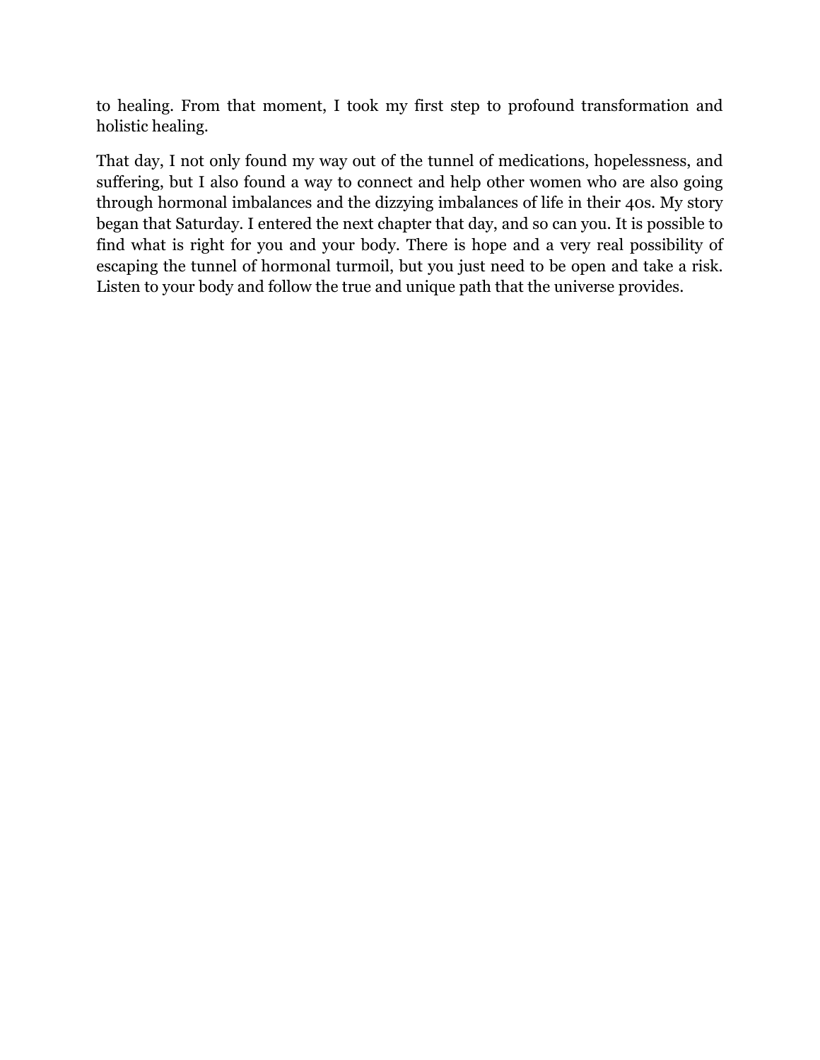to healing. From that moment, I took my first step to profound transformation and holistic healing.

That day, I not only found my way out of the tunnel of medications, hopelessness, and suffering, but I also found a way to connect and help other women who are also going through hormonal imbalances and the dizzying imbalances of life in their 40s. My story began that Saturday. I entered the next chapter that day, and so can you. It is possible to find what is right for you and your body. There is hope and a very real possibility of escaping the tunnel of hormonal turmoil, but you just need to be open and take a risk. Listen to your body and follow the true and unique path that the universe provides.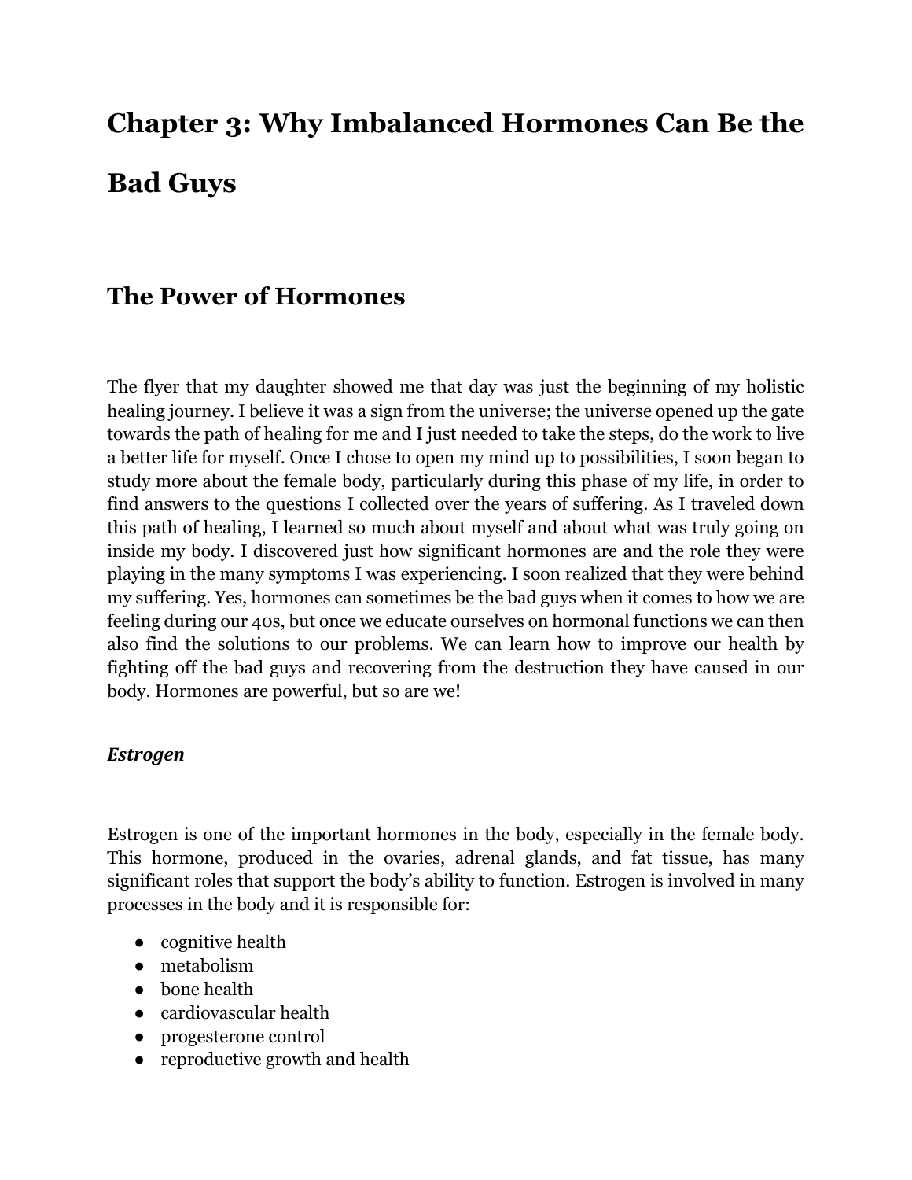# Chapter 3: Why Imbalanced Hormones Can Be the Bad Guys

## The Power of Hormones

The flyer that my daughter showed me that day was just the beginning of my holistic healing journey. I believe it was a sign from the universe; the universe opened up the gate towards the path of healing for me and I just needed to take the steps, do the work to live a better life for myself. Once I chose to open my mind up to possibilities, I soon began to study more about the female body, particularly during this phase of my life, in order to find answers to the questions I collected over the years of suffering. As I traveled down this path of healing, I learned so much about myself and about what was truly going on inside my body. I discovered just how significant hormones are and the role they were playing in the many symptoms I was experiencing. I soon realized that they were behind my suffering. Yes, hormones can sometimes be the bad guys when it comes to how we are feeling during our 40s, but once we educate ourselves on hormonal functions we can then also find the solutions to our problems. We can learn how to improve our health by fighting off the bad guys and recovering from the destruction they have caused in our body. Hormones are powerful, but so are we!

### *Estrogen*

Estrogen is one of the important hormones in the body, especially in the female body. This hormone, produced in the ovaries, adrenal glands, and fat tissue, has many significant roles that support the body's ability to function. Estrogen is involved in many processes in the body and it is responsible for:

- cognitive health
- metabolism
- bone health
- cardiovascular health
- progesterone control
- reproductive growth and health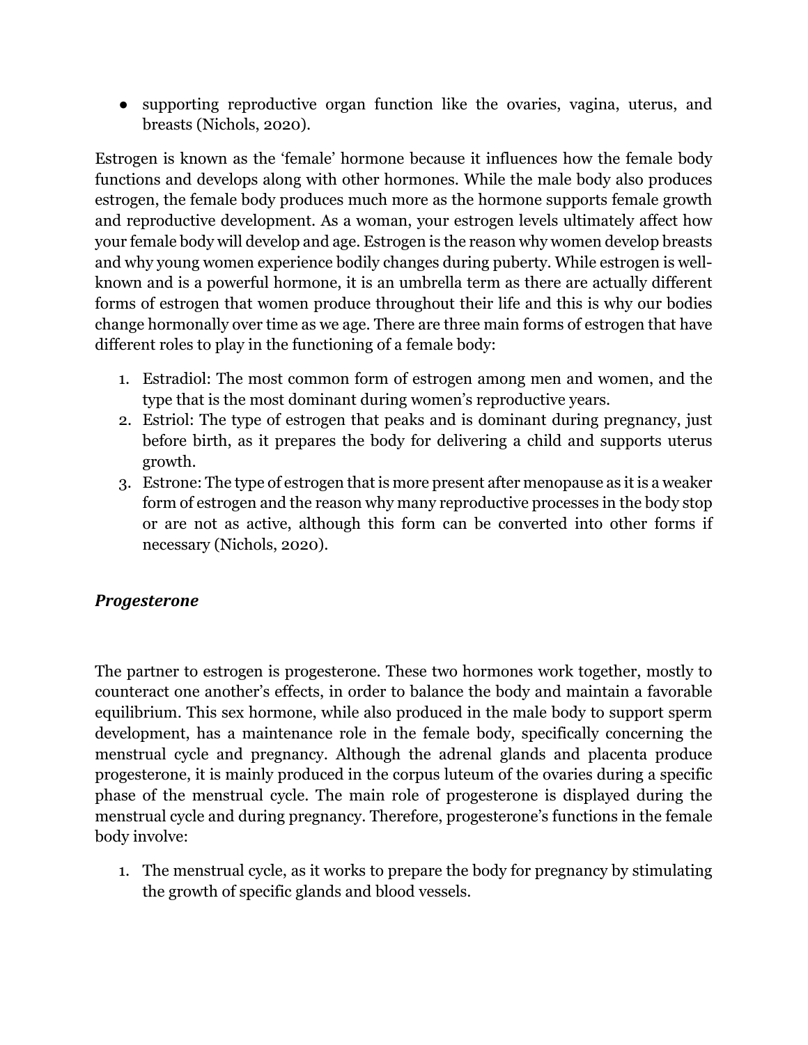- supporting reproductive organ function like the ovaries, vagina, uterus, and breasts (Nichols, 2020).

Estrogen is known as the 'female' hormone because it influences how the female body functions and develops along with other hormones. While the male body also produces estrogen, the female body produces much more as the hormone supports female growth and reproductive development. As a woman, your estrogen levels ultimately affect how your female body will develop and age. Estrogen is the reason why women develop breasts and why young women experience bodily changes during puberty. While estrogen is well-known and is a powerful hormone, it is an umbrella term as there are actually different forms of estrogen that women produce throughout their life and this is why our bodies change hormonally over time as we age. There are three main forms of estrogen that have different roles to play in the functioning of a female body:

1. Estradiol: The most common form of estrogen among men and women, and the type that is the most dominant during women's reproductive years.
2. Estriol: The type of estrogen that peaks and is dominant during pregnancy, just before birth, as it prepares the body for delivering a child and supports uterus growth.
3. Estrone: The type of estrogen that is more present after menopause as it is a weaker form of estrogen and the reason why many reproductive processes in the body stop or are not as active, although this form can be converted into other forms if necessary (Nichols, 2020).

### ***Progesterone***

The partner to estrogen is progesterone. These two hormones work together, mostly to counteract one another's effects, in order to balance the body and maintain a favorable equilibrium. This sex hormone, while also produced in the male body to support sperm development, has a maintenance role in the female body, specifically concerning the menstrual cycle and pregnancy. Although the adrenal glands and placenta produce progesterone, it is mainly produced in the corpus luteum of the ovaries during a specific phase of the menstrual cycle. The main role of progesterone is displayed during the menstrual cycle and during pregnancy. Therefore, progesterone's functions in the female body involve:

1. The menstrual cycle, as it works to prepare the body for pregnancy by stimulating the growth of specific glands and blood vessels.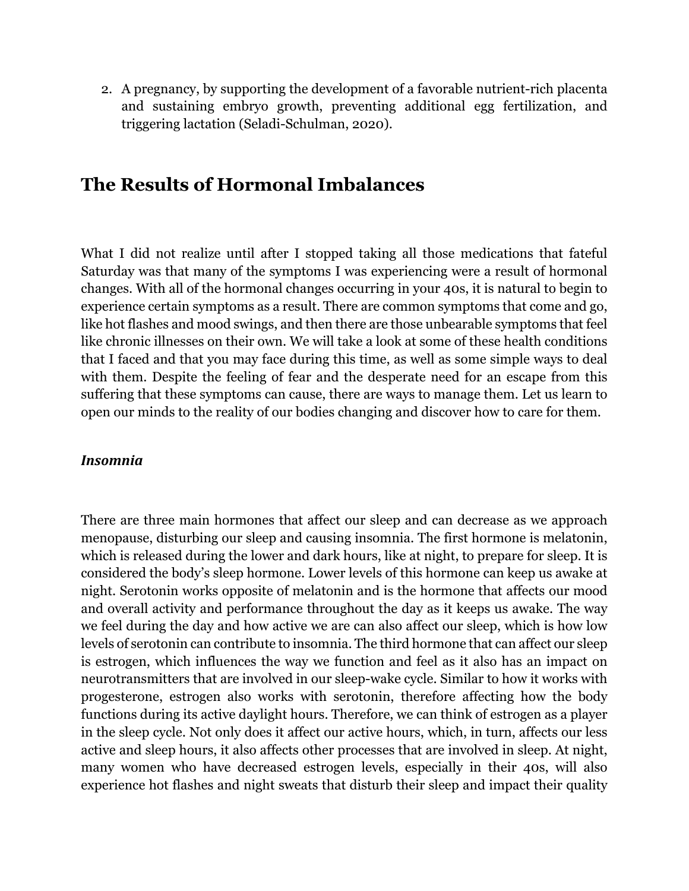2. A pregnancy, by supporting the development of a favorable nutrient-rich placenta and sustaining embryo growth, preventing additional egg fertilization, and triggering lactation (Seladi-Schulman, 2020).

## The Results of Hormonal Imbalances

What I did not realize until after I stopped taking all those medications that fateful Saturday was that many of the symptoms I was experiencing were a result of hormonal changes. With all of the hormonal changes occurring in your 40s, it is natural to begin to experience certain symptoms as a result. There are common symptoms that come and go, like hot flashes and mood swings, and then there are those unbearable symptoms that feel like chronic illnesses on their own. We will take a look at some of these health conditions that I faced and that you may face during this time, as well as some simple ways to deal with them. Despite the feeling of fear and the desperate need for an escape from this suffering that these symptoms can cause, there are ways to manage them. Let us learn to open our minds to the reality of our bodies changing and discover how to care for them.

### *Insomnia*

There are three main hormones that affect our sleep and can decrease as we approach menopause, disturbing our sleep and causing insomnia. The first hormone is melatonin, which is released during the lower and dark hours, like at night, to prepare for sleep. It is considered the body's sleep hormone. Lower levels of this hormone can keep us awake at night. Serotonin works opposite of melatonin and is the hormone that affects our mood and overall activity and performance throughout the day as it keeps us awake. The way we feel during the day and how active we are can also affect our sleep, which is how low levels of serotonin can contribute to insomnia. The third hormone that can affect our sleep is estrogen, which influences the way we function and feel as it also has an impact on neurotransmitters that are involved in our sleep-wake cycle. Similar to how it works with progesterone, estrogen also works with serotonin, therefore affecting how the body functions during its active daylight hours. Therefore, we can think of estrogen as a player in the sleep cycle. Not only does it affect our active hours, which, in turn, affects our less active and sleep hours, it also affects other processes that are involved in sleep. At night, many women who have decreased estrogen levels, especially in their 40s, will also experience hot flashes and night sweats that disturb their sleep and impact their quality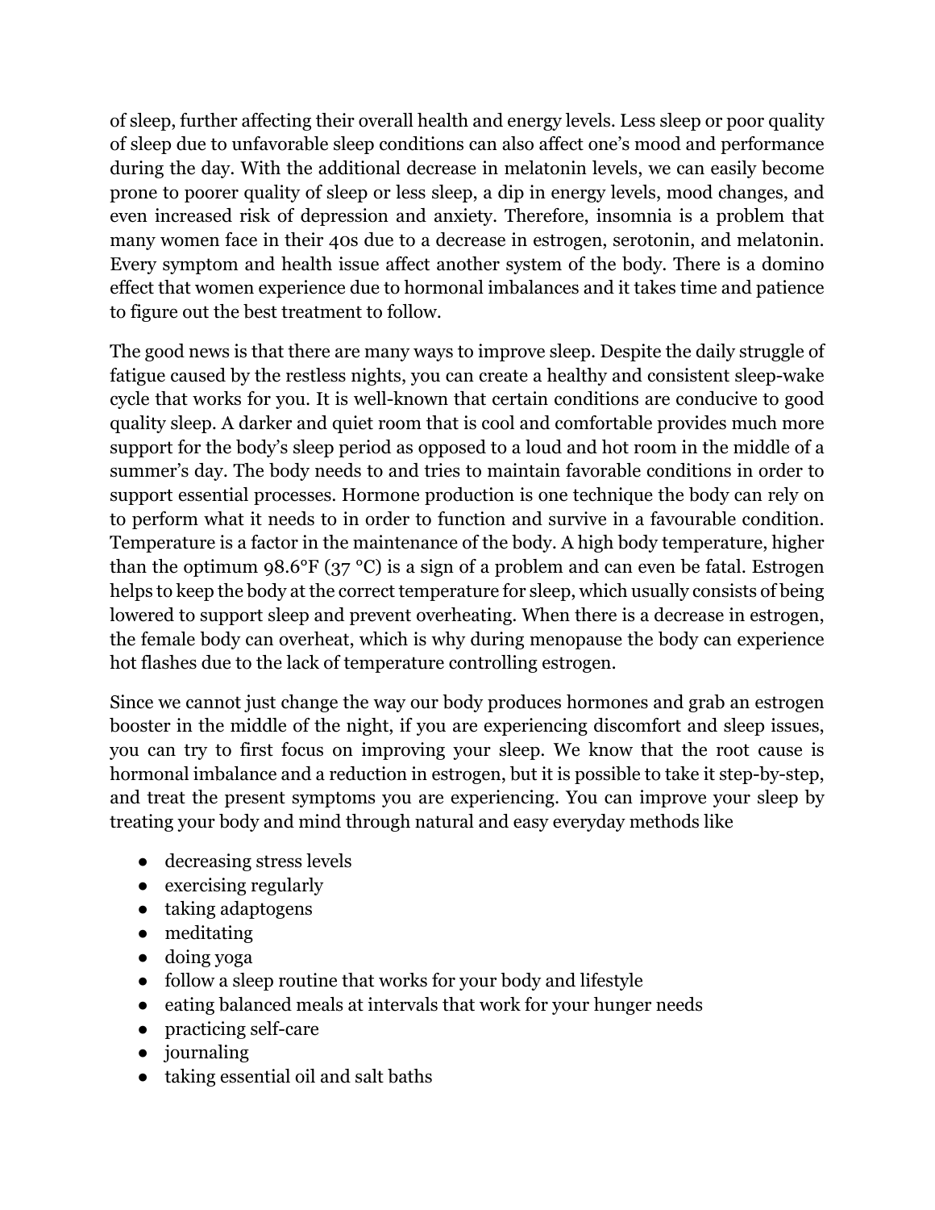of sleep, further affecting their overall health and energy levels. Less sleep or poor quality of sleep due to unfavorable sleep conditions can also affect one's mood and performance during the day. With the additional decrease in melatonin levels, we can easily become prone to poorer quality of sleep or less sleep, a dip in energy levels, mood changes, and even increased risk of depression and anxiety. Therefore, insomnia is a problem that many women face in their 40s due to a decrease in estrogen, serotonin, and melatonin. Every symptom and health issue affect another system of the body. There is a domino effect that women experience due to hormonal imbalances and it takes time and patience to figure out the best treatment to follow.

The good news is that there are many ways to improve sleep. Despite the daily struggle of fatigue caused by the restless nights, you can create a healthy and consistent sleep-wake cycle that works for you. It is well-known that certain conditions are conducive to good quality sleep. A darker and quiet room that is cool and comfortable provides much more support for the body's sleep period as opposed to a loud and hot room in the middle of a summer's day. The body needs to and tries to maintain favorable conditions in order to support essential processes. Hormone production is one technique the body can rely on to perform what it needs to in order to function and survive in a favourable condition. Temperature is a factor in the maintenance of the body. A high body temperature, higher than the optimum 98.6°F (37 °C) is a sign of a problem and can even be fatal. Estrogen helps to keep the body at the correct temperature for sleep, which usually consists of being lowered to support sleep and prevent overheating. When there is a decrease in estrogen, the female body can overheat, which is why during menopause the body can experience hot flashes due to the lack of temperature controlling estrogen.

Since we cannot just change the way our body produces hormones and grab an estrogen booster in the middle of the night, if you are experiencing discomfort and sleep issues, you can try to first focus on improving your sleep. We know that the root cause is hormonal imbalance and a reduction in estrogen, but it is possible to take it step-by-step, and treat the present symptoms you are experiencing. You can improve your sleep by treating your body and mind through natural and easy everyday methods like

- decreasing stress levels
- exercising regularly
- taking adaptogens
- meditating
- doing yoga
- follow a sleep routine that works for your body and lifestyle
- eating balanced meals at intervals that work for your hunger needs
- practicing self-care
- journaling
- taking essential oil and salt baths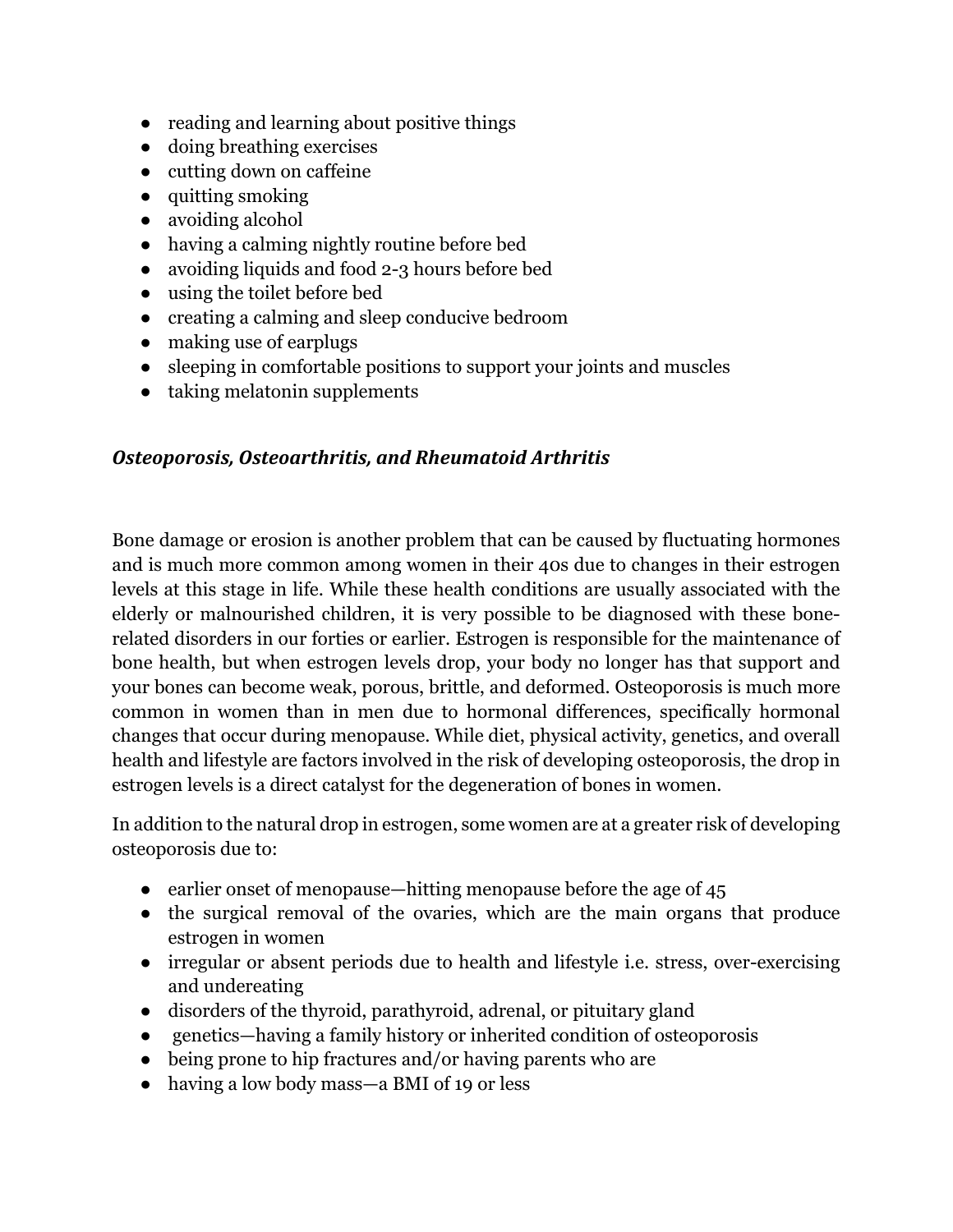- reading and learning about positive things
- doing breathing exercises
- cutting down on caffeine
- quitting smoking
- avoiding alcohol
- having a calming nightly routine before bed
- avoiding liquids and food 2-3 hours before bed
- using the toilet before bed
- creating a calming and sleep conducive bedroom
- making use of earplugs
- sleeping in comfortable positions to support your joints and muscles
- taking melatonin supplements

### *Osteoporosis, Osteoarthritis, and Rheumatoid Arthritis*

Bone damage or erosion is another problem that can be caused by fluctuating hormones and is much more common among women in their 40s due to changes in their estrogen levels at this stage in life. While these health conditions are usually associated with the elderly or malnourished children, it is very possible to be diagnosed with these bone-related disorders in our forties or earlier. Estrogen is responsible for the maintenance of bone health, but when estrogen levels drop, your body no longer has that support and your bones can become weak, porous, brittle, and deformed. Osteoporosis is much more common in women than in men due to hormonal differences, specifically hormonal changes that occur during menopause. While diet, physical activity, genetics, and overall health and lifestyle are factors involved in the risk of developing osteoporosis, the drop in estrogen levels is a direct catalyst for the degeneration of bones in women.

In addition to the natural drop in estrogen, some women are at a greater risk of developing osteoporosis due to:

- earlier onset of menopause—hitting menopause before the age of 45
- the surgical removal of the ovaries, which are the main organs that produce estrogen in women
- irregular or absent periods due to health and lifestyle i.e. stress, over-exercising and undereating
- disorders of the thyroid, parathyroid, adrenal, or pituitary gland
- genetics—having a family history or inherited condition of osteoporosis
- being prone to hip fractures and/or having parents who are
- having a low body mass—a BMI of 19 or less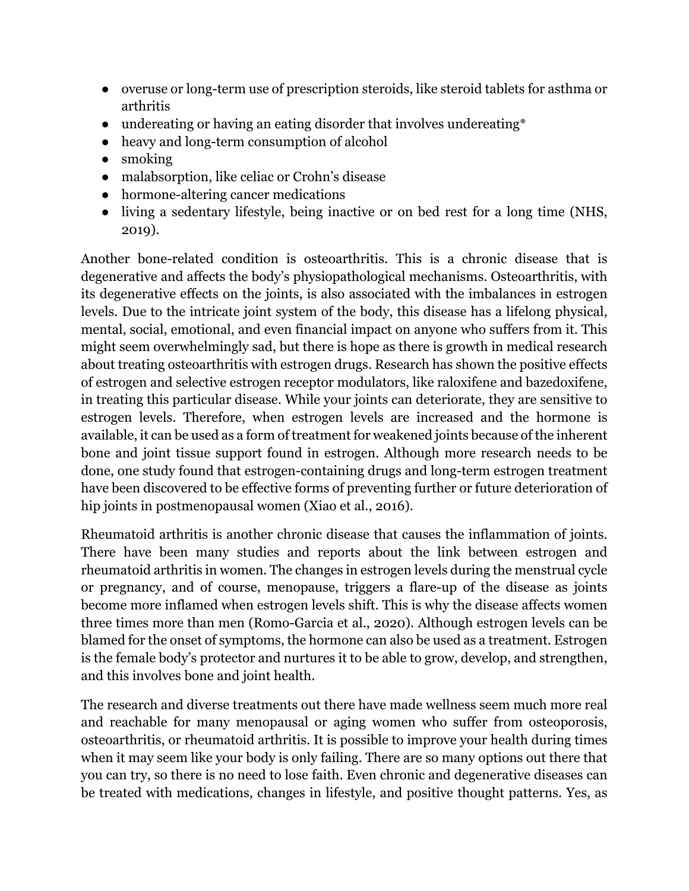- overuse or long-term use of prescription steroids, like steroid tablets for asthma or arthritis
- undereating or having an eating disorder that involves undereating*
- heavy and long-term consumption of alcohol
- smoking
- malabsorption, like celiac or Crohn's disease
- hormone-altering cancer medications
- living a sedentary lifestyle, being inactive or on bed rest for a long time (NHS, 2019).

Another bone-related condition is osteoarthritis. This is a chronic disease that is degenerative and affects the body's physiopathological mechanisms. Osteoarthritis, with its degenerative effects on the joints, is also associated with the imbalances in estrogen levels. Due to the intricate joint system of the body, this disease has a lifelong physical, mental, social, emotional, and even financial impact on anyone who suffers from it. This might seem overwhelmingly sad, but there is hope as there is growth in medical research about treating osteoarthritis with estrogen drugs. Research has shown the positive effects of estrogen and selective estrogen receptor modulators, like raloxifene and bazedoxifene, in treating this particular disease. While your joints can deteriorate, they are sensitive to estrogen levels. Therefore, when estrogen levels are increased and the hormone is available, it can be used as a form of treatment for weakened joints because of the inherent bone and joint tissue support found in estrogen. Although more research needs to be done, one study found that estrogen-containing drugs and long-term estrogen treatment have been discovered to be effective forms of preventing further or future deterioration of hip joints in postmenopausal women (Xiao et al., 2016).

Rheumatoid arthritis is another chronic disease that causes the inflammation of joints. There have been many studies and reports about the link between estrogen and rheumatoid arthritis in women. The changes in estrogen levels during the menstrual cycle or pregnancy, and of course, menopause, triggers a flare-up of the disease as joints become more inflamed when estrogen levels shift. This is why the disease affects women three times more than men (Romo-Garcia et al., 2020). Although estrogen levels can be blamed for the onset of symptoms, the hormone can also be used as a treatment. Estrogen is the female body's protector and nurtures it to be able to grow, develop, and strengthen, and this involves bone and joint health.

The research and diverse treatments out there have made wellness seem much more real and reachable for many menopausal or aging women who suffer from osteoporosis, osteoarthritis, or rheumatoid arthritis. It is possible to improve your health during times when it may seem like your body is only failing. There are so many options out there that you can try, so there is no need to lose faith. Even chronic and degenerative diseases can be treated with medications, changes in lifestyle, and positive thought patterns. Yes, as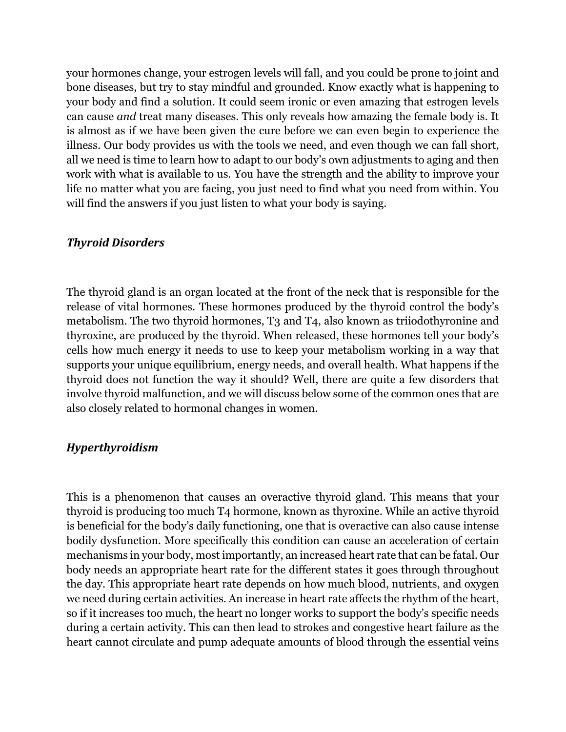your hormones change, your estrogen levels will fall, and you could be prone to joint and bone diseases, but try to stay mindful and grounded. Know exactly what is happening to your body and find a solution. It could seem ironic or even amazing that estrogen levels can cause *and* treat many diseases. This only reveals how amazing the female body is. It is almost as if we have been given the cure before we can even begin to experience the illness. Our body provides us with the tools we need, and even though we can fall short, all we need is time to learn how to adapt to our body's own adjustments to aging and then work with what is available to us. You have the strength and the ability to improve your life no matter what you are facing, you just need to find what you need from within. You will find the answers if you just listen to what your body is saying.

### *Thyroid Disorders*

The thyroid gland is an organ located at the front of the neck that is responsible for the release of vital hormones. These hormones produced by the thyroid control the body's metabolism. The two thyroid hormones, T3 and T4, also known as triiodothyronine and thyroxine, are produced by the thyroid. When released, these hormones tell your body's cells how much energy it needs to use to keep your metabolism working in a way that supports your unique equilibrium, energy needs, and overall health. What happens if the thyroid does not function the way it should? Well, there are quite a few disorders that involve thyroid malfunction, and we will discuss below some of the common ones that are also closely related to hormonal changes in women.

### *Hyperthyroidism*

This is a phenomenon that causes an overactive thyroid gland. This means that your thyroid is producing too much T4 hormone, known as thyroxine. While an active thyroid is beneficial for the body's daily functioning, one that is overactive can also cause intense bodily dysfunction. More specifically this condition can cause an acceleration of certain mechanisms in your body, most importantly, an increased heart rate that can be fatal. Our body needs an appropriate heart rate for the different states it goes through throughout the day. This appropriate heart rate depends on how much blood, nutrients, and oxygen we need during certain activities. An increase in heart rate affects the rhythm of the heart, so if it increases too much, the heart no longer works to support the body's specific needs during a certain activity. This can then lead to strokes and congestive heart failure as the heart cannot circulate and pump adequate amounts of blood through the essential veins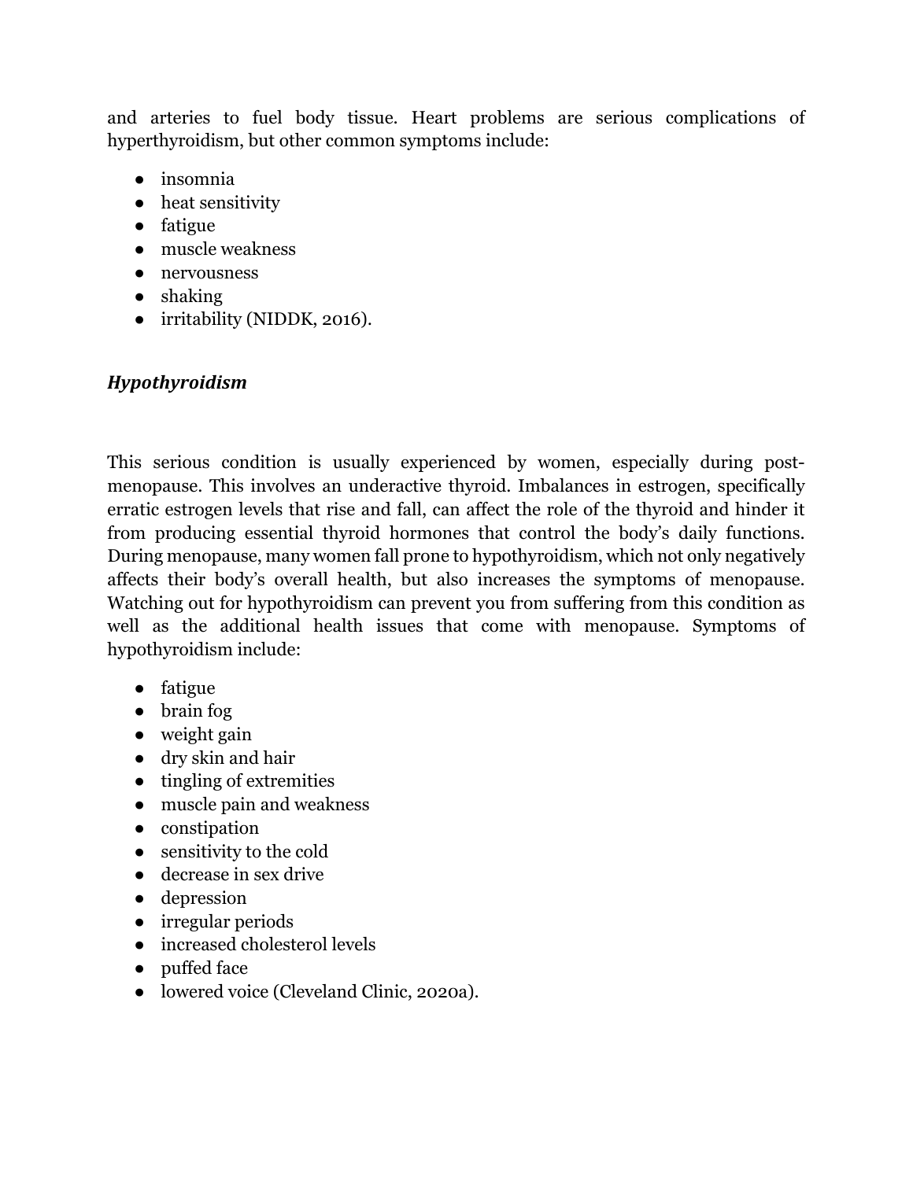and arteries to fuel body tissue. Heart problems are serious complications of hyperthyroidism, but other common symptoms include:

- insomnia
- heat sensitivity
- fatigue
- muscle weakness
- nervousness
- shaking
- irritability (NIDDK, 2016).

### ***Hypothyroidism***

This serious condition is usually experienced by women, especially during post-menopause. This involves an underactive thyroid. Imbalances in estrogen, specifically erratic estrogen levels that rise and fall, can affect the role of the thyroid and hinder it from producing essential thyroid hormones that control the body's daily functions. During menopause, many women fall prone to hypothyroidism, which not only negatively affects their body's overall health, but also increases the symptoms of menopause. Watching out for hypothyroidism can prevent you from suffering from this condition as well as the additional health issues that come with menopause. Symptoms of hypothyroidism include:

- fatigue
- brain fog
- weight gain
- dry skin and hair
- tingling of extremities
- muscle pain and weakness
- constipation
- sensitivity to the cold
- decrease in sex drive
- depression
- irregular periods
- increased cholesterol levels
- puffed face
- lowered voice (Cleveland Clinic, 2020a).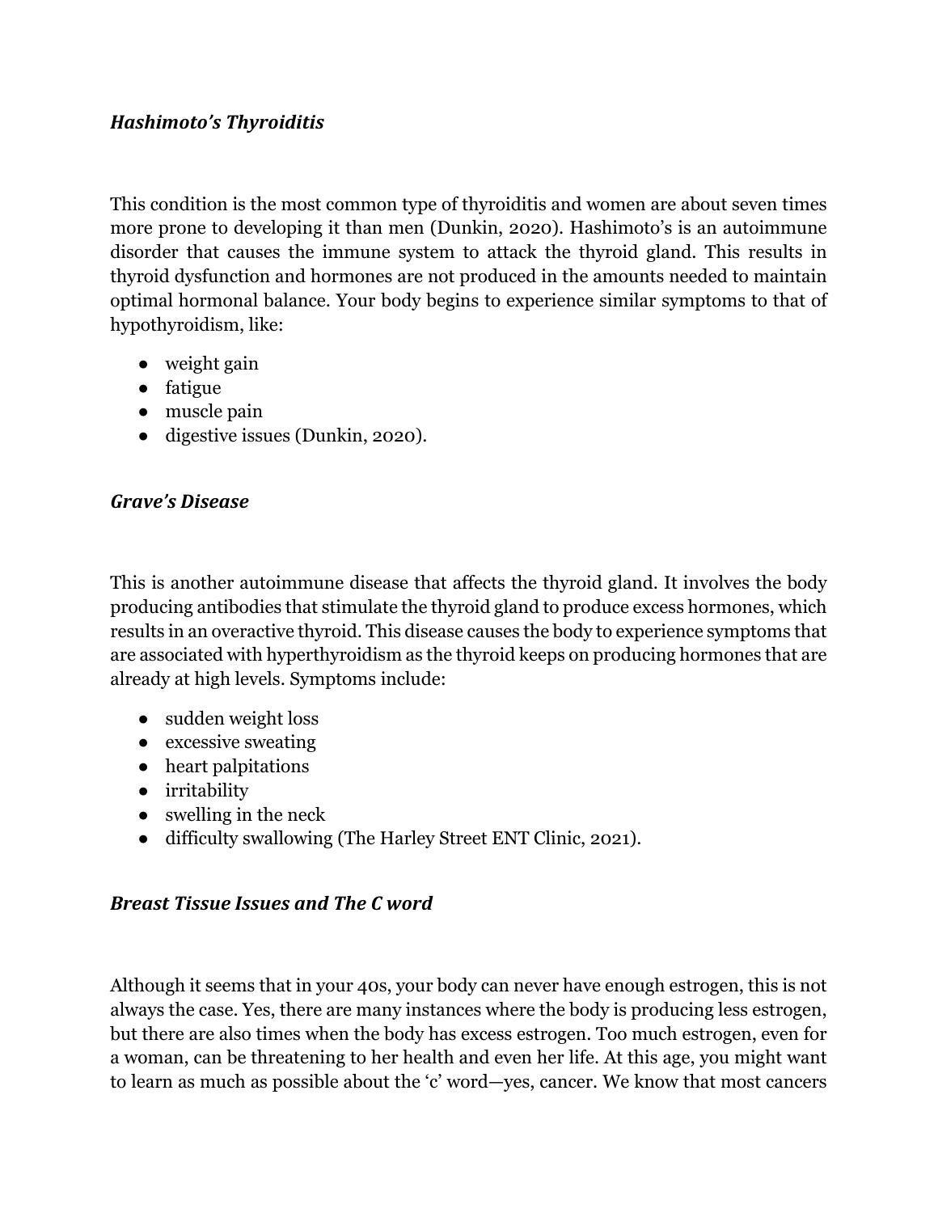### *Hashimoto's Thyroiditis*

This condition is the most common type of thyroiditis and women are about seven times more prone to developing it than men (Dunkin, 2020). Hashimoto's is an autoimmune disorder that causes the immune system to attack the thyroid gland. This results in thyroid dysfunction and hormones are not produced in the amounts needed to maintain optimal hormonal balance. Your body begins to experience similar symptoms to that of hypothyroidism, like:

- weight gain
- fatigue
- muscle pain
- digestive issues (Dunkin, 2020).

### *Grave's Disease*

This is another autoimmune disease that affects the thyroid gland. It involves the body producing antibodies that stimulate the thyroid gland to produce excess hormones, which results in an overactive thyroid. This disease causes the body to experience symptoms that are associated with hyperthyroidism as the thyroid keeps on producing hormones that are already at high levels. Symptoms include:

- sudden weight loss
- excessive sweating
- heart palpitations
- irritability
- swelling in the neck
- difficulty swallowing (The Harley Street ENT Clinic, 2021).

### *Breast Tissue Issues and The C word*

Although it seems that in your 40s, your body can never have enough estrogen, this is not always the case. Yes, there are many instances where the body is producing less estrogen, but there are also times when the body has excess estrogen. Too much estrogen, even for a woman, can be threatening to her health and even her life. At this age, you might want to learn as much as possible about the 'c' word—yes, cancer. We know that most cancers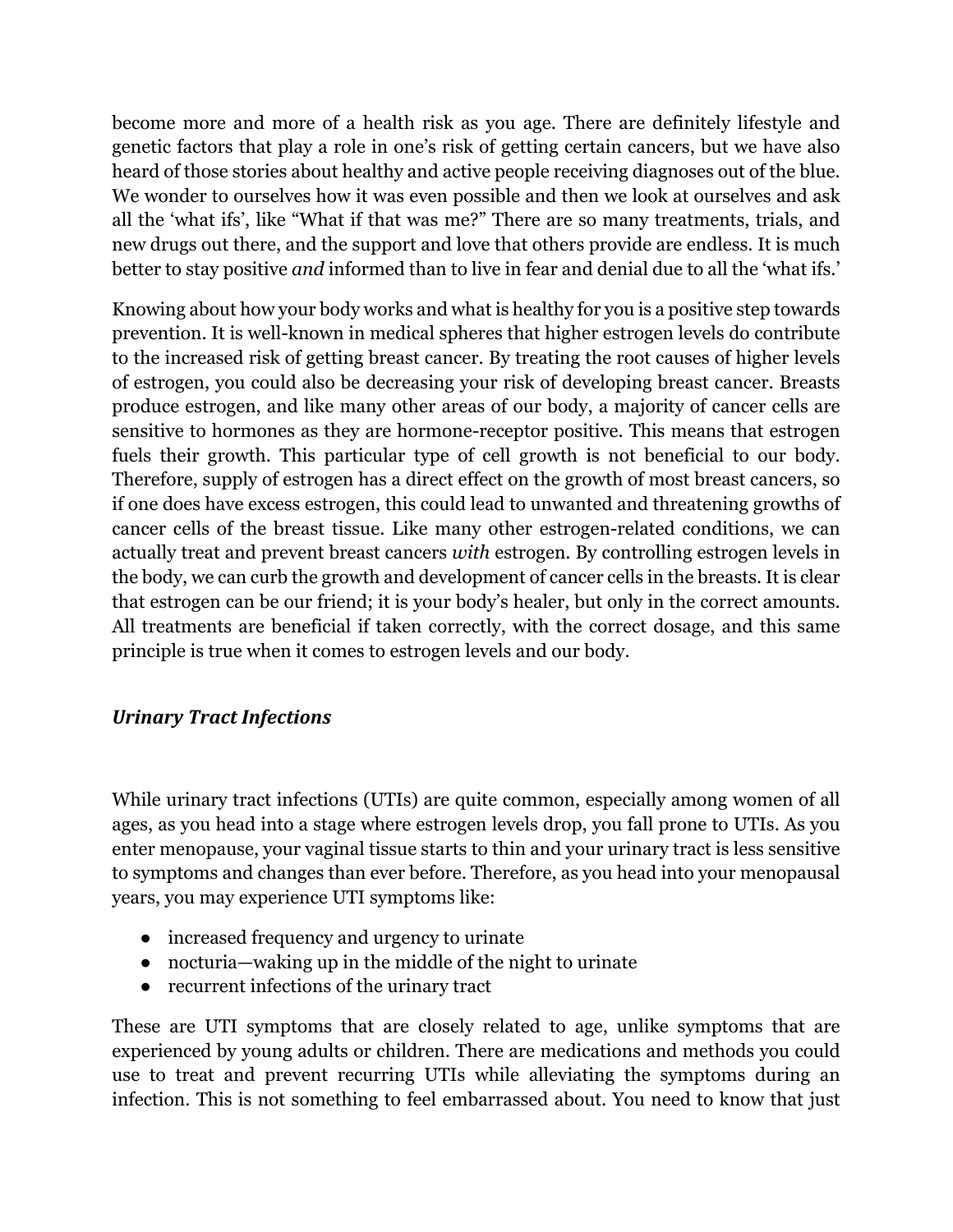become more and more of a health risk as you age. There are definitely lifestyle and genetic factors that play a role in one's risk of getting certain cancers, but we have also heard of those stories about healthy and active people receiving diagnoses out of the blue. We wonder to ourselves how it was even possible and then we look at ourselves and ask all the 'what ifs', like "What if that was me?" There are so many treatments, trials, and new drugs out there, and the support and love that others provide are endless. It is much better to stay positive *and* informed than to live in fear and denial due to all the 'what ifs.'

Knowing about how your body works and what is healthy for you is a positive step towards prevention. It is well-known in medical spheres that higher estrogen levels do contribute to the increased risk of getting breast cancer. By treating the root causes of higher levels of estrogen, you could also be decreasing your risk of developing breast cancer. Breasts produce estrogen, and like many other areas of our body, a majority of cancer cells are sensitive to hormones as they are hormone-receptor positive. This means that estrogen fuels their growth. This particular type of cell growth is not beneficial to our body. Therefore, supply of estrogen has a direct effect on the growth of most breast cancers, so if one does have excess estrogen, this could lead to unwanted and threatening growths of cancer cells of the breast tissue. Like many other estrogen-related conditions, we can actually treat and prevent breast cancers *with* estrogen. By controlling estrogen levels in the body, we can curb the growth and development of cancer cells in the breasts. It is clear that estrogen can be our friend; it is your body's healer, but only in the correct amounts. All treatments are beneficial if taken correctly, with the correct dosage, and this same principle is true when it comes to estrogen levels and our body.

### ***Urinary Tract Infections***

While urinary tract infections (UTIs) are quite common, especially among women of all ages, as you head into a stage where estrogen levels drop, you fall prone to UTIs. As you enter menopause, your vaginal tissue starts to thin and your urinary tract is less sensitive to symptoms and changes than ever before. Therefore, as you head into your menopausal years, you may experience UTI symptoms like:

- increased frequency and urgency to urinate
- nocturia—waking up in the middle of the night to urinate
- recurrent infections of the urinary tract

These are UTI symptoms that are closely related to age, unlike symptoms that are experienced by young adults or children. There are medications and methods you could use to treat and prevent recurring UTIs while alleviating the symptoms during an infection. This is not something to feel embarrassed about. You need to know that just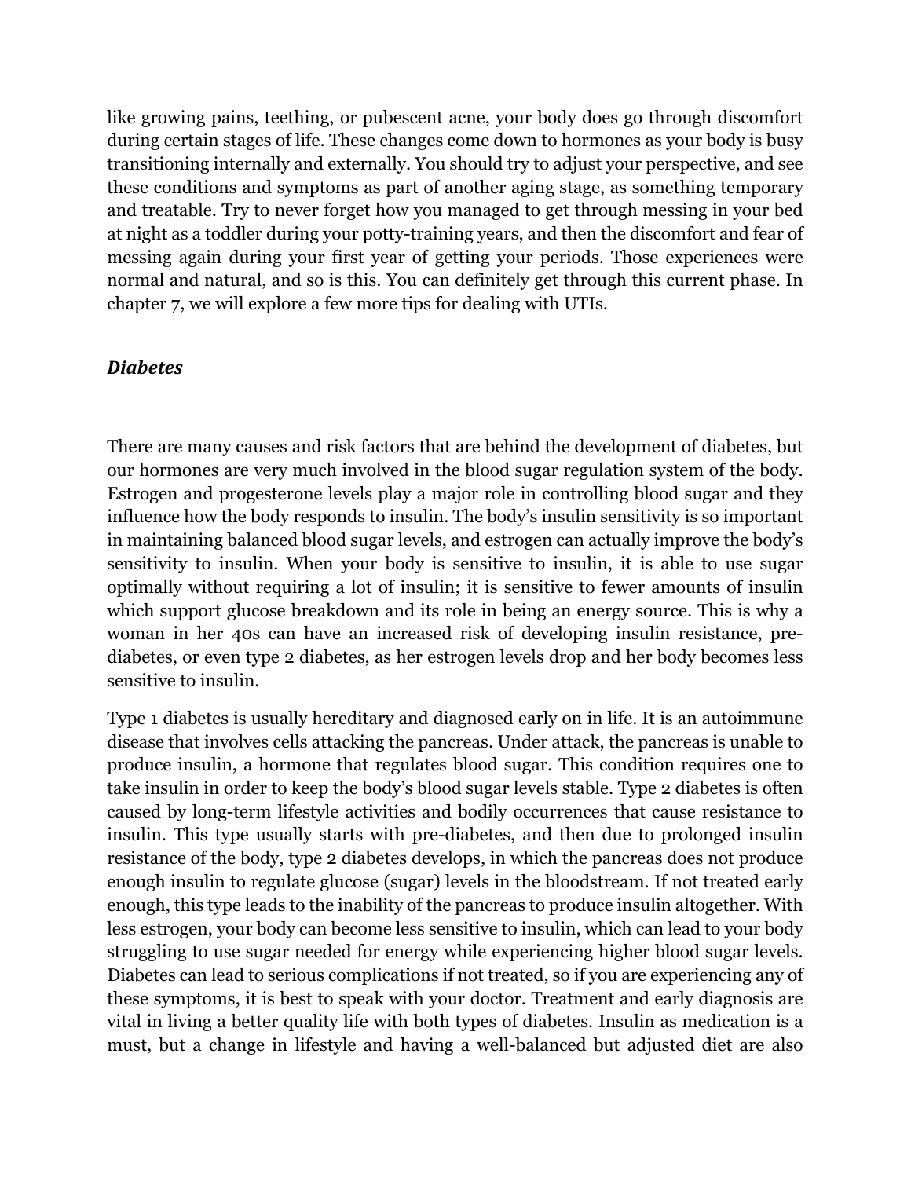like growing pains, teething, or pubescent acne, your body does go through discomfort during certain stages of life. These changes come down to hormones as your body is busy transitioning internally and externally. You should try to adjust your perspective, and see these conditions and symptoms as part of another aging stage, as something temporary and treatable. Try to never forget how you managed to get through messing in your bed at night as a toddler during your potty-training years, and then the discomfort and fear of messing again during your first year of getting your periods. Those experiences were normal and natural, and so is this. You can definitely get through this current phase. In chapter 7, we will explore a few more tips for dealing with UTIs.

### *Diabetes*

There are many causes and risk factors that are behind the development of diabetes, but our hormones are very much involved in the blood sugar regulation system of the body. Estrogen and progesterone levels play a major role in controlling blood sugar and they influence how the body responds to insulin. The body's insulin sensitivity is so important in maintaining balanced blood sugar levels, and estrogen can actually improve the body's sensitivity to insulin. When your body is sensitive to insulin, it is able to use sugar optimally without requiring a lot of insulin; it is sensitive to fewer amounts of insulin which support glucose breakdown and its role in being an energy source. This is why a woman in her 40s can have an increased risk of developing insulin resistance, pre-diabetes, or even type 2 diabetes, as her estrogen levels drop and her body becomes less sensitive to insulin.

Type 1 diabetes is usually hereditary and diagnosed early on in life. It is an autoimmune disease that involves cells attacking the pancreas. Under attack, the pancreas is unable to produce insulin, a hormone that regulates blood sugar. This condition requires one to take insulin in order to keep the body's blood sugar levels stable. Type 2 diabetes is often caused by long-term lifestyle activities and bodily occurrences that cause resistance to insulin. This type usually starts with pre-diabetes, and then due to prolonged insulin resistance of the body, type 2 diabetes develops, in which the pancreas does not produce enough insulin to regulate glucose (sugar) levels in the bloodstream. If not treated early enough, this type leads to the inability of the pancreas to produce insulin altogether. With less estrogen, your body can become less sensitive to insulin, which can lead to your body struggling to use sugar needed for energy while experiencing higher blood sugar levels. Diabetes can lead to serious complications if not treated, so if you are experiencing any of these symptoms, it is best to speak with your doctor. Treatment and early diagnosis are vital in living a better quality life with both types of diabetes. Insulin as medication is a must, but a change in lifestyle and having a well-balanced but adjusted diet are also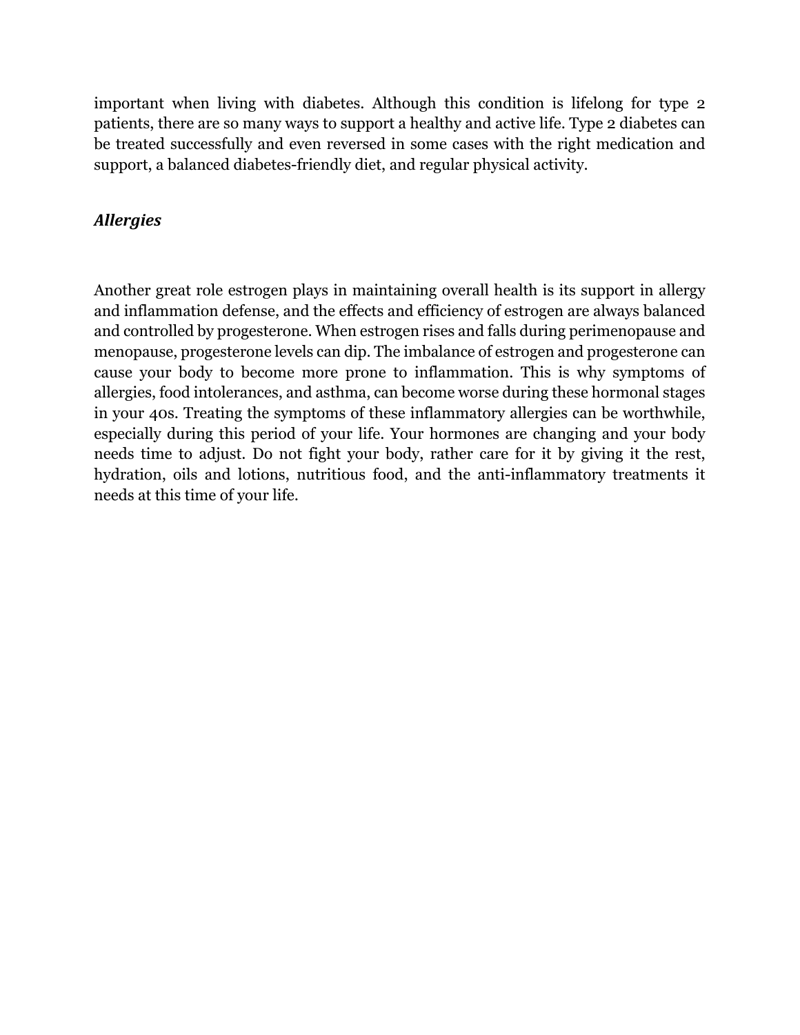important when living with diabetes. Although this condition is lifelong for type 2 patients, there are so many ways to support a healthy and active life. Type 2 diabetes can be treated successfully and even reversed in some cases with the right medication and support, a balanced diabetes-friendly diet, and regular physical activity.

### *Allergies*

Another great role estrogen plays in maintaining overall health is its support in allergy and inflammation defense, and the effects and efficiency of estrogen are always balanced and controlled by progesterone. When estrogen rises and falls during perimenopause and menopause, progesterone levels can dip. The imbalance of estrogen and progesterone can cause your body to become more prone to inflammation. This is why symptoms of allergies, food intolerances, and asthma, can become worse during these hormonal stages in your 40s. Treating the symptoms of these inflammatory allergies can be worthwhile, especially during this period of your life. Your hormones are changing and your body needs time to adjust. Do not fight your body, rather care for it by giving it the rest, hydration, oils and lotions, nutritious food, and the anti-inflammatory treatments it needs at this time of your life.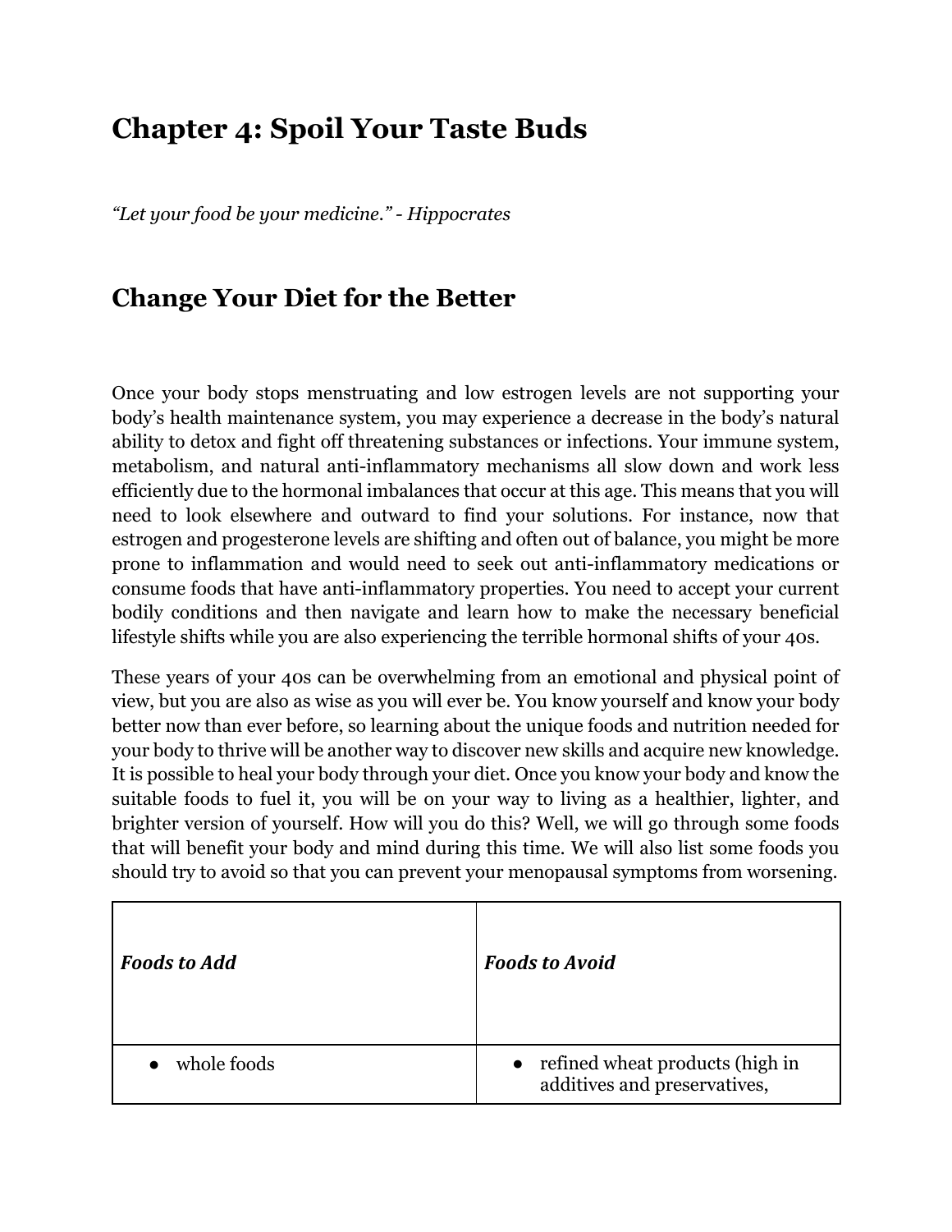# Chapter 4: Spoil Your Taste Buds

*"Let your food be your medicine." - Hippocrates*

## Change Your Diet for the Better

Once your body stops menstruating and low estrogen levels are not supporting your body's health maintenance system, you may experience a decrease in the body's natural ability to detox and fight off threatening substances or infections. Your immune system, metabolism, and natural anti-inflammatory mechanisms all slow down and work less efficiently due to the hormonal imbalances that occur at this age. This means that you will need to look elsewhere and outward to find your solutions. For instance, now that estrogen and progesterone levels are shifting and often out of balance, you might be more prone to inflammation and would need to seek out anti-inflammatory medications or consume foods that have anti-inflammatory properties. You need to accept your current bodily conditions and then navigate and learn how to make the necessary beneficial lifestyle shifts while you are also experiencing the terrible hormonal shifts of your 40s.

These years of your 40s can be overwhelming from an emotional and physical point of view, but you are also as wise as you will ever be. You know yourself and know your body better now than ever before, so learning about the unique foods and nutrition needed for your body to thrive will be another way to discover new skills and acquire new knowledge. It is possible to heal your body through your diet. Once you know your body and know the suitable foods to fuel it, you will be on your way to living as a healthier, lighter, and brighter version of yourself. How will you do this? Well, we will go through some foods that will benefit your body and mind during this time. We will also list some foods you should try to avoid so that you can prevent your menopausal symptoms from worsening.

| ***Foods to Add*** | ***Foods to Avoid*** |
| --- | --- |
| • whole foods | • refined wheat products (high in additives and preservatives, |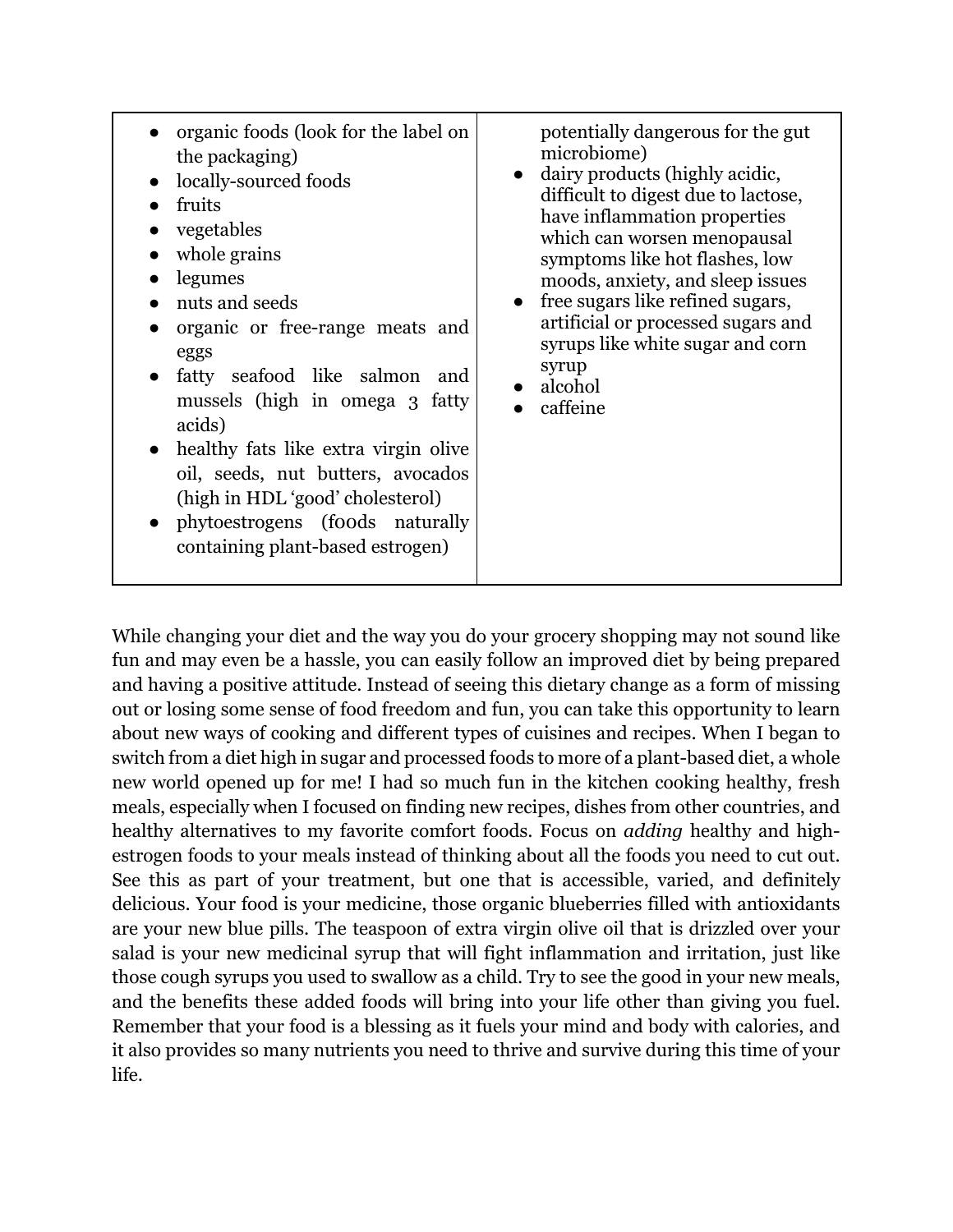| | |
|---|---|
| • organic foods (look for the label on the packaging)<br>• locally-sourced foods<br>• fruits<br>• vegetables<br>• whole grains<br>• legumes<br>• nuts and seeds<br>• organic or free-range meats and eggs<br>• fatty seafood like salmon and mussels (high in omega 3 fatty acids)<br>• healthy fats like extra virgin olive oil, seeds, nut butters, avocados (high in HDL 'good' cholesterol)<br>• phytoestrogens (foods naturally containing plant-based estrogen) | potentially dangerous for the gut microbiome)<br>• dairy products (highly acidic, difficult to digest due to lactose, have inflammation properties which can worsen menopausal symptoms like hot flashes, low moods, anxiety, and sleep issues<br>• free sugars like refined sugars, artificial or processed sugars and syrups like white sugar and corn syrup<br>• alcohol<br>• caffeine |

While changing your diet and the way you do your grocery shopping may not sound like fun and may even be a hassle, you can easily follow an improved diet by being prepared and having a positive attitude. Instead of seeing this dietary change as a form of missing out or losing some sense of food freedom and fun, you can take this opportunity to learn about new ways of cooking and different types of cuisines and recipes. When I began to switch from a diet high in sugar and processed foods to more of a plant-based diet, a whole new world opened up for me! I had so much fun in the kitchen cooking healthy, fresh meals, especially when I focused on finding new recipes, dishes from other countries, and healthy alternatives to my favorite comfort foods. Focus on *adding* healthy and high-estrogen foods to your meals instead of thinking about all the foods you need to cut out. See this as part of your treatment, but one that is accessible, varied, and definitely delicious. Your food is your medicine, those organic blueberries filled with antioxidants are your new blue pills. The teaspoon of extra virgin olive oil that is drizzled over your salad is your new medicinal syrup that will fight inflammation and irritation, just like those cough syrups you used to swallow as a child. Try to see the good in your new meals, and the benefits these added foods will bring into your life other than giving you fuel. Remember that your food is a blessing as it fuels your mind and body with calories, and it also provides so many nutrients you need to thrive and survive during this time of your life.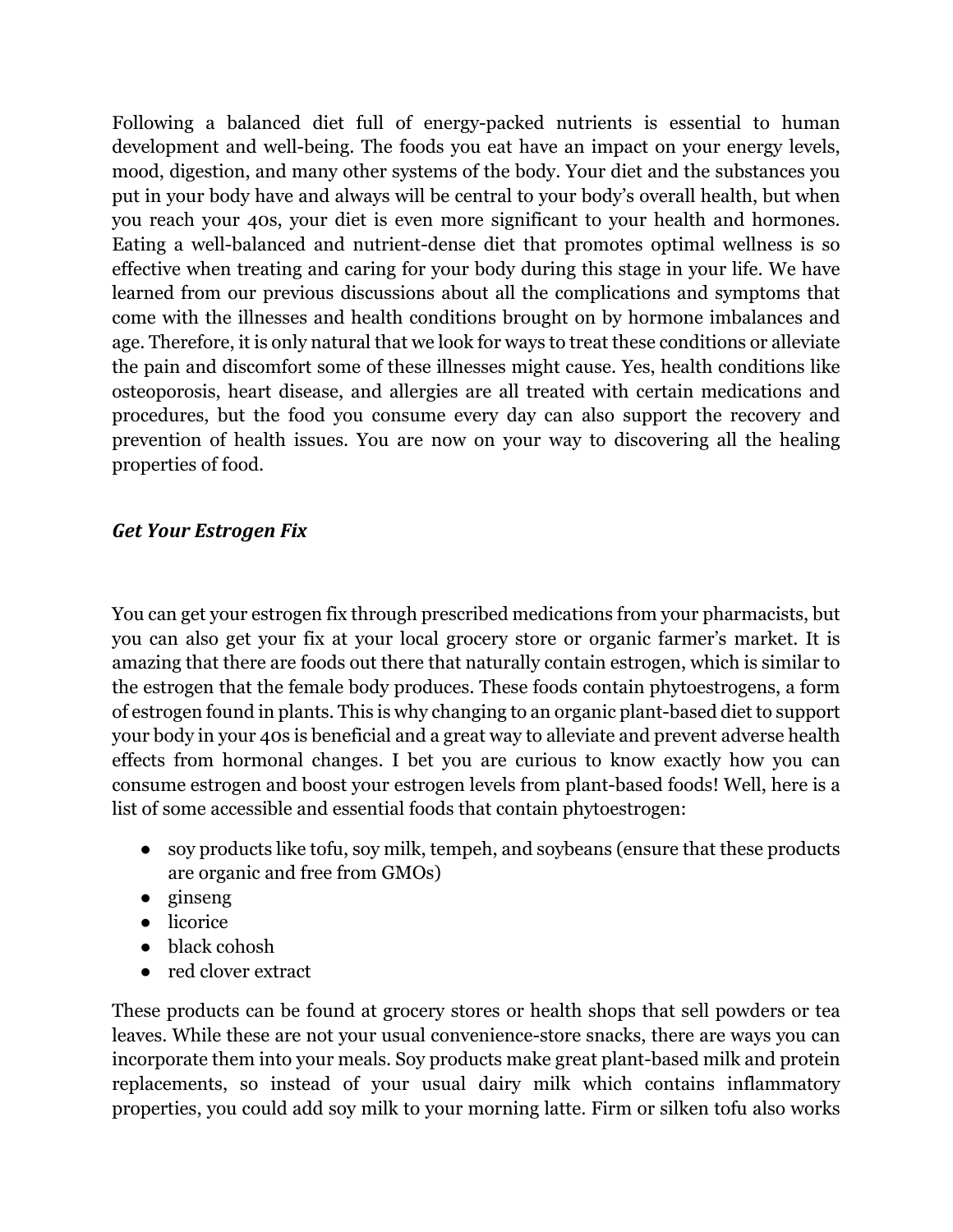Following a balanced diet full of energy-packed nutrients is essential to human development and well-being. The foods you eat have an impact on your energy levels, mood, digestion, and many other systems of the body. Your diet and the substances you put in your body have and always will be central to your body's overall health, but when you reach your 40s, your diet is even more significant to your health and hormones. Eating a well-balanced and nutrient-dense diet that promotes optimal wellness is so effective when treating and caring for your body during this stage in your life. We have learned from our previous discussions about all the complications and symptoms that come with the illnesses and health conditions brought on by hormone imbalances and age. Therefore, it is only natural that we look for ways to treat these conditions or alleviate the pain and discomfort some of these illnesses might cause. Yes, health conditions like osteoporosis, heart disease, and allergies are all treated with certain medications and procedures, but the food you consume every day can also support the recovery and prevention of health issues. You are now on your way to discovering all the healing properties of food.

### *Get Your Estrogen Fix*

You can get your estrogen fix through prescribed medications from your pharmacists, but you can also get your fix at your local grocery store or organic farmer's market. It is amazing that there are foods out there that naturally contain estrogen, which is similar to the estrogen that the female body produces. These foods contain phytoestrogens, a form of estrogen found in plants. This is why changing to an organic plant-based diet to support your body in your 40s is beneficial and a great way to alleviate and prevent adverse health effects from hormonal changes. I bet you are curious to know exactly how you can consume estrogen and boost your estrogen levels from plant-based foods! Well, here is a list of some accessible and essential foods that contain phytoestrogen:

- soy products like tofu, soy milk, tempeh, and soybeans (ensure that these products are organic and free from GMOs)
- ginseng
- licorice
- black cohosh
- red clover extract

These products can be found at grocery stores or health shops that sell powders or tea leaves. While these are not your usual convenience-store snacks, there are ways you can incorporate them into your meals. Soy products make great plant-based milk and protein replacements, so instead of your usual dairy milk which contains inflammatory properties, you could add soy milk to your morning latte. Firm or silken tofu also works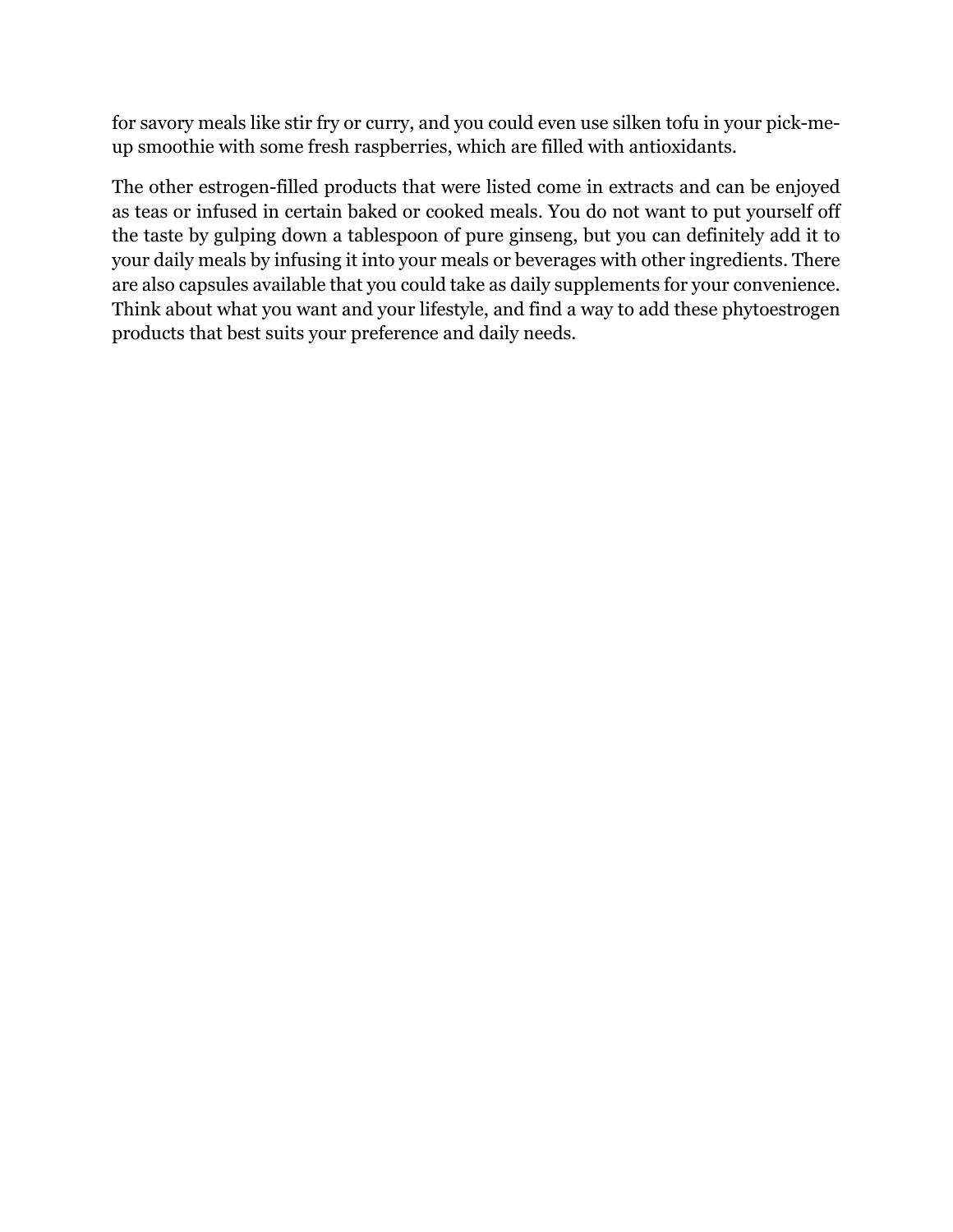for savory meals like stir fry or curry, and you could even use silken tofu in your pick-me-up smoothie with some fresh raspberries, which are filled with antioxidants.

The other estrogen-filled products that were listed come in extracts and can be enjoyed as teas or infused in certain baked or cooked meals. You do not want to put yourself off the taste by gulping down a tablespoon of pure ginseng, but you can definitely add it to your daily meals by infusing it into your meals or beverages with other ingredients. There are also capsules available that you could take as daily supplements for your convenience. Think about what you want and your lifestyle, and find a way to add these phytoestrogen products that best suits your preference and daily needs.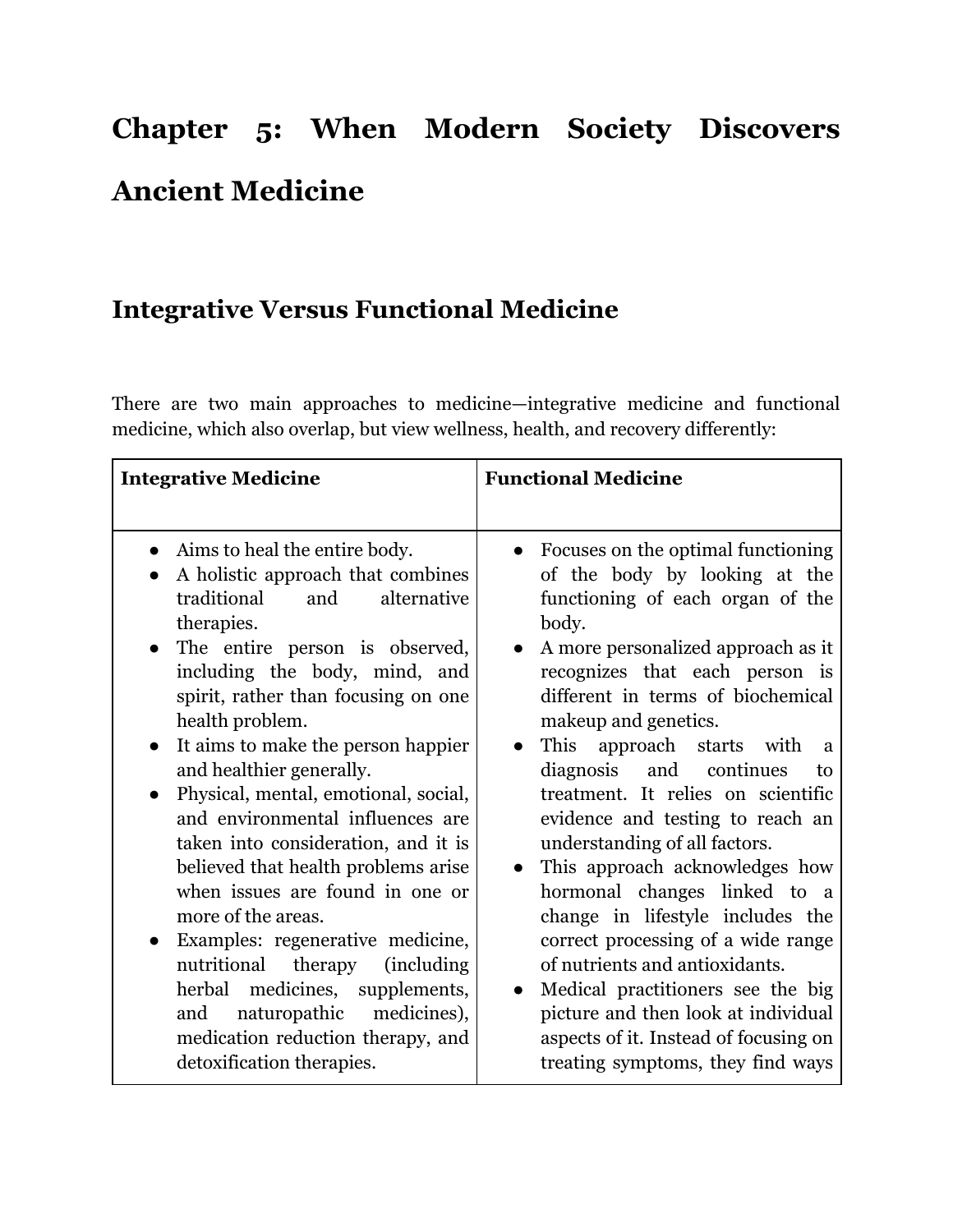# Chapter 5: When Modern Society Discovers Ancient Medicine

## Integrative Versus Functional Medicine

There are two main approaches to medicine—integrative medicine and functional medicine, which also overlap, but view wellness, health, and recovery differently:

| **Integrative Medicine** | **Functional Medicine** |
|---|---|
| • Aims to heal the entire body.<br>• A holistic approach that combines traditional and alternative therapies.<br>• The entire person is observed, including the body, mind, and spirit, rather than focusing on one health problem.<br>• It aims to make the person happier and healthier generally.<br>• Physical, mental, emotional, social, and environmental influences are taken into consideration, and it is believed that health problems arise when issues are found in one or more of the areas.<br>• Examples: regenerative medicine, nutritional therapy (including herbal medicines, supplements, and naturopathic medicines), medication reduction therapy, and detoxification therapies. | • Focuses on the optimal functioning of the body by looking at the functioning of each organ of the body.<br>• A more personalized approach as it recognizes that each person is different in terms of biochemical makeup and genetics.<br>• This approach starts with a diagnosis and continues to treatment. It relies on scientific evidence and testing to reach an understanding of all factors.<br>• This approach acknowledges how hormonal changes linked to a change in lifestyle includes the correct processing of a wide range of nutrients and antioxidants.<br>• Medical practitioners see the big picture and then look at individual aspects of it. Instead of focusing on treating symptoms, they find ways |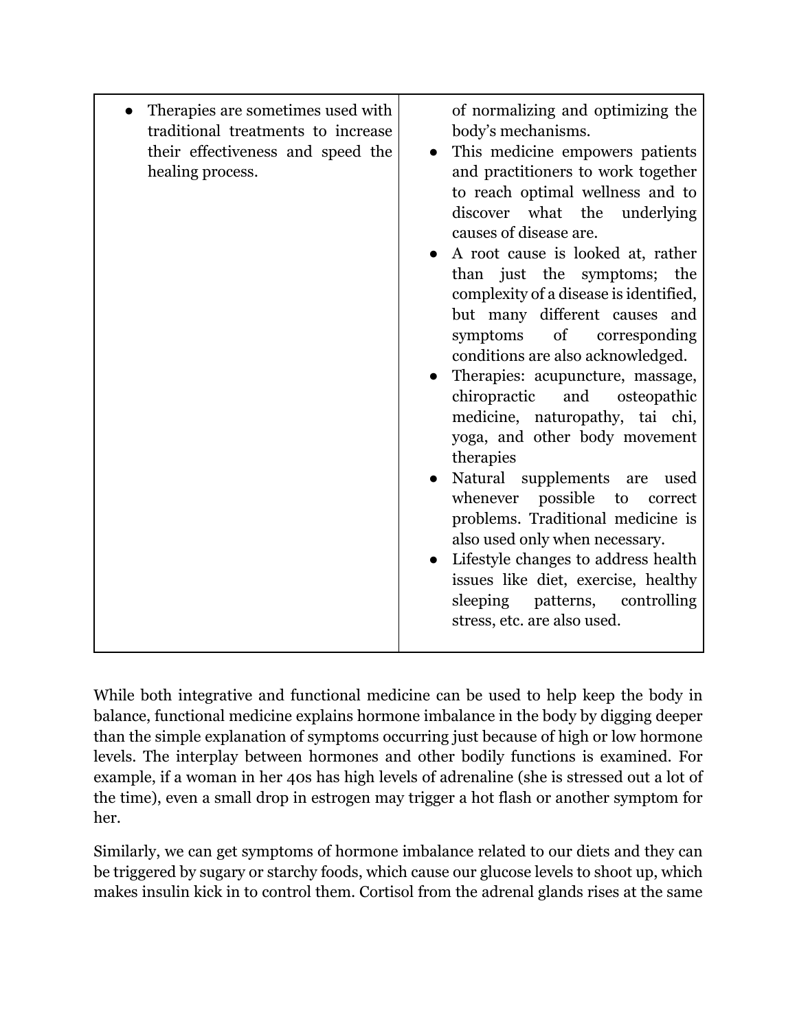| | |
|---|---|
| <ul><li>Therapies are sometimes used with traditional treatments to increase their effectiveness and speed the healing process.</li></ul> | of normalizing and optimizing the body's mechanisms.<ul><li>This medicine empowers patients and practitioners to work together to reach optimal wellness and to discover what the underlying causes of disease are.</li><li>A root cause is looked at, rather than just the symptoms; the complexity of a disease is identified, but many different causes and symptoms of corresponding conditions are also acknowledged.</li><li>Therapies: acupuncture, massage, chiropractic and osteopathic medicine, naturopathy, tai chi, yoga, and other body movement therapies</li><li>Natural supplements are used whenever possible to correct problems. Traditional medicine is also used only when necessary.</li><li>Lifestyle changes to address health issues like diet, exercise, healthy sleeping patterns, controlling stress, etc. are also used.</li></ul> |

While both integrative and functional medicine can be used to help keep the body in balance, functional medicine explains hormone imbalance in the body by digging deeper than the simple explanation of symptoms occurring just because of high or low hormone levels. The interplay between hormones and other bodily functions is examined. For example, if a woman in her 40s has high levels of adrenaline (she is stressed out a lot of the time), even a small drop in estrogen may trigger a hot flash or another symptom for her.

Similarly, we can get symptoms of hormone imbalance related to our diets and they can be triggered by sugary or starchy foods, which cause our glucose levels to shoot up, which makes insulin kick in to control them. Cortisol from the adrenal glands rises at the same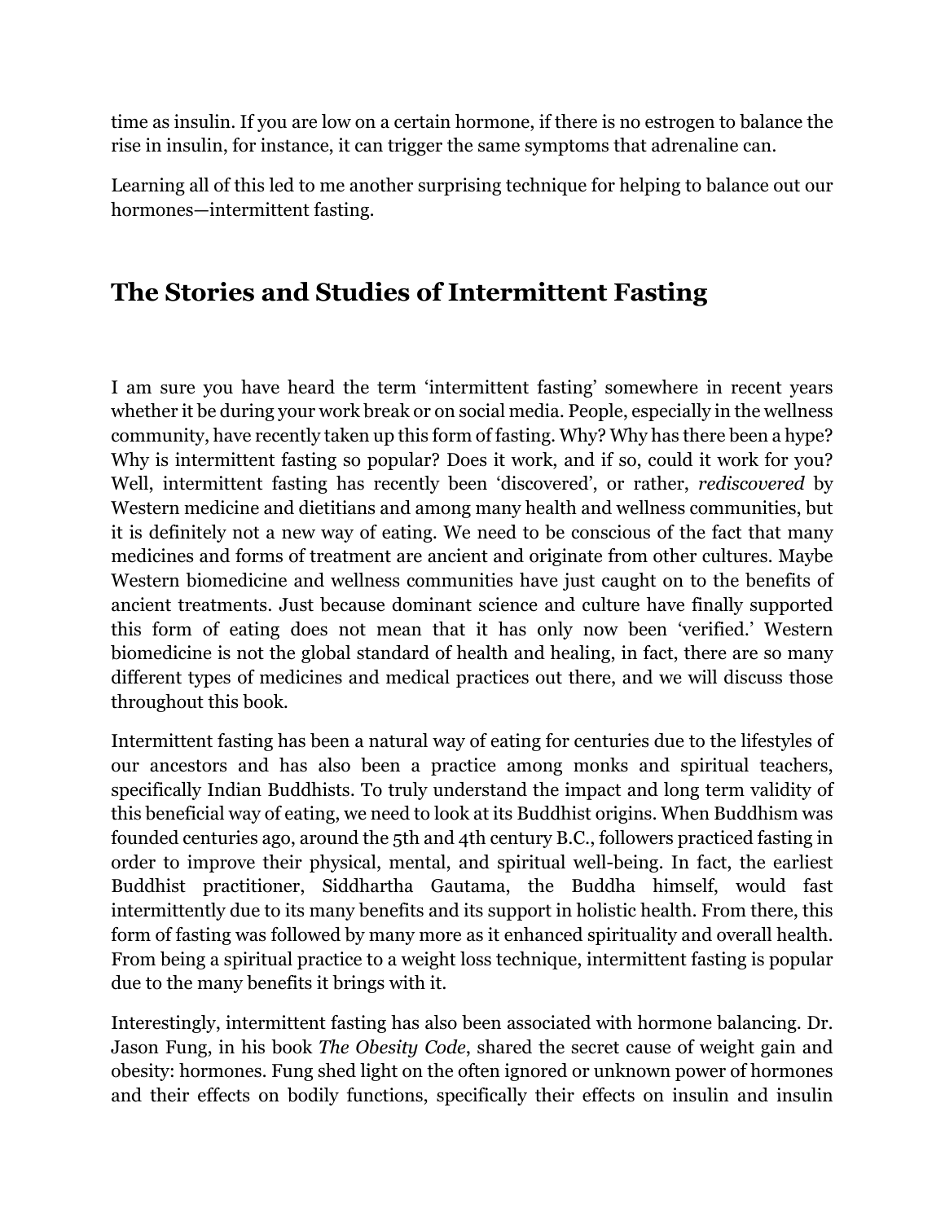time as insulin. If you are low on a certain hormone, if there is no estrogen to balance the rise in insulin, for instance, it can trigger the same symptoms that adrenaline can.

Learning all of this led to me another surprising technique for helping to balance out our hormones—intermittent fasting.

## The Stories and Studies of Intermittent Fasting

I am sure you have heard the term 'intermittent fasting' somewhere in recent years whether it be during your work break or on social media. People, especially in the wellness community, have recently taken up this form of fasting. Why? Why has there been a hype? Why is intermittent fasting so popular? Does it work, and if so, could it work for you? Well, intermittent fasting has recently been 'discovered', or rather, *rediscovered* by Western medicine and dietitians and among many health and wellness communities, but it is definitely not a new way of eating. We need to be conscious of the fact that many medicines and forms of treatment are ancient and originate from other cultures. Maybe Western biomedicine and wellness communities have just caught on to the benefits of ancient treatments. Just because dominant science and culture have finally supported this form of eating does not mean that it has only now been 'verified.' Western biomedicine is not the global standard of health and healing, in fact, there are so many different types of medicines and medical practices out there, and we will discuss those throughout this book.

Intermittent fasting has been a natural way of eating for centuries due to the lifestyles of our ancestors and has also been a practice among monks and spiritual teachers, specifically Indian Buddhists. To truly understand the impact and long term validity of this beneficial way of eating, we need to look at its Buddhist origins. When Buddhism was founded centuries ago, around the 5th and 4th century B.C., followers practiced fasting in order to improve their physical, mental, and spiritual well-being. In fact, the earliest Buddhist practitioner, Siddhartha Gautama, the Buddha himself, would fast intermittently due to its many benefits and its support in holistic health. From there, this form of fasting was followed by many more as it enhanced spirituality and overall health. From being a spiritual practice to a weight loss technique, intermittent fasting is popular due to the many benefits it brings with it.

Interestingly, intermittent fasting has also been associated with hormone balancing. Dr. Jason Fung, in his book *The Obesity Code*, shared the secret cause of weight gain and obesity: hormones. Fung shed light on the often ignored or unknown power of hormones and their effects on bodily functions, specifically their effects on insulin and insulin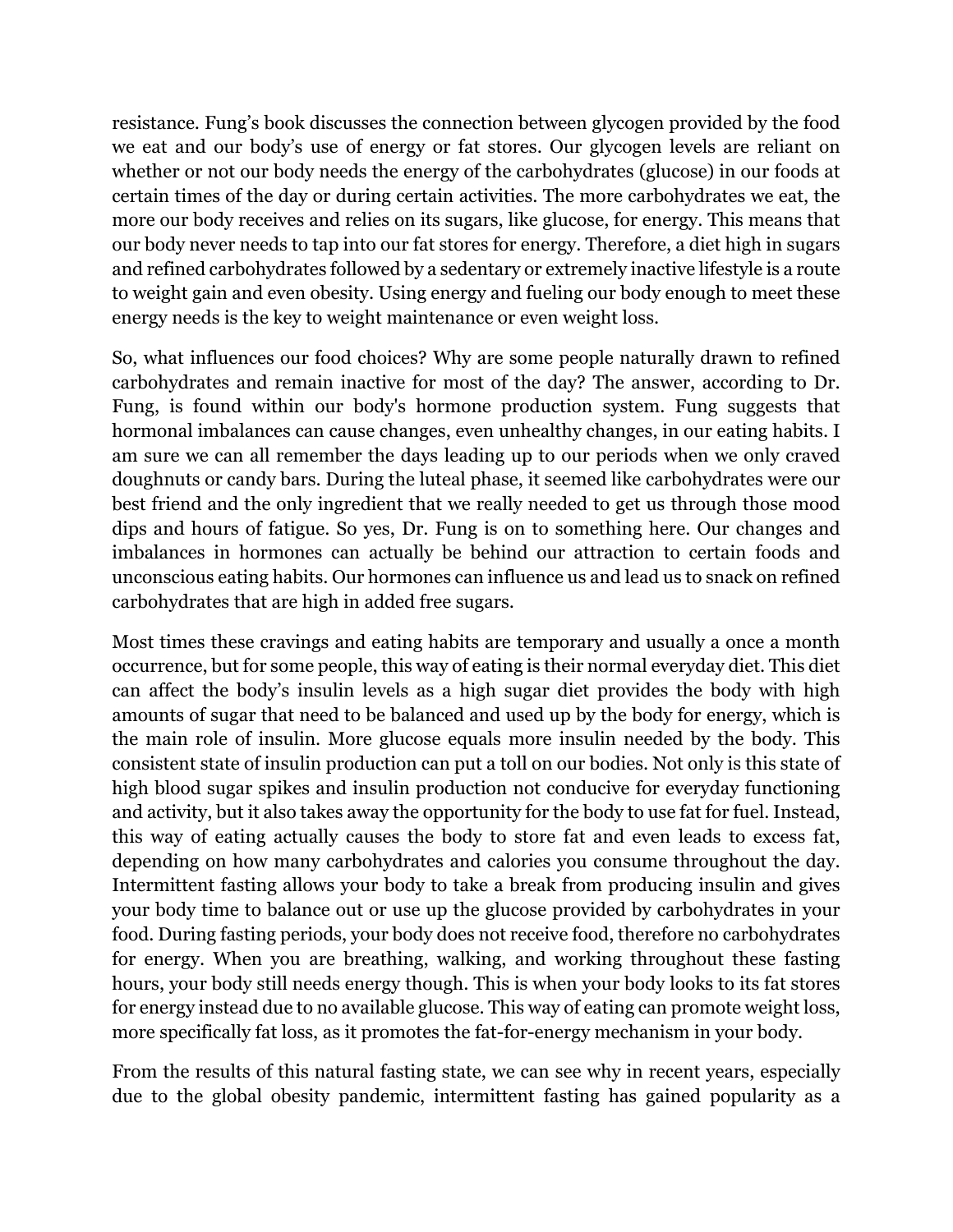resistance. Fung's book discusses the connection between glycogen provided by the food we eat and our body's use of energy or fat stores. Our glycogen levels are reliant on whether or not our body needs the energy of the carbohydrates (glucose) in our foods at certain times of the day or during certain activities. The more carbohydrates we eat, the more our body receives and relies on its sugars, like glucose, for energy. This means that our body never needs to tap into our fat stores for energy. Therefore, a diet high in sugars and refined carbohydrates followed by a sedentary or extremely inactive lifestyle is a route to weight gain and even obesity. Using energy and fueling our body enough to meet these energy needs is the key to weight maintenance or even weight loss.

So, what influences our food choices? Why are some people naturally drawn to refined carbohydrates and remain inactive for most of the day? The answer, according to Dr. Fung, is found within our body's hormone production system. Fung suggests that hormonal imbalances can cause changes, even unhealthy changes, in our eating habits. I am sure we can all remember the days leading up to our periods when we only craved doughnuts or candy bars. During the luteal phase, it seemed like carbohydrates were our best friend and the only ingredient that we really needed to get us through those mood dips and hours of fatigue. So yes, Dr. Fung is on to something here. Our changes and imbalances in hormones can actually be behind our attraction to certain foods and unconscious eating habits. Our hormones can influence us and lead us to snack on refined carbohydrates that are high in added free sugars.

Most times these cravings and eating habits are temporary and usually a once a month occurrence, but for some people, this way of eating is their normal everyday diet. This diet can affect the body's insulin levels as a high sugar diet provides the body with high amounts of sugar that need to be balanced and used up by the body for energy, which is the main role of insulin. More glucose equals more insulin needed by the body. This consistent state of insulin production can put a toll on our bodies. Not only is this state of high blood sugar spikes and insulin production not conducive for everyday functioning and activity, but it also takes away the opportunity for the body to use fat for fuel. Instead, this way of eating actually causes the body to store fat and even leads to excess fat, depending on how many carbohydrates and calories you consume throughout the day. Intermittent fasting allows your body to take a break from producing insulin and gives your body time to balance out or use up the glucose provided by carbohydrates in your food. During fasting periods, your body does not receive food, therefore no carbohydrates for energy. When you are breathing, walking, and working throughout these fasting hours, your body still needs energy though. This is when your body looks to its fat stores for energy instead due to no available glucose. This way of eating can promote weight loss, more specifically fat loss, as it promotes the fat-for-energy mechanism in your body.

From the results of this natural fasting state, we can see why in recent years, especially due to the global obesity pandemic, intermittent fasting has gained popularity as a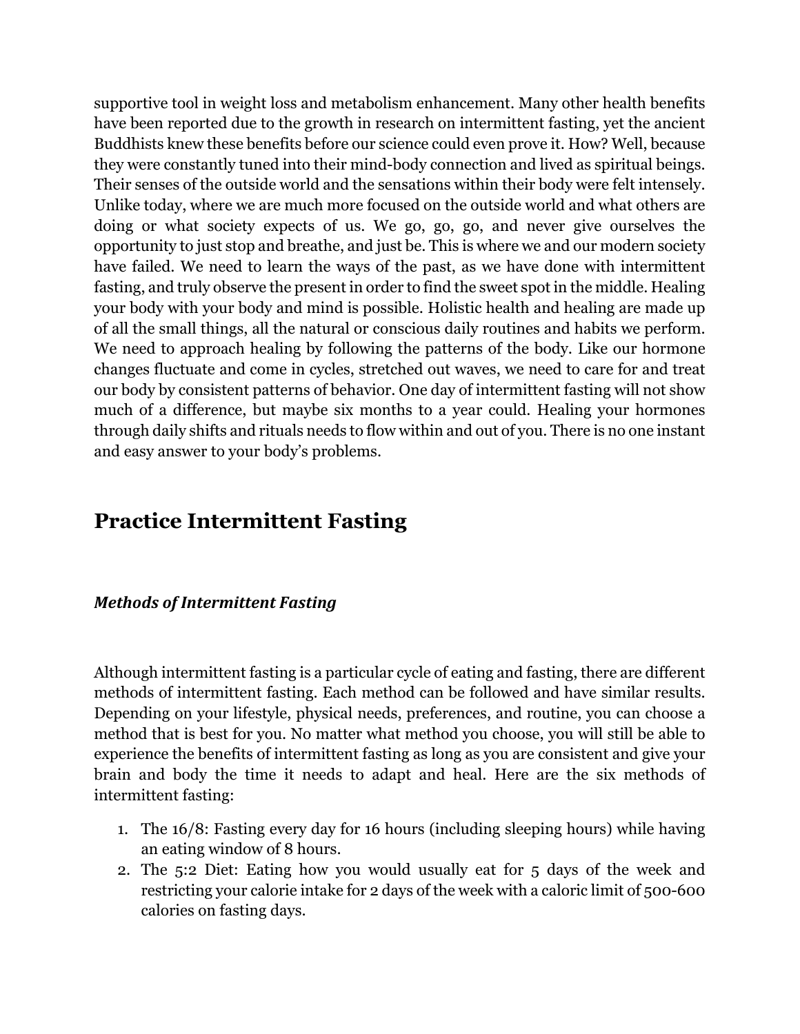supportive tool in weight loss and metabolism enhancement. Many other health benefits have been reported due to the growth in research on intermittent fasting, yet the ancient Buddhists knew these benefits before our science could even prove it. How? Well, because they were constantly tuned into their mind-body connection and lived as spiritual beings. Their senses of the outside world and the sensations within their body were felt intensely. Unlike today, where we are much more focused on the outside world and what others are doing or what society expects of us. We go, go, go, and never give ourselves the opportunity to just stop and breathe, and just be. This is where we and our modern society have failed. We need to learn the ways of the past, as we have done with intermittent fasting, and truly observe the present in order to find the sweet spot in the middle. Healing your body with your body and mind is possible. Holistic health and healing are made up of all the small things, all the natural or conscious daily routines and habits we perform. We need to approach healing by following the patterns of the body. Like our hormone changes fluctuate and come in cycles, stretched out waves, we need to care for and treat our body by consistent patterns of behavior. One day of intermittent fasting will not show much of a difference, but maybe six months to a year could. Healing your hormones through daily shifts and rituals needs to flow within and out of you. There is no one instant and easy answer to your body's problems.

## Practice Intermittent Fasting

### *Methods of Intermittent Fasting*

Although intermittent fasting is a particular cycle of eating and fasting, there are different methods of intermittent fasting. Each method can be followed and have similar results. Depending on your lifestyle, physical needs, preferences, and routine, you can choose a method that is best for you. No matter what method you choose, you will still be able to experience the benefits of intermittent fasting as long as you are consistent and give your brain and body the time it needs to adapt and heal. Here are the six methods of intermittent fasting:

1. The 16/8: Fasting every day for 16 hours (including sleeping hours) while having an eating window of 8 hours.
2. The 5:2 Diet: Eating how you would usually eat for 5 days of the week and restricting your calorie intake for 2 days of the week with a caloric limit of 500-600 calories on fasting days.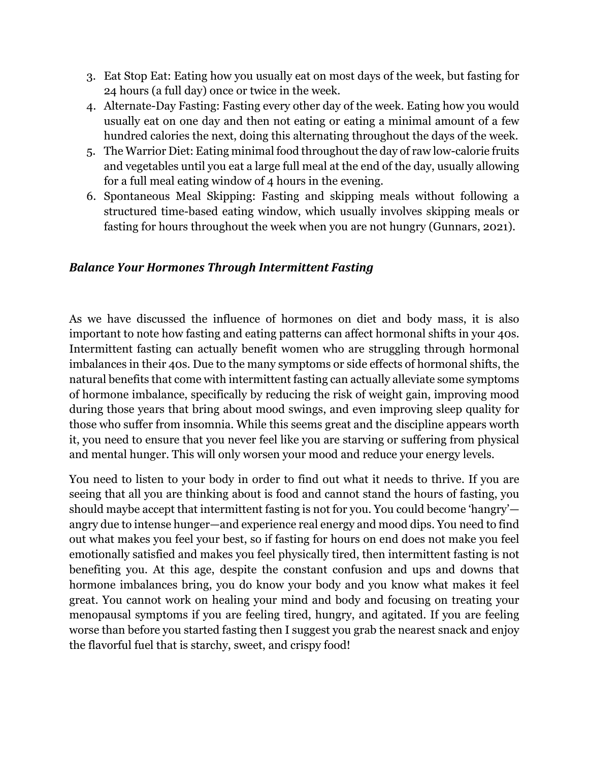3. Eat Stop Eat: Eating how you usually eat on most days of the week, but fasting for 24 hours (a full day) once or twice in the week.
4. Alternate-Day Fasting: Fasting every other day of the week. Eating how you would usually eat on one day and then not eating or eating a minimal amount of a few hundred calories the next, doing this alternating throughout the days of the week.
5. The Warrior Diet: Eating minimal food throughout the day of raw low-calorie fruits and vegetables until you eat a large full meal at the end of the day, usually allowing for a full meal eating window of 4 hours in the evening.
6. Spontaneous Meal Skipping: Fasting and skipping meals without following a structured time-based eating window, which usually involves skipping meals or fasting for hours throughout the week when you are not hungry (Gunnars, 2021).

### *Balance Your Hormones Through Intermittent Fasting*

As we have discussed the influence of hormones on diet and body mass, it is also important to note how fasting and eating patterns can affect hormonal shifts in your 40s. Intermittent fasting can actually benefit women who are struggling through hormonal imbalances in their 40s. Due to the many symptoms or side effects of hormonal shifts, the natural benefits that come with intermittent fasting can actually alleviate some symptoms of hormone imbalance, specifically by reducing the risk of weight gain, improving mood during those years that bring about mood swings, and even improving sleep quality for those who suffer from insomnia. While this seems great and the discipline appears worth it, you need to ensure that you never feel like you are starving or suffering from physical and mental hunger. This will only worsen your mood and reduce your energy levels.

You need to listen to your body in order to find out what it needs to thrive. If you are seeing that all you are thinking about is food and cannot stand the hours of fasting, you should maybe accept that intermittent fasting is not for you. You could become 'hangry'—angry due to intense hunger—and experience real energy and mood dips. You need to find out what makes you feel your best, so if fasting for hours on end does not make you feel emotionally satisfied and makes you feel physically tired, then intermittent fasting is not benefiting you. At this age, despite the constant confusion and ups and downs that hormone imbalances bring, you do know your body and you know what makes it feel great. You cannot work on healing your mind and body and focusing on treating your menopausal symptoms if you are feeling tired, hungry, and agitated. If you are feeling worse than before you started fasting then I suggest you grab the nearest snack and enjoy the flavorful fuel that is starchy, sweet, and crispy food!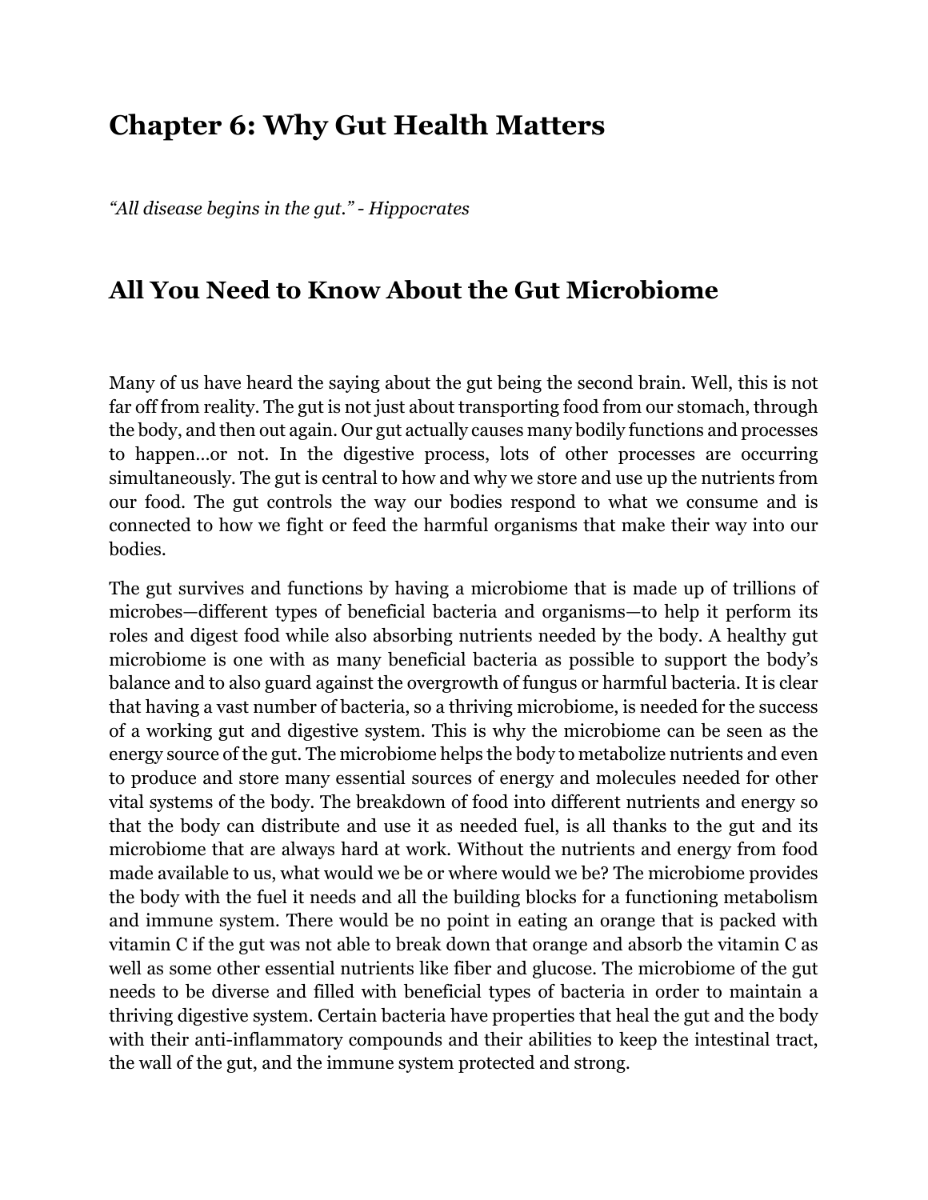# Chapter 6: Why Gut Health Matters

*"All disease begins in the gut." - Hippocrates*

## All You Need to Know About the Gut Microbiome

Many of us have heard the saying about the gut being the second brain. Well, this is not far off from reality. The gut is not just about transporting food from our stomach, through the body, and then out again. Our gut actually causes many bodily functions and processes to happen…or not. In the digestive process, lots of other processes are occurring simultaneously. The gut is central to how and why we store and use up the nutrients from our food. The gut controls the way our bodies respond to what we consume and is connected to how we fight or feed the harmful organisms that make their way into our bodies.

The gut survives and functions by having a microbiome that is made up of trillions of microbes—different types of beneficial bacteria and organisms—to help it perform its roles and digest food while also absorbing nutrients needed by the body. A healthy gut microbiome is one with as many beneficial bacteria as possible to support the body's balance and to also guard against the overgrowth of fungus or harmful bacteria. It is clear that having a vast number of bacteria, so a thriving microbiome, is needed for the success of a working gut and digestive system. This is why the microbiome can be seen as the energy source of the gut. The microbiome helps the body to metabolize nutrients and even to produce and store many essential sources of energy and molecules needed for other vital systems of the body. The breakdown of food into different nutrients and energy so that the body can distribute and use it as needed fuel, is all thanks to the gut and its microbiome that are always hard at work. Without the nutrients and energy from food made available to us, what would we be or where would we be? The microbiome provides the body with the fuel it needs and all the building blocks for a functioning metabolism and immune system. There would be no point in eating an orange that is packed with vitamin C if the gut was not able to break down that orange and absorb the vitamin C as well as some other essential nutrients like fiber and glucose. The microbiome of the gut needs to be diverse and filled with beneficial types of bacteria in order to maintain a thriving digestive system. Certain bacteria have properties that heal the gut and the body with their anti-inflammatory compounds and their abilities to keep the intestinal tract, the wall of the gut, and the immune system protected and strong.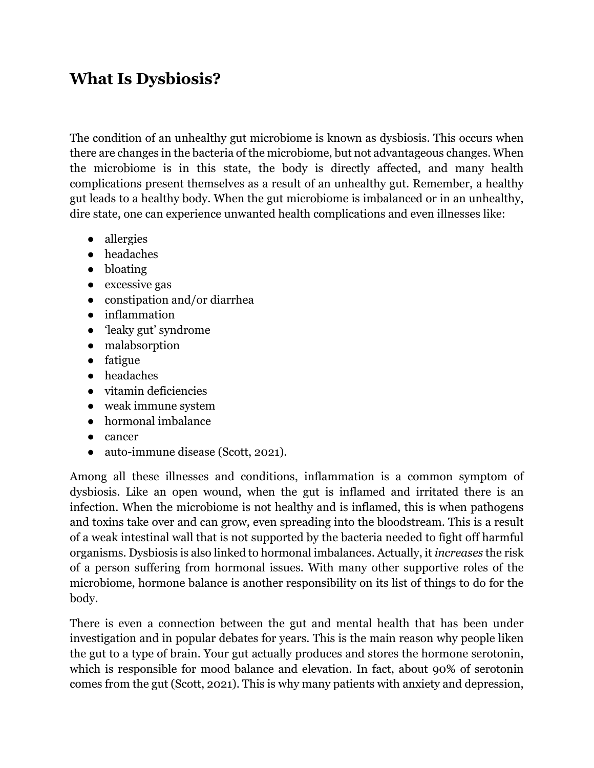## What Is Dysbiosis?

The condition of an unhealthy gut microbiome is known as dysbiosis. This occurs when there are changes in the bacteria of the microbiome, but not advantageous changes. When the microbiome is in this state, the body is directly affected, and many health complications present themselves as a result of an unhealthy gut. Remember, a healthy gut leads to a healthy body. When the gut microbiome is imbalanced or in an unhealthy, dire state, one can experience unwanted health complications and even illnesses like:

- allergies
- headaches
- bloating
- excessive gas
- constipation and/or diarrhea
- inflammation
- 'leaky gut' syndrome
- malabsorption
- fatigue
- headaches
- vitamin deficiencies
- weak immune system
- hormonal imbalance
- cancer
- auto-immune disease (Scott, 2021).

Among all these illnesses and conditions, inflammation is a common symptom of dysbiosis. Like an open wound, when the gut is inflamed and irritated there is an infection. When the microbiome is not healthy and is inflamed, this is when pathogens and toxins take over and can grow, even spreading into the bloodstream. This is a result of a weak intestinal wall that is not supported by the bacteria needed to fight off harmful organisms. Dysbiosis is also linked to hormonal imbalances. Actually, it *increases* the risk of a person suffering from hormonal issues. With many other supportive roles of the microbiome, hormone balance is another responsibility on its list of things to do for the body.

There is even a connection between the gut and mental health that has been under investigation and in popular debates for years. This is the main reason why people liken the gut to a type of brain. Your gut actually produces and stores the hormone serotonin, which is responsible for mood balance and elevation. In fact, about 90% of serotonin comes from the gut (Scott, 2021). This is why many patients with anxiety and depression,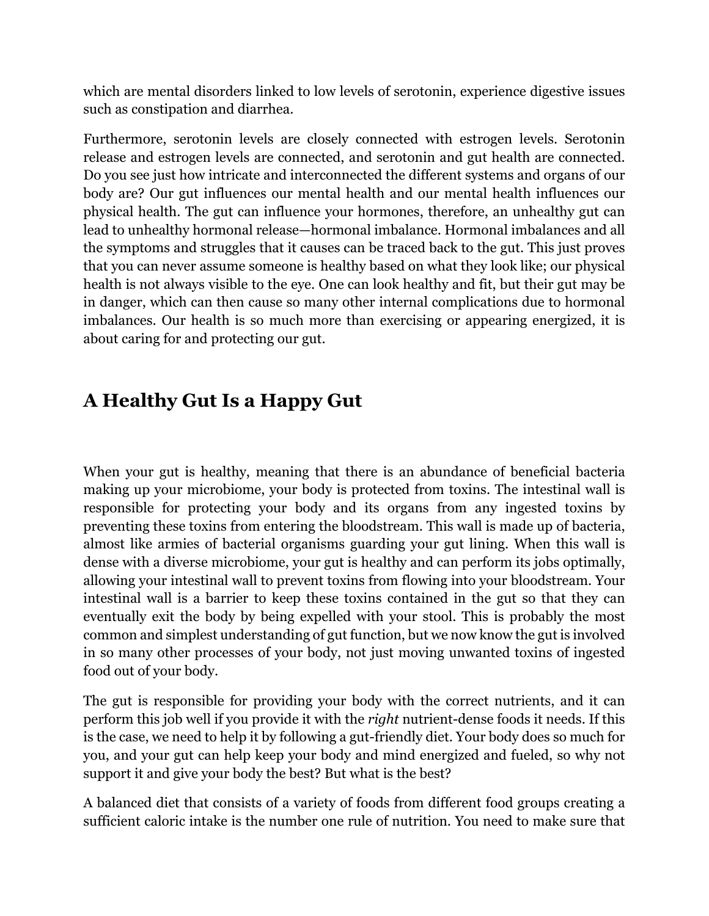which are mental disorders linked to low levels of serotonin, experience digestive issues such as constipation and diarrhea.

Furthermore, serotonin levels are closely connected with estrogen levels. Serotonin release and estrogen levels are connected, and serotonin and gut health are connected. Do you see just how intricate and interconnected the different systems and organs of our body are? Our gut influences our mental health and our mental health influences our physical health. The gut can influence your hormones, therefore, an unhealthy gut can lead to unhealthy hormonal release—hormonal imbalance. Hormonal imbalances and all the symptoms and struggles that it causes can be traced back to the gut. This just proves that you can never assume someone is healthy based on what they look like; our physical health is not always visible to the eye. One can look healthy and fit, but their gut may be in danger, which can then cause so many other internal complications due to hormonal imbalances. Our health is so much more than exercising or appearing energized, it is about caring for and protecting our gut.

## A Healthy Gut Is a Happy Gut

When your gut is healthy, meaning that there is an abundance of beneficial bacteria making up your microbiome, your body is protected from toxins. The intestinal wall is responsible for protecting your body and its organs from any ingested toxins by preventing these toxins from entering the bloodstream. This wall is made up of bacteria, almost like armies of bacterial organisms guarding your gut lining. When this wall is dense with a diverse microbiome, your gut is healthy and can perform its jobs optimally, allowing your intestinal wall to prevent toxins from flowing into your bloodstream. Your intestinal wall is a barrier to keep these toxins contained in the gut so that they can eventually exit the body by being expelled with your stool. This is probably the most common and simplest understanding of gut function, but we now know the gut is involved in so many other processes of your body, not just moving unwanted toxins of ingested food out of your body.

The gut is responsible for providing your body with the correct nutrients, and it can perform this job well if you provide it with the *right* nutrient-dense foods it needs. If this is the case, we need to help it by following a gut-friendly diet. Your body does so much for you, and your gut can help keep your body and mind energized and fueled, so why not support it and give your body the best? But what is the best?

A balanced diet that consists of a variety of foods from different food groups creating a sufficient caloric intake is the number one rule of nutrition. You need to make sure that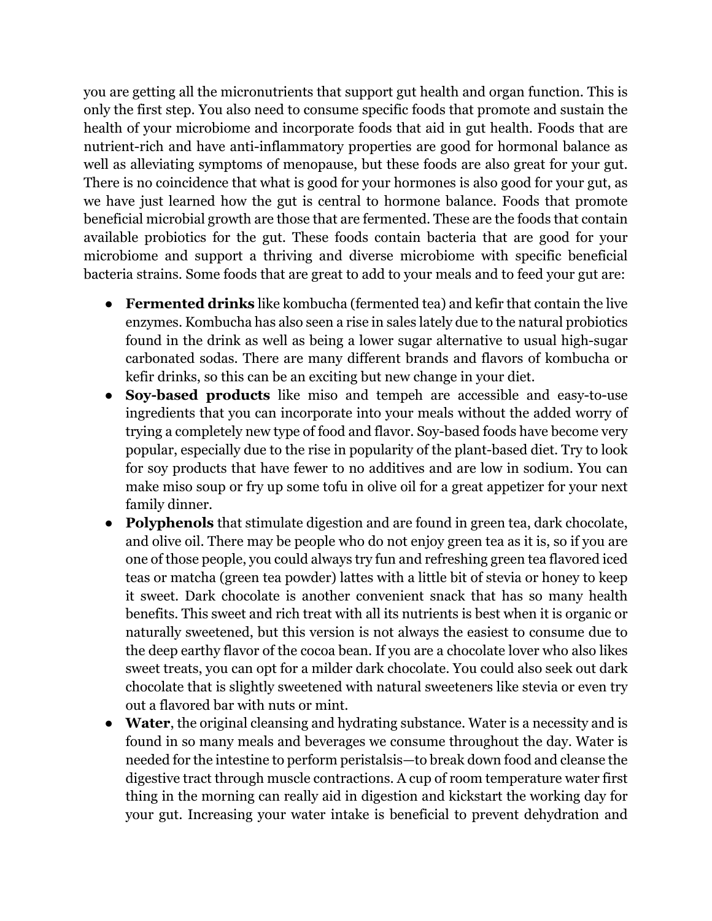you are getting all the micronutrients that support gut health and organ function. This is only the first step. You also need to consume specific foods that promote and sustain the health of your microbiome and incorporate foods that aid in gut health. Foods that are nutrient-rich and have anti-inflammatory properties are good for hormonal balance as well as alleviating symptoms of menopause, but these foods are also great for your gut. There is no coincidence that what is good for your hormones is also good for your gut, as we have just learned how the gut is central to hormone balance. Foods that promote beneficial microbial growth are those that are fermented. These are the foods that contain available probiotics for the gut. These foods contain bacteria that are good for your microbiome and support a thriving and diverse microbiome with specific beneficial bacteria strains. Some foods that are great to add to your meals and to feed your gut are:

- **Fermented drinks** like kombucha (fermented tea) and kefir that contain the live enzymes. Kombucha has also seen a rise in sales lately due to the natural probiotics found in the drink as well as being a lower sugar alternative to usual high-sugar carbonated sodas. There are many different brands and flavors of kombucha or kefir drinks, so this can be an exciting but new change in your diet.
- **Soy-based products** like miso and tempeh are accessible and easy-to-use ingredients that you can incorporate into your meals without the added worry of trying a completely new type of food and flavor. Soy-based foods have become very popular, especially due to the rise in popularity of the plant-based diet. Try to look for soy products that have fewer to no additives and are low in sodium. You can make miso soup or fry up some tofu in olive oil for a great appetizer for your next family dinner.
- **Polyphenols** that stimulate digestion and are found in green tea, dark chocolate, and olive oil. There may be people who do not enjoy green tea as it is, so if you are one of those people, you could always try fun and refreshing green tea flavored iced teas or matcha (green tea powder) lattes with a little bit of stevia or honey to keep it sweet. Dark chocolate is another convenient snack that has so many health benefits. This sweet and rich treat with all its nutrients is best when it is organic or naturally sweetened, but this version is not always the easiest to consume due to the deep earthy flavor of the cocoa bean. If you are a chocolate lover who also likes sweet treats, you can opt for a milder dark chocolate. You could also seek out dark chocolate that is slightly sweetened with natural sweeteners like stevia or even try out a flavored bar with nuts or mint.
- **Water**, the original cleansing and hydrating substance. Water is a necessity and is found in so many meals and beverages we consume throughout the day. Water is needed for the intestine to perform peristalsis—to break down food and cleanse the digestive tract through muscle contractions. A cup of room temperature water first thing in the morning can really aid in digestion and kickstart the working day for your gut. Increasing your water intake is beneficial to prevent dehydration and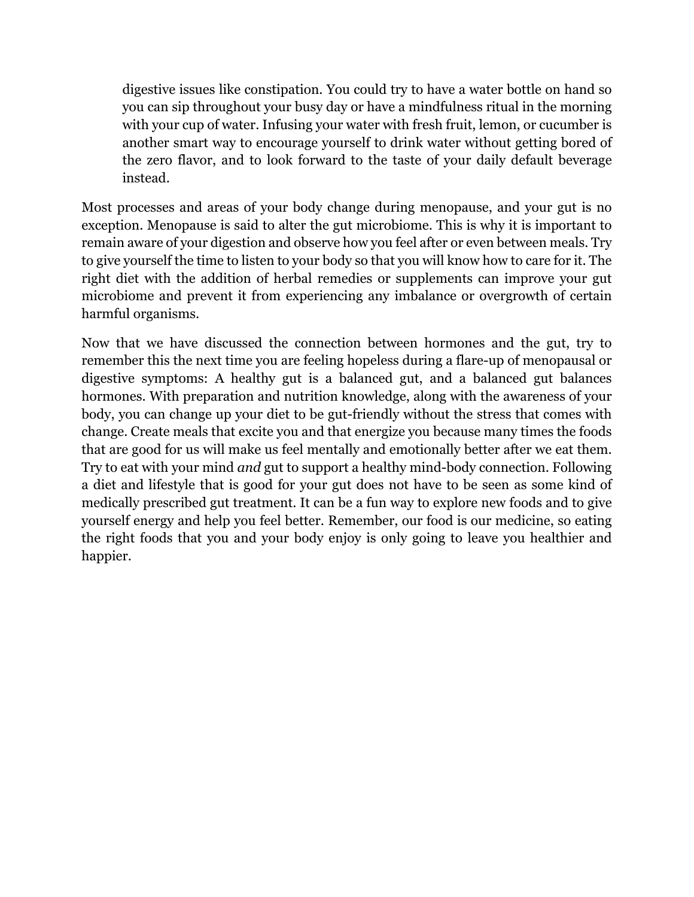digestive issues like constipation. You could try to have a water bottle on hand so you can sip throughout your busy day or have a mindfulness ritual in the morning with your cup of water. Infusing your water with fresh fruit, lemon, or cucumber is another smart way to encourage yourself to drink water without getting bored of the zero flavor, and to look forward to the taste of your daily default beverage instead.

Most processes and areas of your body change during menopause, and your gut is no exception. Menopause is said to alter the gut microbiome. This is why it is important to remain aware of your digestion and observe how you feel after or even between meals. Try to give yourself the time to listen to your body so that you will know how to care for it. The right diet with the addition of herbal remedies or supplements can improve your gut microbiome and prevent it from experiencing any imbalance or overgrowth of certain harmful organisms.

Now that we have discussed the connection between hormones and the gut, try to remember this the next time you are feeling hopeless during a flare-up of menopausal or digestive symptoms: A healthy gut is a balanced gut, and a balanced gut balances hormones. With preparation and nutrition knowledge, along with the awareness of your body, you can change up your diet to be gut-friendly without the stress that comes with change. Create meals that excite you and that energize you because many times the foods that are good for us will make us feel mentally and emotionally better after we eat them. Try to eat with your mind *and* gut to support a healthy mind-body connection. Following a diet and lifestyle that is good for your gut does not have to be seen as some kind of medically prescribed gut treatment. It can be a fun way to explore new foods and to give yourself energy and help you feel better. Remember, our food is our medicine, so eating the right foods that you and your body enjoy is only going to leave you healthier and happier.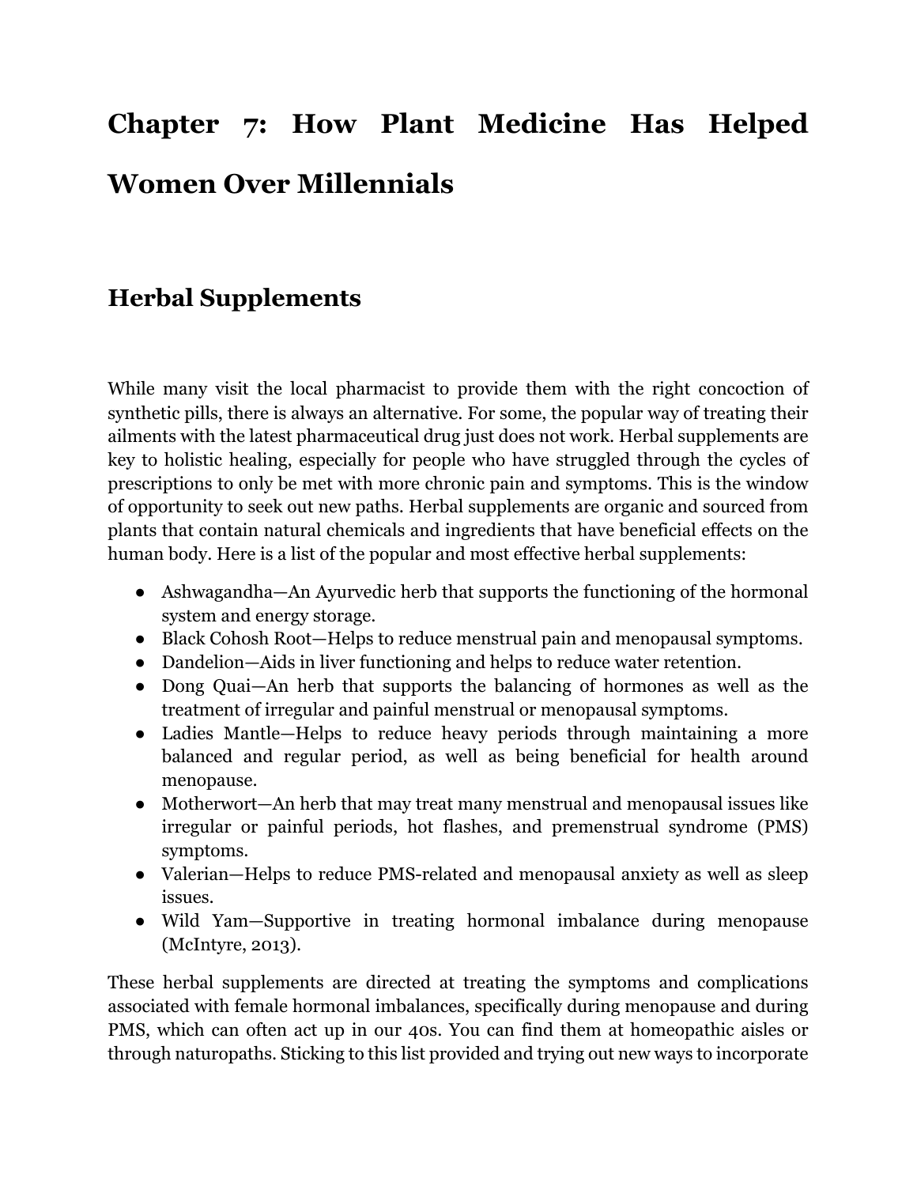# Chapter 7: How Plant Medicine Has Helped Women Over Millennials

## Herbal Supplements

While many visit the local pharmacist to provide them with the right concoction of synthetic pills, there is always an alternative. For some, the popular way of treating their ailments with the latest pharmaceutical drug just does not work. Herbal supplements are key to holistic healing, especially for people who have struggled through the cycles of prescriptions to only be met with more chronic pain and symptoms. This is the window of opportunity to seek out new paths. Herbal supplements are organic and sourced from plants that contain natural chemicals and ingredients that have beneficial effects on the human body. Here is a list of the popular and most effective herbal supplements:

- Ashwagandha—An Ayurvedic herb that supports the functioning of the hormonal system and energy storage.
- Black Cohosh Root—Helps to reduce menstrual pain and menopausal symptoms.
- Dandelion—Aids in liver functioning and helps to reduce water retention.
- Dong Quai—An herb that supports the balancing of hormones as well as the treatment of irregular and painful menstrual or menopausal symptoms.
- Ladies Mantle—Helps to reduce heavy periods through maintaining a more balanced and regular period, as well as being beneficial for health around menopause.
- Motherwort—An herb that may treat many menstrual and menopausal issues like irregular or painful periods, hot flashes, and premenstrual syndrome (PMS) symptoms.
- Valerian—Helps to reduce PMS-related and menopausal anxiety as well as sleep issues.
- Wild Yam—Supportive in treating hormonal imbalance during menopause (McIntyre, 2013).

These herbal supplements are directed at treating the symptoms and complications associated with female hormonal imbalances, specifically during menopause and during PMS, which can often act up in our 40s. You can find them at homeopathic aisles or through naturopaths. Sticking to this list provided and trying out new ways to incorporate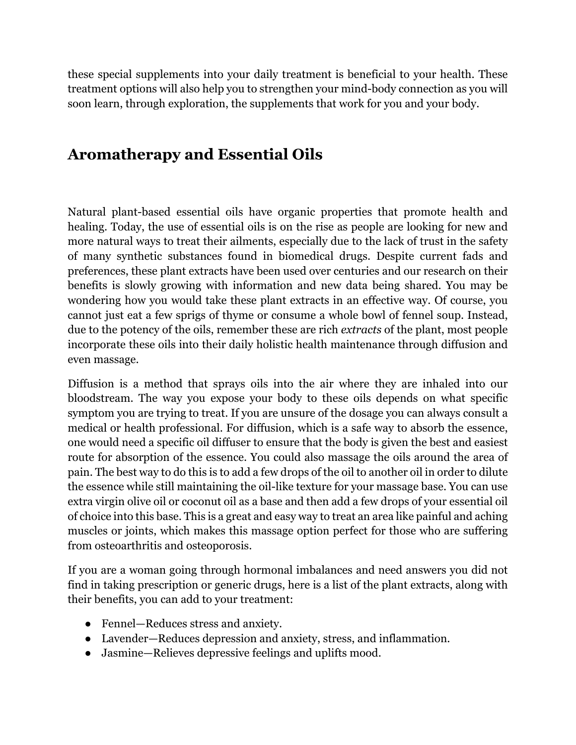these special supplements into your daily treatment is beneficial to your health. These treatment options will also help you to strengthen your mind-body connection as you will soon learn, through exploration, the supplements that work for you and your body.

## Aromatherapy and Essential Oils

Natural plant-based essential oils have organic properties that promote health and healing. Today, the use of essential oils is on the rise as people are looking for new and more natural ways to treat their ailments, especially due to the lack of trust in the safety of many synthetic substances found in biomedical drugs. Despite current fads and preferences, these plant extracts have been used over centuries and our research on their benefits is slowly growing with information and new data being shared. You may be wondering how you would take these plant extracts in an effective way. Of course, you cannot just eat a few sprigs of thyme or consume a whole bowl of fennel soup. Instead, due to the potency of the oils, remember these are rich *extracts* of the plant, most people incorporate these oils into their daily holistic health maintenance through diffusion and even massage.

Diffusion is a method that sprays oils into the air where they are inhaled into our bloodstream. The way you expose your body to these oils depends on what specific symptom you are trying to treat. If you are unsure of the dosage you can always consult a medical or health professional. For diffusion, which is a safe way to absorb the essence, one would need a specific oil diffuser to ensure that the body is given the best and easiest route for absorption of the essence. You could also massage the oils around the area of pain. The best way to do this is to add a few drops of the oil to another oil in order to dilute the essence while still maintaining the oil-like texture for your massage base. You can use extra virgin olive oil or coconut oil as a base and then add a few drops of your essential oil of choice into this base. This is a great and easy way to treat an area like painful and aching muscles or joints, which makes this massage option perfect for those who are suffering from osteoarthritis and osteoporosis.

If you are a woman going through hormonal imbalances and need answers you did not find in taking prescription or generic drugs, here is a list of the plant extracts, along with their benefits, you can add to your treatment:

- Fennel—Reduces stress and anxiety.
- Lavender—Reduces depression and anxiety, stress, and inflammation.
- Jasmine—Relieves depressive feelings and uplifts mood.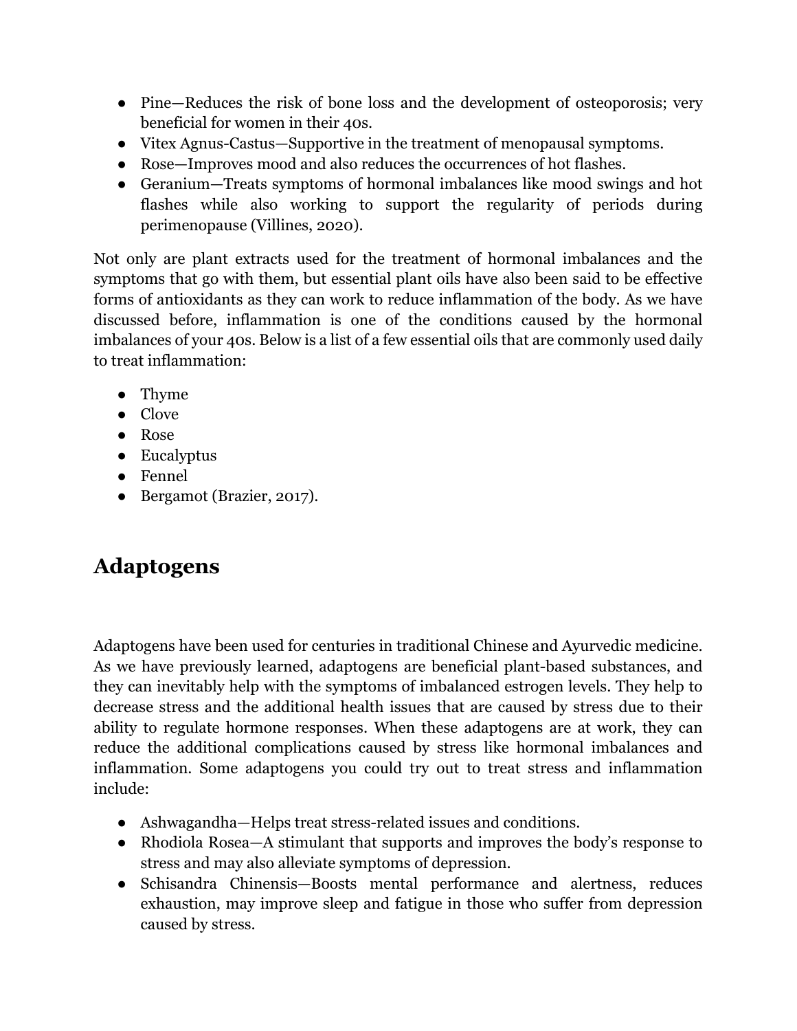- Pine—Reduces the risk of bone loss and the development of osteoporosis; very beneficial for women in their 40s.
- Vitex Agnus-Castus—Supportive in the treatment of menopausal symptoms.
- Rose—Improves mood and also reduces the occurrences of hot flashes.
- Geranium—Treats symptoms of hormonal imbalances like mood swings and hot flashes while also working to support the regularity of periods during perimenopause (Villines, 2020).

Not only are plant extracts used for the treatment of hormonal imbalances and the symptoms that go with them, but essential plant oils have also been said to be effective forms of antioxidants as they can work to reduce inflammation of the body. As we have discussed before, inflammation is one of the conditions caused by the hormonal imbalances of your 40s. Below is a list of a few essential oils that are commonly used daily to treat inflammation:

- Thyme
- Clove
- Rose
- Eucalyptus
- Fennel
- Bergamot (Brazier, 2017).

## Adaptogens

Adaptogens have been used for centuries in traditional Chinese and Ayurvedic medicine. As we have previously learned, adaptogens are beneficial plant-based substances, and they can inevitably help with the symptoms of imbalanced estrogen levels. They help to decrease stress and the additional health issues that are caused by stress due to their ability to regulate hormone responses. When these adaptogens are at work, they can reduce the additional complications caused by stress like hormonal imbalances and inflammation. Some adaptogens you could try out to treat stress and inflammation include:

- Ashwagandha—Helps treat stress-related issues and conditions.
- Rhodiola Rosea—A stimulant that supports and improves the body's response to stress and may also alleviate symptoms of depression.
- Schisandra Chinensis—Boosts mental performance and alertness, reduces exhaustion, may improve sleep and fatigue in those who suffer from depression caused by stress.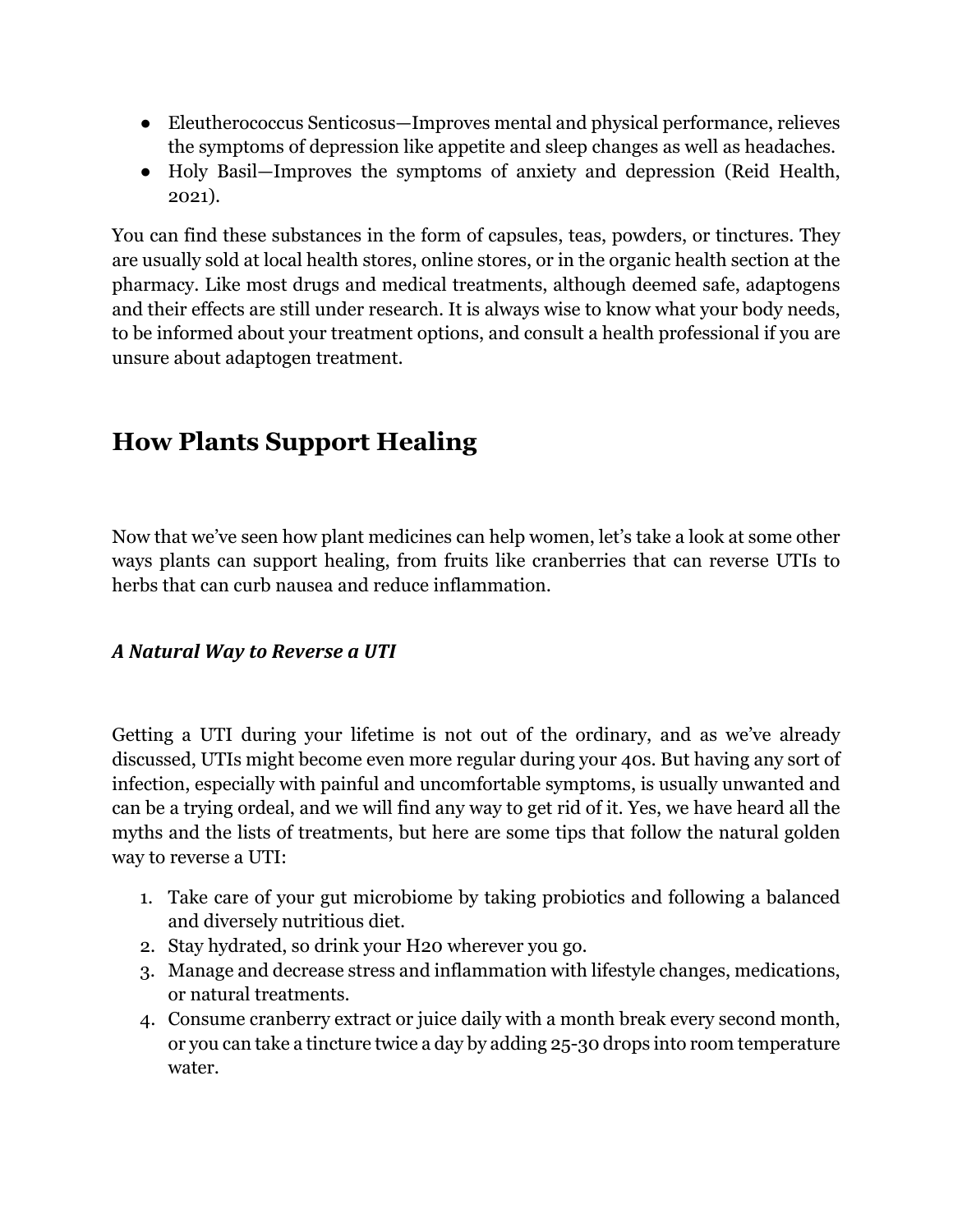- Eleutherococcus Senticosus—Improves mental and physical performance, relieves the symptoms of depression like appetite and sleep changes as well as headaches.
- Holy Basil—Improves the symptoms of anxiety and depression (Reid Health, 2021).

You can find these substances in the form of capsules, teas, powders, or tinctures. They are usually sold at local health stores, online stores, or in the organic health section at the pharmacy. Like most drugs and medical treatments, although deemed safe, adaptogens and their effects are still under research. It is always wise to know what your body needs, to be informed about your treatment options, and consult a health professional if you are unsure about adaptogen treatment.

## How Plants Support Healing

Now that we've seen how plant medicines can help women, let's take a look at some other ways plants can support healing, from fruits like cranberries that can reverse UTIs to herbs that can curb nausea and reduce inflammation.

### *A Natural Way to Reverse a UTI*

Getting a UTI during your lifetime is not out of the ordinary, and as we've already discussed, UTIs might become even more regular during your 40s. But having any sort of infection, especially with painful and uncomfortable symptoms, is usually unwanted and can be a trying ordeal, and we will find any way to get rid of it. Yes, we have heard all the myths and the lists of treatments, but here are some tips that follow the natural golden way to reverse a UTI:

1. Take care of your gut microbiome by taking probiotics and following a balanced and diversely nutritious diet.
2. Stay hydrated, so drink your H2O wherever you go.
3. Manage and decrease stress and inflammation with lifestyle changes, medications, or natural treatments.
4. Consume cranberry extract or juice daily with a month break every second month, or you can take a tincture twice a day by adding 25-30 drops into room temperature water.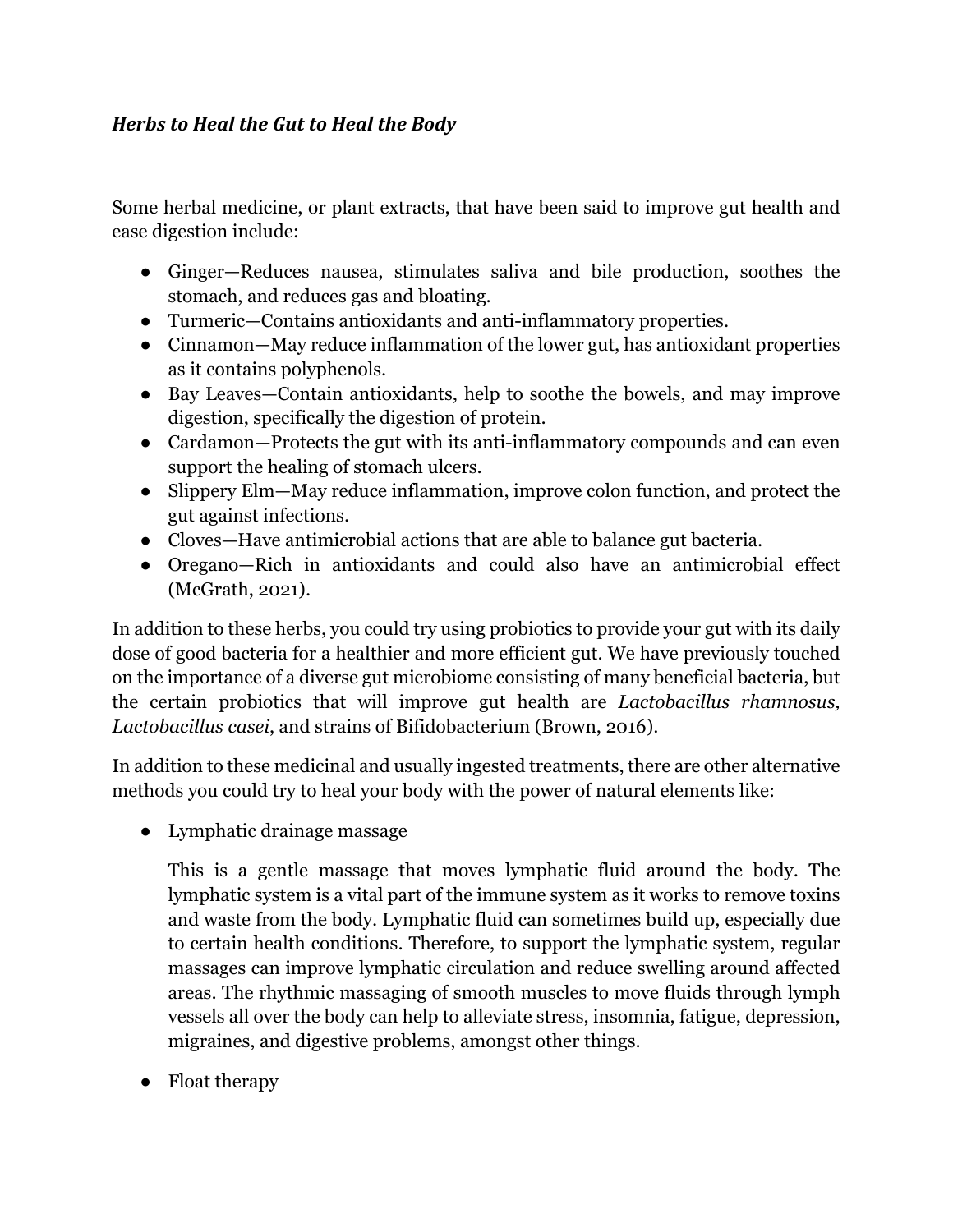### ***Herbs to Heal the Gut to Heal the Body***

Some herbal medicine, or plant extracts, that have been said to improve gut health and ease digestion include:

- Ginger—Reduces nausea, stimulates saliva and bile production, soothes the stomach, and reduces gas and bloating.
- Turmeric—Contains antioxidants and anti-inflammatory properties.
- Cinnamon—May reduce inflammation of the lower gut, has antioxidant properties as it contains polyphenols.
- Bay Leaves—Contain antioxidants, help to soothe the bowels, and may improve digestion, specifically the digestion of protein.
- Cardamon—Protects the gut with its anti-inflammatory compounds and can even support the healing of stomach ulcers.
- Slippery Elm—May reduce inflammation, improve colon function, and protect the gut against infections.
- Cloves—Have antimicrobial actions that are able to balance gut bacteria.
- Oregano—Rich in antioxidants and could also have an antimicrobial effect (McGrath, 2021).

In addition to these herbs, you could try using probiotics to provide your gut with its daily dose of good bacteria for a healthier and more efficient gut. We have previously touched on the importance of a diverse gut microbiome consisting of many beneficial bacteria, but the certain probiotics that will improve gut health are *Lactobacillus rhamnosus, Lactobacillus casei*, and strains of Bifidobacterium (Brown, 2016).

In addition to these medicinal and usually ingested treatments, there are other alternative methods you could try to heal your body with the power of natural elements like:

- Lymphatic drainage massage

  This is a gentle massage that moves lymphatic fluid around the body. The lymphatic system is a vital part of the immune system as it works to remove toxins and waste from the body. Lymphatic fluid can sometimes build up, especially due to certain health conditions. Therefore, to support the lymphatic system, regular massages can improve lymphatic circulation and reduce swelling around affected areas. The rhythmic massaging of smooth muscles to move fluids through lymph vessels all over the body can help to alleviate stress, insomnia, fatigue, depression, migraines, and digestive problems, amongst other things.

- Float therapy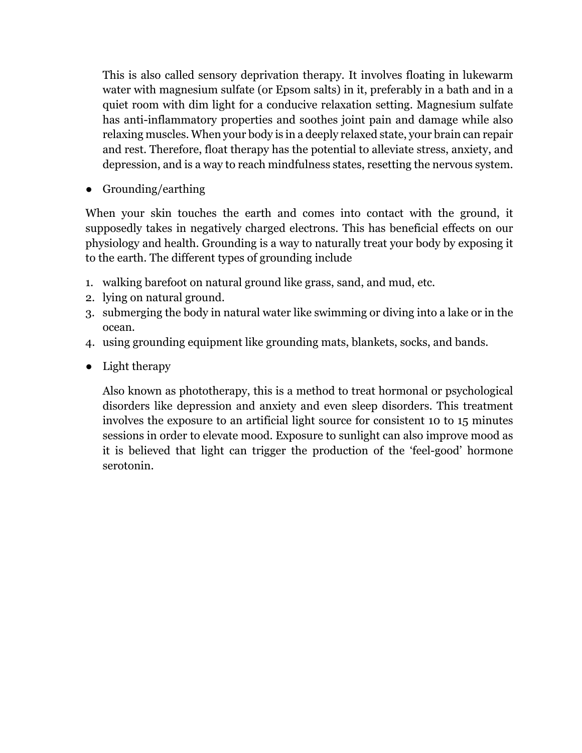This is also called sensory deprivation therapy. It involves floating in lukewarm water with magnesium sulfate (or Epsom salts) in it, preferably in a bath and in a quiet room with dim light for a conducive relaxation setting. Magnesium sulfate has anti-inflammatory properties and soothes joint pain and damage while also relaxing muscles. When your body is in a deeply relaxed state, your brain can repair and rest. Therefore, float therapy has the potential to alleviate stress, anxiety, and depression, and is a way to reach mindfulness states, resetting the nervous system.

- Grounding/earthing

When your skin touches the earth and comes into contact with the ground, it supposedly takes in negatively charged electrons. This has beneficial effects on our physiology and health. Grounding is a way to naturally treat your body by exposing it to the earth. The different types of grounding include

1. walking barefoot on natural ground like grass, sand, and mud, etc.
2. lying on natural ground.
3. submerging the body in natural water like swimming or diving into a lake or in the ocean.
4. using grounding equipment like grounding mats, blankets, socks, and bands.

- Light therapy

  Also known as phototherapy, this is a method to treat hormonal or psychological disorders like depression and anxiety and even sleep disorders. This treatment involves the exposure to an artificial light source for consistent 10 to 15 minutes sessions in order to elevate mood. Exposure to sunlight can also improve mood as it is believed that light can trigger the production of the 'feel-good' hormone serotonin.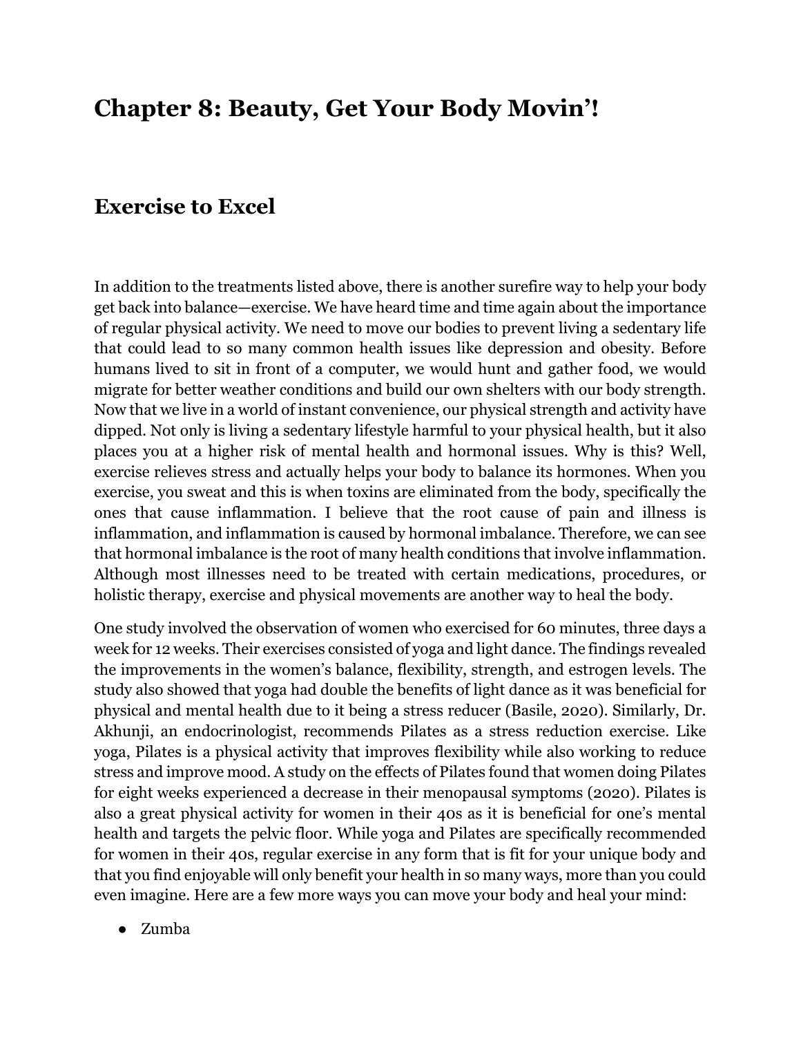# Chapter 8: Beauty, Get Your Body Movin'!

## Exercise to Excel

In addition to the treatments listed above, there is another surefire way to help your body get back into balance—exercise. We have heard time and time again about the importance of regular physical activity. We need to move our bodies to prevent living a sedentary life that could lead to so many common health issues like depression and obesity. Before humans lived to sit in front of a computer, we would hunt and gather food, we would migrate for better weather conditions and build our own shelters with our body strength. Now that we live in a world of instant convenience, our physical strength and activity have dipped. Not only is living a sedentary lifestyle harmful to your physical health, but it also places you at a higher risk of mental health and hormonal issues. Why is this? Well, exercise relieves stress and actually helps your body to balance its hormones. When you exercise, you sweat and this is when toxins are eliminated from the body, specifically the ones that cause inflammation. I believe that the root cause of pain and illness is inflammation, and inflammation is caused by hormonal imbalance. Therefore, we can see that hormonal imbalance is the root of many health conditions that involve inflammation. Although most illnesses need to be treated with certain medications, procedures, or holistic therapy, exercise and physical movements are another way to heal the body.

One study involved the observation of women who exercised for 60 minutes, three days a week for 12 weeks. Their exercises consisted of yoga and light dance. The findings revealed the improvements in the women's balance, flexibility, strength, and estrogen levels. The study also showed that yoga had double the benefits of light dance as it was beneficial for physical and mental health due to it being a stress reducer (Basile, 2020). Similarly, Dr. Akhunji, an endocrinologist, recommends Pilates as a stress reduction exercise. Like yoga, Pilates is a physical activity that improves flexibility while also working to reduce stress and improve mood. A study on the effects of Pilates found that women doing Pilates for eight weeks experienced a decrease in their menopausal symptoms (2020). Pilates is also a great physical activity for women in their 40s as it is beneficial for one's mental health and targets the pelvic floor. While yoga and Pilates are specifically recommended for women in their 40s, regular exercise in any form that is fit for your unique body and that you find enjoyable will only benefit your health in so many ways, more than you could even imagine. Here are a few more ways you can move your body and heal your mind:

- Zumba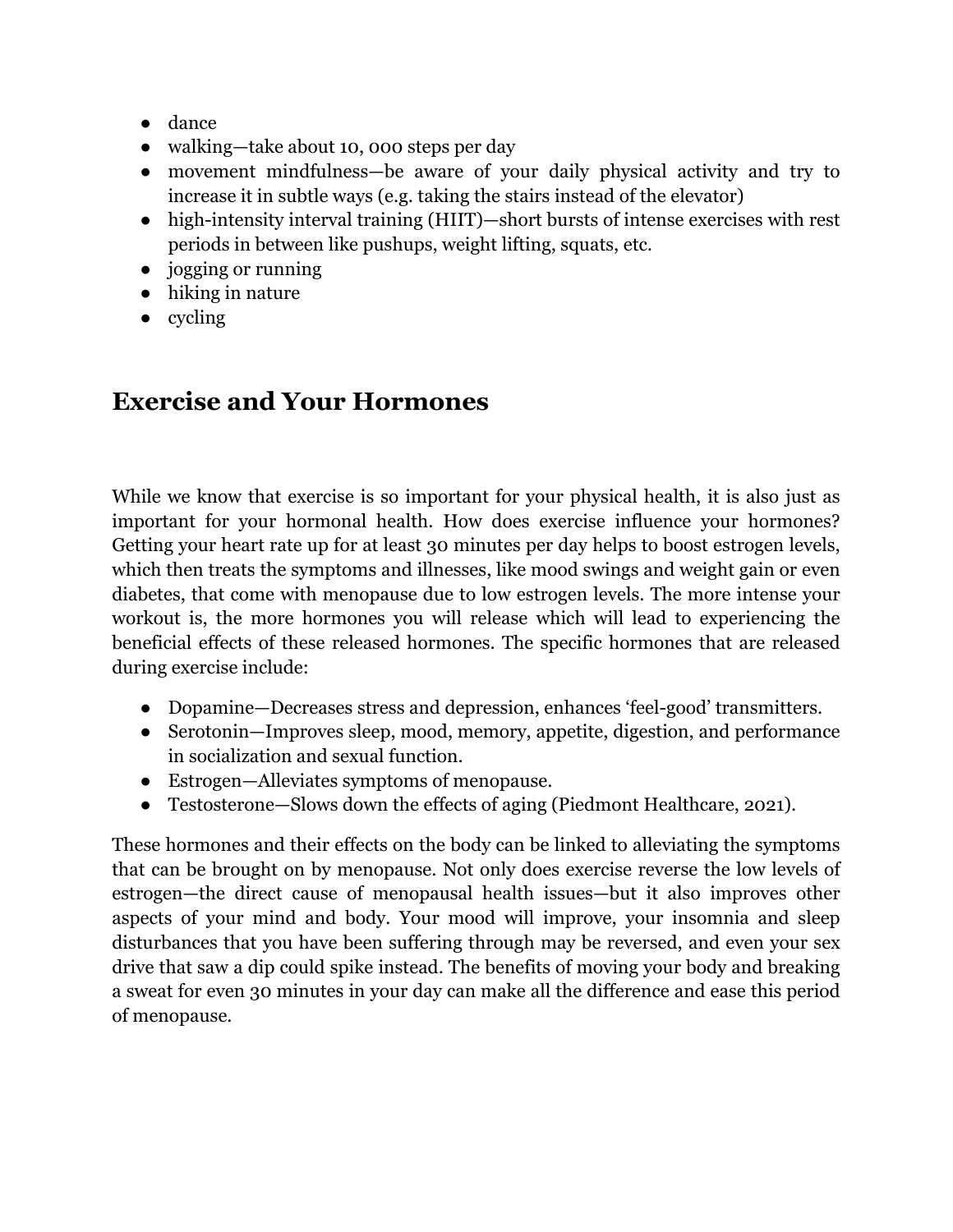- dance
- walking—take about 10, 000 steps per day
- movement mindfulness—be aware of your daily physical activity and try to increase it in subtle ways (e.g. taking the stairs instead of the elevator)
- high-intensity interval training (HIIT)—short bursts of intense exercises with rest periods in between like pushups, weight lifting, squats, etc.
- jogging or running
- hiking in nature
- cycling

## Exercise and Your Hormones

While we know that exercise is so important for your physical health, it is also just as important for your hormonal health. How does exercise influence your hormones? Getting your heart rate up for at least 30 minutes per day helps to boost estrogen levels, which then treats the symptoms and illnesses, like mood swings and weight gain or even diabetes, that come with menopause due to low estrogen levels. The more intense your workout is, the more hormones you will release which will lead to experiencing the beneficial effects of these released hormones. The specific hormones that are released during exercise include:

- Dopamine—Decreases stress and depression, enhances 'feel-good' transmitters.
- Serotonin—Improves sleep, mood, memory, appetite, digestion, and performance in socialization and sexual function.
- Estrogen—Alleviates symptoms of menopause.
- Testosterone—Slows down the effects of aging (Piedmont Healthcare, 2021).

These hormones and their effects on the body can be linked to alleviating the symptoms that can be brought on by menopause. Not only does exercise reverse the low levels of estrogen—the direct cause of menopausal health issues—but it also improves other aspects of your mind and body. Your mood will improve, your insomnia and sleep disturbances that you have been suffering through may be reversed, and even your sex drive that saw a dip could spike instead. The benefits of moving your body and breaking a sweat for even 30 minutes in your day can make all the difference and ease this period of menopause.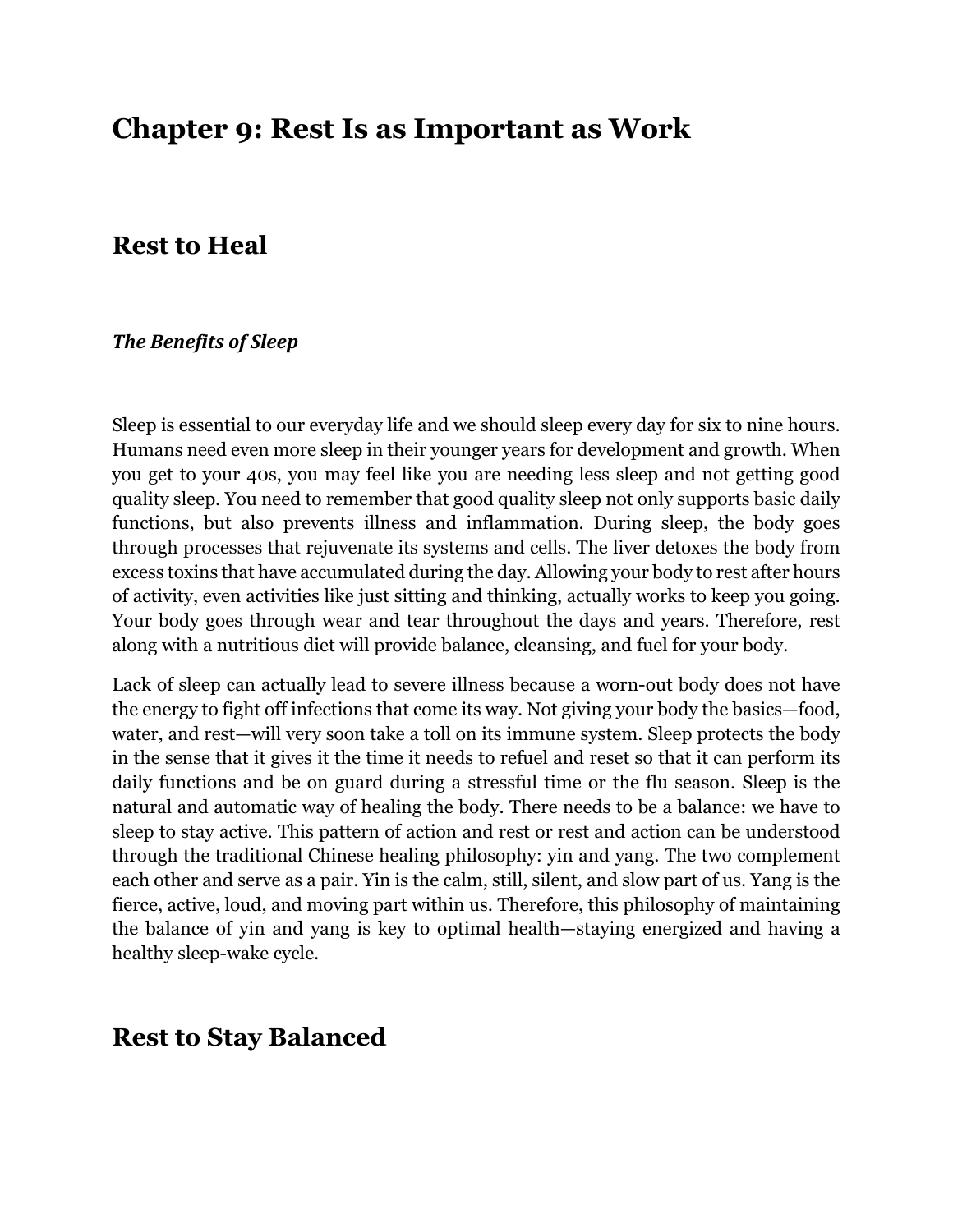# Chapter 9: Rest Is as Important as Work

## Rest to Heal

### *The Benefits of Sleep*

Sleep is essential to our everyday life and we should sleep every day for six to nine hours. Humans need even more sleep in their younger years for development and growth. When you get to your 40s, you may feel like you are needing less sleep and not getting good quality sleep. You need to remember that good quality sleep not only supports basic daily functions, but also prevents illness and inflammation. During sleep, the body goes through processes that rejuvenate its systems and cells. The liver detoxes the body from excess toxins that have accumulated during the day. Allowing your body to rest after hours of activity, even activities like just sitting and thinking, actually works to keep you going. Your body goes through wear and tear throughout the days and years. Therefore, rest along with a nutritious diet will provide balance, cleansing, and fuel for your body.

Lack of sleep can actually lead to severe illness because a worn-out body does not have the energy to fight off infections that come its way. Not giving your body the basics—food, water, and rest—will very soon take a toll on its immune system. Sleep protects the body in the sense that it gives it the time it needs to refuel and reset so that it can perform its daily functions and be on guard during a stressful time or the flu season. Sleep is the natural and automatic way of healing the body. There needs to be a balance: we have to sleep to stay active. This pattern of action and rest or rest and action can be understood through the traditional Chinese healing philosophy: yin and yang. The two complement each other and serve as a pair. Yin is the calm, still, silent, and slow part of us. Yang is the fierce, active, loud, and moving part within us. Therefore, this philosophy of maintaining the balance of yin and yang is key to optimal health—staying energized and having a healthy sleep-wake cycle.

## Rest to Stay Balanced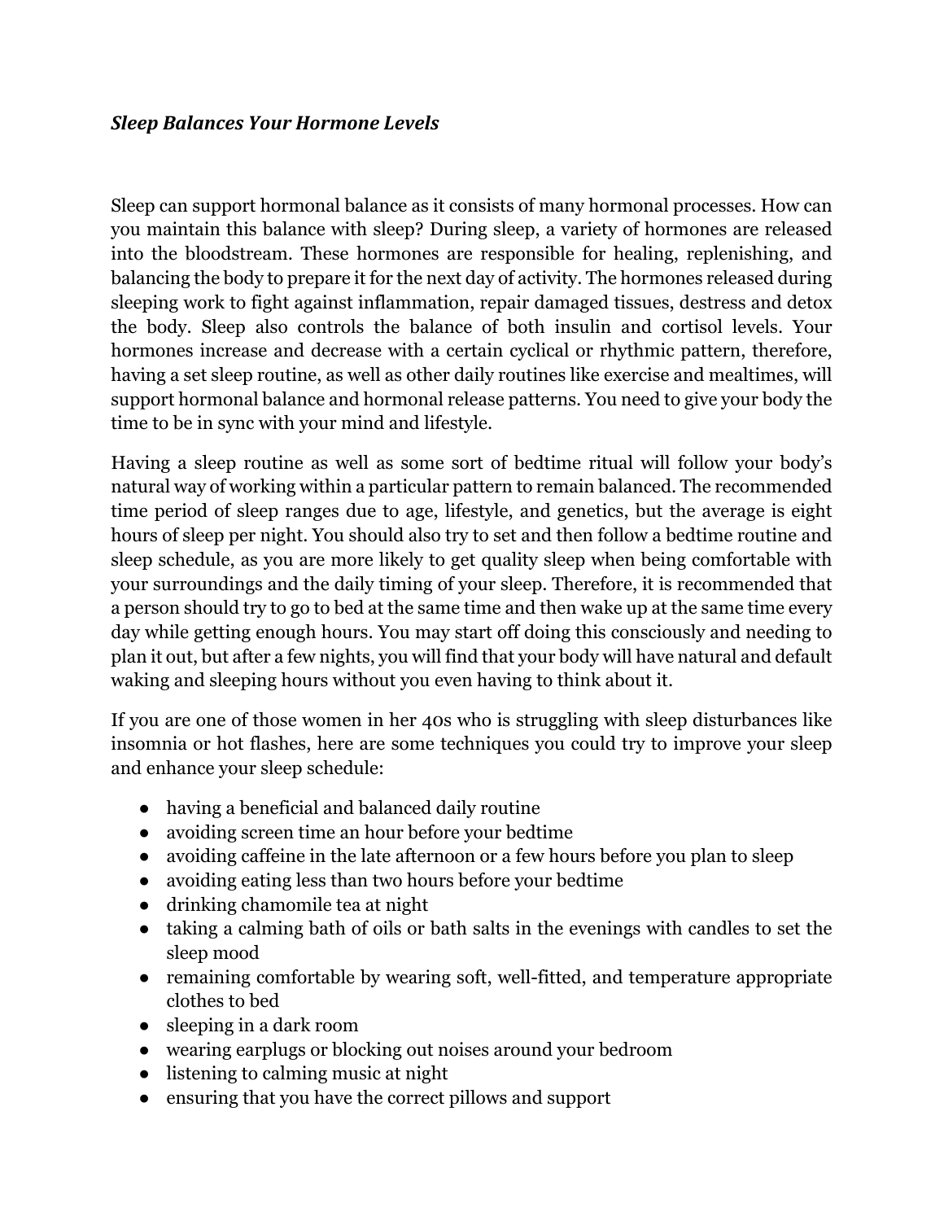### *Sleep Balances Your Hormone Levels*

Sleep can support hormonal balance as it consists of many hormonal processes. How can you maintain this balance with sleep? During sleep, a variety of hormones are released into the bloodstream. These hormones are responsible for healing, replenishing, and balancing the body to prepare it for the next day of activity. The hormones released during sleeping work to fight against inflammation, repair damaged tissues, destress and detox the body. Sleep also controls the balance of both insulin and cortisol levels. Your hormones increase and decrease with a certain cyclical or rhythmic pattern, therefore, having a set sleep routine, as well as other daily routines like exercise and mealtimes, will support hormonal balance and hormonal release patterns. You need to give your body the time to be in sync with your mind and lifestyle.

Having a sleep routine as well as some sort of bedtime ritual will follow your body's natural way of working within a particular pattern to remain balanced. The recommended time period of sleep ranges due to age, lifestyle, and genetics, but the average is eight hours of sleep per night. You should also try to set and then follow a bedtime routine and sleep schedule, as you are more likely to get quality sleep when being comfortable with your surroundings and the daily timing of your sleep. Therefore, it is recommended that a person should try to go to bed at the same time and then wake up at the same time every day while getting enough hours. You may start off doing this consciously and needing to plan it out, but after a few nights, you will find that your body will have natural and default waking and sleeping hours without you even having to think about it.

If you are one of those women in her 40s who is struggling with sleep disturbances like insomnia or hot flashes, here are some techniques you could try to improve your sleep and enhance your sleep schedule:

- having a beneficial and balanced daily routine
- avoiding screen time an hour before your bedtime
- avoiding caffeine in the late afternoon or a few hours before you plan to sleep
- avoiding eating less than two hours before your bedtime
- drinking chamomile tea at night
- taking a calming bath of oils or bath salts in the evenings with candles to set the sleep mood
- remaining comfortable by wearing soft, well-fitted, and temperature appropriate clothes to bed
- sleeping in a dark room
- wearing earplugs or blocking out noises around your bedroom
- listening to calming music at night
- ensuring that you have the correct pillows and support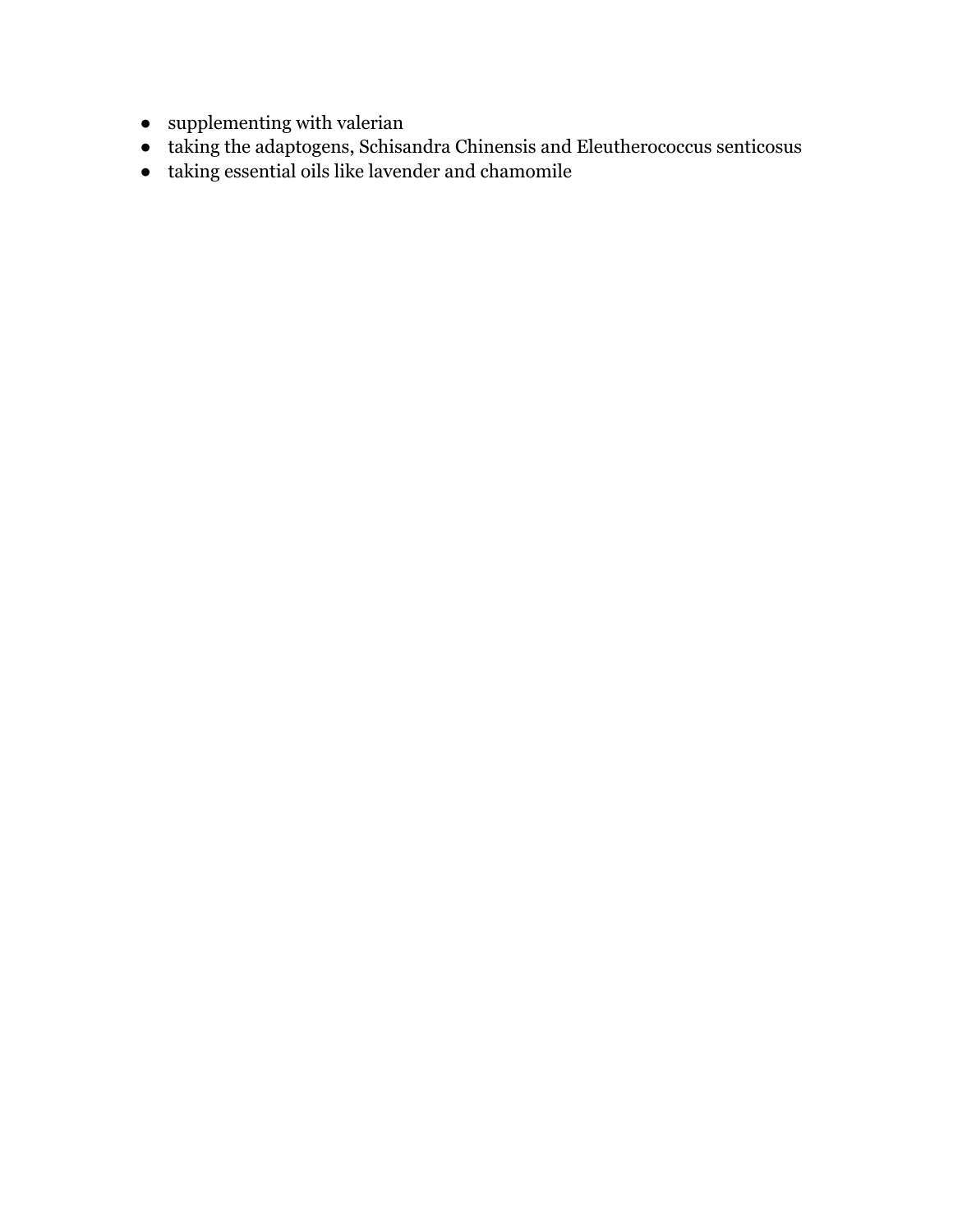- supplementing with valerian
- taking the adaptogens, Schisandra Chinensis and Eleutherococcus senticosus
- taking essential oils like lavender and chamomile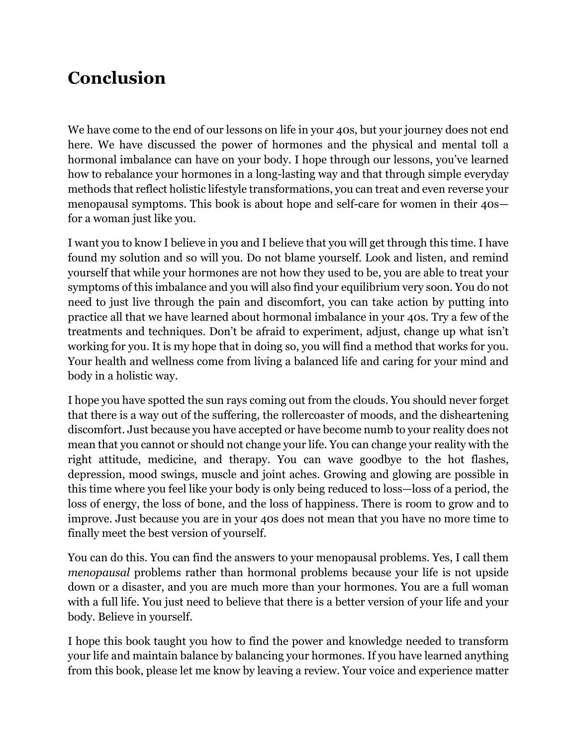# Conclusion

We have come to the end of our lessons on life in your 40s, but your journey does not end here. We have discussed the power of hormones and the physical and mental toll a hormonal imbalance can have on your body. I hope through our lessons, you've learned how to rebalance your hormones in a long-lasting way and that through simple everyday methods that reflect holistic lifestyle transformations, you can treat and even reverse your menopausal symptoms. This book is about hope and self-care for women in their 40s—for a woman just like you.

I want you to know I believe in you and I believe that you will get through this time. I have found my solution and so will you. Do not blame yourself. Look and listen, and remind yourself that while your hormones are not how they used to be, you are able to treat your symptoms of this imbalance and you will also find your equilibrium very soon. You do not need to just live through the pain and discomfort, you can take action by putting into practice all that we have learned about hormonal imbalance in your 40s. Try a few of the treatments and techniques. Don't be afraid to experiment, adjust, change up what isn't working for you. It is my hope that in doing so, you will find a method that works for you. Your health and wellness come from living a balanced life and caring for your mind and body in a holistic way.

I hope you have spotted the sun rays coming out from the clouds. You should never forget that there is a way out of the suffering, the rollercoaster of moods, and the disheartening discomfort. Just because you have accepted or have become numb to your reality does not mean that you cannot or should not change your life. You can change your reality with the right attitude, medicine, and therapy. You can wave goodbye to the hot flashes, depression, mood swings, muscle and joint aches. Growing and glowing are possible in this time where you feel like your body is only being reduced to loss—loss of a period, the loss of energy, the loss of bone, and the loss of happiness. There is room to grow and to improve. Just because you are in your 40s does not mean that you have no more time to finally meet the best version of yourself.

You can do this. You can find the answers to your menopausal problems. Yes, I call them *menopausal* problems rather than hormonal problems because your life is not upside down or a disaster, and you are much more than your hormones. You are a full woman with a full life. You just need to believe that there is a better version of your life and your body. Believe in yourself.

I hope this book taught you how to find the power and knowledge needed to transform your life and maintain balance by balancing your hormones. If you have learned anything from this book, please let me know by leaving a review. Your voice and experience matter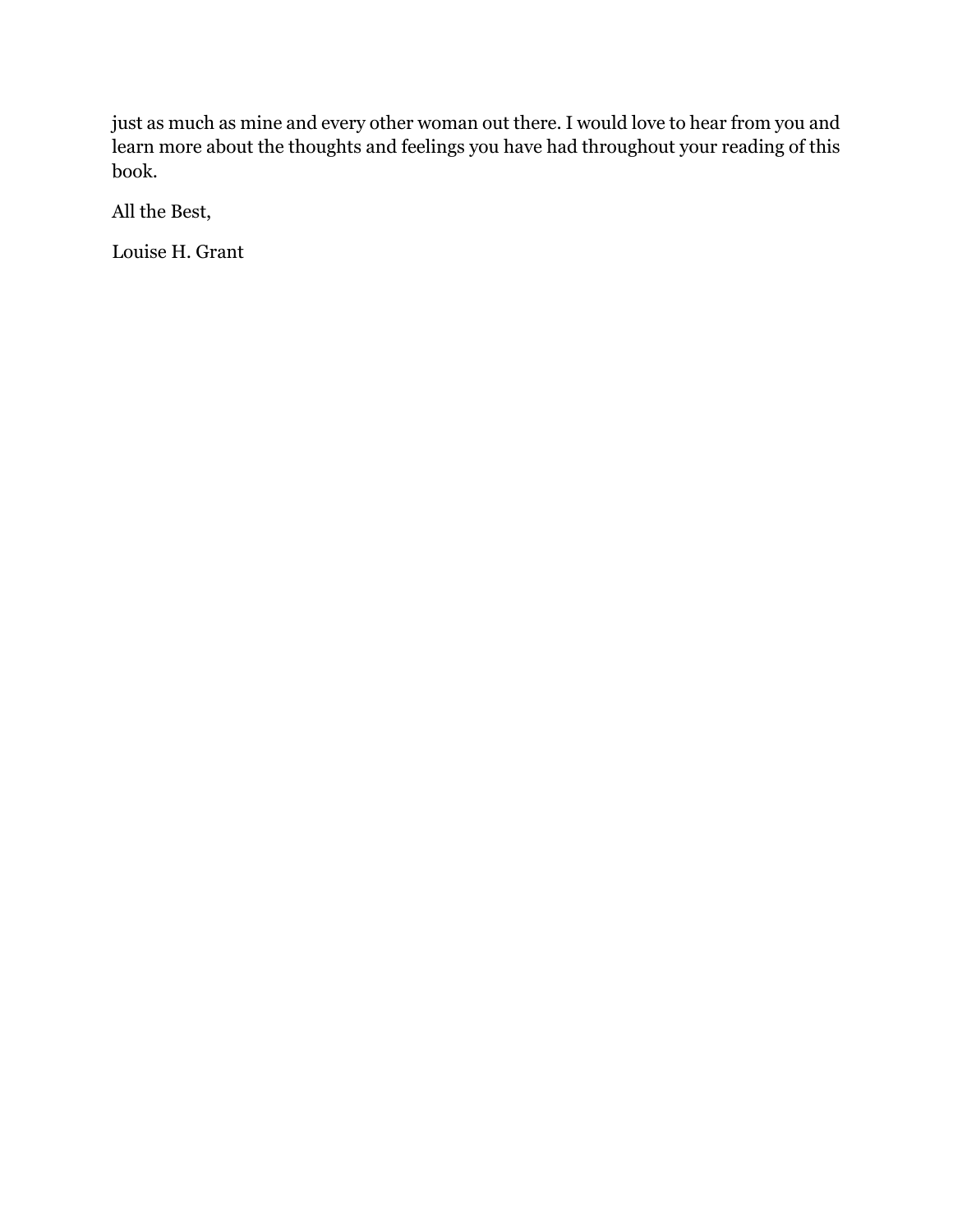just as much as mine and every other woman out there. I would love to hear from you and learn more about the thoughts and feelings you have had throughout your reading of this book.

All the Best,

Louise H. Grant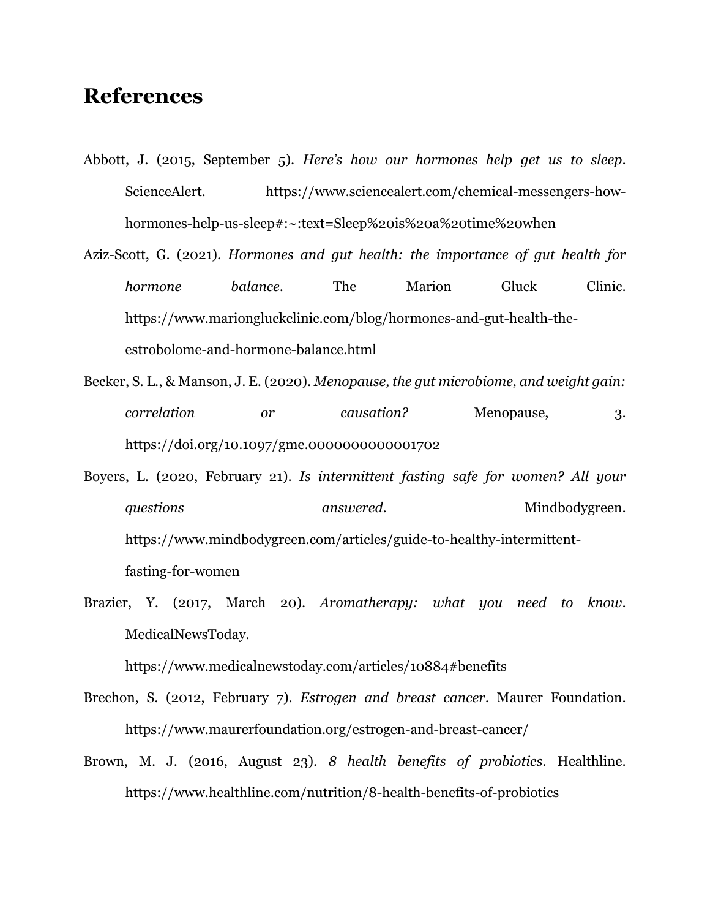## References

Abbott, J. (2015, September 5). *Here's how our hormones help get us to sleep*. ScienceAlert. https://www.sciencealert.com/chemical-messengers-how-hormones-help-us-sleep#:~:text=Sleep%20is%20a%20time%20when

Aziz-Scott, G. (2021). *Hormones and gut health: the importance of gut health for hormone balance*. The Marion Gluck Clinic. https://www.mariongluckclinic.com/blog/hormones-and-gut-health-the-estrobolome-and-hormone-balance.html

Becker, S. L., & Manson, J. E. (2020). *Menopause, the gut microbiome, and weight gain: correlation or causation?* Menopause, 3. https://doi.org/10.1097/gme.0000000000001702

Boyers, L. (2020, February 21). *Is intermittent fasting safe for women? All your questions answered*. Mindbodygreen. https://www.mindbodygreen.com/articles/guide-to-healthy-intermittent-fasting-for-women

Brazier, Y. (2017, March 20). *Aromatherapy: what you need to know*. MedicalNewsToday. https://www.medicalnewstoday.com/articles/10884#benefits

Brechon, S. (2012, February 7). *Estrogen and breast cancer*. Maurer Foundation. https://www.maurerfoundation.org/estrogen-and-breast-cancer/

Brown, M. J. (2016, August 23). *8 health benefits of probiotics*. Healthline. https://www.healthline.com/nutrition/8-health-benefits-of-probiotics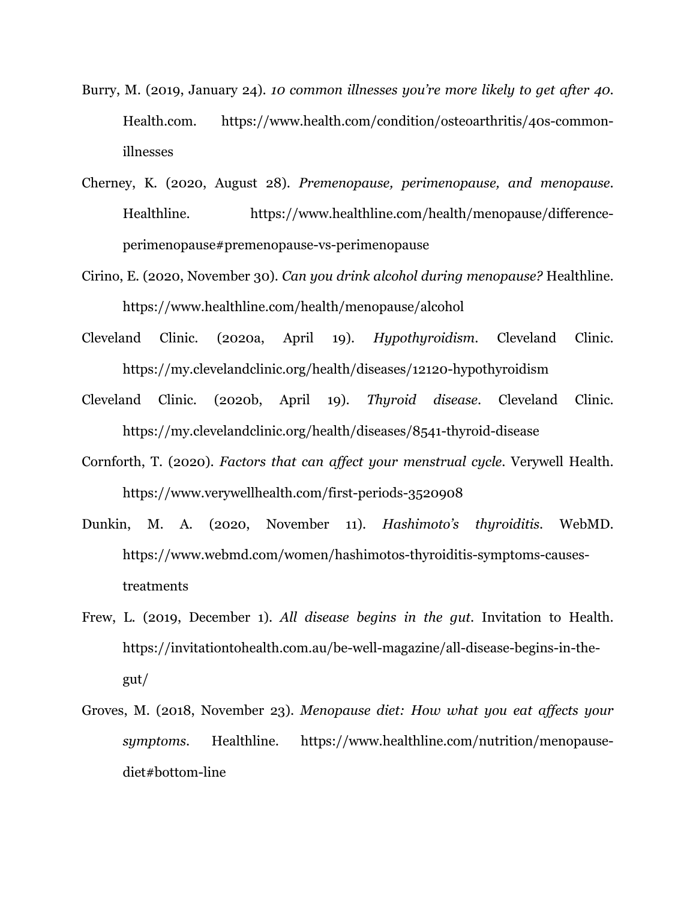Burry, M. (2019, January 24). *10 common illnesses you're more likely to get after 40*. Health.com. https://www.health.com/condition/osteoarthritis/40s-common-illnesses

Cherney, K. (2020, August 28). *Premenopause, perimenopause, and menopause*. Healthline. https://www.healthline.com/health/menopause/difference-perimenopause#premenopause-vs-perimenopause

Cirino, E. (2020, November 30). *Can you drink alcohol during menopause?* Healthline. https://www.healthline.com/health/menopause/alcohol

Cleveland Clinic. (2020a, April 19). *Hypothyroidism*. Cleveland Clinic. https://my.clevelandclinic.org/health/diseases/12120-hypothyroidism

Cleveland Clinic. (2020b, April 19). *Thyroid disease*. Cleveland Clinic. https://my.clevelandclinic.org/health/diseases/8541-thyroid-disease

Cornforth, T. (2020). *Factors that can affect your menstrual cycle*. Verywell Health. https://www.verywellhealth.com/first-periods-3520908

Dunkin, M. A. (2020, November 11). *Hashimoto's thyroiditis*. WebMD. https://www.webmd.com/women/hashimotos-thyroiditis-symptoms-causes-treatments

Frew, L. (2019, December 1). *All disease begins in the gut*. Invitation to Health. https://invitationtohealth.com.au/be-well-magazine/all-disease-begins-in-the-gut/

Groves, M. (2018, November 23). *Menopause diet: How what you eat affects your symptoms*. Healthline. https://www.healthline.com/nutrition/menopause-diet#bottom-line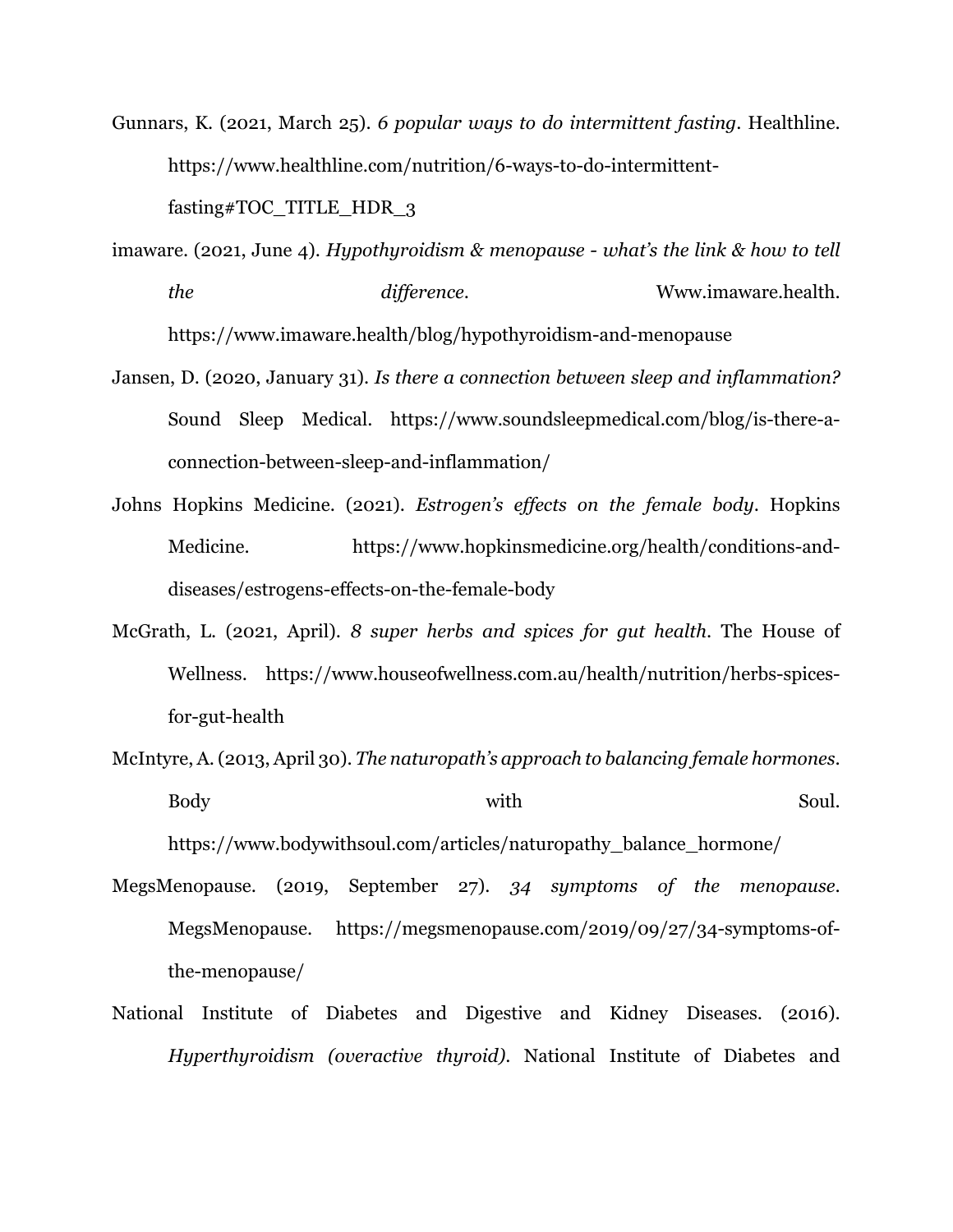Gunnars, K. (2021, March 25). *6 popular ways to do intermittent fasting*. Healthline. https://www.healthline.com/nutrition/6-ways-to-do-intermittent-fasting#TOC_TITLE_HDR_3

imaware. (2021, June 4). *Hypothyroidism & menopause - what's the link & how to tell the difference*. Www.imaware.health. https://www.imaware.health/blog/hypothyroidism-and-menopause

Jansen, D. (2020, January 31). *Is there a connection between sleep and inflammation?* Sound Sleep Medical. https://www.soundsleepmedical.com/blog/is-there-a-connection-between-sleep-and-inflammation/

Johns Hopkins Medicine. (2021). *Estrogen's effects on the female body*. Hopkins Medicine. https://www.hopkinsmedicine.org/health/conditions-and-diseases/estrogens-effects-on-the-female-body

McGrath, L. (2021, April). *8 super herbs and spices for gut health*. The House of Wellness. https://www.houseofwellness.com.au/health/nutrition/herbs-spices-for-gut-health

McIntyre, A. (2013, April 30). *The naturopath's approach to balancing female hormones*. Body with Soul. https://www.bodywithsoul.com/articles/naturopathy_balance_hormone/

MegsMenopause. (2019, September 27). *34 symptoms of the menopause*. MegsMenopause. https://megsmenopause.com/2019/09/27/34-symptoms-of-the-menopause/

National Institute of Diabetes and Digestive and Kidney Diseases. (2016). *Hyperthyroidism (overactive thyroid)*. National Institute of Diabetes and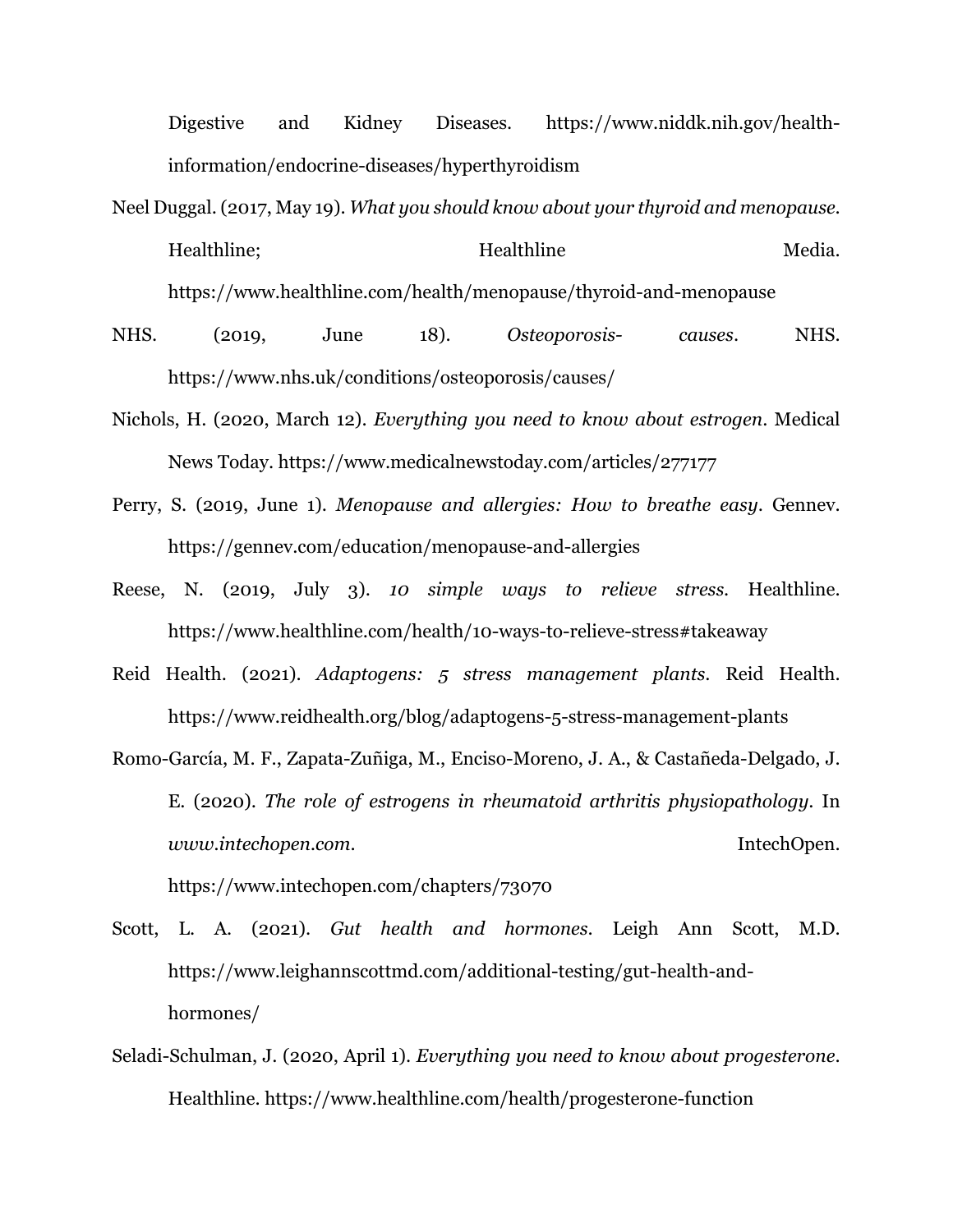Digestive and Kidney Diseases. https://www.niddk.nih.gov/health-information/endocrine-diseases/hyperthyroidism

Neel Duggal. (2017, May 19). *What you should know about your thyroid and menopause*. Healthline; Healthline Media. https://www.healthline.com/health/menopause/thyroid-and-menopause

NHS. (2019, June 18). *Osteoporosis- causes*. NHS. https://www.nhs.uk/conditions/osteoporosis/causes/

Nichols, H. (2020, March 12). *Everything you need to know about estrogen*. Medical News Today. https://www.medicalnewstoday.com/articles/277177

Perry, S. (2019, June 1). *Menopause and allergies: How to breathe easy*. Gennev. https://gennev.com/education/menopause-and-allergies

Reese, N. (2019, July 3). *10 simple ways to relieve stress*. Healthline. https://www.healthline.com/health/10-ways-to-relieve-stress#takeaway

Reid Health. (2021). *Adaptogens: 5 stress management plants*. Reid Health. https://www.reidhealth.org/blog/adaptogens-5-stress-management-plants

Romo-García, M. F., Zapata-Zuñiga, M., Enciso-Moreno, J. A., & Castañeda-Delgado, J. E. (2020). *The role of estrogens in rheumatoid arthritis physiopathology*. In *www.intechopen.com*. IntechOpen. https://www.intechopen.com/chapters/73070

Scott, L. A. (2021). *Gut health and hormones*. Leigh Ann Scott, M.D. https://www.leighannscottmd.com/additional-testing/gut-health-and-hormones/

Seladi-Schulman, J. (2020, April 1). *Everything you need to know about progesterone*. Healthline. https://www.healthline.com/health/progesterone-function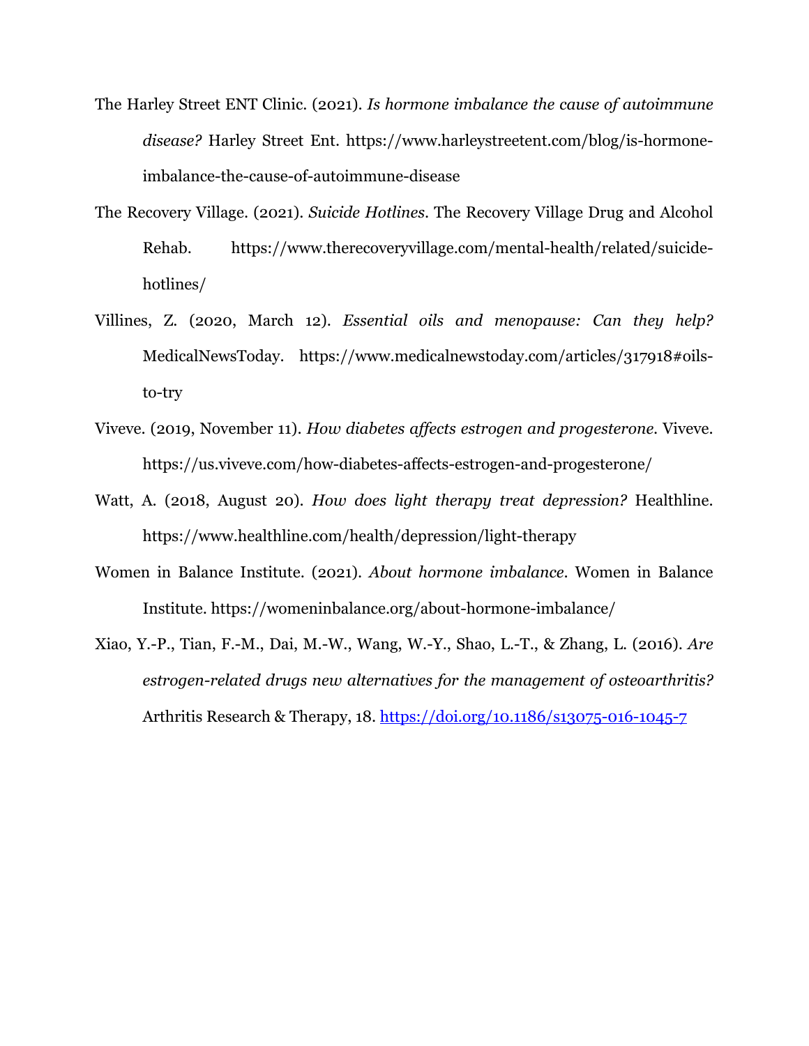The Harley Street ENT Clinic. (2021). *Is hormone imbalance the cause of autoimmune disease?* Harley Street Ent. https://www.harleystreetent.com/blog/is-hormone-imbalance-the-cause-of-autoimmune-disease

The Recovery Village. (2021). *Suicide Hotlines*. The Recovery Village Drug and Alcohol Rehab. https://www.therecoveryvillage.com/mental-health/related/suicide-hotlines/

Villines, Z. (2020, March 12). *Essential oils and menopause: Can they help?* MedicalNewsToday. https://www.medicalnewstoday.com/articles/317918#oils-to-try

Viveve. (2019, November 11). *How diabetes affects estrogen and progesterone*. Viveve. https://us.viveve.com/how-diabetes-affects-estrogen-and-progesterone/

Watt, A. (2018, August 20). *How does light therapy treat depression?* Healthline. https://www.healthline.com/health/depression/light-therapy

Women in Balance Institute. (2021). *About hormone imbalance*. Women in Balance Institute. https://womeninbalance.org/about-hormone-imbalance/

Xiao, Y.-P., Tian, F.-M., Dai, M.-W., Wang, W.-Y., Shao, L.-T., & Zhang, L. (2016). *Are estrogen-related drugs new alternatives for the management of osteoarthritis?* Arthritis Research & Therapy, 18. https://doi.org/10.1186/s13075-016-1045-7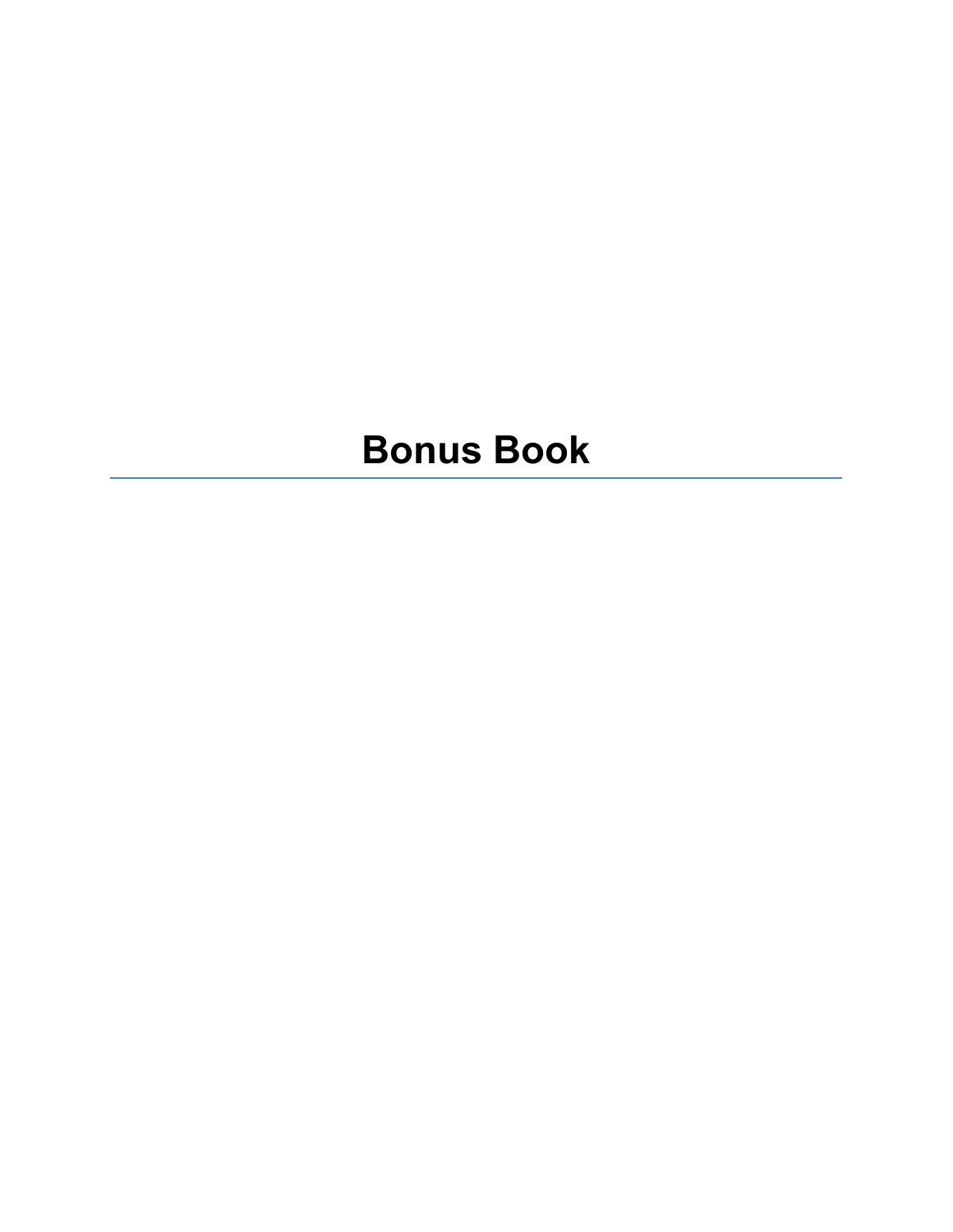# Bonus Book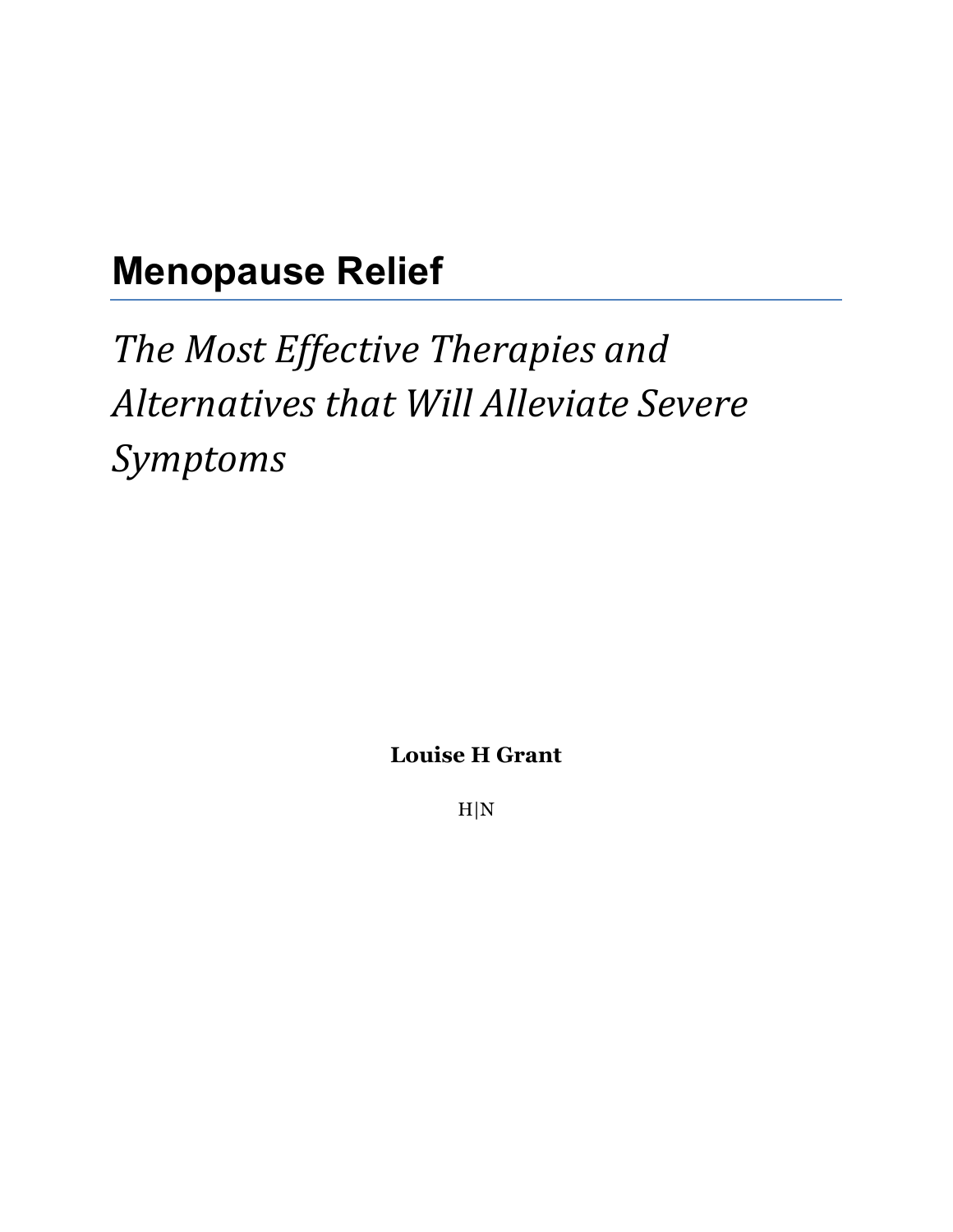# Menopause Relief

*The Most Effective Therapies and Alternatives that Will Alleviate Severe Symptoms*

**Louise H Grant**

H|N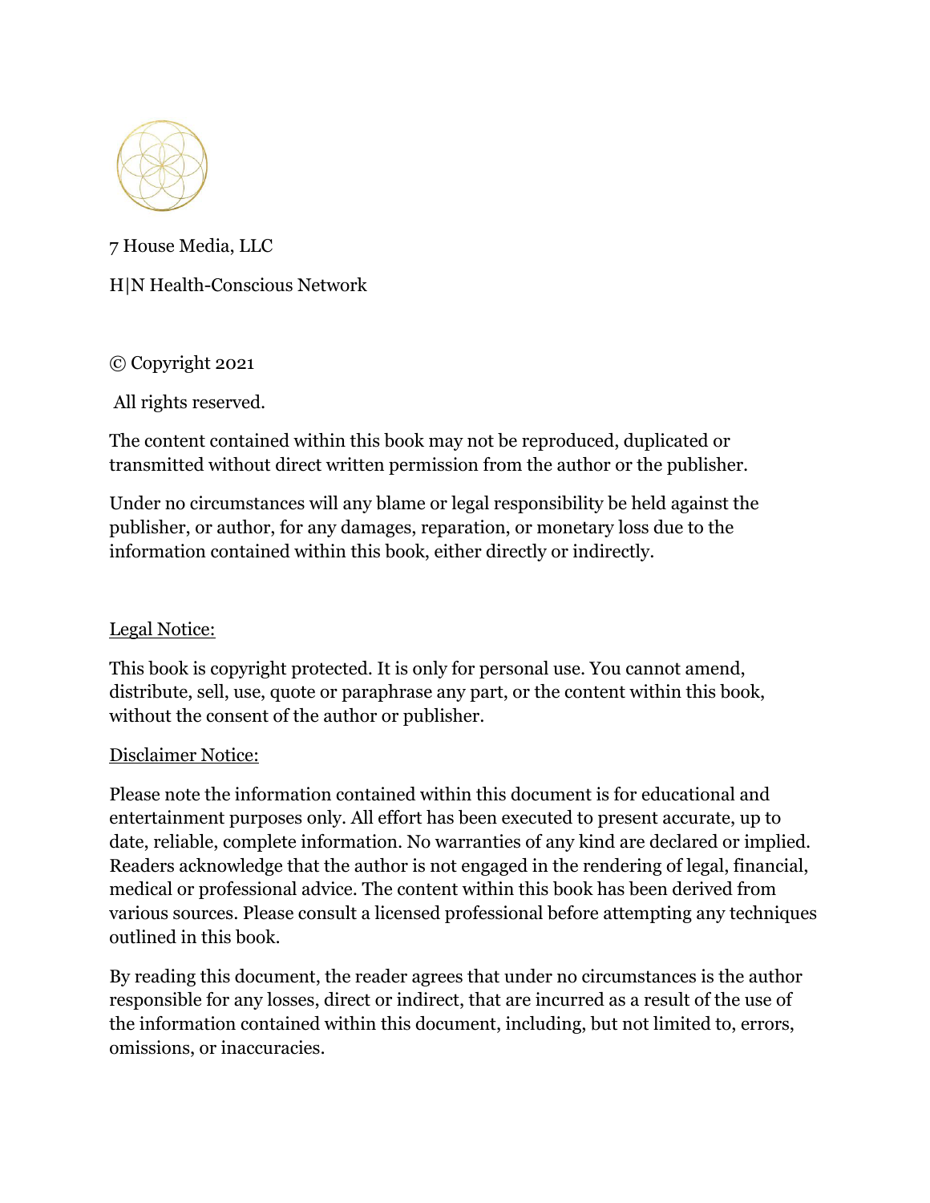7 House Media, LLC

H|N Health-Conscious Network

© Copyright 2021

All rights reserved.

The content contained within this book may not be reproduced, duplicated or transmitted without direct written permission from the author or the publisher.

Under no circumstances will any blame or legal responsibility be held against the publisher, or author, for any damages, reparation, or monetary loss due to the information contained within this book, either directly or indirectly.

Legal Notice:

This book is copyright protected. It is only for personal use. You cannot amend, distribute, sell, use, quote or paraphrase any part, or the content within this book, without the consent of the author or publisher.

Disclaimer Notice:

Please note the information contained within this document is for educational and entertainment purposes only. All effort has been executed to present accurate, up to date, reliable, complete information. No warranties of any kind are declared or implied. Readers acknowledge that the author is not engaged in the rendering of legal, financial, medical or professional advice. The content within this book has been derived from various sources. Please consult a licensed professional before attempting any techniques outlined in this book.

By reading this document, the reader agrees that under no circumstances is the author responsible for any losses, direct or indirect, that are incurred as a result of the use of the information contained within this document, including, but not limited to, errors, omissions, or inaccuracies.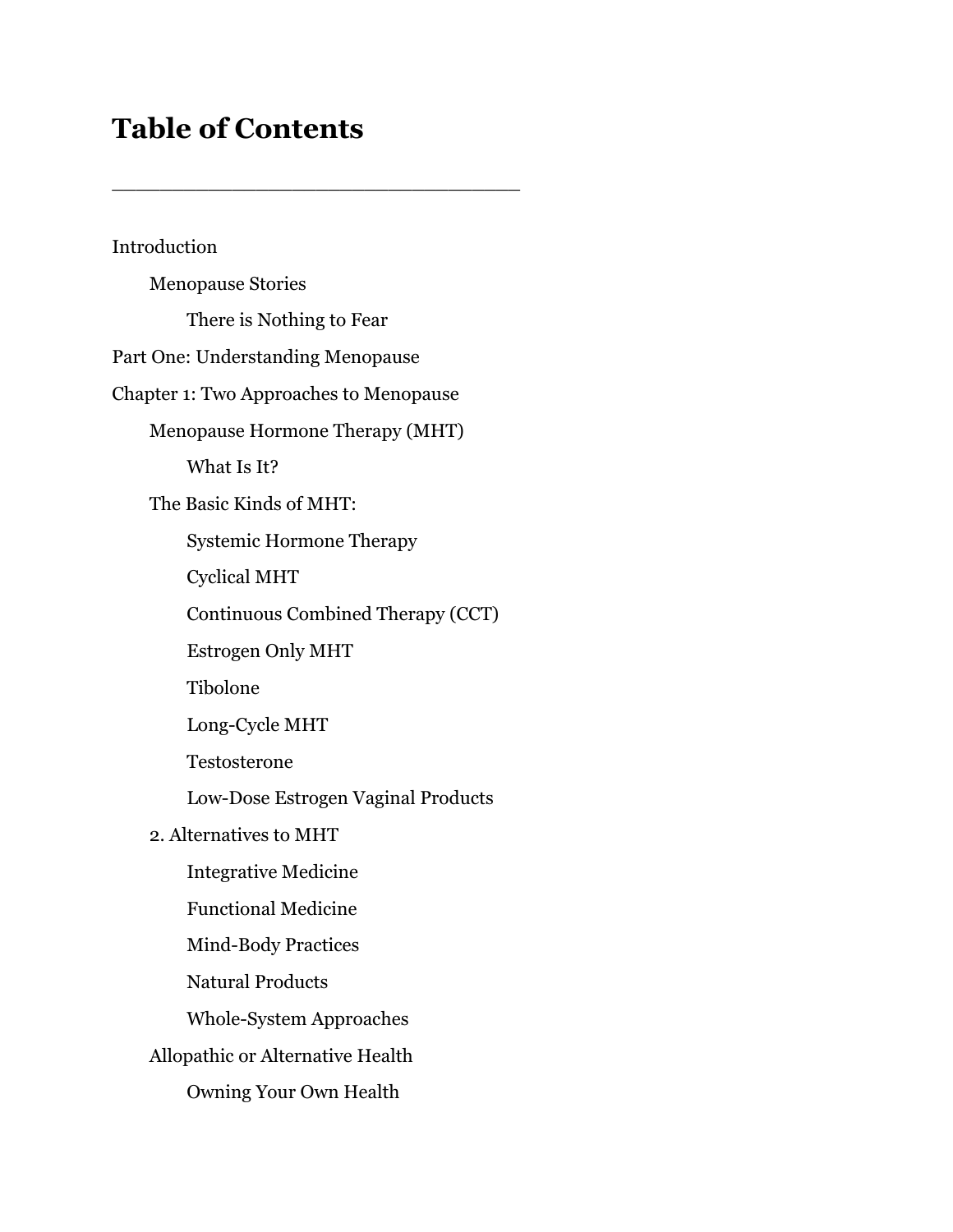# Table of Contents

---

Introduction

- Menopause Stories
  - There is Nothing to Fear

Part One: Understanding Menopause

Chapter 1: Two Approaches to Menopause

- Menopause Hormone Therapy (MHT)
  - What Is It?
- The Basic Kinds of MHT:
  - Systemic Hormone Therapy
  - Cyclical MHT
  - Continuous Combined Therapy (CCT)
  - Estrogen Only MHT
  - Tibolone
  - Long-Cycle MHT
  - Testosterone
  - Low-Dose Estrogen Vaginal Products
- 2. Alternatives to MHT
  - Integrative Medicine
  - Functional Medicine
  - Mind-Body Practices
  - Natural Products
  - Whole-System Approaches
- Allopathic or Alternative Health
  - Owning Your Own Health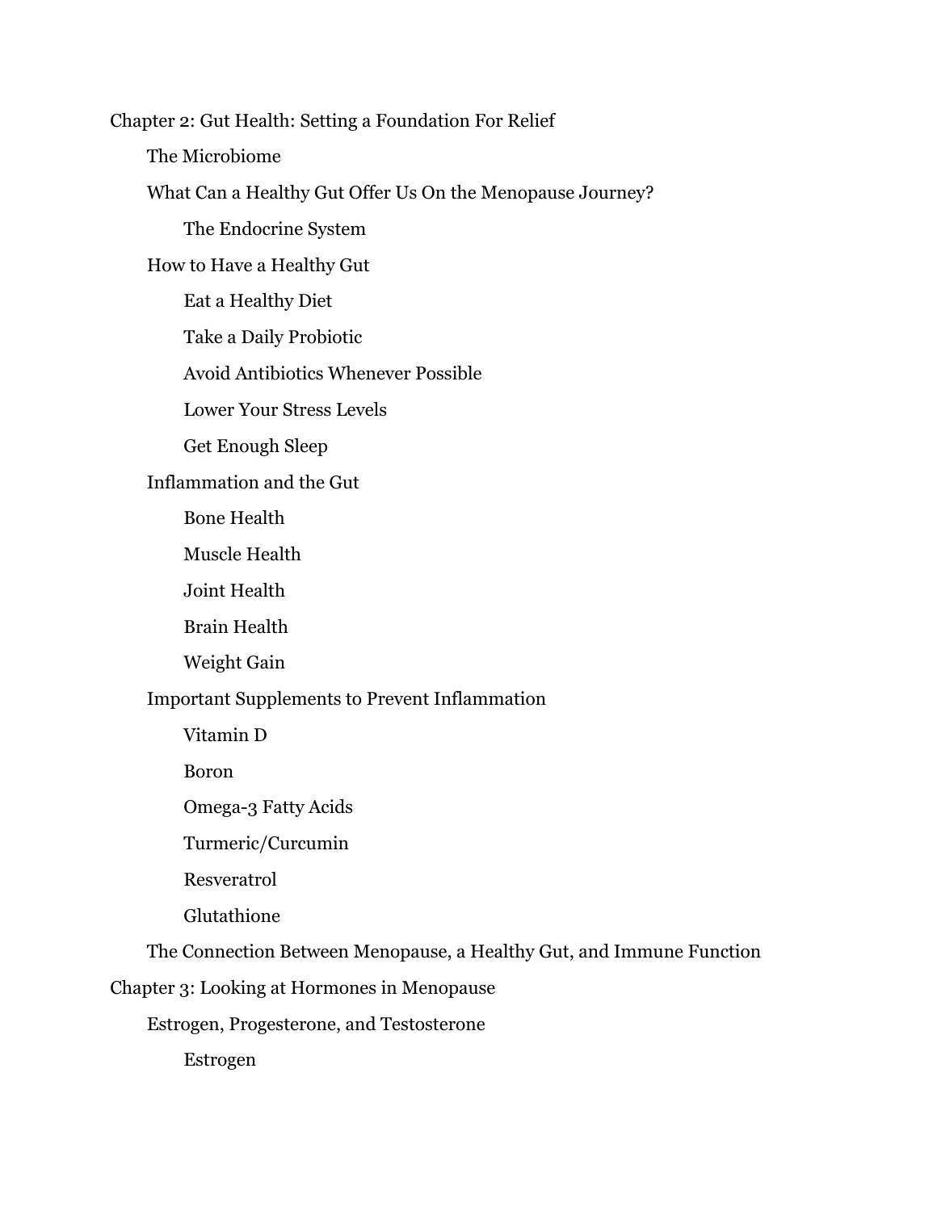Chapter 2: Gut Health: Setting a Foundation For Relief

- The Microbiome
- What Can a Healthy Gut Offer Us On the Menopause Journey?
  - The Endocrine System
- How to Have a Healthy Gut
  - Eat a Healthy Diet
  - Take a Daily Probiotic
  - Avoid Antibiotics Whenever Possible
  - Lower Your Stress Levels
  - Get Enough Sleep
- Inflammation and the Gut
  - Bone Health
  - Muscle Health
  - Joint Health
  - Brain Health
  - Weight Gain
- Important Supplements to Prevent Inflammation
  - Vitamin D
  - Boron
  - Omega-3 Fatty Acids
  - Turmeric/Curcumin
  - Resveratrol
  - Glutathione
- The Connection Between Menopause, a Healthy Gut, and Immune Function

Chapter 3: Looking at Hormones in Menopause

- Estrogen, Progesterone, and Testosterone
  - Estrogen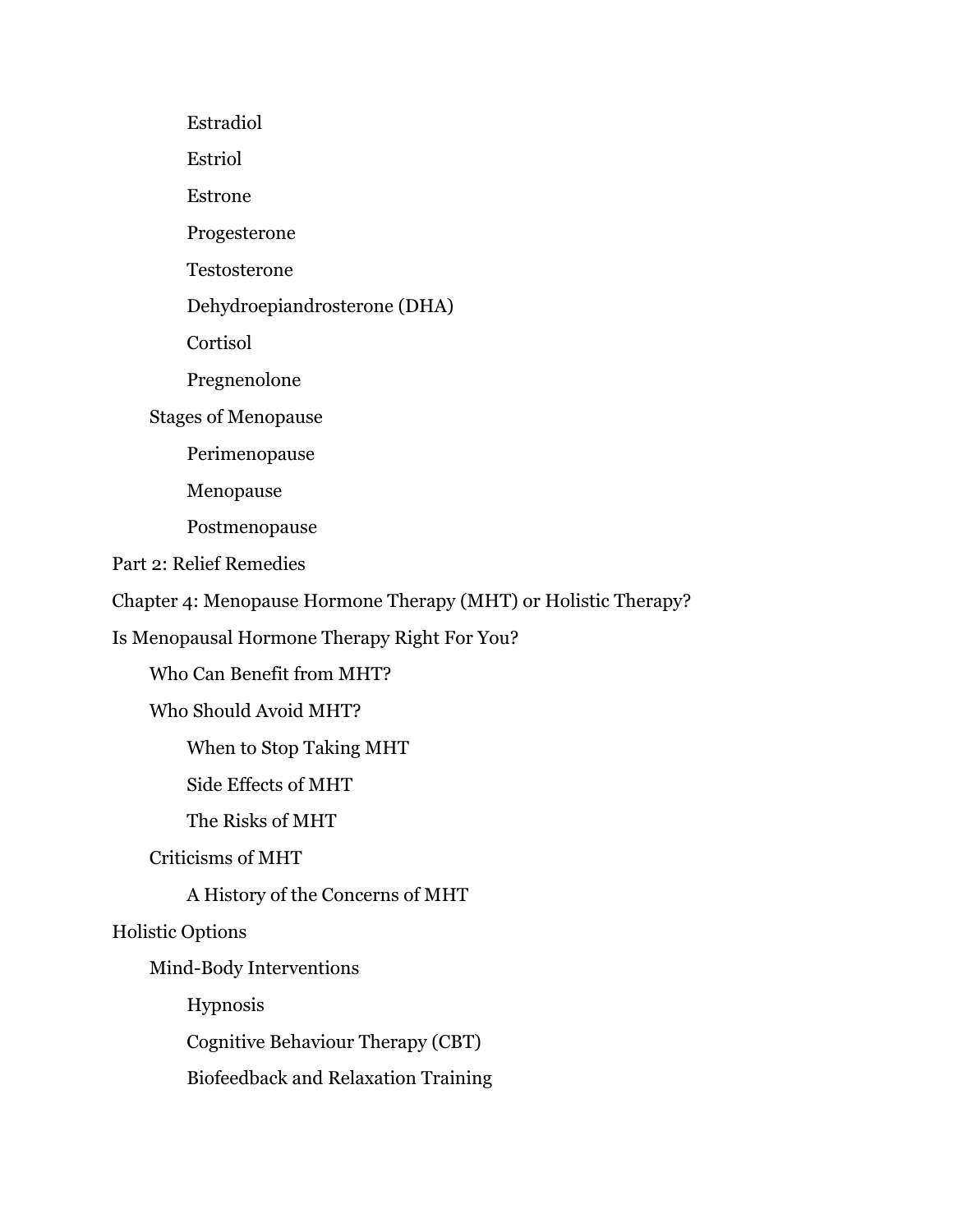- Estradiol
- Estriol
- Estrone
- Progesterone
- Testosterone
- Dehydroepiandrosterone (DHA)
- Cortisol
- Pregnenolone

- Stages of Menopause
  - Perimenopause
  - Menopause
  - Postmenopause

Part 2: Relief Remedies

Chapter 4: Menopause Hormone Therapy (MHT) or Holistic Therapy?

Is Menopausal Hormone Therapy Right For You?

- Who Can Benefit from MHT?
- Who Should Avoid MHT?
  - When to Stop Taking MHT
  - Side Effects of MHT
  - The Risks of MHT
- Criticisms of MHT
  - A History of the Concerns of MHT

Holistic Options

- Mind-Body Interventions
  - Hypnosis
  - Cognitive Behaviour Therapy (CBT)
  - Biofeedback and Relaxation Training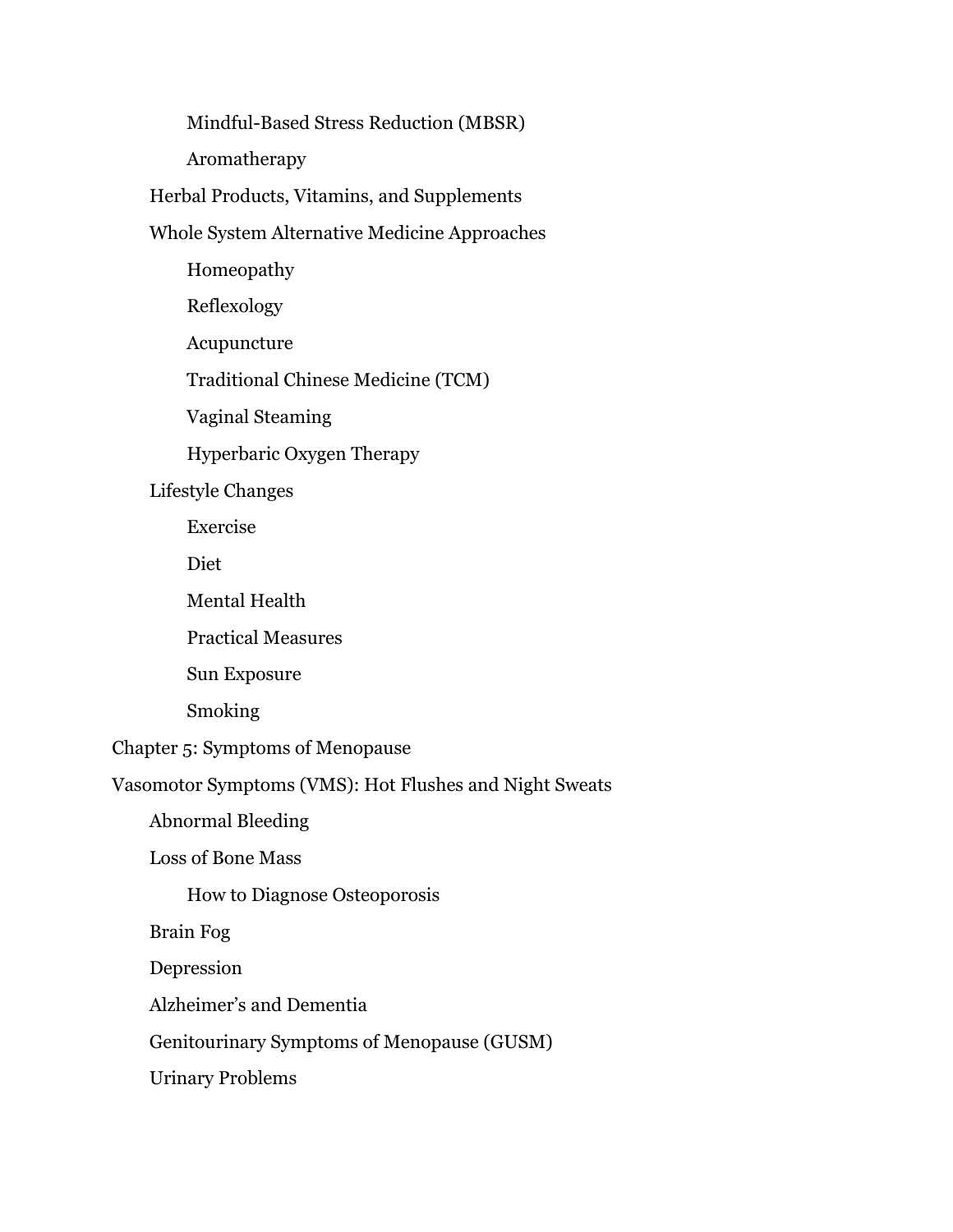- Mindful-Based Stress Reduction (MBSR)
- Aromatherapy

Herbal Products, Vitamins, and Supplements

Whole System Alternative Medicine Approaches

- Homeopathy
- Reflexology
- Acupuncture
- Traditional Chinese Medicine (TCM)
- Vaginal Steaming
- Hyperbaric Oxygen Therapy

Lifestyle Changes

- Exercise
- Diet
- Mental Health
- Practical Measures
- Sun Exposure
- Smoking

Chapter 5: Symptoms of Menopause

Vasomotor Symptoms (VMS): Hot Flushes and Night Sweats

Abnormal Bleeding

Loss of Bone Mass

- How to Diagnose Osteoporosis

Brain Fog

Depression

Alzheimer’s and Dementia

Genitourinary Symptoms of Menopause (GUSM)

Urinary Problems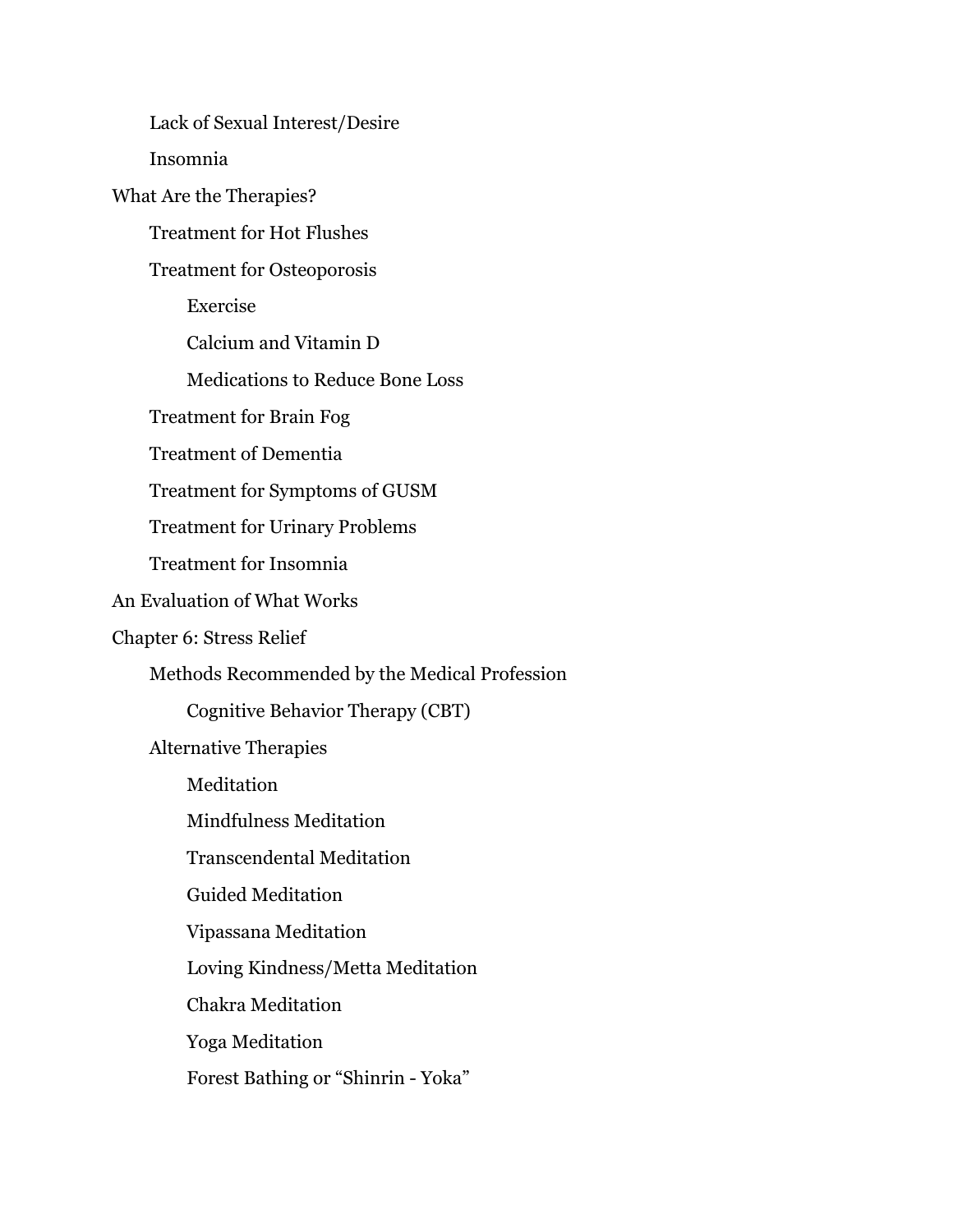- Lack of Sexual Interest/Desire
- Insomnia

What Are the Therapies?

- Treatment for Hot Flushes
- Treatment for Osteoporosis
  - Exercise
  - Calcium and Vitamin D
  - Medications to Reduce Bone Loss
- Treatment for Brain Fog
- Treatment of Dementia
- Treatment for Symptoms of GUSM
- Treatment for Urinary Problems
- Treatment for Insomnia

An Evaluation of What Works

Chapter 6: Stress Relief

- Methods Recommended by the Medical Profession
  - Cognitive Behavior Therapy (CBT)
- Alternative Therapies
  - Meditation
  - Mindfulness Meditation
  - Transcendental Meditation
  - Guided Meditation
  - Vipassana Meditation
  - Loving Kindness/Metta Meditation
  - Chakra Meditation
  - Yoga Meditation
  - Forest Bathing or “Shinrin - Yoka”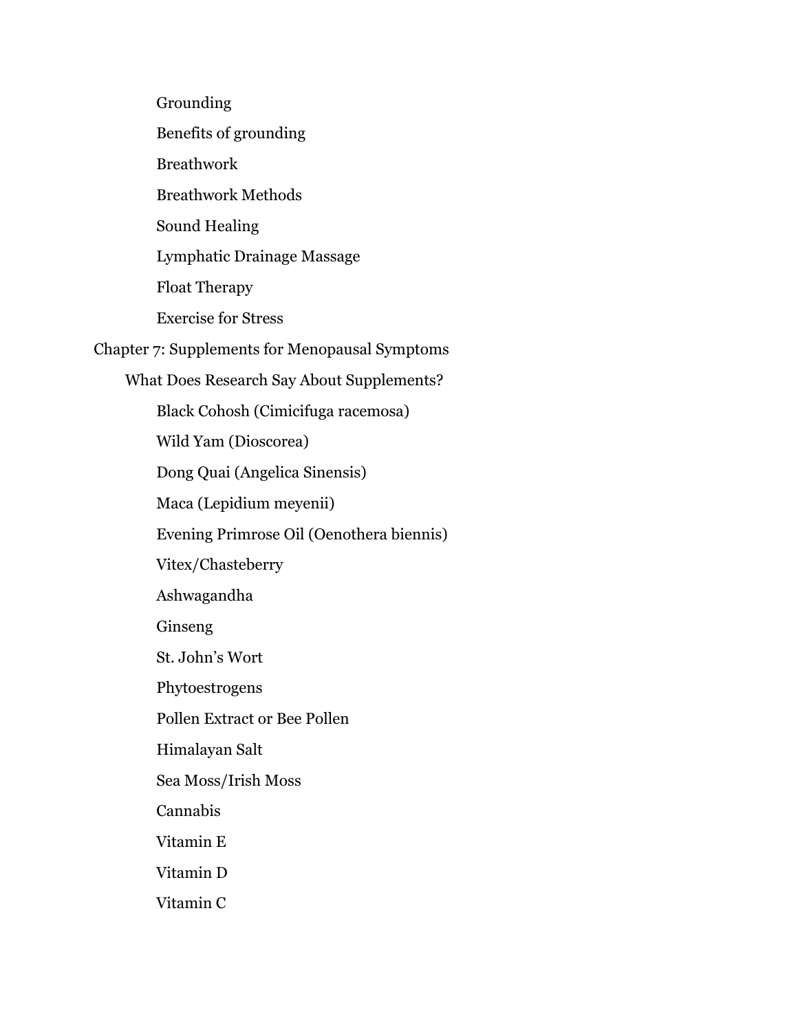- Grounding
- Benefits of grounding
- Breathwork
- Breathwork Methods
- Sound Healing
- Lymphatic Drainage Massage
- Float Therapy
- Exercise for Stress

Chapter 7: Supplements for Menopausal Symptoms

- What Does Research Say About Supplements?
    - Black Cohosh (Cimicifuga racemosa)
    - Wild Yam (Dioscorea)
    - Dong Quai (Angelica Sinensis)
    - Maca (Lepidium meyenii)
    - Evening Primrose Oil (Oenothera biennis)
    - Vitex/Chasteberry
    - Ashwagandha
    - Ginseng
    - St. John's Wort
    - Phytoestrogens
    - Pollen Extract or Bee Pollen
    - Himalayan Salt
    - Sea Moss/Irish Moss
    - Cannabis
    - Vitamin E
    - Vitamin D
    - Vitamin C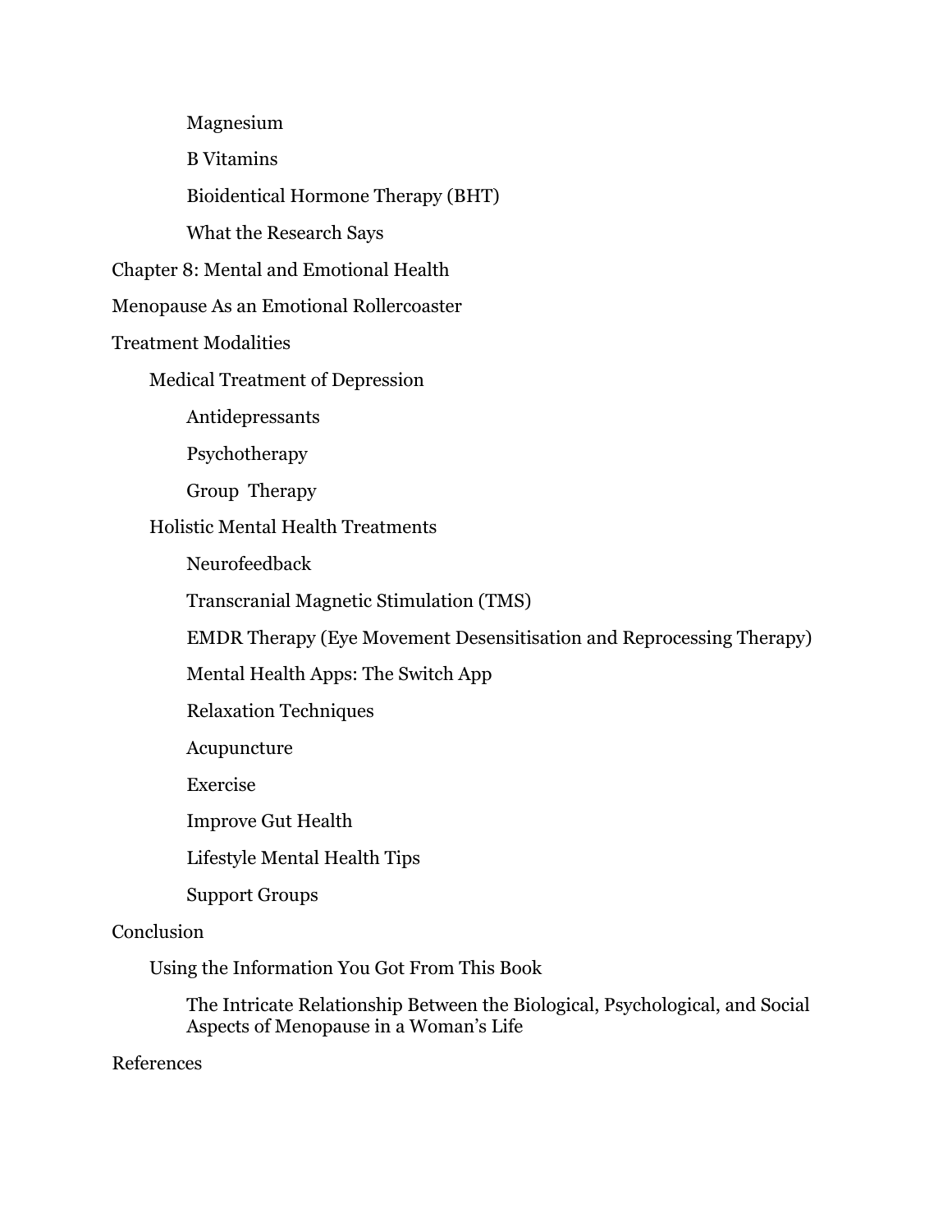- Magnesium
- B Vitamins
- Bioidentical Hormone Therapy (BHT)
- What the Research Says

Chapter 8: Mental and Emotional Health

Menopause As an Emotional Rollercoaster

Treatment Modalities

- Medical Treatment of Depression
  - Antidepressants
  - Psychotherapy
  - Group Therapy
- Holistic Mental Health Treatments
  - Neurofeedback
  - Transcranial Magnetic Stimulation (TMS)
  - EMDR Therapy (Eye Movement Desensitisation and Reprocessing Therapy)
  - Mental Health Apps: The Switch App
  - Relaxation Techniques
  - Acupuncture
  - Exercise
  - Improve Gut Health
  - Lifestyle Mental Health Tips
  - Support Groups

Conclusion

- Using the Information You Got From This Book
  - The Intricate Relationship Between the Biological, Psychological, and Social Aspects of Menopause in a Woman's Life

References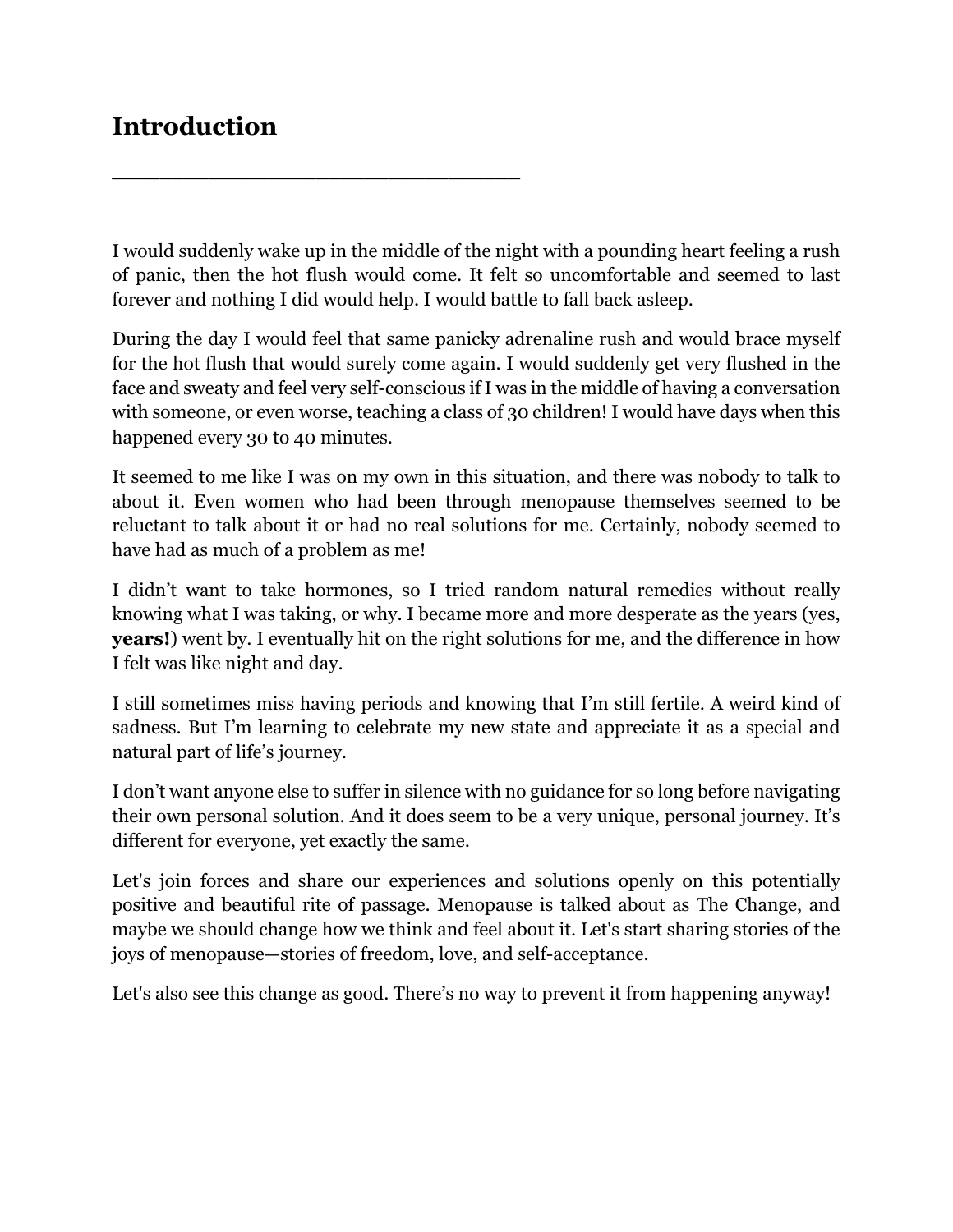## Introduction

---

I would suddenly wake up in the middle of the night with a pounding heart feeling a rush of panic, then the hot flush would come. It felt so uncomfortable and seemed to last forever and nothing I did would help. I would battle to fall back asleep.

During the day I would feel that same panicky adrenaline rush and would brace myself for the hot flush that would surely come again. I would suddenly get very flushed in the face and sweaty and feel very self-conscious if I was in the middle of having a conversation with someone, or even worse, teaching a class of 30 children! I would have days when this happened every 30 to 40 minutes.

It seemed to me like I was on my own in this situation, and there was nobody to talk to about it. Even women who had been through menopause themselves seemed to be reluctant to talk about it or had no real solutions for me. Certainly, nobody seemed to have had as much of a problem as me!

I didn't want to take hormones, so I tried random natural remedies without really knowing what I was taking, or why. I became more and more desperate as the years (yes, **years!**) went by. I eventually hit on the right solutions for me, and the difference in how I felt was like night and day.

I still sometimes miss having periods and knowing that I'm still fertile. A weird kind of sadness. But I'm learning to celebrate my new state and appreciate it as a special and natural part of life's journey.

I don't want anyone else to suffer in silence with no guidance for so long before navigating their own personal solution. And it does seem to be a very unique, personal journey. It's different for everyone, yet exactly the same.

Let's join forces and share our experiences and solutions openly on this potentially positive and beautiful rite of passage. Menopause is talked about as The Change, and maybe we should change how we think and feel about it. Let's start sharing stories of the joys of menopause—stories of freedom, love, and self-acceptance.

Let's also see this change as good. There's no way to prevent it from happening anyway!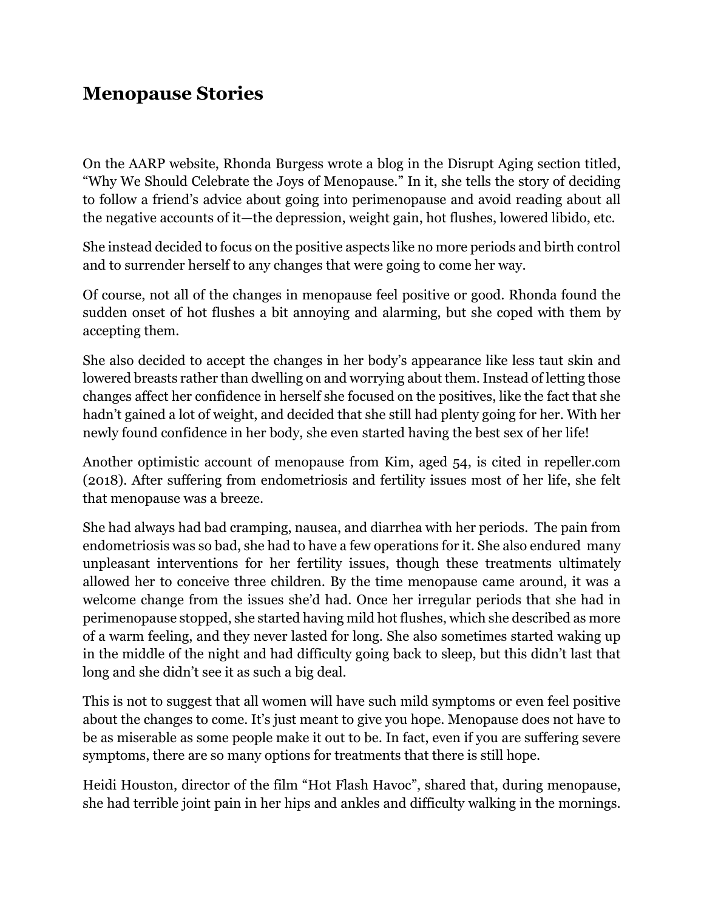## Menopause Stories

On the AARP website, Rhonda Burgess wrote a blog in the Disrupt Aging section titled, "Why We Should Celebrate the Joys of Menopause." In it, she tells the story of deciding to follow a friend's advice about going into perimenopause and avoid reading about all the negative accounts of it—the depression, weight gain, hot flushes, lowered libido, etc.

She instead decided to focus on the positive aspects like no more periods and birth control and to surrender herself to any changes that were going to come her way.

Of course, not all of the changes in menopause feel positive or good. Rhonda found the sudden onset of hot flushes a bit annoying and alarming, but she coped with them by accepting them.

She also decided to accept the changes in her body's appearance like less taut skin and lowered breasts rather than dwelling on and worrying about them. Instead of letting those changes affect her confidence in herself she focused on the positives, like the fact that she hadn't gained a lot of weight, and decided that she still had plenty going for her. With her newly found confidence in her body, she even started having the best sex of her life!

Another optimistic account of menopause from Kim, aged 54, is cited in repeller.com (2018). After suffering from endometriosis and fertility issues most of her life, she felt that menopause was a breeze.

She had always had bad cramping, nausea, and diarrhea with her periods. The pain from endometriosis was so bad, she had to have a few operations for it. She also endured many unpleasant interventions for her fertility issues, though these treatments ultimately allowed her to conceive three children. By the time menopause came around, it was a welcome change from the issues she'd had. Once her irregular periods that she had in perimenopause stopped, she started having mild hot flushes, which she described as more of a warm feeling, and they never lasted for long. She also sometimes started waking up in the middle of the night and had difficulty going back to sleep, but this didn't last that long and she didn't see it as such a big deal.

This is not to suggest that all women will have such mild symptoms or even feel positive about the changes to come. It's just meant to give you hope. Menopause does not have to be as miserable as some people make it out to be. In fact, even if you are suffering severe symptoms, there are so many options for treatments that there is still hope.

Heidi Houston, director of the film "Hot Flash Havoc", shared that, during menopause, she had terrible joint pain in her hips and ankles and difficulty walking in the mornings.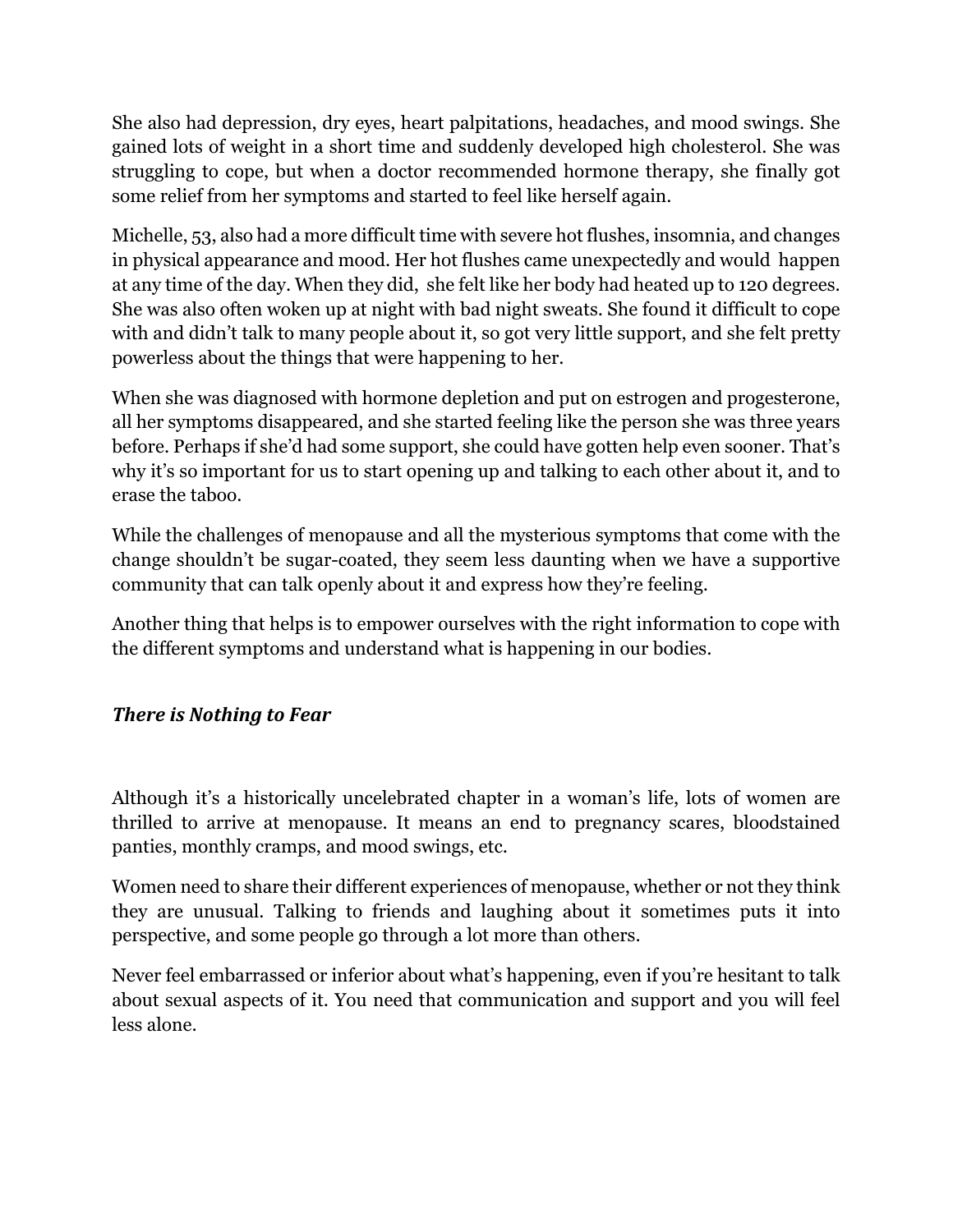She also had depression, dry eyes, heart palpitations, headaches, and mood swings. She gained lots of weight in a short time and suddenly developed high cholesterol. She was struggling to cope, but when a doctor recommended hormone therapy, she finally got some relief from her symptoms and started to feel like herself again.

Michelle, 53, also had a more difficult time with severe hot flushes, insomnia, and changes in physical appearance and mood. Her hot flushes came unexpectedly and would happen at any time of the day. When they did, she felt like her body had heated up to 120 degrees. She was also often woken up at night with bad night sweats. She found it difficult to cope with and didn't talk to many people about it, so got very little support, and she felt pretty powerless about the things that were happening to her.

When she was diagnosed with hormone depletion and put on estrogen and progesterone, all her symptoms disappeared, and she started feeling like the person she was three years before. Perhaps if she'd had some support, she could have gotten help even sooner. That's why it's so important for us to start opening up and talking to each other about it, and to erase the taboo.

While the challenges of menopause and all the mysterious symptoms that come with the change shouldn't be sugar-coated, they seem less daunting when we have a supportive community that can talk openly about it and express how they're feeling.

Another thing that helps is to empower ourselves with the right information to cope with the different symptoms and understand what is happening in our bodies.

### *There is Nothing to Fear*

Although it's a historically uncelebrated chapter in a woman's life, lots of women are thrilled to arrive at menopause. It means an end to pregnancy scares, bloodstained panties, monthly cramps, and mood swings, etc.

Women need to share their different experiences of menopause, whether or not they think they are unusual. Talking to friends and laughing about it sometimes puts it into perspective, and some people go through a lot more than others.

Never feel embarrassed or inferior about what's happening, even if you're hesitant to talk about sexual aspects of it. You need that communication and support and you will feel less alone.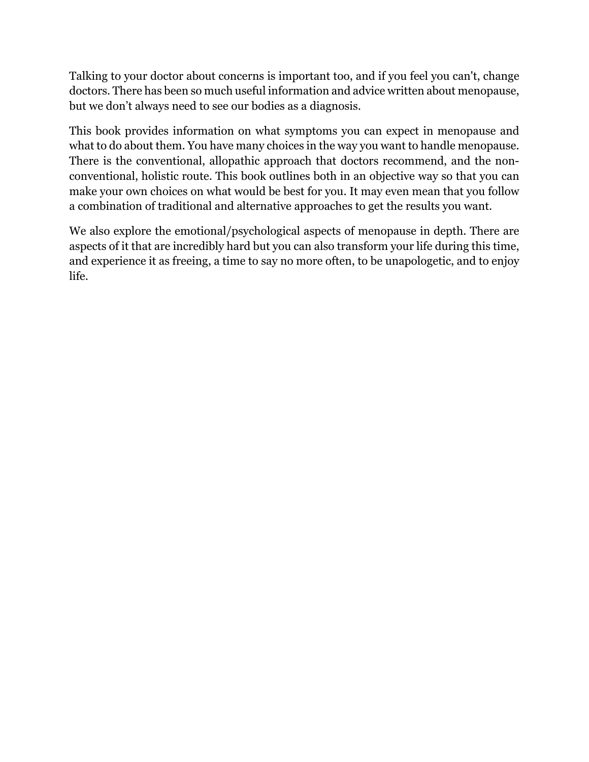Talking to your doctor about concerns is important too, and if you feel you can't, change doctors. There has been so much useful information and advice written about menopause, but we don't always need to see our bodies as a diagnosis.

This book provides information on what symptoms you can expect in menopause and what to do about them. You have many choices in the way you want to handle menopause. There is the conventional, allopathic approach that doctors recommend, and the non-conventional, holistic route. This book outlines both in an objective way so that you can make your own choices on what would be best for you. It may even mean that you follow a combination of traditional and alternative approaches to get the results you want.

We also explore the emotional/psychological aspects of menopause in depth. There are aspects of it that are incredibly hard but you can also transform your life during this time, and experience it as freeing, a time to say no more often, to be unapologetic, and to enjoy life.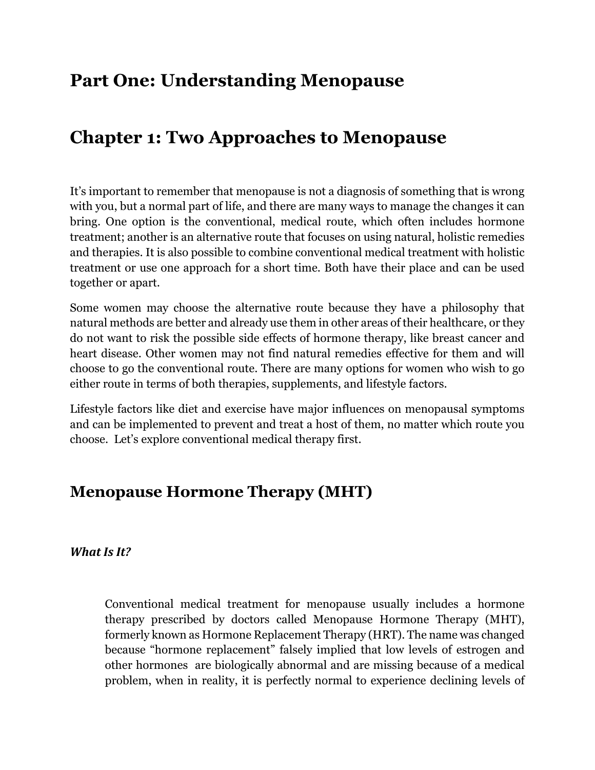# Part One: Understanding Menopause

# Chapter 1: Two Approaches to Menopause

It's important to remember that menopause is not a diagnosis of something that is wrong with you, but a normal part of life, and there are many ways to manage the changes it can bring. One option is the conventional, medical route, which often includes hormone treatment; another is an alternative route that focuses on using natural, holistic remedies and therapies. It is also possible to combine conventional medical treatment with holistic treatment or use one approach for a short time. Both have their place and can be used together or apart.

Some women may choose the alternative route because they have a philosophy that natural methods are better and already use them in other areas of their healthcare, or they do not want to risk the possible side effects of hormone therapy, like breast cancer and heart disease. Other women may not find natural remedies effective for them and will choose to go the conventional route. There are many options for women who wish to go either route in terms of both therapies, supplements, and lifestyle factors.

Lifestyle factors like diet and exercise have major influences on menopausal symptoms and can be implemented to prevent and treat a host of them, no matter which route you choose. Let's explore conventional medical therapy first.

## Menopause Hormone Therapy (MHT)

### *What Is It?*

Conventional medical treatment for menopause usually includes a hormone therapy prescribed by doctors called Menopause Hormone Therapy (MHT), formerly known as Hormone Replacement Therapy (HRT). The name was changed because "hormone replacement" falsely implied that low levels of estrogen and other hormones are biologically abnormal and are missing because of a medical problem, when in reality, it is perfectly normal to experience declining levels of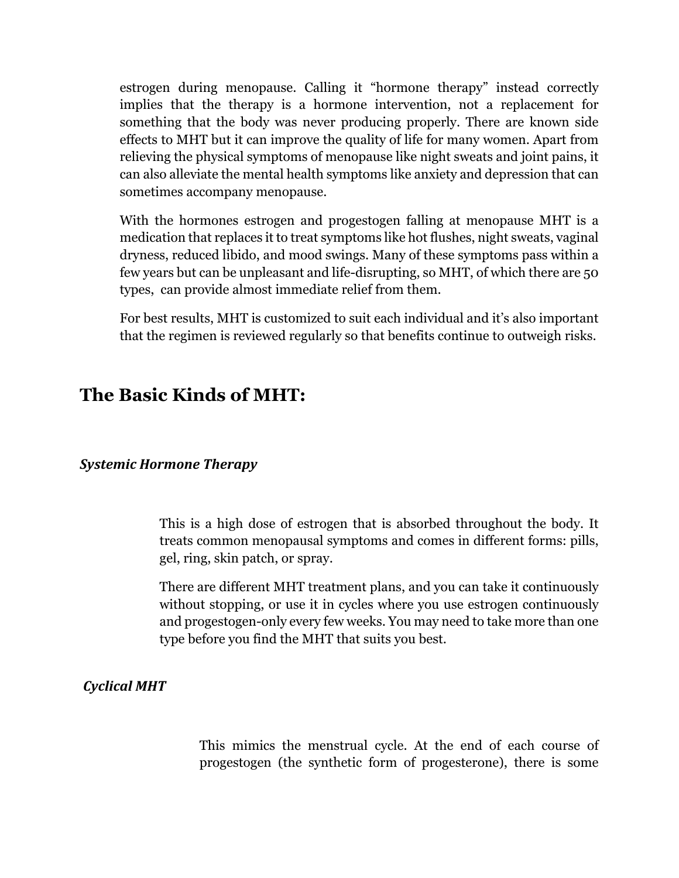estrogen during menopause. Calling it "hormone therapy" instead correctly implies that the therapy is a hormone intervention, not a replacement for something that the body was never producing properly. There are known side effects to MHT but it can improve the quality of life for many women. Apart from relieving the physical symptoms of menopause like night sweats and joint pains, it can also alleviate the mental health symptoms like anxiety and depression that can sometimes accompany menopause.

With the hormones estrogen and progestogen falling at menopause MHT is a medication that replaces it to treat symptoms like hot flushes, night sweats, vaginal dryness, reduced libido, and mood swings. Many of these symptoms pass within a few years but can be unpleasant and life-disrupting, so MHT, of which there are 50 types, can provide almost immediate relief from them.

For best results, MHT is customized to suit each individual and it's also important that the regimen is reviewed regularly so that benefits continue to outweigh risks.

## The Basic Kinds of MHT:

### *Systemic Hormone Therapy*

This is a high dose of estrogen that is absorbed throughout the body. It treats common menopausal symptoms and comes in different forms: pills, gel, ring, skin patch, or spray.

There are different MHT treatment plans, and you can take it continuously without stopping, or use it in cycles where you use estrogen continuously and progestogen-only every few weeks. You may need to take more than one type before you find the MHT that suits you best.

### *Cyclical MHT*

This mimics the menstrual cycle. At the end of each course of progestogen (the synthetic form of progesterone), there is some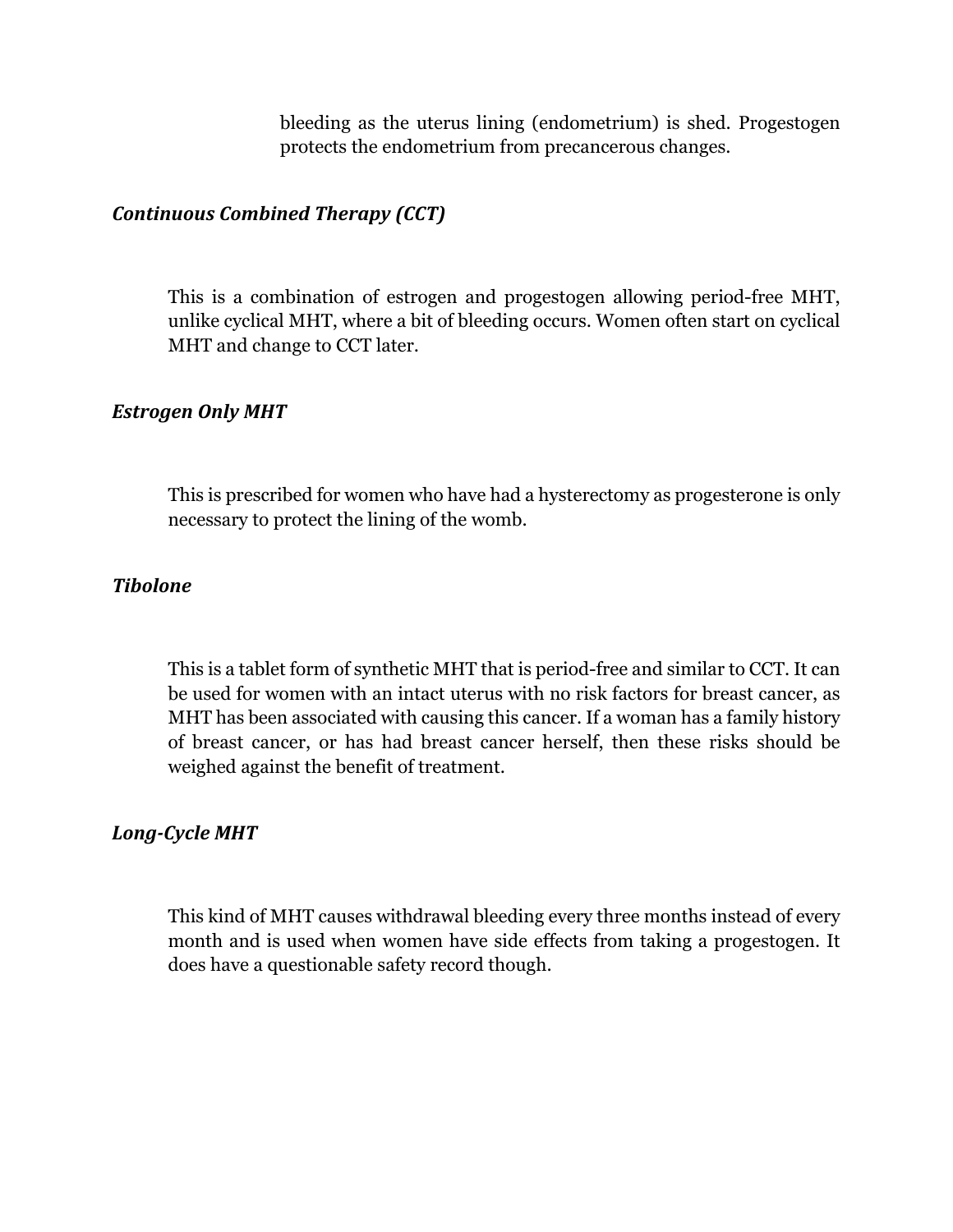bleeding as the uterus lining (endometrium) is shed. Progestogen protects the endometrium from precancerous changes.

### *Continuous Combined Therapy (CCT)*

This is a combination of estrogen and progestogen allowing period-free MHT, unlike cyclical MHT, where a bit of bleeding occurs. Women often start on cyclical MHT and change to CCT later.

### *Estrogen Only MHT*

This is prescribed for women who have had a hysterectomy as progesterone is only necessary to protect the lining of the womb.

### *Tibolone*

This is a tablet form of synthetic MHT that is period-free and similar to CCT. It can be used for women with an intact uterus with no risk factors for breast cancer, as MHT has been associated with causing this cancer. If a woman has a family history of breast cancer, or has had breast cancer herself, then these risks should be weighed against the benefit of treatment.

### *Long-Cycle MHT*

This kind of MHT causes withdrawal bleeding every three months instead of every month and is used when women have side effects from taking a progestogen. It does have a questionable safety record though.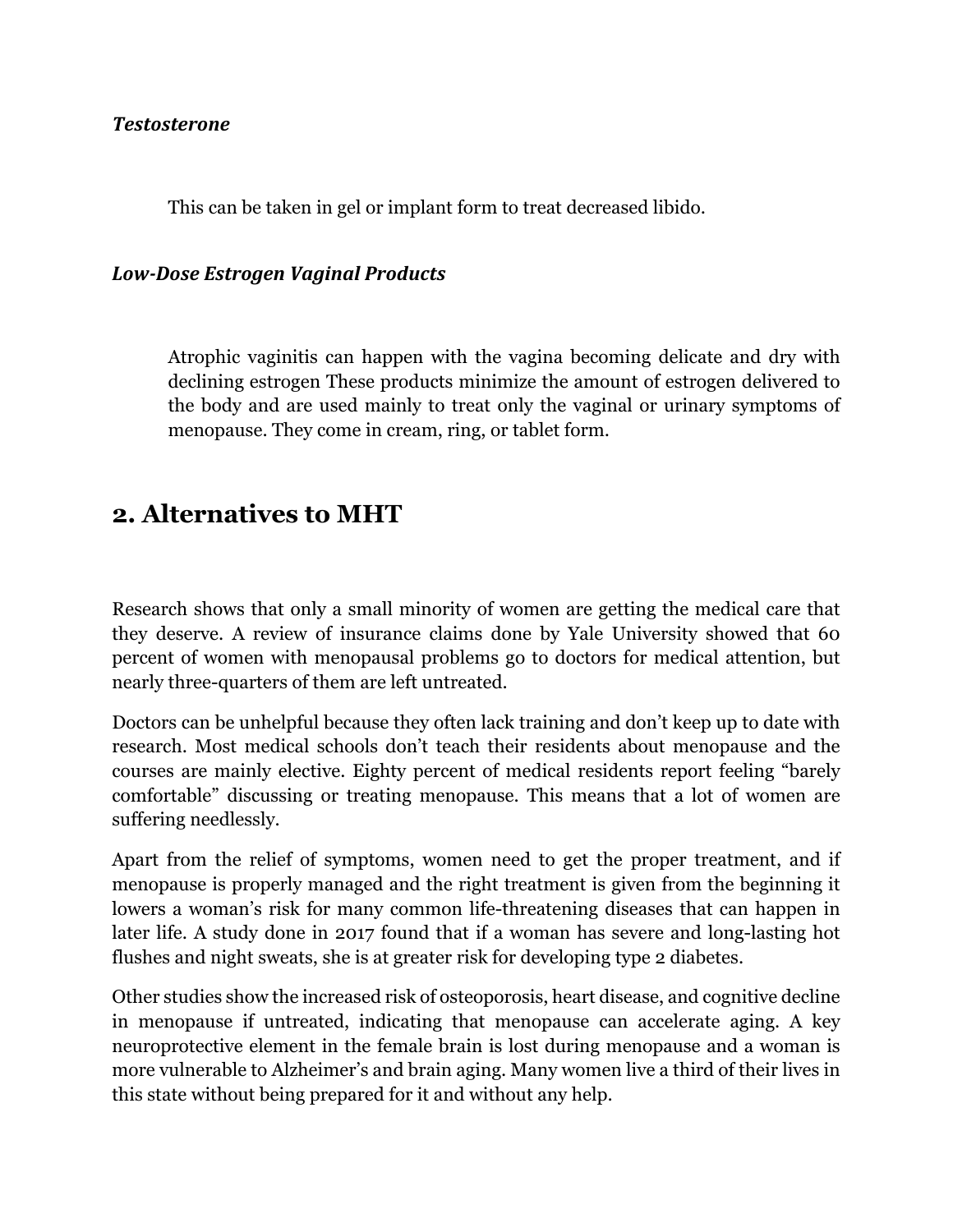***Testosterone***

> This can be taken in gel or implant form to treat decreased libido.

***Low-Dose Estrogen Vaginal Products***

> Atrophic vaginitis can happen with the vagina becoming delicate and dry with declining estrogen These products minimize the amount of estrogen delivered to the body and are used mainly to treat only the vaginal or urinary symptoms of menopause. They come in cream, ring, or tablet form.

## 2. Alternatives to MHT

Research shows that only a small minority of women are getting the medical care that they deserve. A review of insurance claims done by Yale University showed that 60 percent of women with menopausal problems go to doctors for medical attention, but nearly three-quarters of them are left untreated.

Doctors can be unhelpful because they often lack training and don't keep up to date with research. Most medical schools don't teach their residents about menopause and the courses are mainly elective. Eighty percent of medical residents report feeling "barely comfortable" discussing or treating menopause. This means that a lot of women are suffering needlessly.

Apart from the relief of symptoms, women need to get the proper treatment, and if menopause is properly managed and the right treatment is given from the beginning it lowers a woman's risk for many common life-threatening diseases that can happen in later life. A study done in 2017 found that if a woman has severe and long-lasting hot flushes and night sweats, she is at greater risk for developing type 2 diabetes.

Other studies show the increased risk of osteoporosis, heart disease, and cognitive decline in menopause if untreated, indicating that menopause can accelerate aging. A key neuroprotective element in the female brain is lost during menopause and a woman is more vulnerable to Alzheimer's and brain aging. Many women live a third of their lives in this state without being prepared for it and without any help.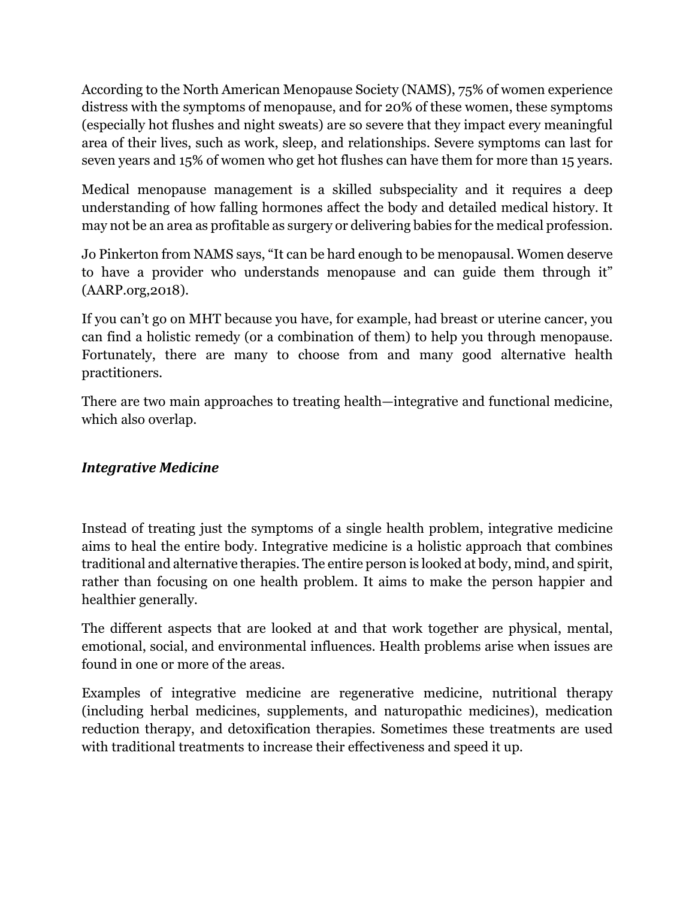According to the North American Menopause Society (NAMS), 75% of women experience distress with the symptoms of menopause, and for 20% of these women, these symptoms (especially hot flushes and night sweats) are so severe that they impact every meaningful area of their lives, such as work, sleep, and relationships. Severe symptoms can last for seven years and 15% of women who get hot flushes can have them for more than 15 years.

Medical menopause management is a skilled subspeciality and it requires a deep understanding of how falling hormones affect the body and detailed medical history. It may not be an area as profitable as surgery or delivering babies for the medical profession.

Jo Pinkerton from NAMS says, "It can be hard enough to be menopausal. Women deserve to have a provider who understands menopause and can guide them through it" (AARP.org,2018).

If you can't go on MHT because you have, for example, had breast or uterine cancer, you can find a holistic remedy (or a combination of them) to help you through menopause. Fortunately, there are many to choose from and many good alternative health practitioners.

There are two main approaches to treating health—integrative and functional medicine, which also overlap.

### *Integrative Medicine*

Instead of treating just the symptoms of a single health problem, integrative medicine aims to heal the entire body. Integrative medicine is a holistic approach that combines traditional and alternative therapies. The entire person is looked at body, mind, and spirit, rather than focusing on one health problem. It aims to make the person happier and healthier generally.

The different aspects that are looked at and that work together are physical, mental, emotional, social, and environmental influences. Health problems arise when issues are found in one or more of the areas.

Examples of integrative medicine are regenerative medicine, nutritional therapy (including herbal medicines, supplements, and naturopathic medicines), medication reduction therapy, and detoxification therapies. Sometimes these treatments are used with traditional treatments to increase their effectiveness and speed it up.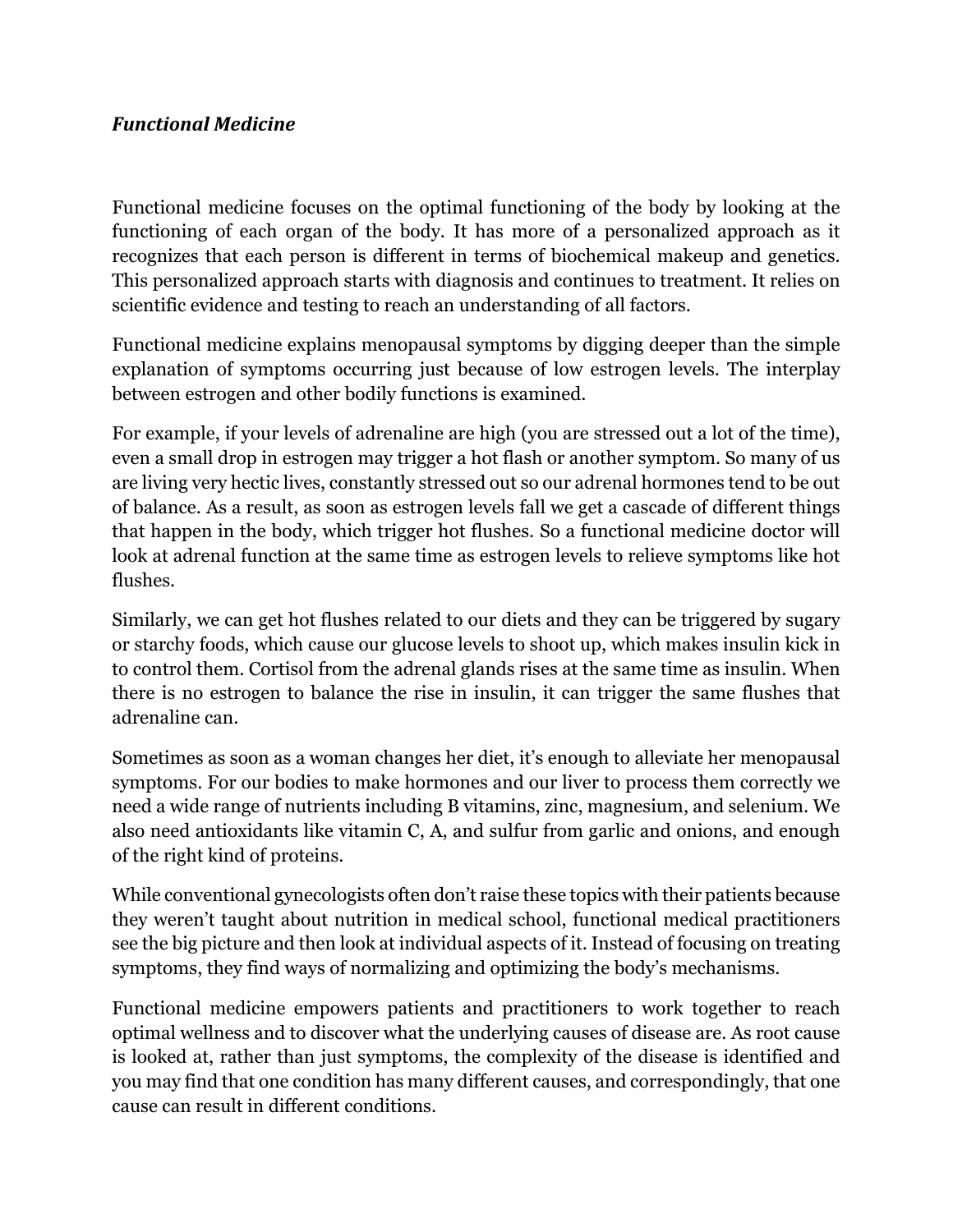### ***Functional Medicine***

Functional medicine focuses on the optimal functioning of the body by looking at the functioning of each organ of the body. It has more of a personalized approach as it recognizes that each person is different in terms of biochemical makeup and genetics. This personalized approach starts with diagnosis and continues to treatment. It relies on scientific evidence and testing to reach an understanding of all factors.

Functional medicine explains menopausal symptoms by digging deeper than the simple explanation of symptoms occurring just because of low estrogen levels. The interplay between estrogen and other bodily functions is examined.

For example, if your levels of adrenaline are high (you are stressed out a lot of the time), even a small drop in estrogen may trigger a hot flash or another symptom. So many of us are living very hectic lives, constantly stressed out so our adrenal hormones tend to be out of balance. As a result, as soon as estrogen levels fall we get a cascade of different things that happen in the body, which trigger hot flushes. So a functional medicine doctor will look at adrenal function at the same time as estrogen levels to relieve symptoms like hot flushes.

Similarly, we can get hot flushes related to our diets and they can be triggered by sugary or starchy foods, which cause our glucose levels to shoot up, which makes insulin kick in to control them. Cortisol from the adrenal glands rises at the same time as insulin. When there is no estrogen to balance the rise in insulin, it can trigger the same flushes that adrenaline can.

Sometimes as soon as a woman changes her diet, it's enough to alleviate her menopausal symptoms. For our bodies to make hormones and our liver to process them correctly we need a wide range of nutrients including B vitamins, zinc, magnesium, and selenium. We also need antioxidants like vitamin C, A, and sulfur from garlic and onions, and enough of the right kind of proteins.

While conventional gynecologists often don't raise these topics with their patients because they weren't taught about nutrition in medical school, functional medical practitioners see the big picture and then look at individual aspects of it. Instead of focusing on treating symptoms, they find ways of normalizing and optimizing the body's mechanisms.

Functional medicine empowers patients and practitioners to work together to reach optimal wellness and to discover what the underlying causes of disease are. As root cause is looked at, rather than just symptoms, the complexity of the disease is identified and you may find that one condition has many different causes, and correspondingly, that one cause can result in different conditions.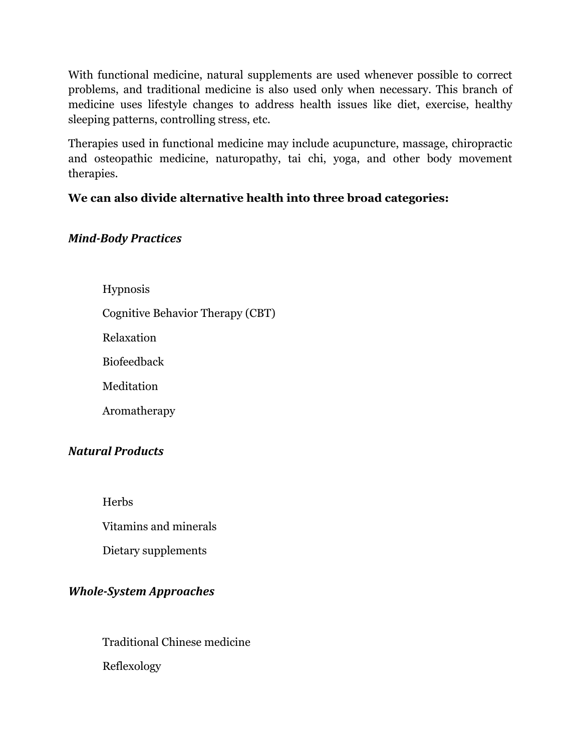With functional medicine, natural supplements are used whenever possible to correct problems, and traditional medicine is also used only when necessary. This branch of medicine uses lifestyle changes to address health issues like diet, exercise, healthy sleeping patterns, controlling stress, etc.

Therapies used in functional medicine may include acupuncture, massage, chiropractic and osteopathic medicine, naturopathy, tai chi, yoga, and other body movement therapies.

**We can also divide alternative health into three broad categories:**

***Mind-Body Practices***

- Hypnosis
- Cognitive Behavior Therapy (CBT)
- Relaxation
- Biofeedback
- Meditation
- Aromatherapy

***Natural Products***

- Herbs
- Vitamins and minerals
- Dietary supplements

***Whole-System Approaches***

- Traditional Chinese medicine
- Reflexology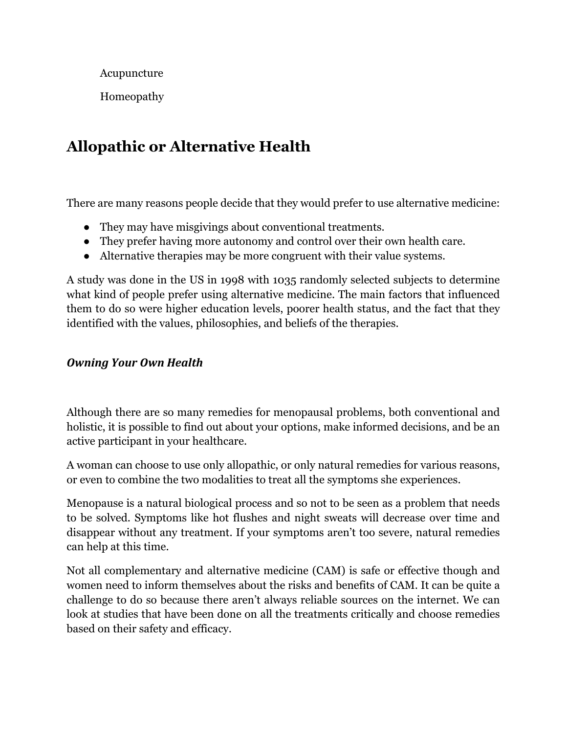Acupuncture

Homeopathy

## Allopathic or Alternative Health

There are many reasons people decide that they would prefer to use alternative medicine:

- They may have misgivings about conventional treatments.
- They prefer having more autonomy and control over their own health care.
- Alternative therapies may be more congruent with their value systems.

A study was done in the US in 1998 with 1035 randomly selected subjects to determine what kind of people prefer using alternative medicine. The main factors that influenced them to do so were higher education levels, poorer health status, and the fact that they identified with the values, philosophies, and beliefs of the therapies.

### *Owning Your Own Health*

Although there are so many remedies for menopausal problems, both conventional and holistic, it is possible to find out about your options, make informed decisions, and be an active participant in your healthcare.

A woman can choose to use only allopathic, or only natural remedies for various reasons, or even to combine the two modalities to treat all the symptoms she experiences.

Menopause is a natural biological process and so not to be seen as a problem that needs to be solved. Symptoms like hot flushes and night sweats will decrease over time and disappear without any treatment. If your symptoms aren't too severe, natural remedies can help at this time.

Not all complementary and alternative medicine (CAM) is safe or effective though and women need to inform themselves about the risks and benefits of CAM. It can be quite a challenge to do so because there aren't always reliable sources on the internet. We can look at studies that have been done on all the treatments critically and choose remedies based on their safety and efficacy.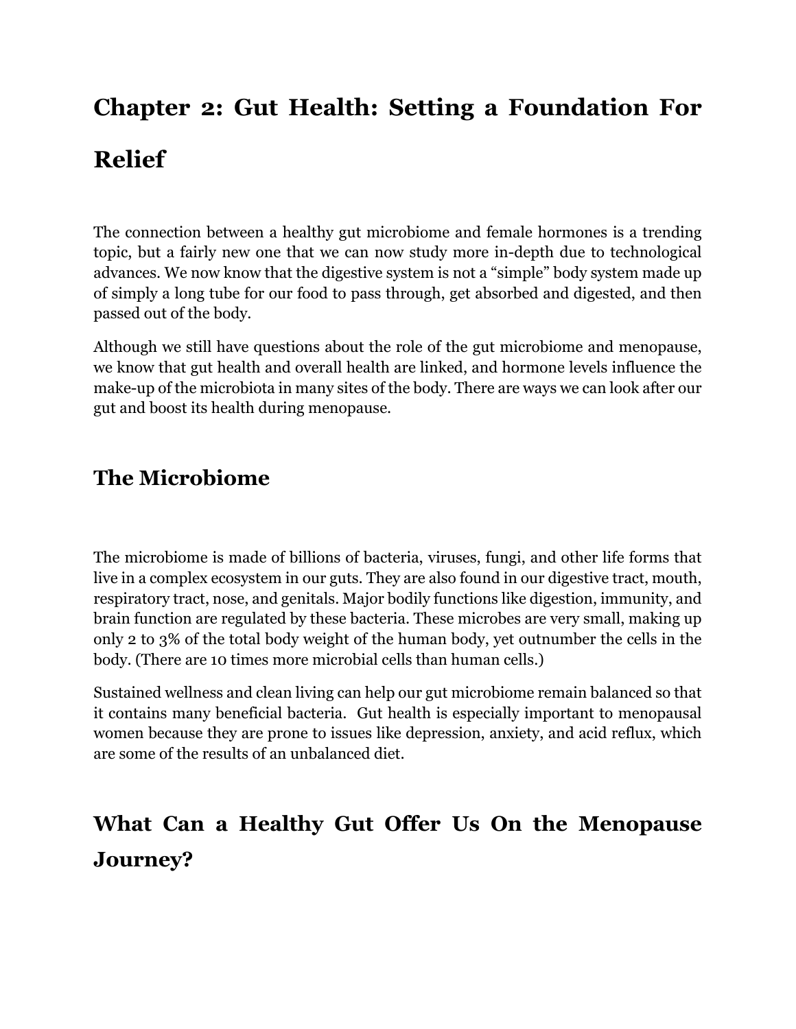# Chapter 2: Gut Health: Setting a Foundation For Relief

The connection between a healthy gut microbiome and female hormones is a trending topic, but a fairly new one that we can now study more in-depth due to technological advances. We now know that the digestive system is not a "simple" body system made up of simply a long tube for our food to pass through, get absorbed and digested, and then passed out of the body.

Although we still have questions about the role of the gut microbiome and menopause, we know that gut health and overall health are linked, and hormone levels influence the make-up of the microbiota in many sites of the body. There are ways we can look after our gut and boost its health during menopause.

## The Microbiome

The microbiome is made of billions of bacteria, viruses, fungi, and other life forms that live in a complex ecosystem in our guts. They are also found in our digestive tract, mouth, respiratory tract, nose, and genitals. Major bodily functions like digestion, immunity, and brain function are regulated by these bacteria. These microbes are very small, making up only 2 to 3% of the total body weight of the human body, yet outnumber the cells in the body. (There are 10 times more microbial cells than human cells.)

Sustained wellness and clean living can help our gut microbiome remain balanced so that it contains many beneficial bacteria. Gut health is especially important to menopausal women because they are prone to issues like depression, anxiety, and acid reflux, which are some of the results of an unbalanced diet.

## What Can a Healthy Gut Offer Us On the Menopause Journey?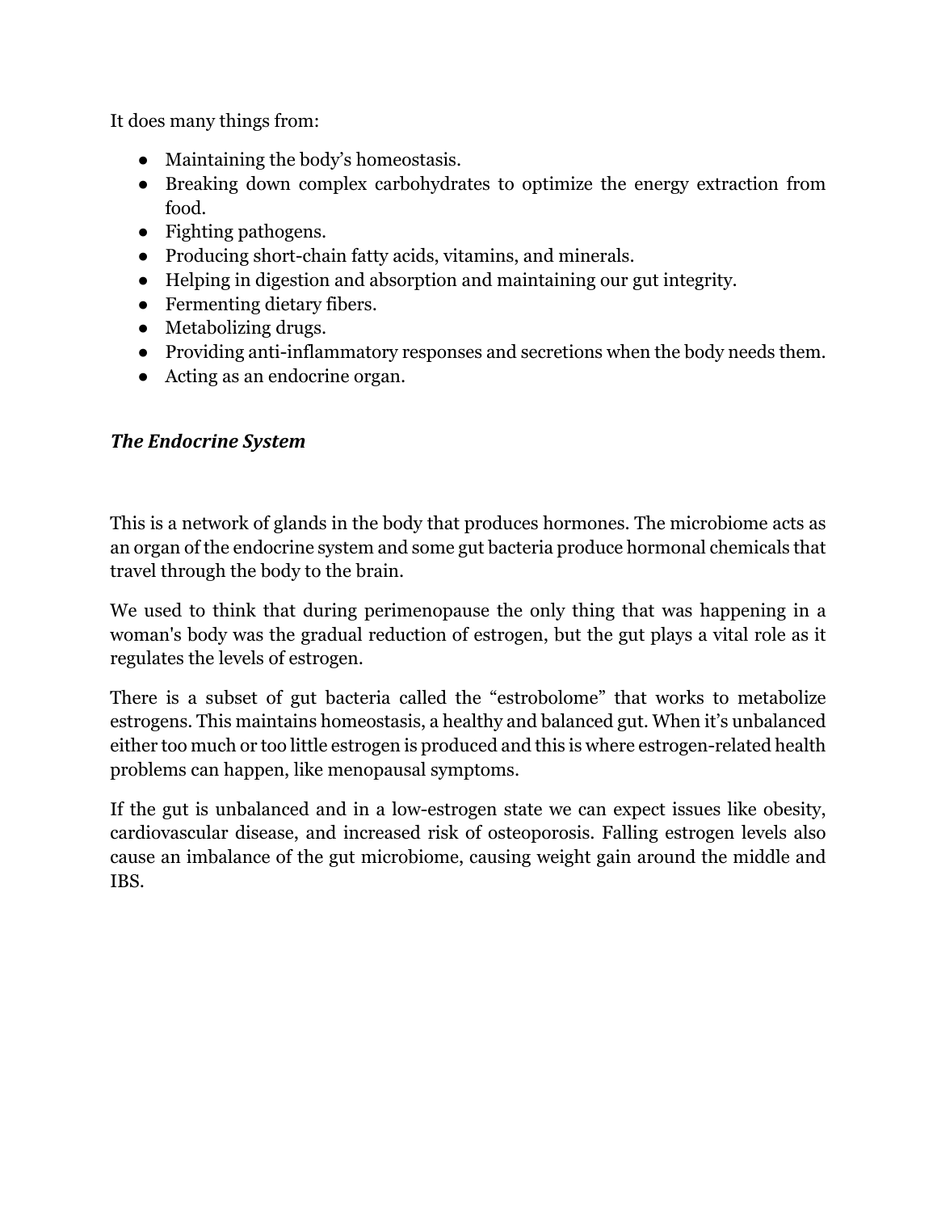It does many things from:

- Maintaining the body's homeostasis.
- Breaking down complex carbohydrates to optimize the energy extraction from food.
- Fighting pathogens.
- Producing short-chain fatty acids, vitamins, and minerals.
- Helping in digestion and absorption and maintaining our gut integrity.
- Fermenting dietary fibers.
- Metabolizing drugs.
- Providing anti-inflammatory responses and secretions when the body needs them.
- Acting as an endocrine organ.

### ***The Endocrine System***

This is a network of glands in the body that produces hormones. The microbiome acts as an organ of the endocrine system and some gut bacteria produce hormonal chemicals that travel through the body to the brain.

We used to think that during perimenopause the only thing that was happening in a woman's body was the gradual reduction of estrogen, but the gut plays a vital role as it regulates the levels of estrogen.

There is a subset of gut bacteria called the "estrobolome" that works to metabolize estrogens. This maintains homeostasis, a healthy and balanced gut. When it's unbalanced either too much or too little estrogen is produced and this is where estrogen-related health problems can happen, like menopausal symptoms.

If the gut is unbalanced and in a low-estrogen state we can expect issues like obesity, cardiovascular disease, and increased risk of osteoporosis. Falling estrogen levels also cause an imbalance of the gut microbiome, causing weight gain around the middle and IBS.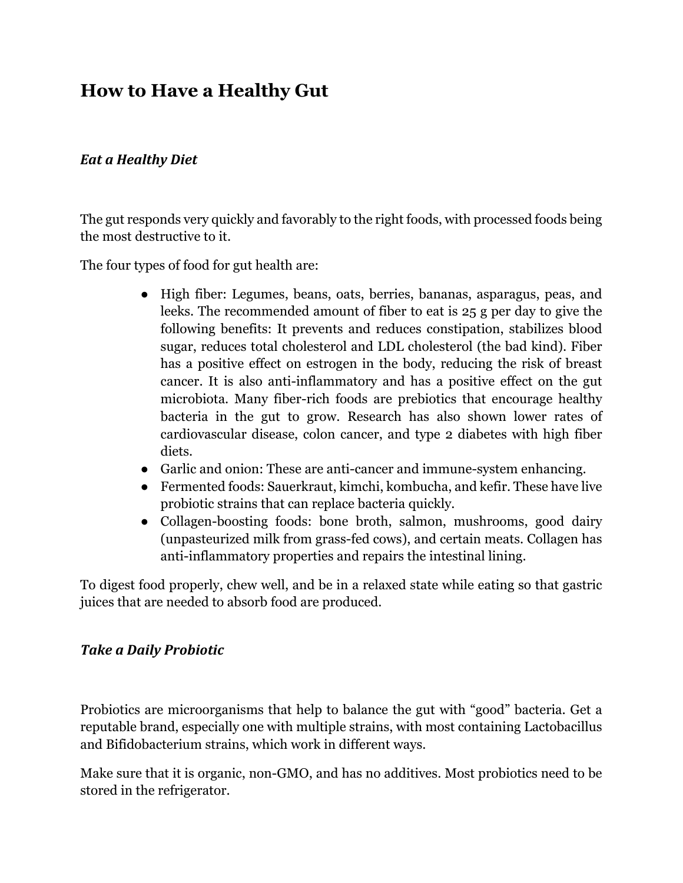# How to Have a Healthy Gut

### *Eat a Healthy Diet*

The gut responds very quickly and favorably to the right foods, with processed foods being the most destructive to it.

The four types of food for gut health are:

- High fiber: Legumes, beans, oats, berries, bananas, asparagus, peas, and leeks. The recommended amount of fiber to eat is 25 g per day to give the following benefits: It prevents and reduces constipation, stabilizes blood sugar, reduces total cholesterol and LDL cholesterol (the bad kind). Fiber has a positive effect on estrogen in the body, reducing the risk of breast cancer. It is also anti-inflammatory and has a positive effect on the gut microbiota. Many fiber-rich foods are prebiotics that encourage healthy bacteria in the gut to grow. Research has also shown lower rates of cardiovascular disease, colon cancer, and type 2 diabetes with high fiber diets.
- Garlic and onion: These are anti-cancer and immune-system enhancing.
- Fermented foods: Sauerkraut, kimchi, kombucha, and kefir. These have live probiotic strains that can replace bacteria quickly.
- Collagen-boosting foods: bone broth, salmon, mushrooms, good dairy (unpasteurized milk from grass-fed cows), and certain meats. Collagen has anti-inflammatory properties and repairs the intestinal lining.

To digest food properly, chew well, and be in a relaxed state while eating so that gastric juices that are needed to absorb food are produced.

### *Take a Daily Probiotic*

Probiotics are microorganisms that help to balance the gut with "good" bacteria. Get a reputable brand, especially one with multiple strains, with most containing Lactobacillus and Bifidobacterium strains, which work in different ways.

Make sure that it is organic, non-GMO, and has no additives. Most probiotics need to be stored in the refrigerator.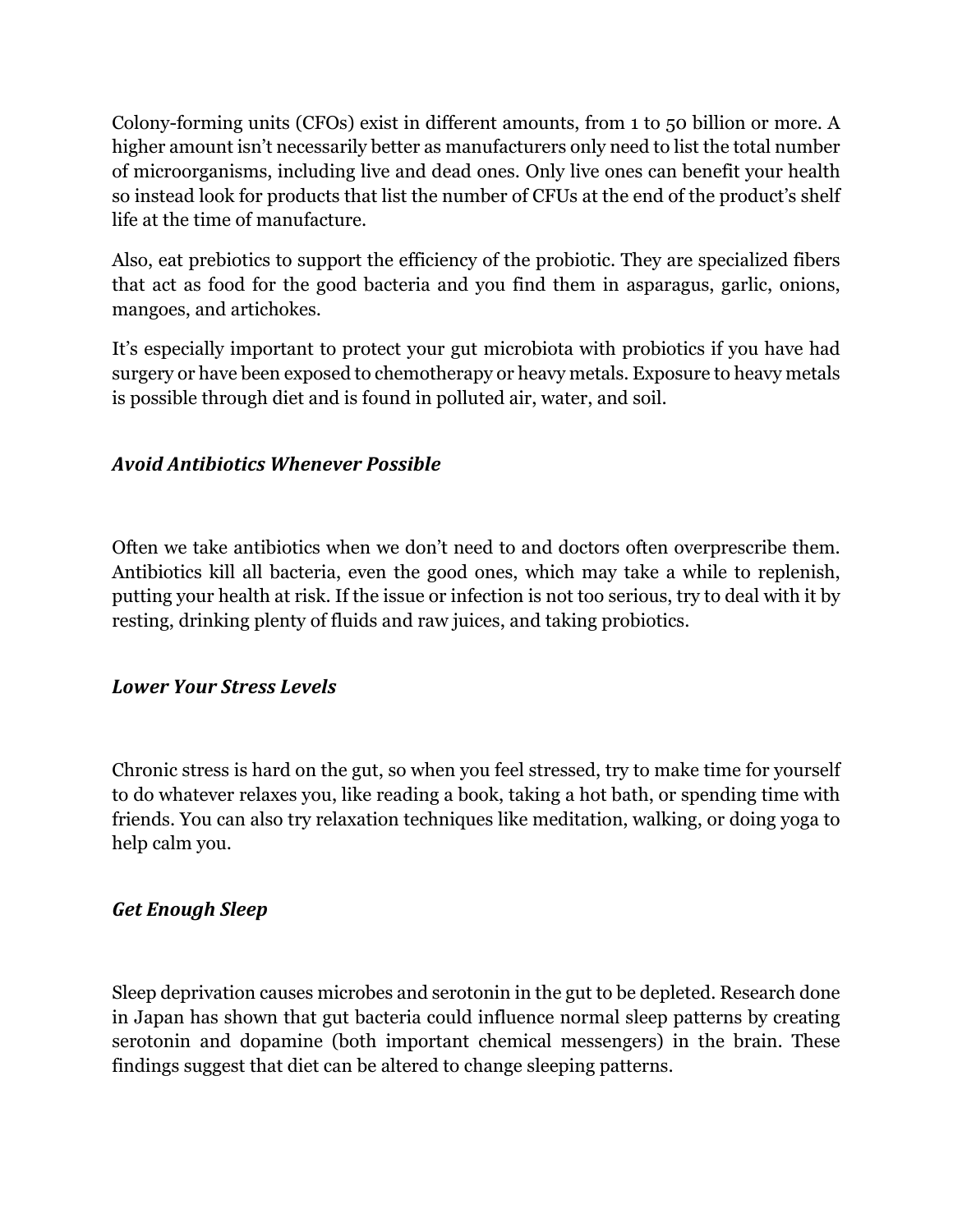Colony-forming units (CFOs) exist in different amounts, from 1 to 50 billion or more. A higher amount isn't necessarily better as manufacturers only need to list the total number of microorganisms, including live and dead ones. Only live ones can benefit your health so instead look for products that list the number of CFUs at the end of the product's shelf life at the time of manufacture.

Also, eat prebiotics to support the efficiency of the probiotic. They are specialized fibers that act as food for the good bacteria and you find them in asparagus, garlic, onions, mangoes, and artichokes.

It's especially important to protect your gut microbiota with probiotics if you have had surgery or have been exposed to chemotherapy or heavy metals. Exposure to heavy metals is possible through diet and is found in polluted air, water, and soil.

### *Avoid Antibiotics Whenever Possible*

Often we take antibiotics when we don't need to and doctors often overprescribe them. Antibiotics kill all bacteria, even the good ones, which may take a while to replenish, putting your health at risk. If the issue or infection is not too serious, try to deal with it by resting, drinking plenty of fluids and raw juices, and taking probiotics.

### *Lower Your Stress Levels*

Chronic stress is hard on the gut, so when you feel stressed, try to make time for yourself to do whatever relaxes you, like reading a book, taking a hot bath, or spending time with friends. You can also try relaxation techniques like meditation, walking, or doing yoga to help calm you.

### *Get Enough Sleep*

Sleep deprivation causes microbes and serotonin in the gut to be depleted. Research done in Japan has shown that gut bacteria could influence normal sleep patterns by creating serotonin and dopamine (both important chemical messengers) in the brain. These findings suggest that diet can be altered to change sleeping patterns.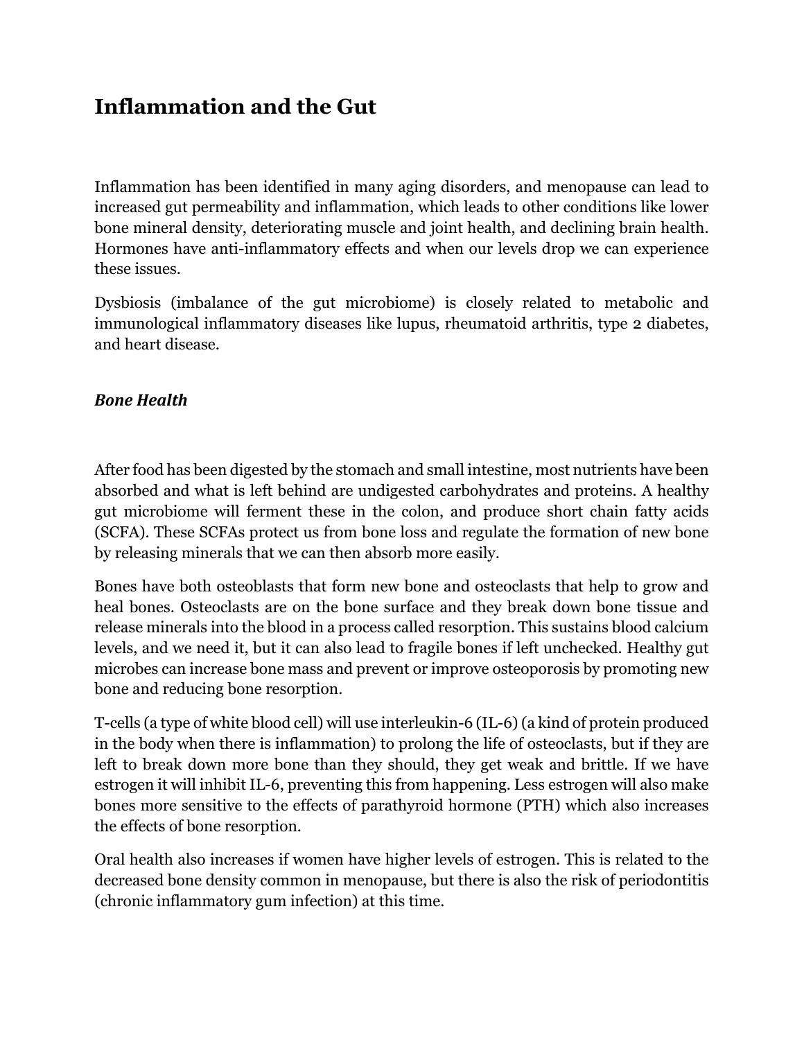## Inflammation and the Gut

Inflammation has been identified in many aging disorders, and menopause can lead to increased gut permeability and inflammation, which leads to other conditions like lower bone mineral density, deteriorating muscle and joint health, and declining brain health. Hormones have anti-inflammatory effects and when our levels drop we can experience these issues.

Dysbiosis (imbalance of the gut microbiome) is closely related to metabolic and immunological inflammatory diseases like lupus, rheumatoid arthritis, type 2 diabetes, and heart disease.

### *Bone Health*

After food has been digested by the stomach and small intestine, most nutrients have been absorbed and what is left behind are undigested carbohydrates and proteins. A healthy gut microbiome will ferment these in the colon, and produce short chain fatty acids (SCFA). These SCFAs protect us from bone loss and regulate the formation of new bone by releasing minerals that we can then absorb more easily.

Bones have both osteoblasts that form new bone and osteoclasts that help to grow and heal bones. Osteoclasts are on the bone surface and they break down bone tissue and release minerals into the blood in a process called resorption. This sustains blood calcium levels, and we need it, but it can also lead to fragile bones if left unchecked. Healthy gut microbes can increase bone mass and prevent or improve osteoporosis by promoting new bone and reducing bone resorption.

T-cells (a type of white blood cell) will use interleukin-6 (IL-6) (a kind of protein produced in the body when there is inflammation) to prolong the life of osteoclasts, but if they are left to break down more bone than they should, they get weak and brittle. If we have estrogen it will inhibit IL-6, preventing this from happening. Less estrogen will also make bones more sensitive to the effects of parathyroid hormone (PTH) which also increases the effects of bone resorption.

Oral health also increases if women have higher levels of estrogen. This is related to the decreased bone density common in menopause, but there is also the risk of periodontitis (chronic inflammatory gum infection) at this time.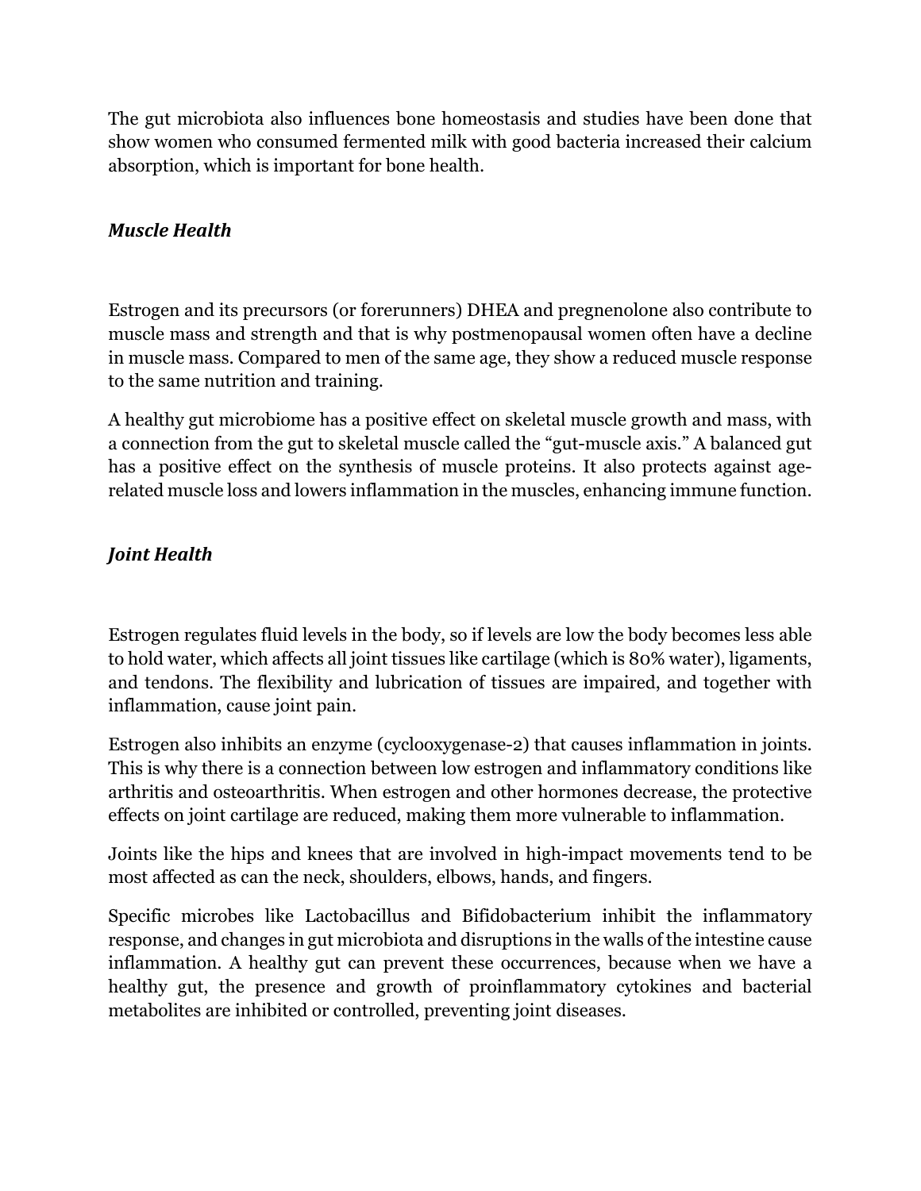The gut microbiota also influences bone homeostasis and studies have been done that show women who consumed fermented milk with good bacteria increased their calcium absorption, which is important for bone health.

### *Muscle Health*

Estrogen and its precursors (or forerunners) DHEA and pregnenolone also contribute to muscle mass and strength and that is why postmenopausal women often have a decline in muscle mass. Compared to men of the same age, they show a reduced muscle response to the same nutrition and training.

A healthy gut microbiome has a positive effect on skeletal muscle growth and mass, with a connection from the gut to skeletal muscle called the "gut-muscle axis." A balanced gut has a positive effect on the synthesis of muscle proteins. It also protects against age-related muscle loss and lowers inflammation in the muscles, enhancing immune function.

### *Joint Health*

Estrogen regulates fluid levels in the body, so if levels are low the body becomes less able to hold water, which affects all joint tissues like cartilage (which is 80% water), ligaments, and tendons. The flexibility and lubrication of tissues are impaired, and together with inflammation, cause joint pain.

Estrogen also inhibits an enzyme (cyclooxygenase-2) that causes inflammation in joints. This is why there is a connection between low estrogen and inflammatory conditions like arthritis and osteoarthritis. When estrogen and other hormones decrease, the protective effects on joint cartilage are reduced, making them more vulnerable to inflammation.

Joints like the hips and knees that are involved in high-impact movements tend to be most affected as can the neck, shoulders, elbows, hands, and fingers.

Specific microbes like Lactobacillus and Bifidobacterium inhibit the inflammatory response, and changes in gut microbiota and disruptions in the walls of the intestine cause inflammation. A healthy gut can prevent these occurrences, because when we have a healthy gut, the presence and growth of proinflammatory cytokines and bacterial metabolites are inhibited or controlled, preventing joint diseases.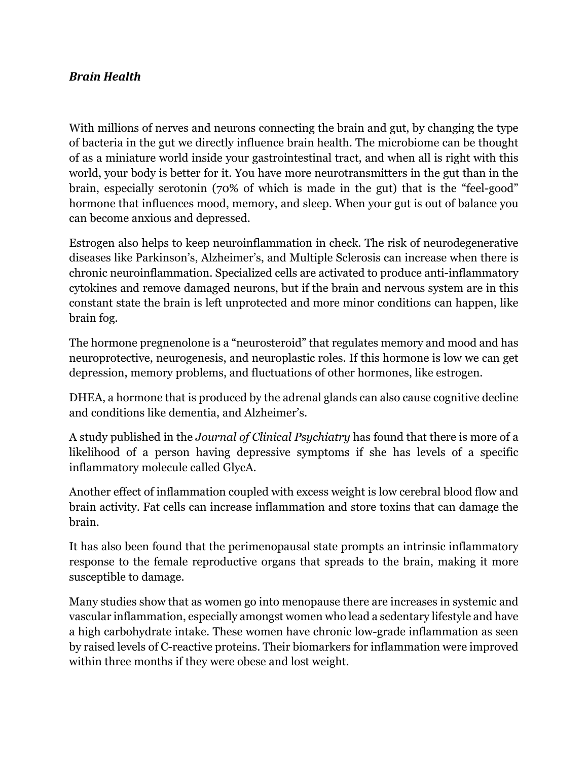***Brain Health***

With millions of nerves and neurons connecting the brain and gut, by changing the type of bacteria in the gut we directly influence brain health. The microbiome can be thought of as a miniature world inside your gastrointestinal tract, and when all is right with this world, your body is better for it. You have more neurotransmitters in the gut than in the brain, especially serotonin (70% of which is made in the gut) that is the "feel-good" hormone that influences mood, memory, and sleep. When your gut is out of balance you can become anxious and depressed.

Estrogen also helps to keep neuroinflammation in check. The risk of neurodegenerative diseases like Parkinson's, Alzheimer's, and Multiple Sclerosis can increase when there is chronic neuroinflammation. Specialized cells are activated to produce anti-inflammatory cytokines and remove damaged neurons, but if the brain and nervous system are in this constant state the brain is left unprotected and more minor conditions can happen, like brain fog.

The hormone pregnenolone is a "neurosteroid" that regulates memory and mood and has neuroprotective, neurogenesis, and neuroplastic roles. If this hormone is low we can get depression, memory problems, and fluctuations of other hormones, like estrogen.

DHEA, a hormone that is produced by the adrenal glands can also cause cognitive decline and conditions like dementia, and Alzheimer's.

A study published in the *Journal of Clinical Psychiatry* has found that there is more of a likelihood of a person having depressive symptoms if she has levels of a specific inflammatory molecule called GlycA.

Another effect of inflammation coupled with excess weight is low cerebral blood flow and brain activity. Fat cells can increase inflammation and store toxins that can damage the brain.

It has also been found that the perimenopausal state prompts an intrinsic inflammatory response to the female reproductive organs that spreads to the brain, making it more susceptible to damage.

Many studies show that as women go into menopause there are increases in systemic and vascular inflammation, especially amongst women who lead a sedentary lifestyle and have a high carbohydrate intake. These women have chronic low-grade inflammation as seen by raised levels of C-reactive proteins. Their biomarkers for inflammation were improved within three months if they were obese and lost weight.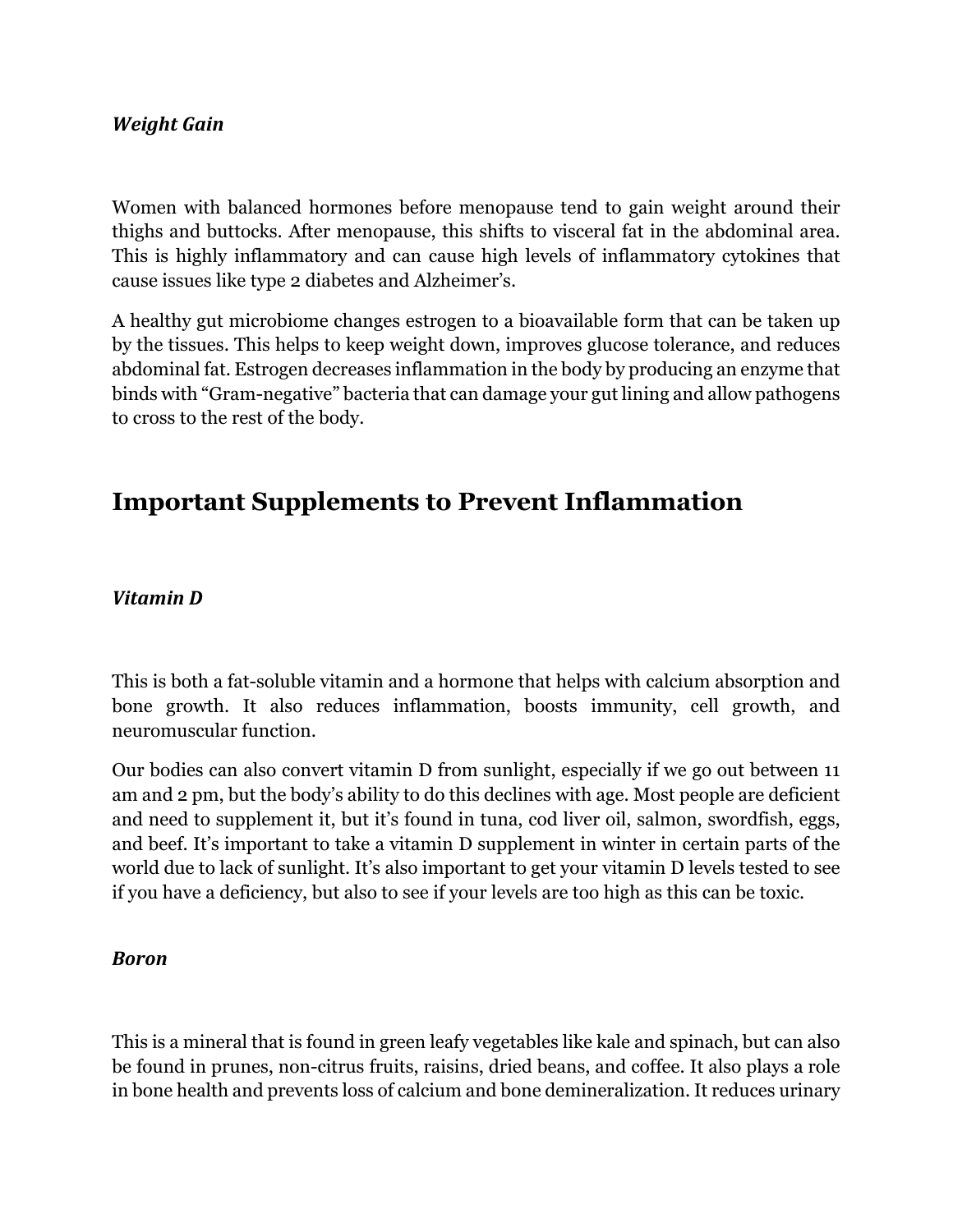### *Weight Gain*

Women with balanced hormones before menopause tend to gain weight around their thighs and buttocks. After menopause, this shifts to visceral fat in the abdominal area. This is highly inflammatory and can cause high levels of inflammatory cytokines that cause issues like type 2 diabetes and Alzheimer's.

A healthy gut microbiome changes estrogen to a bioavailable form that can be taken up by the tissues. This helps to keep weight down, improves glucose tolerance, and reduces abdominal fat. Estrogen decreases inflammation in the body by producing an enzyme that binds with "Gram-negative" bacteria that can damage your gut lining and allow pathogens to cross to the rest of the body.

## Important Supplements to Prevent Inflammation

### *Vitamin D*

This is both a fat-soluble vitamin and a hormone that helps with calcium absorption and bone growth. It also reduces inflammation, boosts immunity, cell growth, and neuromuscular function.

Our bodies can also convert vitamin D from sunlight, especially if we go out between 11 am and 2 pm, but the body's ability to do this declines with age. Most people are deficient and need to supplement it, but it's found in tuna, cod liver oil, salmon, swordfish, eggs, and beef. It's important to take a vitamin D supplement in winter in certain parts of the world due to lack of sunlight. It's also important to get your vitamin D levels tested to see if you have a deficiency, but also to see if your levels are too high as this can be toxic.

### *Boron*

This is a mineral that is found in green leafy vegetables like kale and spinach, but can also be found in prunes, non-citrus fruits, raisins, dried beans, and coffee. It also plays a role in bone health and prevents loss of calcium and bone demineralization. It reduces urinary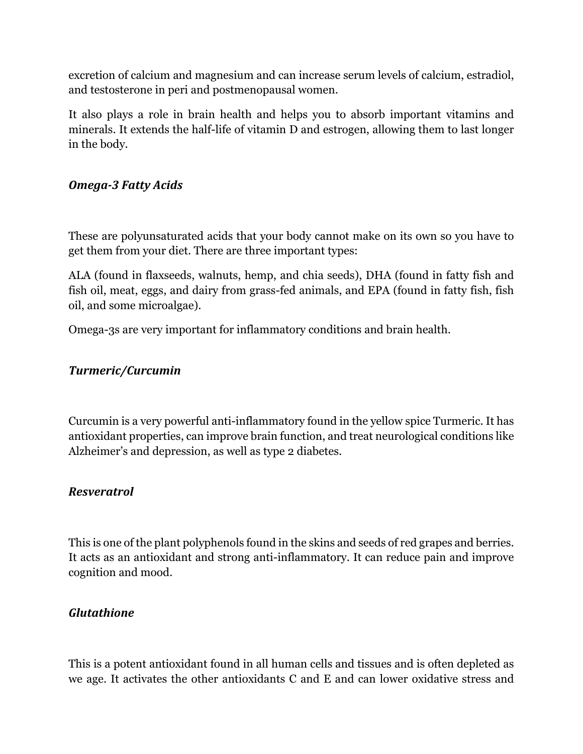excretion of calcium and magnesium and can increase serum levels of calcium, estradiol, and testosterone in peri and postmenopausal women.

It also plays a role in brain health and helps you to absorb important vitamins and minerals. It extends the half-life of vitamin D and estrogen, allowing them to last longer in the body.

### *Omega-3 Fatty Acids*

These are polyunsaturated acids that your body cannot make on its own so you have to get them from your diet. There are three important types:

ALA (found in flaxseeds, walnuts, hemp, and chia seeds), DHA (found in fatty fish and fish oil, meat, eggs, and dairy from grass-fed animals, and EPA (found in fatty fish, fish oil, and some microalgae).

Omega-3s are very important for inflammatory conditions and brain health.

### *Turmeric/Curcumin*

Curcumin is a very powerful anti-inflammatory found in the yellow spice Turmeric. It has antioxidant properties, can improve brain function, and treat neurological conditions like Alzheimer's and depression, as well as type 2 diabetes.

### *Resveratrol*

This is one of the plant polyphenols found in the skins and seeds of red grapes and berries. It acts as an antioxidant and strong anti-inflammatory. It can reduce pain and improve cognition and mood.

### *Glutathione*

This is a potent antioxidant found in all human cells and tissues and is often depleted as we age. It activates the other antioxidants C and E and can lower oxidative stress and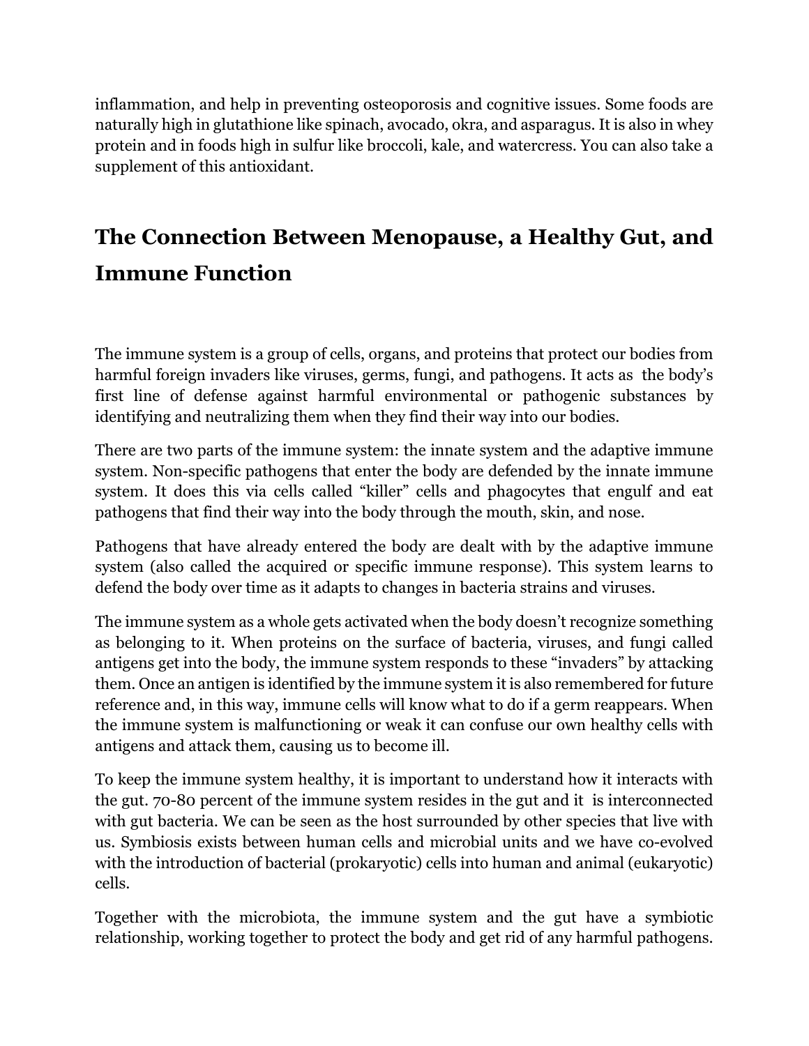inflammation, and help in preventing osteoporosis and cognitive issues. Some foods are naturally high in glutathione like spinach, avocado, okra, and asparagus. It is also in whey protein and in foods high in sulfur like broccoli, kale, and watercress. You can also take a supplement of this antioxidant.

## The Connection Between Menopause, a Healthy Gut, and Immune Function

The immune system is a group of cells, organs, and proteins that protect our bodies from harmful foreign invaders like viruses, germs, fungi, and pathogens. It acts as the body's first line of defense against harmful environmental or pathogenic substances by identifying and neutralizing them when they find their way into our bodies.

There are two parts of the immune system: the innate system and the adaptive immune system. Non-specific pathogens that enter the body are defended by the innate immune system. It does this via cells called "killer" cells and phagocytes that engulf and eat pathogens that find their way into the body through the mouth, skin, and nose.

Pathogens that have already entered the body are dealt with by the adaptive immune system (also called the acquired or specific immune response). This system learns to defend the body over time as it adapts to changes in bacteria strains and viruses.

The immune system as a whole gets activated when the body doesn't recognize something as belonging to it. When proteins on the surface of bacteria, viruses, and fungi called antigens get into the body, the immune system responds to these "invaders" by attacking them. Once an antigen is identified by the immune system it is also remembered for future reference and, in this way, immune cells will know what to do if a germ reappears. When the immune system is malfunctioning or weak it can confuse our own healthy cells with antigens and attack them, causing us to become ill.

To keep the immune system healthy, it is important to understand how it interacts with the gut. 70-80 percent of the immune system resides in the gut and it is interconnected with gut bacteria. We can be seen as the host surrounded by other species that live with us. Symbiosis exists between human cells and microbial units and we have co-evolved with the introduction of bacterial (prokaryotic) cells into human and animal (eukaryotic) cells.

Together with the microbiota, the immune system and the gut have a symbiotic relationship, working together to protect the body and get rid of any harmful pathogens.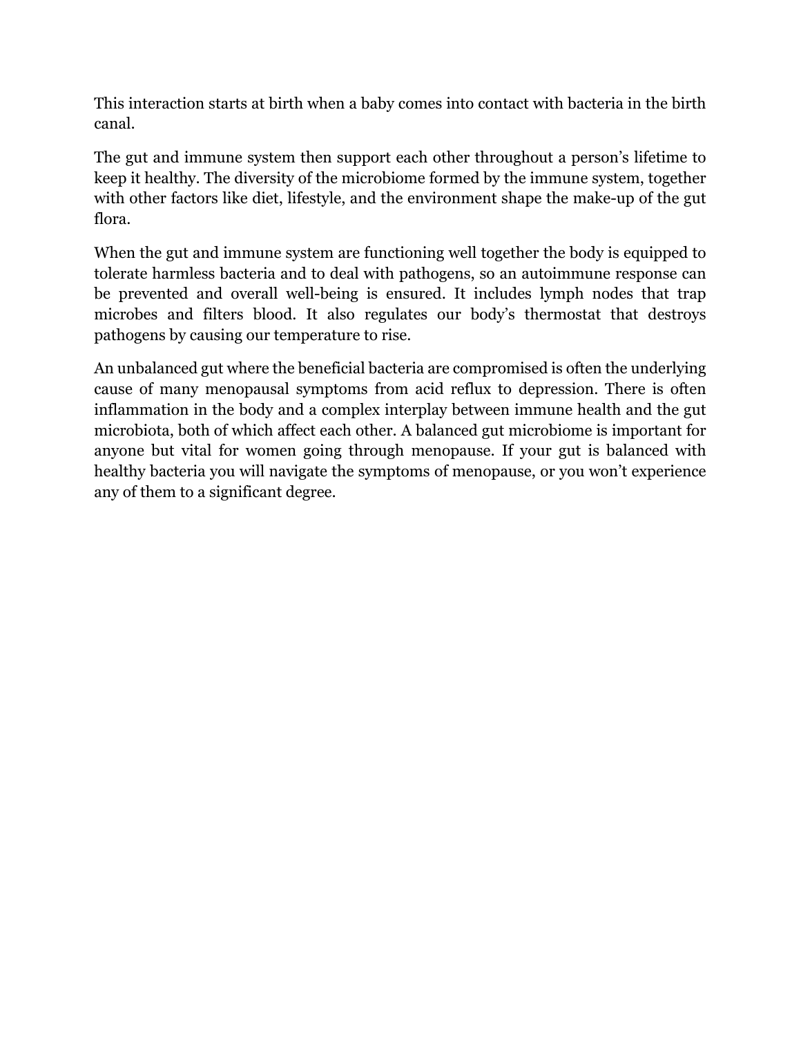This interaction starts at birth when a baby comes into contact with bacteria in the birth canal.

The gut and immune system then support each other throughout a person's lifetime to keep it healthy. The diversity of the microbiome formed by the immune system, together with other factors like diet, lifestyle, and the environment shape the make-up of the gut flora.

When the gut and immune system are functioning well together the body is equipped to tolerate harmless bacteria and to deal with pathogens, so an autoimmune response can be prevented and overall well-being is ensured. It includes lymph nodes that trap microbes and filters blood. It also regulates our body's thermostat that destroys pathogens by causing our temperature to rise.

An unbalanced gut where the beneficial bacteria are compromised is often the underlying cause of many menopausal symptoms from acid reflux to depression. There is often inflammation in the body and a complex interplay between immune health and the gut microbiota, both of which affect each other. A balanced gut microbiome is important for anyone but vital for women going through menopause. If your gut is balanced with healthy bacteria you will navigate the symptoms of menopause, or you won't experience any of them to a significant degree.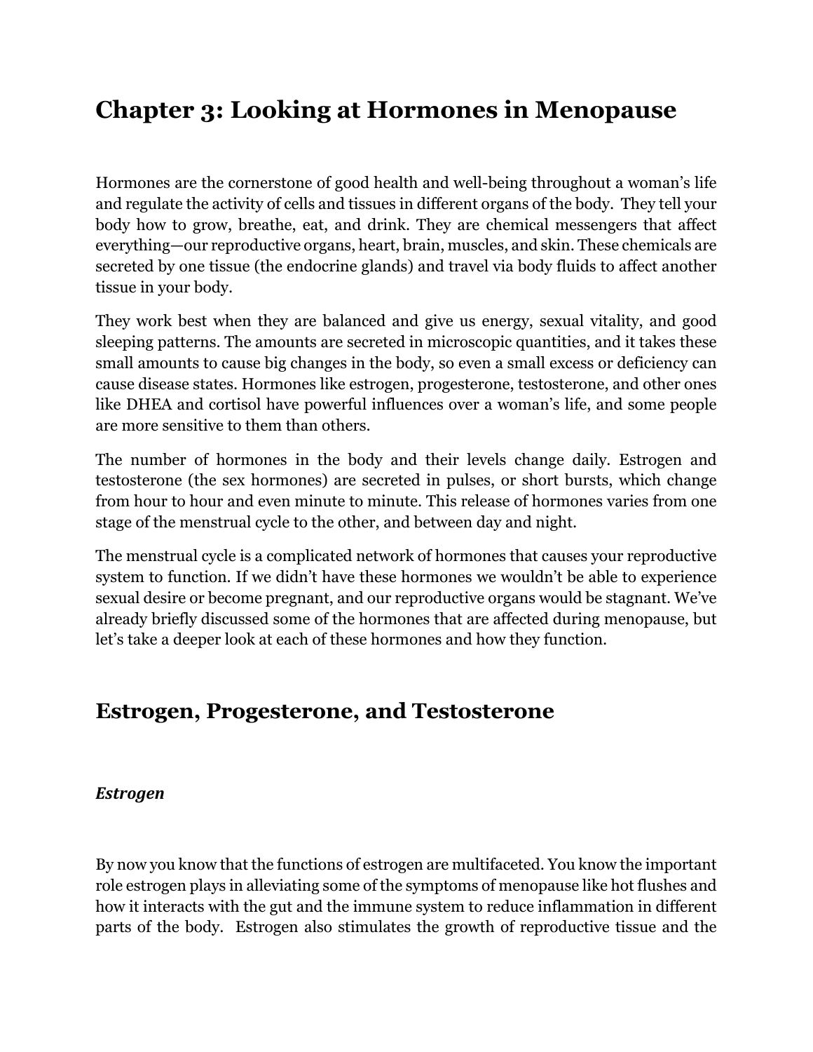# Chapter 3: Looking at Hormones in Menopause

Hormones are the cornerstone of good health and well-being throughout a woman's life and regulate the activity of cells and tissues in different organs of the body. They tell your body how to grow, breathe, eat, and drink. They are chemical messengers that affect everything—our reproductive organs, heart, brain, muscles, and skin. These chemicals are secreted by one tissue (the endocrine glands) and travel via body fluids to affect another tissue in your body.

They work best when they are balanced and give us energy, sexual vitality, and good sleeping patterns. The amounts are secreted in microscopic quantities, and it takes these small amounts to cause big changes in the body, so even a small excess or deficiency can cause disease states. Hormones like estrogen, progesterone, testosterone, and other ones like DHEA and cortisol have powerful influences over a woman's life, and some people are more sensitive to them than others.

The number of hormones in the body and their levels change daily. Estrogen and testosterone (the sex hormones) are secreted in pulses, or short bursts, which change from hour to hour and even minute to minute. This release of hormones varies from one stage of the menstrual cycle to the other, and between day and night.

The menstrual cycle is a complicated network of hormones that causes your reproductive system to function. If we didn't have these hormones we wouldn't be able to experience sexual desire or become pregnant, and our reproductive organs would be stagnant. We've already briefly discussed some of the hormones that are affected during menopause, but let's take a deeper look at each of these hormones and how they function.

## Estrogen, Progesterone, and Testosterone

### *Estrogen*

By now you know that the functions of estrogen are multifaceted. You know the important role estrogen plays in alleviating some of the symptoms of menopause like hot flushes and how it interacts with the gut and the immune system to reduce inflammation in different parts of the body. Estrogen also stimulates the growth of reproductive tissue and the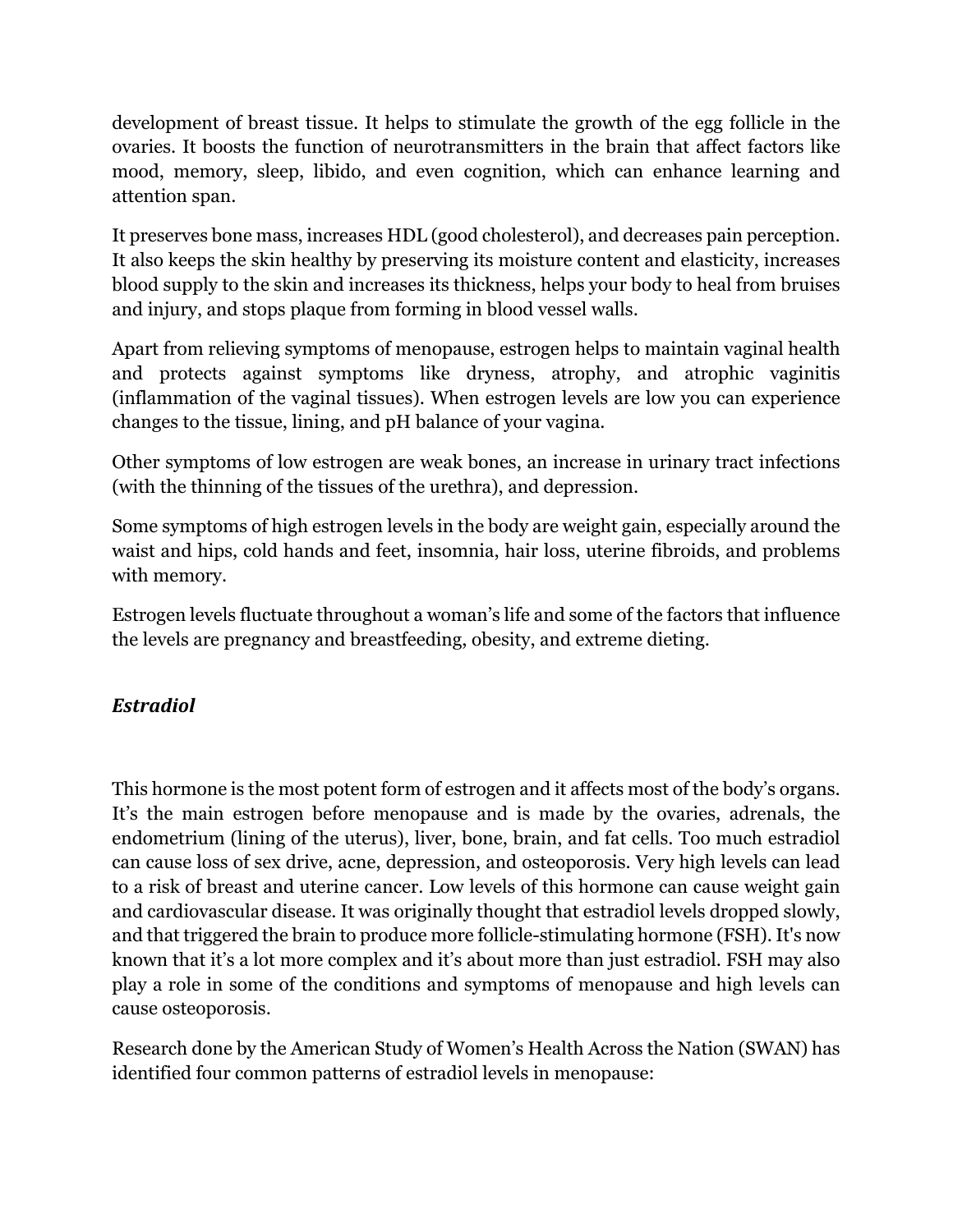development of breast tissue. It helps to stimulate the growth of the egg follicle in the ovaries. It boosts the function of neurotransmitters in the brain that affect factors like mood, memory, sleep, libido, and even cognition, which can enhance learning and attention span.

It preserves bone mass, increases HDL (good cholesterol), and decreases pain perception. It also keeps the skin healthy by preserving its moisture content and elasticity, increases blood supply to the skin and increases its thickness, helps your body to heal from bruises and injury, and stops plaque from forming in blood vessel walls.

Apart from relieving symptoms of menopause, estrogen helps to maintain vaginal health and protects against symptoms like dryness, atrophy, and atrophic vaginitis (inflammation of the vaginal tissues). When estrogen levels are low you can experience changes to the tissue, lining, and pH balance of your vagina.

Other symptoms of low estrogen are weak bones, an increase in urinary tract infections (with the thinning of the tissues of the urethra), and depression.

Some symptoms of high estrogen levels in the body are weight gain, especially around the waist and hips, cold hands and feet, insomnia, hair loss, uterine fibroids, and problems with memory.

Estrogen levels fluctuate throughout a woman's life and some of the factors that influence the levels are pregnancy and breastfeeding, obesity, and extreme dieting.

### ***Estradiol***

This hormone is the most potent form of estrogen and it affects most of the body's organs. It's the main estrogen before menopause and is made by the ovaries, adrenals, the endometrium (lining of the uterus), liver, bone, brain, and fat cells. Too much estradiol can cause loss of sex drive, acne, depression, and osteoporosis. Very high levels can lead to a risk of breast and uterine cancer. Low levels of this hormone can cause weight gain and cardiovascular disease. It was originally thought that estradiol levels dropped slowly, and that triggered the brain to produce more follicle-stimulating hormone (FSH). It's now known that it's a lot more complex and it's about more than just estradiol. FSH may also play a role in some of the conditions and symptoms of menopause and high levels can cause osteoporosis.

Research done by the American Study of Women's Health Across the Nation (SWAN) has identified four common patterns of estradiol levels in menopause: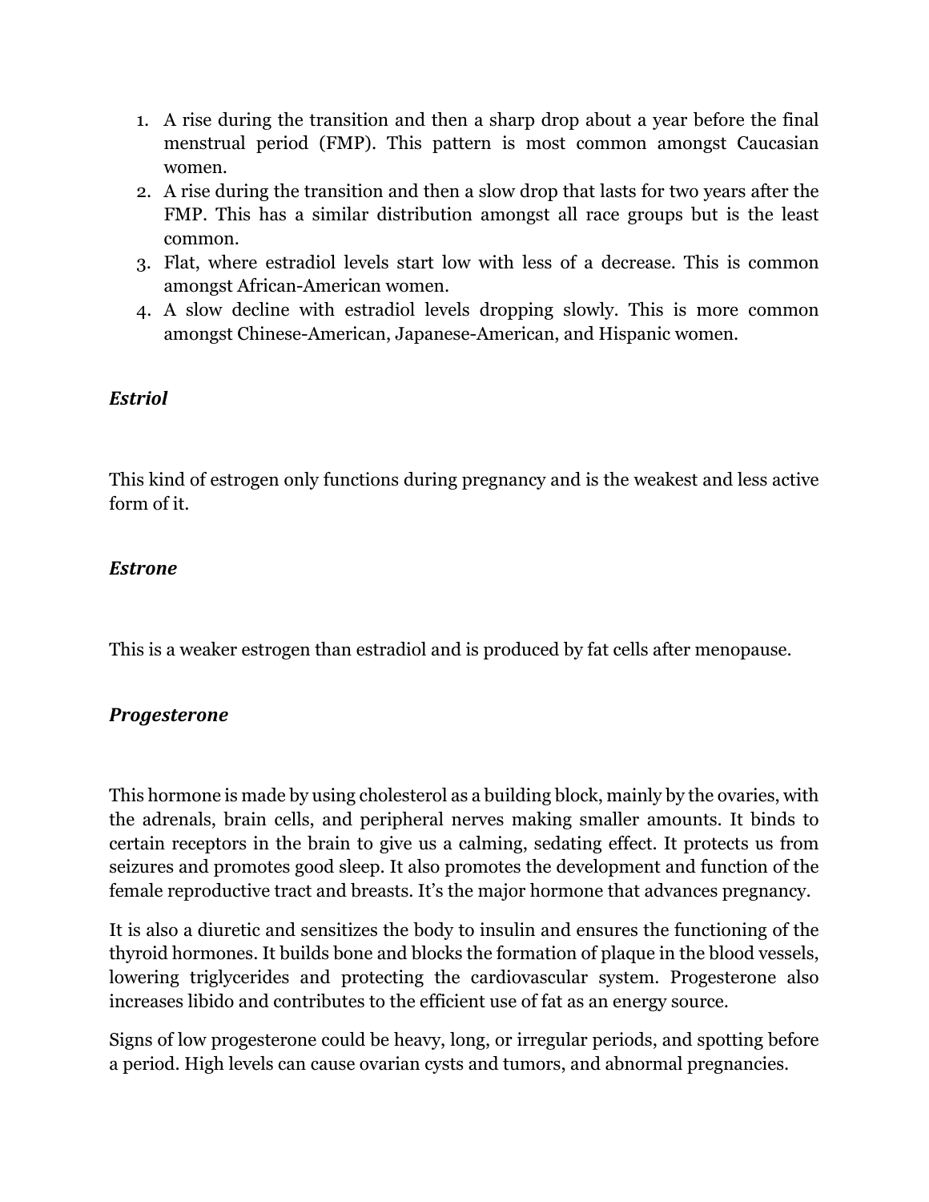1. A rise during the transition and then a sharp drop about a year before the final menstrual period (FMP). This pattern is most common amongst Caucasian women.
2. A rise during the transition and then a slow drop that lasts for two years after the FMP. This has a similar distribution amongst all race groups but is the least common.
3. Flat, where estradiol levels start low with less of a decrease. This is common amongst African-American women.
4. A slow decline with estradiol levels dropping slowly. This is more common amongst Chinese-American, Japanese-American, and Hispanic women.

### *Estriol*

This kind of estrogen only functions during pregnancy and is the weakest and less active form of it.

### *Estrone*

This is a weaker estrogen than estradiol and is produced by fat cells after menopause.

### *Progesterone*

This hormone is made by using cholesterol as a building block, mainly by the ovaries, with the adrenals, brain cells, and peripheral nerves making smaller amounts. It binds to certain receptors in the brain to give us a calming, sedating effect. It protects us from seizures and promotes good sleep. It also promotes the development and function of the female reproductive tract and breasts. It's the major hormone that advances pregnancy.

It is also a diuretic and sensitizes the body to insulin and ensures the functioning of the thyroid hormones. It builds bone and blocks the formation of plaque in the blood vessels, lowering triglycerides and protecting the cardiovascular system. Progesterone also increases libido and contributes to the efficient use of fat as an energy source.

Signs of low progesterone could be heavy, long, or irregular periods, and spotting before a period. High levels can cause ovarian cysts and tumors, and abnormal pregnancies.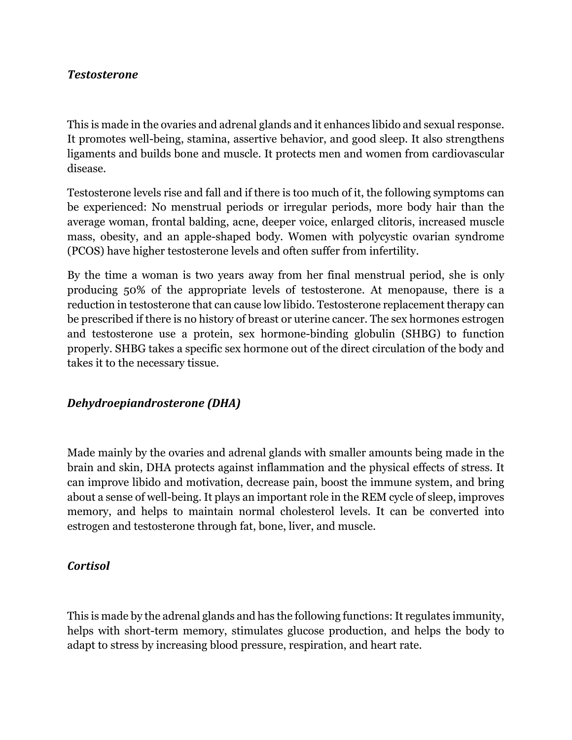### *Testosterone*

This is made in the ovaries and adrenal glands and it enhances libido and sexual response. It promotes well-being, stamina, assertive behavior, and good sleep. It also strengthens ligaments and builds bone and muscle. It protects men and women from cardiovascular disease.

Testosterone levels rise and fall and if there is too much of it, the following symptoms can be experienced: No menstrual periods or irregular periods, more body hair than the average woman, frontal balding, acne, deeper voice, enlarged clitoris, increased muscle mass, obesity, and an apple-shaped body. Women with polycystic ovarian syndrome (PCOS) have higher testosterone levels and often suffer from infertility.

By the time a woman is two years away from her final menstrual period, she is only producing 50% of the appropriate levels of testosterone. At menopause, there is a reduction in testosterone that can cause low libido. Testosterone replacement therapy can be prescribed if there is no history of breast or uterine cancer. The sex hormones estrogen and testosterone use a protein, sex hormone-binding globulin (SHBG) to function properly. SHBG takes a specific sex hormone out of the direct circulation of the body and takes it to the necessary tissue.

### *Dehydroepiandrosterone (DHA)*

Made mainly by the ovaries and adrenal glands with smaller amounts being made in the brain and skin, DHA protects against inflammation and the physical effects of stress. It can improve libido and motivation, decrease pain, boost the immune system, and bring about a sense of well-being. It plays an important role in the REM cycle of sleep, improves memory, and helps to maintain normal cholesterol levels. It can be converted into estrogen and testosterone through fat, bone, liver, and muscle.

### *Cortisol*

This is made by the adrenal glands and has the following functions: It regulates immunity, helps with short-term memory, stimulates glucose production, and helps the body to adapt to stress by increasing blood pressure, respiration, and heart rate.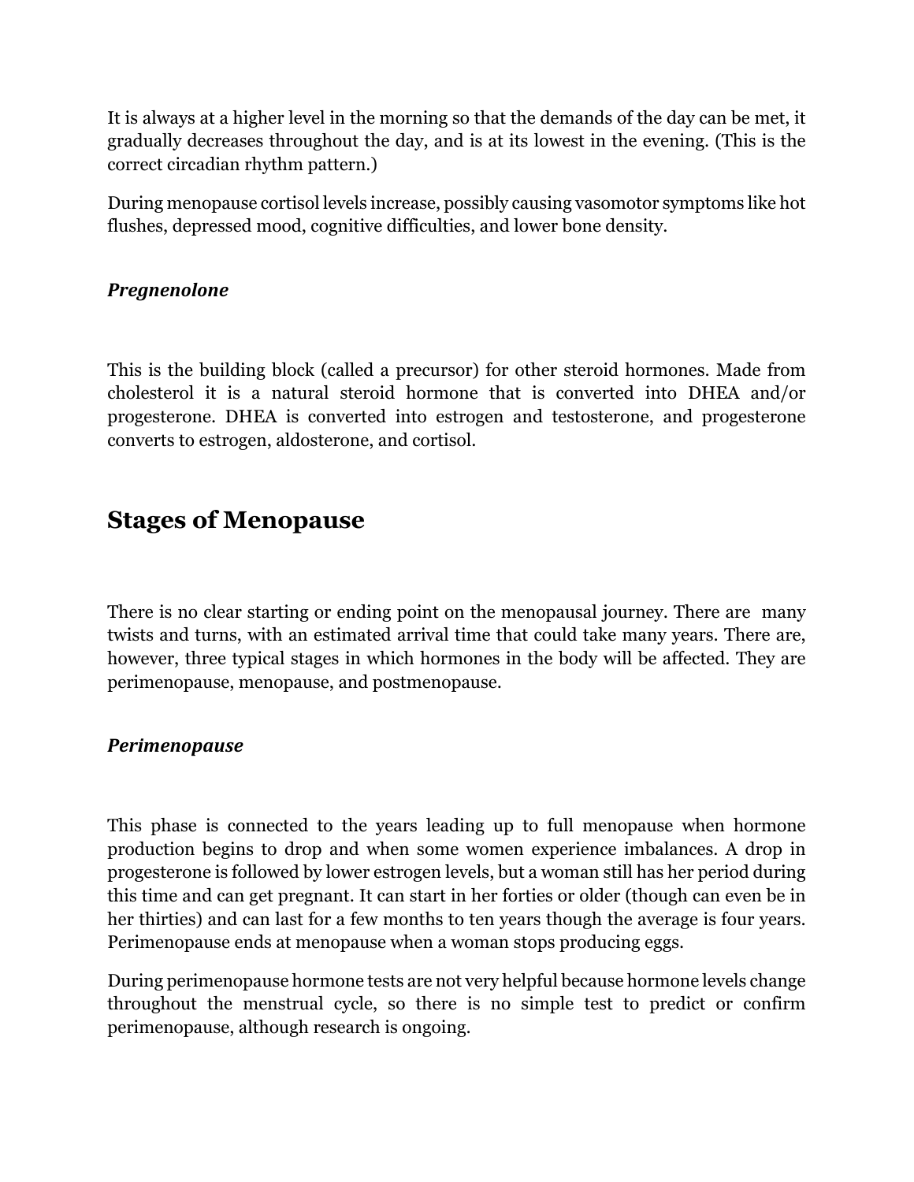It is always at a higher level in the morning so that the demands of the day can be met, it gradually decreases throughout the day, and is at its lowest in the evening. (This is the correct circadian rhythm pattern.)

During menopause cortisol levels increase, possibly causing vasomotor symptoms like hot flushes, depressed mood, cognitive difficulties, and lower bone density.

### *Pregnenolone*

This is the building block (called a precursor) for other steroid hormones. Made from cholesterol it is a natural steroid hormone that is converted into DHEA and/or progesterone. DHEA is converted into estrogen and testosterone, and progesterone converts to estrogen, aldosterone, and cortisol.

## Stages of Menopause

There is no clear starting or ending point on the menopausal journey. There are many twists and turns, with an estimated arrival time that could take many years. There are, however, three typical stages in which hormones in the body will be affected. They are perimenopause, menopause, and postmenopause.

### *Perimenopause*

This phase is connected to the years leading up to full menopause when hormone production begins to drop and when some women experience imbalances. A drop in progesterone is followed by lower estrogen levels, but a woman still has her period during this time and can get pregnant. It can start in her forties or older (though can even be in her thirties) and can last for a few months to ten years though the average is four years. Perimenopause ends at menopause when a woman stops producing eggs.

During perimenopause hormone tests are not very helpful because hormone levels change throughout the menstrual cycle, so there is no simple test to predict or confirm perimenopause, although research is ongoing.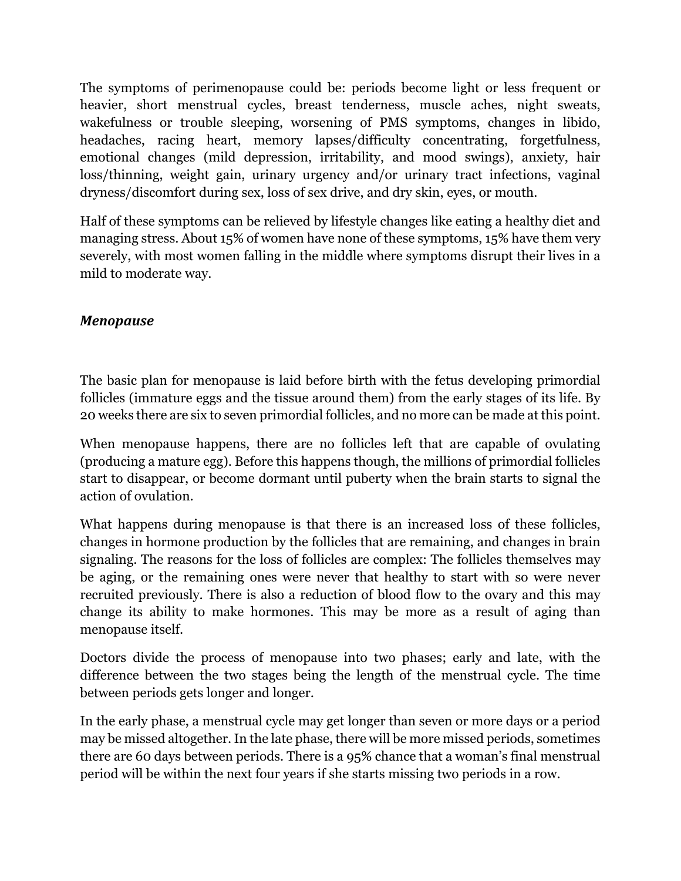The symptoms of perimenopause could be: periods become light or less frequent or heavier, short menstrual cycles, breast tenderness, muscle aches, night sweats, wakefulness or trouble sleeping, worsening of PMS symptoms, changes in libido, headaches, racing heart, memory lapses/difficulty concentrating, forgetfulness, emotional changes (mild depression, irritability, and mood swings), anxiety, hair loss/thinning, weight gain, urinary urgency and/or urinary tract infections, vaginal dryness/discomfort during sex, loss of sex drive, and dry skin, eyes, or mouth.

Half of these symptoms can be relieved by lifestyle changes like eating a healthy diet and managing stress. About 15% of women have none of these symptoms, 15% have them very severely, with most women falling in the middle where symptoms disrupt their lives in a mild to moderate way.

### *Menopause*

The basic plan for menopause is laid before birth with the fetus developing primordial follicles (immature eggs and the tissue around them) from the early stages of its life. By 20 weeks there are six to seven primordial follicles, and no more can be made at this point.

When menopause happens, there are no follicles left that are capable of ovulating (producing a mature egg). Before this happens though, the millions of primordial follicles start to disappear, or become dormant until puberty when the brain starts to signal the action of ovulation.

What happens during menopause is that there is an increased loss of these follicles, changes in hormone production by the follicles that are remaining, and changes in brain signaling. The reasons for the loss of follicles are complex: The follicles themselves may be aging, or the remaining ones were never that healthy to start with so were never recruited previously. There is also a reduction of blood flow to the ovary and this may change its ability to make hormones. This may be more as a result of aging than menopause itself.

Doctors divide the process of menopause into two phases; early and late, with the difference between the two stages being the length of the menstrual cycle. The time between periods gets longer and longer.

In the early phase, a menstrual cycle may get longer than seven or more days or a period may be missed altogether. In the late phase, there will be more missed periods, sometimes there are 60 days between periods. There is a 95% chance that a woman's final menstrual period will be within the next four years if she starts missing two periods in a row.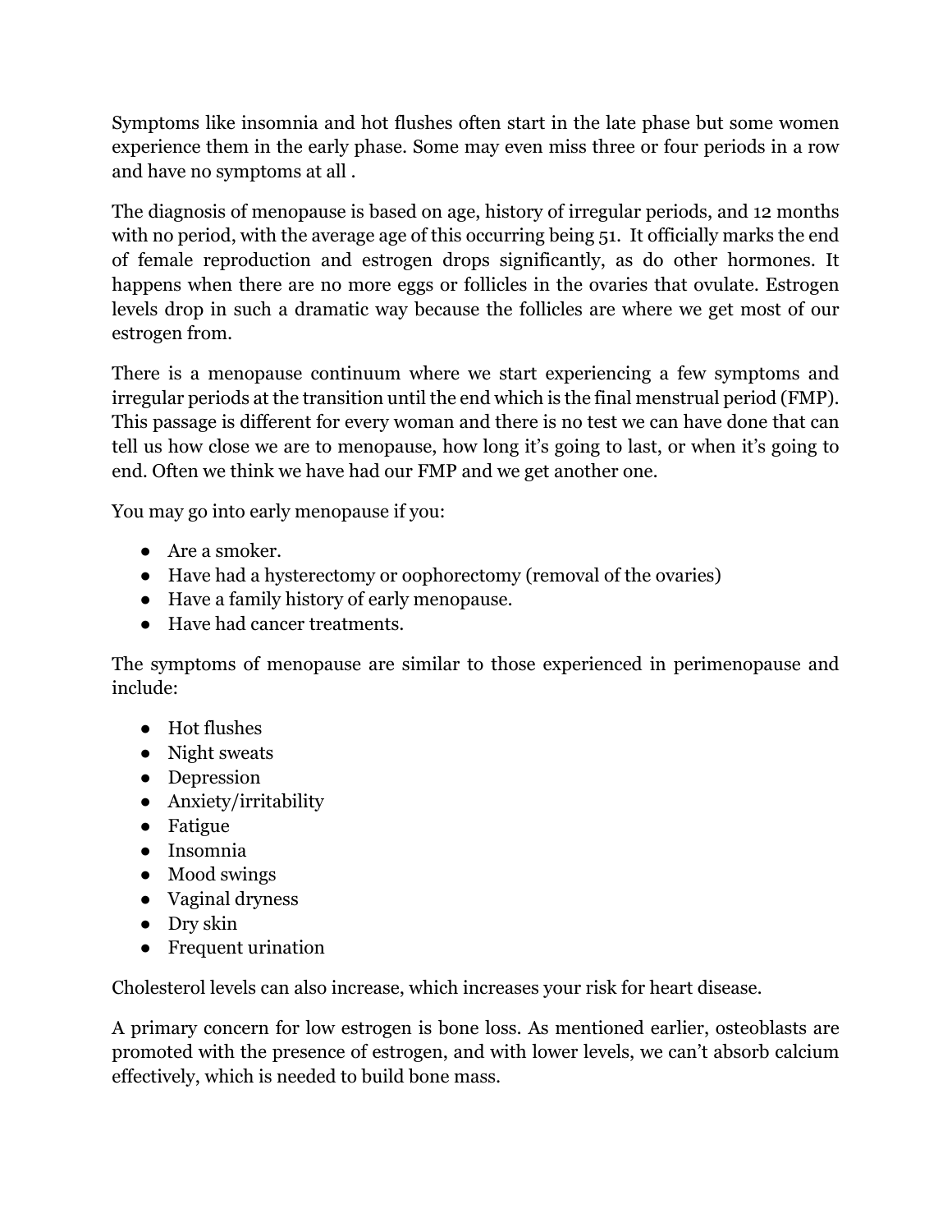Symptoms like insomnia and hot flushes often start in the late phase but some women experience them in the early phase. Some may even miss three or four periods in a row and have no symptoms at all .

The diagnosis of menopause is based on age, history of irregular periods, and 12 months with no period, with the average age of this occurring being 51. It officially marks the end of female reproduction and estrogen drops significantly, as do other hormones. It happens when there are no more eggs or follicles in the ovaries that ovulate. Estrogen levels drop in such a dramatic way because the follicles are where we get most of our estrogen from.

There is a menopause continuum where we start experiencing a few symptoms and irregular periods at the transition until the end which is the final menstrual period (FMP). This passage is different for every woman and there is no test we can have done that can tell us how close we are to menopause, how long it's going to last, or when it's going to end. Often we think we have had our FMP and we get another one.

You may go into early menopause if you:

- Are a smoker.
- Have had a hysterectomy or oophorectomy (removal of the ovaries)
- Have a family history of early menopause.
- Have had cancer treatments.

The symptoms of menopause are similar to those experienced in perimenopause and include:

- Hot flushes
- Night sweats
- Depression
- Anxiety/irritability
- Fatigue
- Insomnia
- Mood swings
- Vaginal dryness
- Dry skin
- Frequent urination

Cholesterol levels can also increase, which increases your risk for heart disease.

A primary concern for low estrogen is bone loss. As mentioned earlier, osteoblasts are promoted with the presence of estrogen, and with lower levels, we can't absorb calcium effectively, which is needed to build bone mass.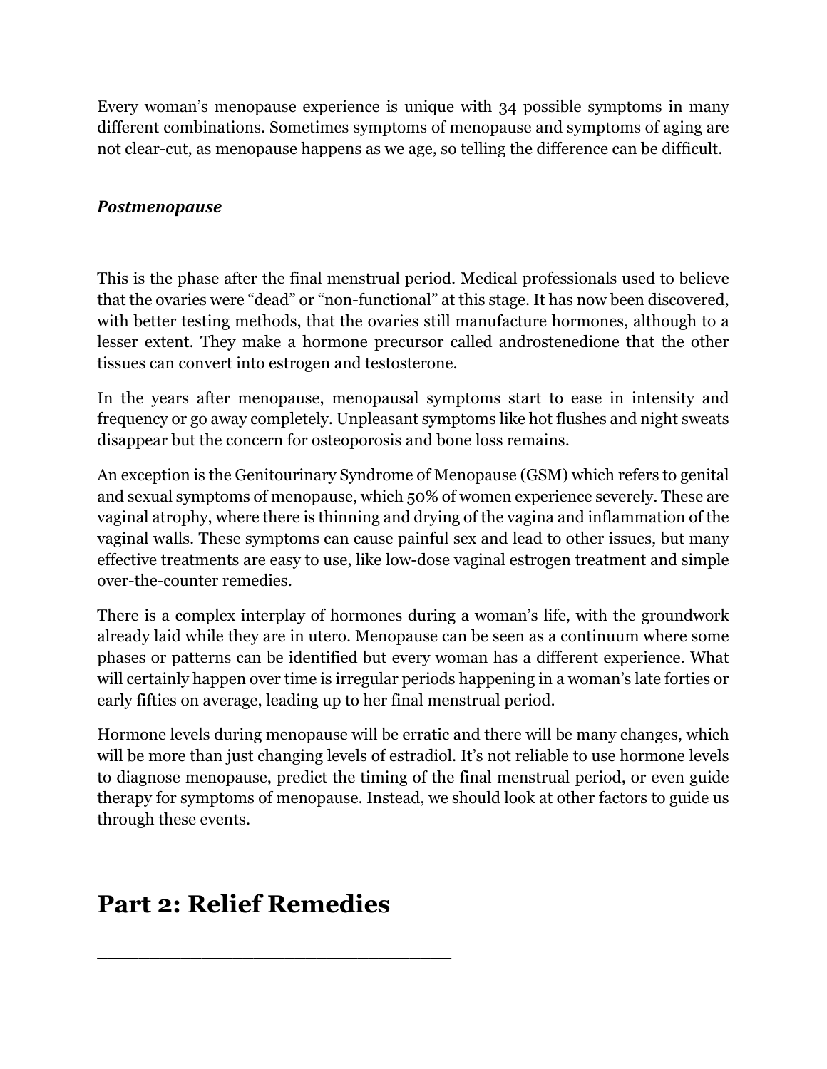Every woman's menopause experience is unique with 34 possible symptoms in many different combinations. Sometimes symptoms of menopause and symptoms of aging are not clear-cut, as menopause happens as we age, so telling the difference can be difficult.

***Postmenopause***

This is the phase after the final menstrual period. Medical professionals used to believe that the ovaries were "dead" or "non-functional" at this stage. It has now been discovered, with better testing methods, that the ovaries still manufacture hormones, although to a lesser extent. They make a hormone precursor called androstenedione that the other tissues can convert into estrogen and testosterone.

In the years after menopause, menopausal symptoms start to ease in intensity and frequency or go away completely. Unpleasant symptoms like hot flushes and night sweats disappear but the concern for osteoporosis and bone loss remains.

An exception is the Genitourinary Syndrome of Menopause (GSM) which refers to genital and sexual symptoms of menopause, which 50% of women experience severely. These are vaginal atrophy, where there is thinning and drying of the vagina and inflammation of the vaginal walls. These symptoms can cause painful sex and lead to other issues, but many effective treatments are easy to use, like low-dose vaginal estrogen treatment and simple over-the-counter remedies.

There is a complex interplay of hormones during a woman's life, with the groundwork already laid while they are in utero. Menopause can be seen as a continuum where some phases or patterns can be identified but every woman has a different experience. What will certainly happen over time is irregular periods happening in a woman's late forties or early fifties on average, leading up to her final menstrual period.

Hormone levels during menopause will be erratic and there will be many changes, which will be more than just changing levels of estradiol. It's not reliable to use hormone levels to diagnose menopause, predict the timing of the final menstrual period, or even guide therapy for symptoms of menopause. Instead, we should look at other factors to guide us through these events.

# Part 2: Relief Remedies

---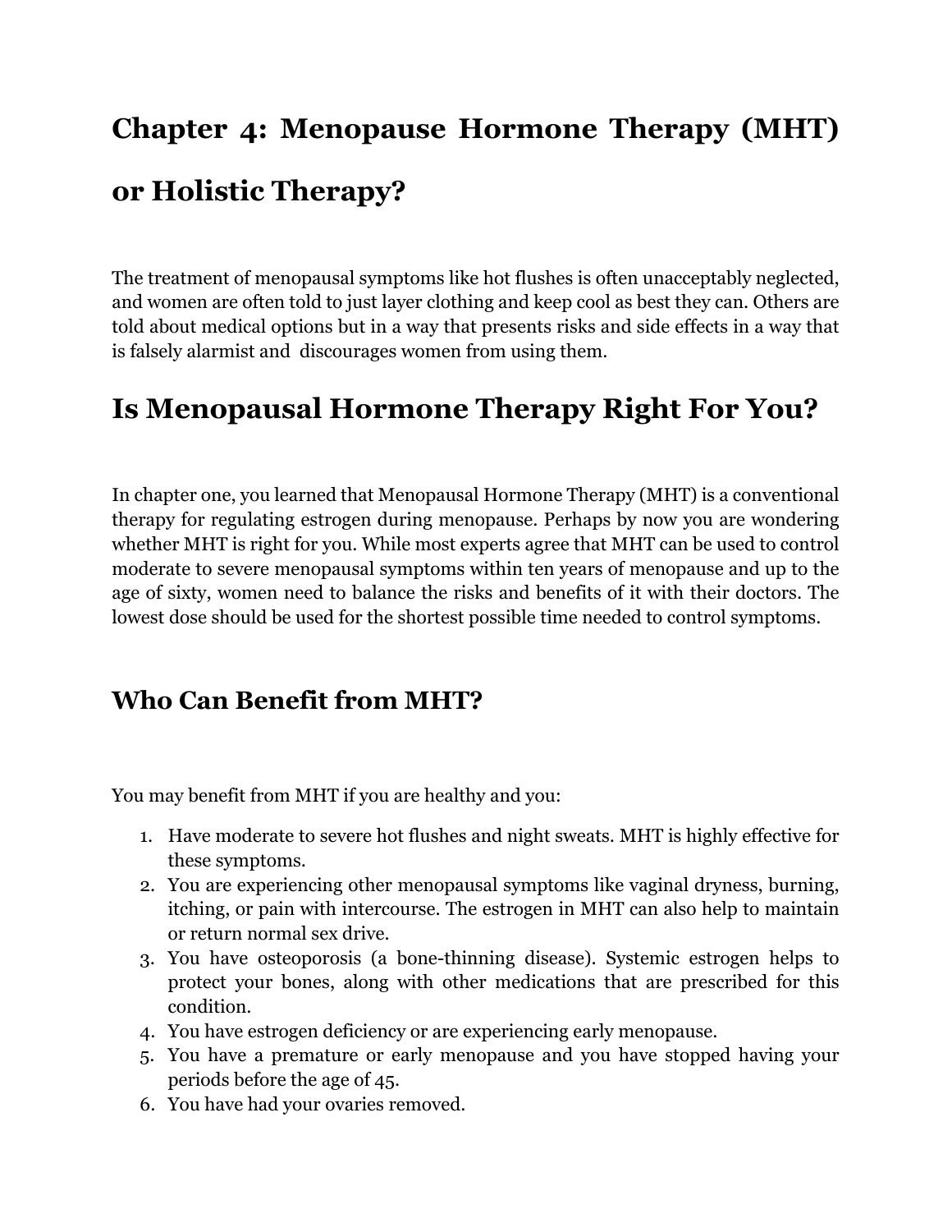# Chapter 4: Menopause Hormone Therapy (MHT) or Holistic Therapy?

The treatment of menopausal symptoms like hot flushes is often unacceptably neglected, and women are often told to just layer clothing and keep cool as best they can. Others are told about medical options but in a way that presents risks and side effects in a way that is falsely alarmist and discourages women from using them.

# Is Menopausal Hormone Therapy Right For You?

In chapter one, you learned that Menopausal Hormone Therapy (MHT) is a conventional therapy for regulating estrogen during menopause. Perhaps by now you are wondering whether MHT is right for you. While most experts agree that MHT can be used to control moderate to severe menopausal symptoms within ten years of menopause and up to the age of sixty, women need to balance the risks and benefits of it with their doctors. The lowest dose should be used for the shortest possible time needed to control symptoms.

## Who Can Benefit from MHT?

You may benefit from MHT if you are healthy and you:

1. Have moderate to severe hot flushes and night sweats. MHT is highly effective for these symptoms.
2. You are experiencing other menopausal symptoms like vaginal dryness, burning, itching, or pain with intercourse. The estrogen in MHT can also help to maintain or return normal sex drive.
3. You have osteoporosis (a bone-thinning disease). Systemic estrogen helps to protect your bones, along with other medications that are prescribed for this condition.
4. You have estrogen deficiency or are experiencing early menopause.
5. You have a premature or early menopause and you have stopped having your periods before the age of 45.
6. You have had your ovaries removed.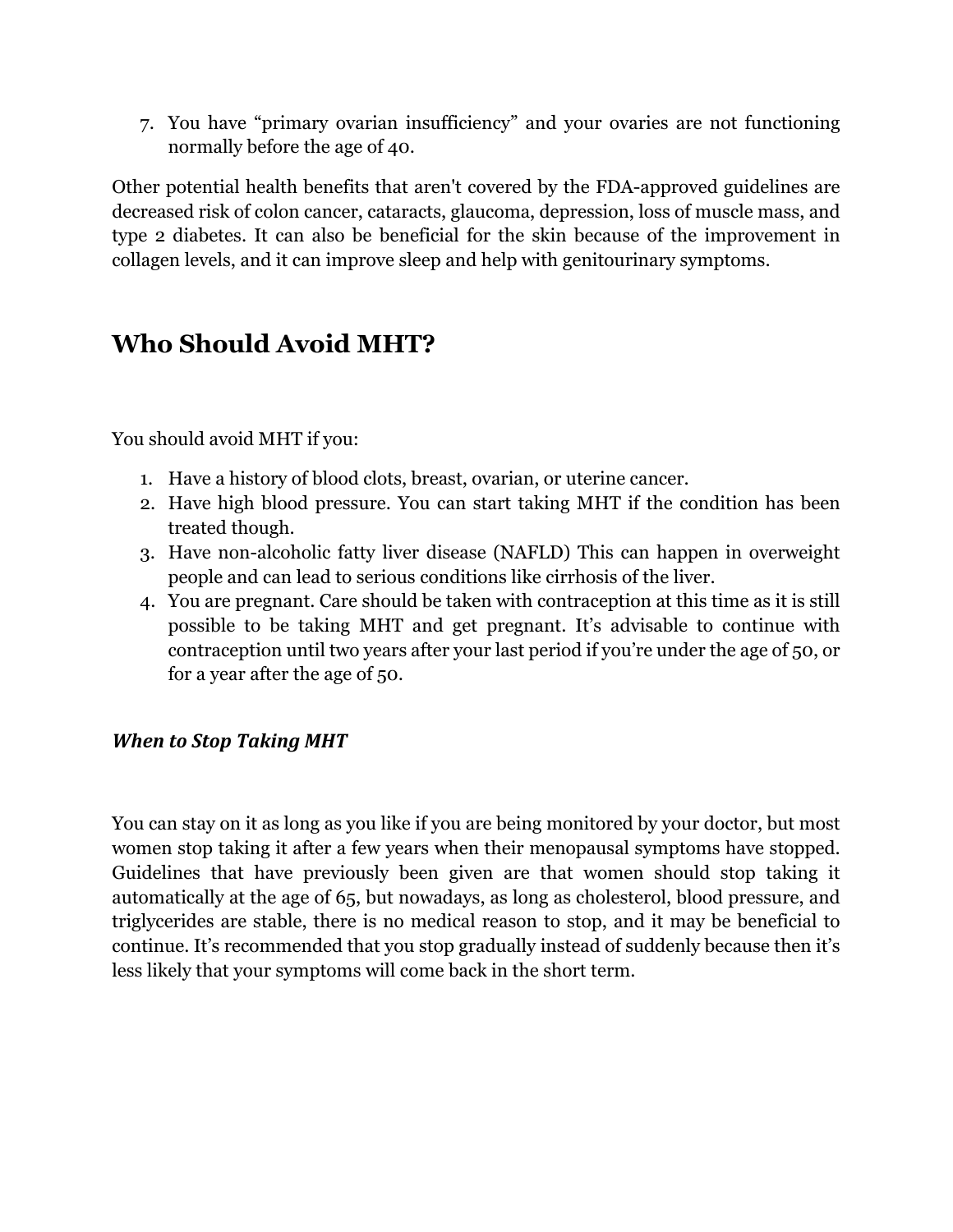7. You have “primary ovarian insufficiency” and your ovaries are not functioning normally before the age of 40.

Other potential health benefits that aren't covered by the FDA-approved guidelines are decreased risk of colon cancer, cataracts, glaucoma, depression, loss of muscle mass, and type 2 diabetes. It can also be beneficial for the skin because of the improvement in collagen levels, and it can improve sleep and help with genitourinary symptoms.

## Who Should Avoid MHT?

You should avoid MHT if you:

1. Have a history of blood clots, breast, ovarian, or uterine cancer.
2. Have high blood pressure. You can start taking MHT if the condition has been treated though.
3. Have non-alcoholic fatty liver disease (NAFLD) This can happen in overweight people and can lead to serious conditions like cirrhosis of the liver.
4. You are pregnant. Care should be taken with contraception at this time as it is still possible to be taking MHT and get pregnant. It’s advisable to continue with contraception until two years after your last period if you’re under the age of 50, or for a year after the age of 50.

### *When to Stop Taking MHT*

You can stay on it as long as you like if you are being monitored by your doctor, but most women stop taking it after a few years when their menopausal symptoms have stopped. Guidelines that have previously been given are that women should stop taking it automatically at the age of 65, but nowadays, as long as cholesterol, blood pressure, and triglycerides are stable, there is no medical reason to stop, and it may be beneficial to continue. It’s recommended that you stop gradually instead of suddenly because then it’s less likely that your symptoms will come back in the short term.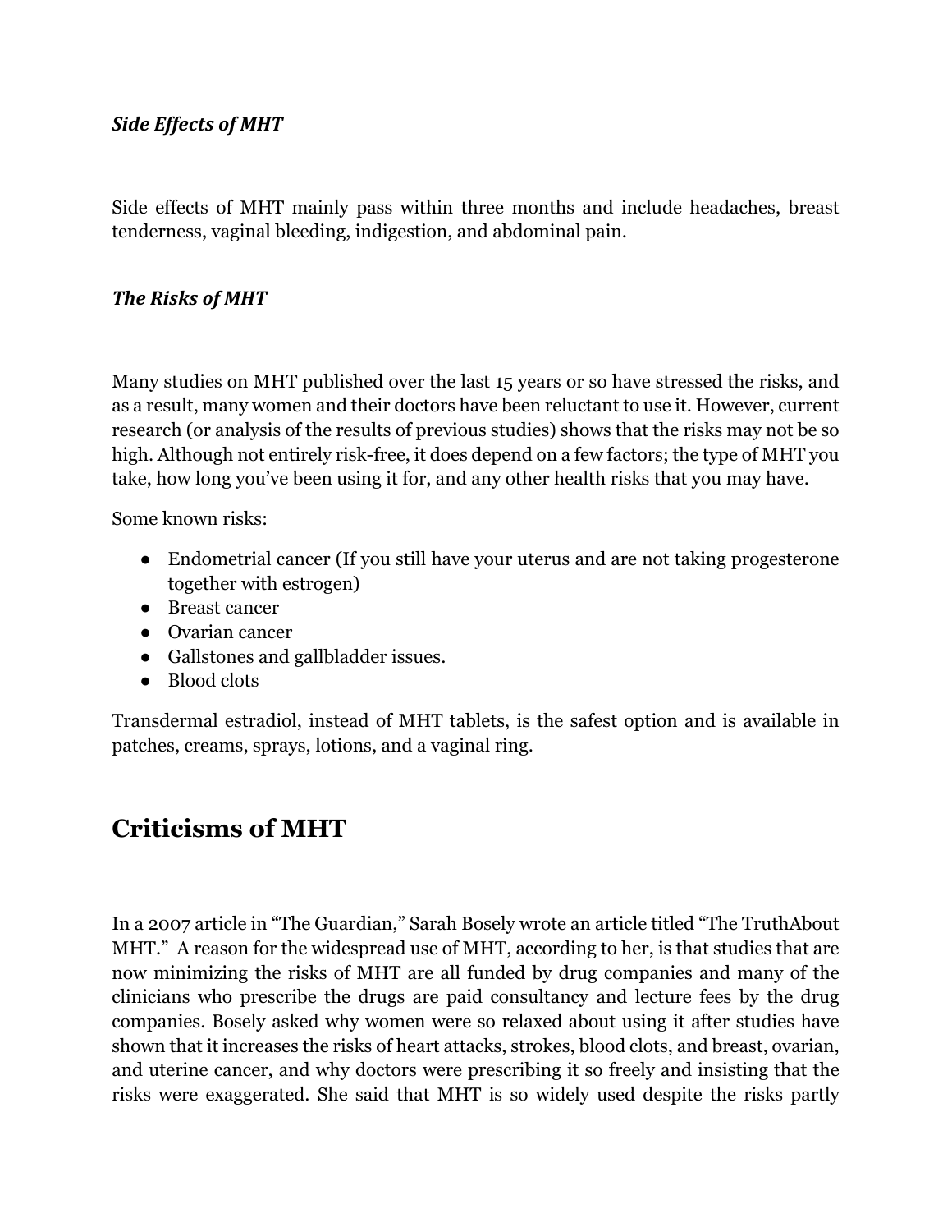***Side Effects of MHT***

Side effects of MHT mainly pass within three months and include headaches, breast tenderness, vaginal bleeding, indigestion, and abdominal pain.

***The Risks of MHT***

Many studies on MHT published over the last 15 years or so have stressed the risks, and as a result, many women and their doctors have been reluctant to use it. However, current research (or analysis of the results of previous studies) shows that the risks may not be so high. Although not entirely risk-free, it does depend on a few factors; the type of MHT you take, how long you've been using it for, and any other health risks that you may have.

Some known risks:

- Endometrial cancer (If you still have your uterus and are not taking progesterone together with estrogen)
- Breast cancer
- Ovarian cancer
- Gallstones and gallbladder issues.
- Blood clots

Transdermal estradiol, instead of MHT tablets, is the safest option and is available in patches, creams, sprays, lotions, and a vaginal ring.

## Criticisms of MHT

In a 2007 article in "The Guardian," Sarah Bosely wrote an article titled "The TruthAbout MHT." A reason for the widespread use of MHT, according to her, is that studies that are now minimizing the risks of MHT are all funded by drug companies and many of the clinicians who prescribe the drugs are paid consultancy and lecture fees by the drug companies. Bosely asked why women were so relaxed about using it after studies have shown that it increases the risks of heart attacks, strokes, blood clots, and breast, ovarian, and uterine cancer, and why doctors were prescribing it so freely and insisting that the risks were exaggerated. She said that MHT is so widely used despite the risks partly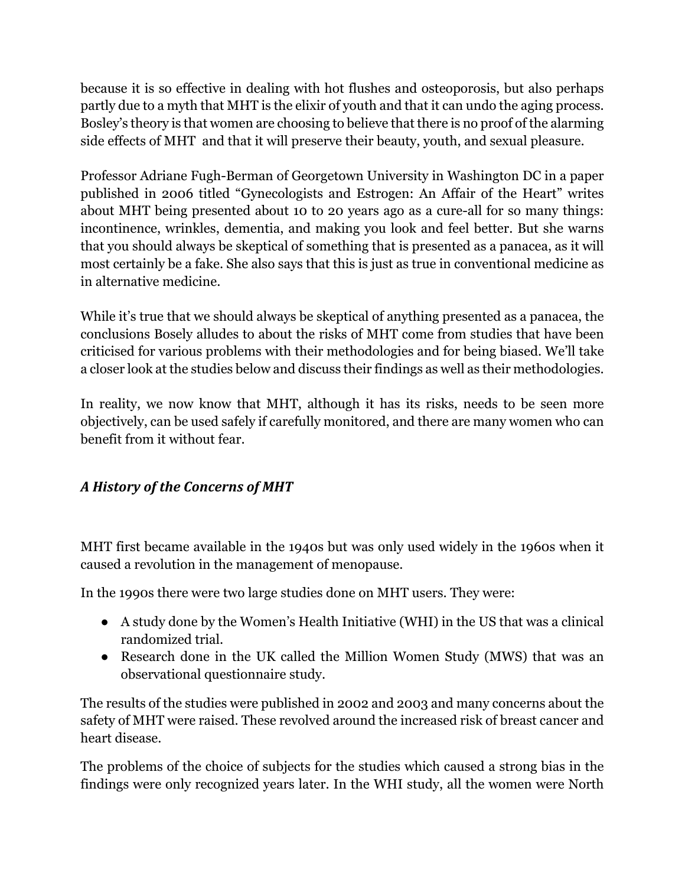because it is so effective in dealing with hot flushes and osteoporosis, but also perhaps partly due to a myth that MHT is the elixir of youth and that it can undo the aging process. Bosley's theory is that women are choosing to believe that there is no proof of the alarming side effects of MHT and that it will preserve their beauty, youth, and sexual pleasure.

Professor Adriane Fugh-Berman of Georgetown University in Washington DC in a paper published in 2006 titled "Gynecologists and Estrogen: An Affair of the Heart" writes about MHT being presented about 10 to 20 years ago as a cure-all for so many things: incontinence, wrinkles, dementia, and making you look and feel better. But she warns that you should always be skeptical of something that is presented as a panacea, as it will most certainly be a fake. She also says that this is just as true in conventional medicine as in alternative medicine.

While it's true that we should always be skeptical of anything presented as a panacea, the conclusions Bosely alludes to about the risks of MHT come from studies that have been criticised for various problems with their methodologies and for being biased. We'll take a closer look at the studies below and discuss their findings as well as their methodologies.

In reality, we now know that MHT, although it has its risks, needs to be seen more objectively, can be used safely if carefully monitored, and there are many women who can benefit from it without fear.

### *A History of the Concerns of MHT*

MHT first became available in the 1940s but was only used widely in the 1960s when it caused a revolution in the management of menopause.

In the 1990s there were two large studies done on MHT users. They were:

- A study done by the Women's Health Initiative (WHI) in the US that was a clinical randomized trial.
- Research done in the UK called the Million Women Study (MWS) that was an observational questionnaire study.

The results of the studies were published in 2002 and 2003 and many concerns about the safety of MHT were raised. These revolved around the increased risk of breast cancer and heart disease.

The problems of the choice of subjects for the studies which caused a strong bias in the findings were only recognized years later. In the WHI study, all the women were North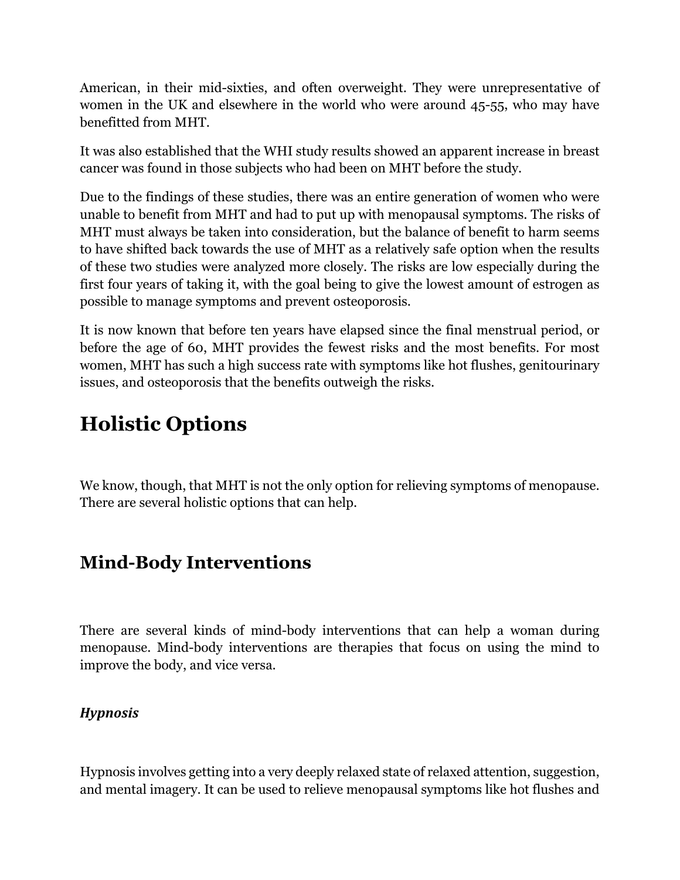American, in their mid-sixties, and often overweight. They were unrepresentative of women in the UK and elsewhere in the world who were around 45-55, who may have benefitted from MHT.

It was also established that the WHI study results showed an apparent increase in breast cancer was found in those subjects who had been on MHT before the study.

Due to the findings of these studies, there was an entire generation of women who were unable to benefit from MHT and had to put up with menopausal symptoms. The risks of MHT must always be taken into consideration, but the balance of benefit to harm seems to have shifted back towards the use of MHT as a relatively safe option when the results of these two studies were analyzed more closely. The risks are low especially during the first four years of taking it, with the goal being to give the lowest amount of estrogen as possible to manage symptoms and prevent osteoporosis.

It is now known that before ten years have elapsed since the final menstrual period, or before the age of 60, MHT provides the fewest risks and the most benefits. For most women, MHT has such a high success rate with symptoms like hot flushes, genitourinary issues, and osteoporosis that the benefits outweigh the risks.

# Holistic Options

We know, though, that MHT is not the only option for relieving symptoms of menopause. There are several holistic options that can help.

## Mind-Body Interventions

There are several kinds of mind-body interventions that can help a woman during menopause. Mind-body interventions are therapies that focus on using the mind to improve the body, and vice versa.

### *Hypnosis*

Hypnosis involves getting into a very deeply relaxed state of relaxed attention, suggestion, and mental imagery. It can be used to relieve menopausal symptoms like hot flushes and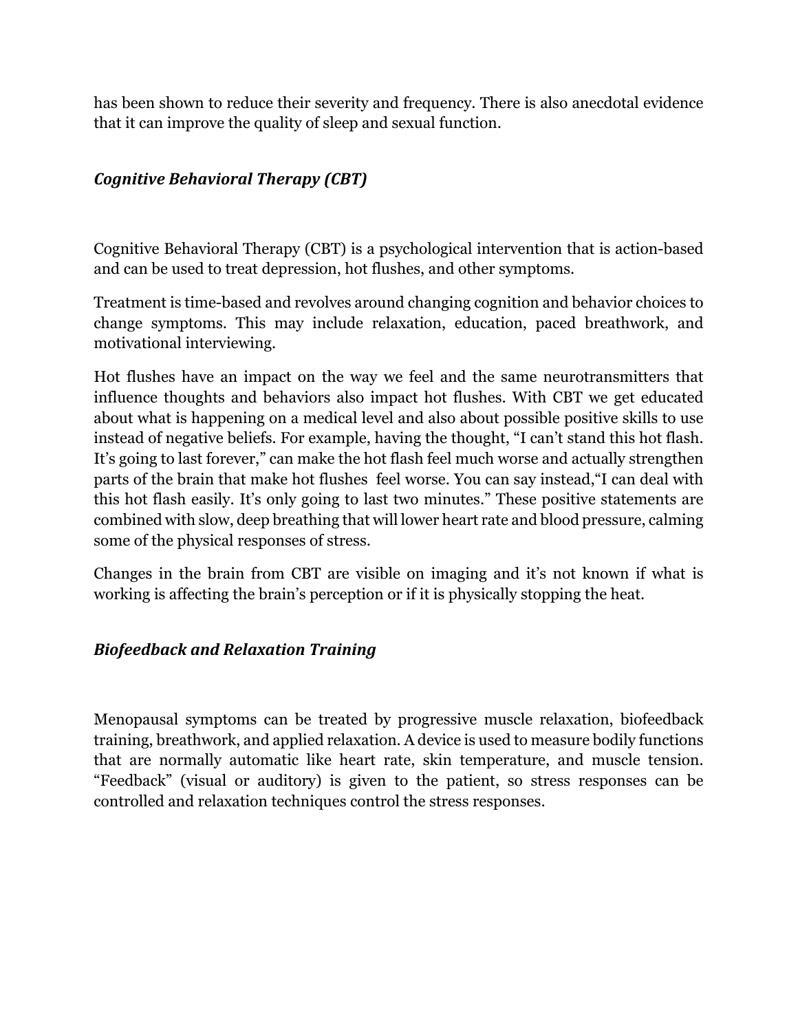has been shown to reduce their severity and frequency. There is also anecdotal evidence that it can improve the quality of sleep and sexual function.

### *Cognitive Behavioral Therapy (CBT)*

Cognitive Behavioral Therapy (CBT) is a psychological intervention that is action-based and can be used to treat depression, hot flushes, and other symptoms.

Treatment is time-based and revolves around changing cognition and behavior choices to change symptoms. This may include relaxation, education, paced breathwork, and motivational interviewing.

Hot flushes have an impact on the way we feel and the same neurotransmitters that influence thoughts and behaviors also impact hot flushes. With CBT we get educated about what is happening on a medical level and also about possible positive skills to use instead of negative beliefs. For example, having the thought, "I can't stand this hot flash. It's going to last forever," can make the hot flash feel much worse and actually strengthen parts of the brain that make hot flushes feel worse. You can say instead,"I can deal with this hot flash easily. It's only going to last two minutes." These positive statements are combined with slow, deep breathing that will lower heart rate and blood pressure, calming some of the physical responses of stress.

Changes in the brain from CBT are visible on imaging and it's not known if what is working is affecting the brain's perception or if it is physically stopping the heat.

### *Biofeedback and Relaxation Training*

Menopausal symptoms can be treated by progressive muscle relaxation, biofeedback training, breathwork, and applied relaxation. A device is used to measure bodily functions that are normally automatic like heart rate, skin temperature, and muscle tension. "Feedback" (visual or auditory) is given to the patient, so stress responses can be controlled and relaxation techniques control the stress responses.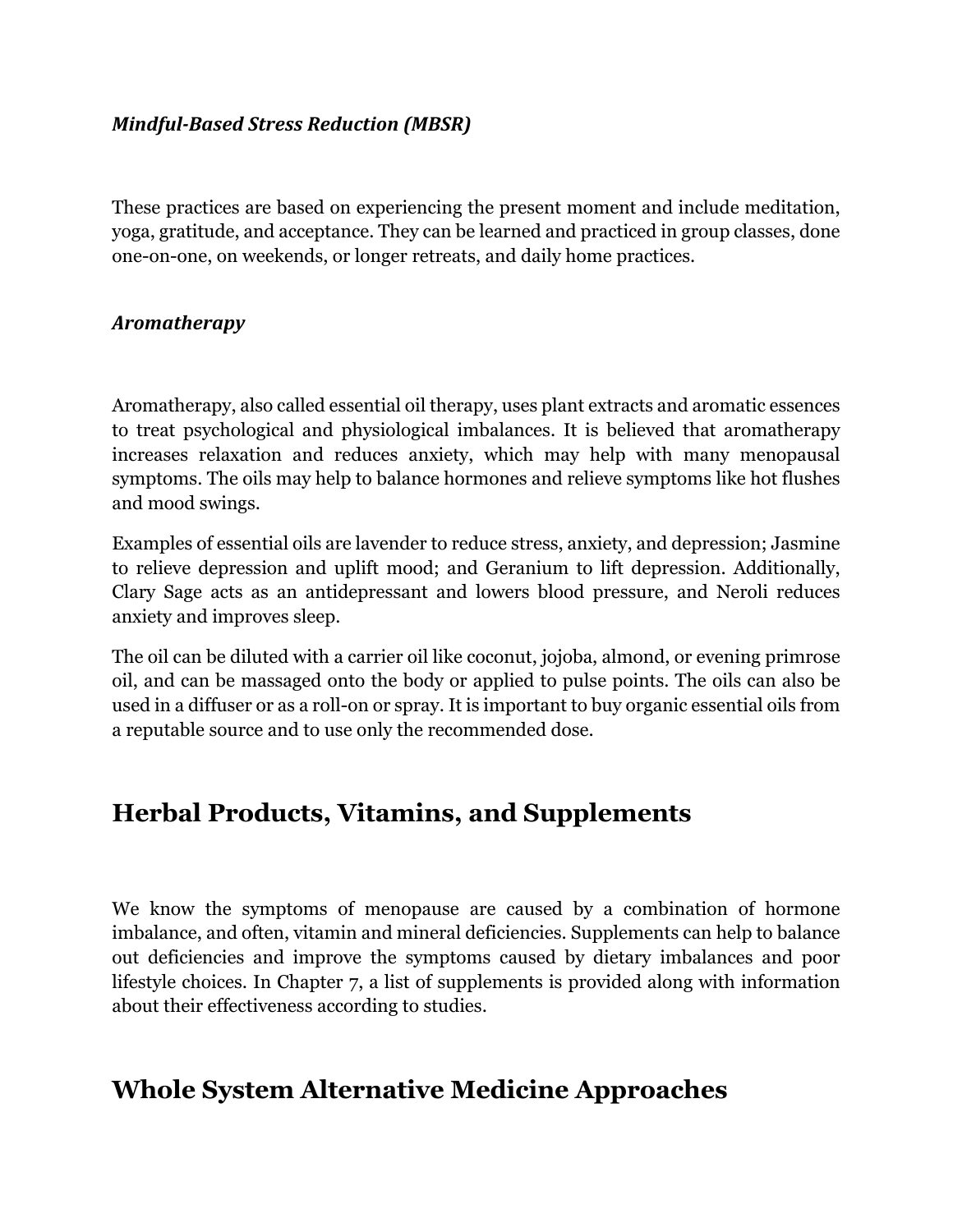### *Mindful-Based Stress Reduction (MBSR)*

These practices are based on experiencing the present moment and include meditation, yoga, gratitude, and acceptance. They can be learned and practiced in group classes, done one-on-one, on weekends, or longer retreats, and daily home practices.

### *Aromatherapy*

Aromatherapy, also called essential oil therapy, uses plant extracts and aromatic essences to treat psychological and physiological imbalances. It is believed that aromatherapy increases relaxation and reduces anxiety, which may help with many menopausal symptoms. The oils may help to balance hormones and relieve symptoms like hot flushes and mood swings.

Examples of essential oils are lavender to reduce stress, anxiety, and depression; Jasmine to relieve depression and uplift mood; and Geranium to lift depression. Additionally, Clary Sage acts as an antidepressant and lowers blood pressure, and Neroli reduces anxiety and improves sleep.

The oil can be diluted with a carrier oil like coconut, jojoba, almond, or evening primrose oil, and can be massaged onto the body or applied to pulse points. The oils can also be used in a diffuser or as a roll-on or spray. It is important to buy organic essential oils from a reputable source and to use only the recommended dose.

## Herbal Products, Vitamins, and Supplements

We know the symptoms of menopause are caused by a combination of hormone imbalance, and often, vitamin and mineral deficiencies. Supplements can help to balance out deficiencies and improve the symptoms caused by dietary imbalances and poor lifestyle choices. In Chapter 7, a list of supplements is provided along with information about their effectiveness according to studies.

## Whole System Alternative Medicine Approaches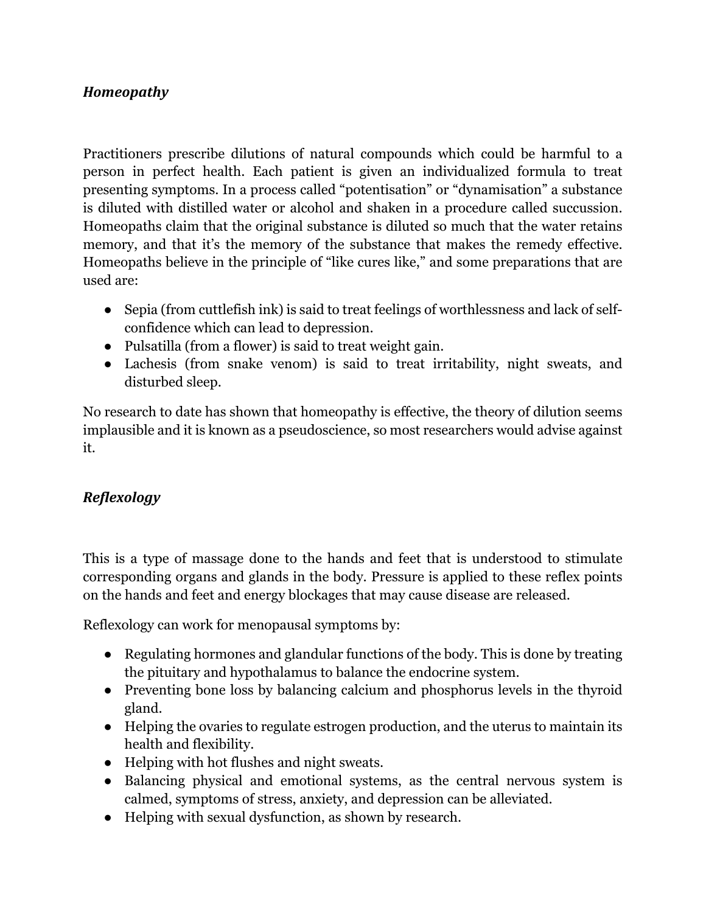### *Homeopathy*

Practitioners prescribe dilutions of natural compounds which could be harmful to a person in perfect health. Each patient is given an individualized formula to treat presenting symptoms. In a process called "potentisation" or "dynamisation" a substance is diluted with distilled water or alcohol and shaken in a procedure called succussion. Homeopaths claim that the original substance is diluted so much that the water retains memory, and that it's the memory of the substance that makes the remedy effective. Homeopaths believe in the principle of "like cures like," and some preparations that are used are:

- Sepia (from cuttlefish ink) is said to treat feelings of worthlessness and lack of self-confidence which can lead to depression.
- Pulsatilla (from a flower) is said to treat weight gain.
- Lachesis (from snake venom) is said to treat irritability, night sweats, and disturbed sleep.

No research to date has shown that homeopathy is effective, the theory of dilution seems implausible and it is known as a pseudoscience, so most researchers would advise against it.

### *Reflexology*

This is a type of massage done to the hands and feet that is understood to stimulate corresponding organs and glands in the body. Pressure is applied to these reflex points on the hands and feet and energy blockages that may cause disease are released.

Reflexology can work for menopausal symptoms by:

- Regulating hormones and glandular functions of the body. This is done by treating the pituitary and hypothalamus to balance the endocrine system.
- Preventing bone loss by balancing calcium and phosphorus levels in the thyroid gland.
- Helping the ovaries to regulate estrogen production, and the uterus to maintain its health and flexibility.
- Helping with hot flushes and night sweats.
- Balancing physical and emotional systems, as the central nervous system is calmed, symptoms of stress, anxiety, and depression can be alleviated.
- Helping with sexual dysfunction, as shown by research.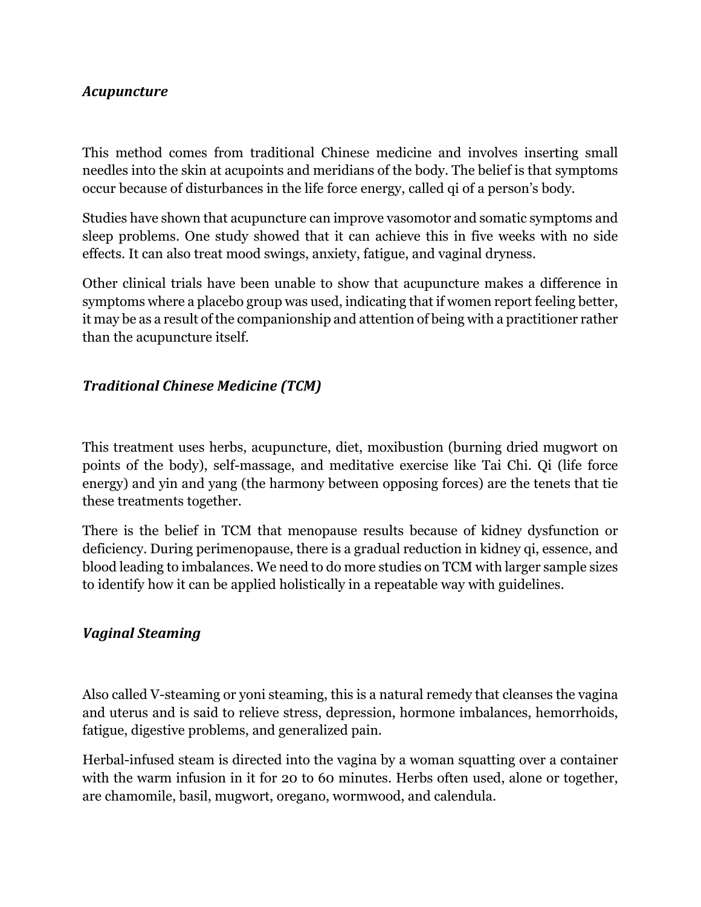### *Acupuncture*

This method comes from traditional Chinese medicine and involves inserting small needles into the skin at acupoints and meridians of the body. The belief is that symptoms occur because of disturbances in the life force energy, called qi of a person's body.

Studies have shown that acupuncture can improve vasomotor and somatic symptoms and sleep problems. One study showed that it can achieve this in five weeks with no side effects. It can also treat mood swings, anxiety, fatigue, and vaginal dryness.

Other clinical trials have been unable to show that acupuncture makes a difference in symptoms where a placebo group was used, indicating that if women report feeling better, it may be as a result of the companionship and attention of being with a practitioner rather than the acupuncture itself.

### *Traditional Chinese Medicine (TCM)*

This treatment uses herbs, acupuncture, diet, moxibustion (burning dried mugwort on points of the body), self-massage, and meditative exercise like Tai Chi. Qi (life force energy) and yin and yang (the harmony between opposing forces) are the tenets that tie these treatments together.

There is the belief in TCM that menopause results because of kidney dysfunction or deficiency. During perimenopause, there is a gradual reduction in kidney qi, essence, and blood leading to imbalances. We need to do more studies on TCM with larger sample sizes to identify how it can be applied holistically in a repeatable way with guidelines.

### *Vaginal Steaming*

Also called V-steaming or yoni steaming, this is a natural remedy that cleanses the vagina and uterus and is said to relieve stress, depression, hormone imbalances, hemorrhoids, fatigue, digestive problems, and generalized pain.

Herbal-infused steam is directed into the vagina by a woman squatting over a container with the warm infusion in it for 20 to 60 minutes. Herbs often used, alone or together, are chamomile, basil, mugwort, oregano, wormwood, and calendula.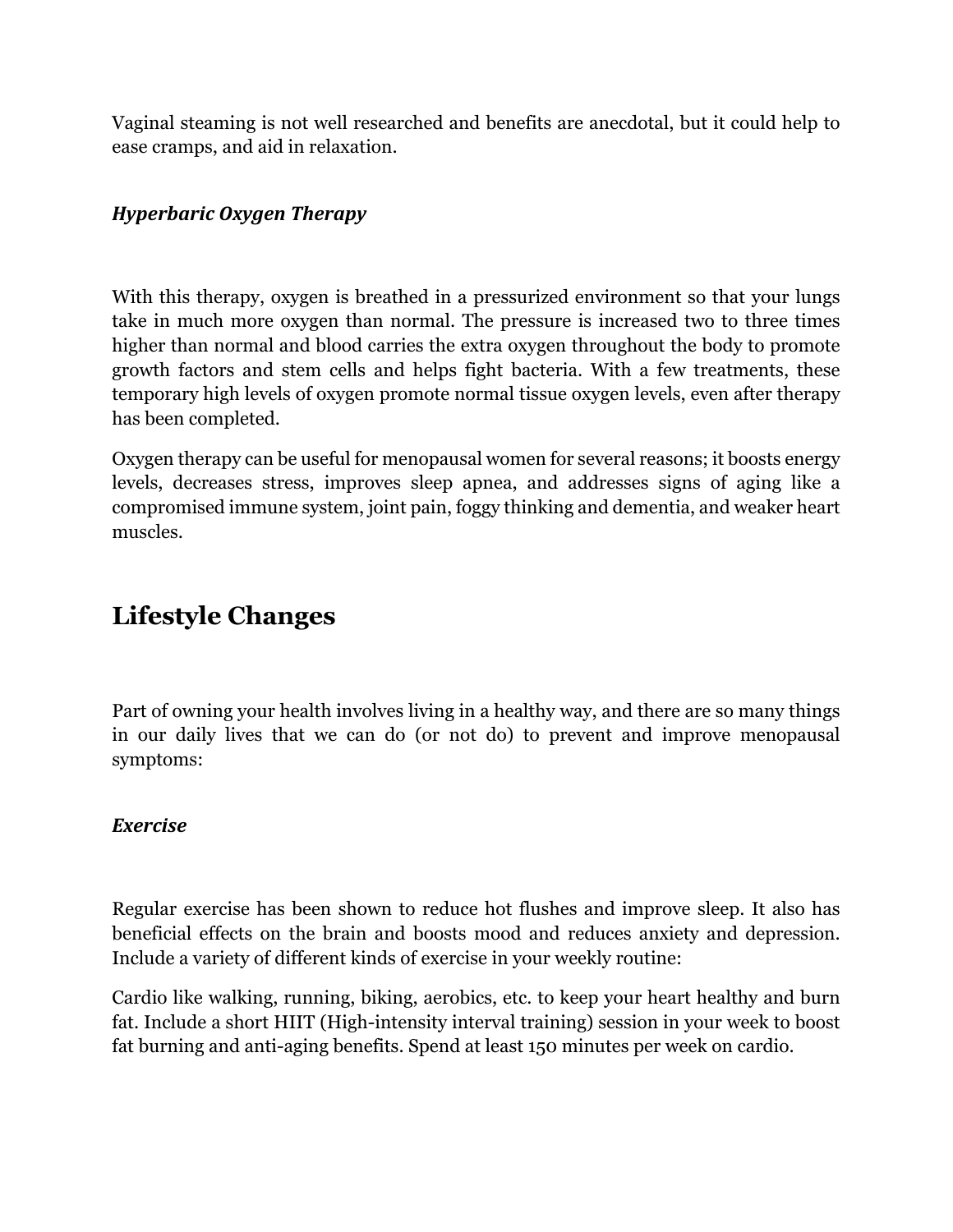Vaginal steaming is not well researched and benefits are anecdotal, but it could help to ease cramps, and aid in relaxation.

### *Hyperbaric Oxygen Therapy*

With this therapy, oxygen is breathed in a pressurized environment so that your lungs take in much more oxygen than normal. The pressure is increased two to three times higher than normal and blood carries the extra oxygen throughout the body to promote growth factors and stem cells and helps fight bacteria. With a few treatments, these temporary high levels of oxygen promote normal tissue oxygen levels, even after therapy has been completed.

Oxygen therapy can be useful for menopausal women for several reasons; it boosts energy levels, decreases stress, improves sleep apnea, and addresses signs of aging like a compromised immune system, joint pain, foggy thinking and dementia, and weaker heart muscles.

## Lifestyle Changes

Part of owning your health involves living in a healthy way, and there are so many things in our daily lives that we can do (or not do) to prevent and improve menopausal symptoms:

### *Exercise*

Regular exercise has been shown to reduce hot flushes and improve sleep. It also has beneficial effects on the brain and boosts mood and reduces anxiety and depression. Include a variety of different kinds of exercise in your weekly routine:

Cardio like walking, running, biking, aerobics, etc. to keep your heart healthy and burn fat. Include a short HIIT (High-intensity interval training) session in your week to boost fat burning and anti-aging benefits. Spend at least 150 minutes per week on cardio.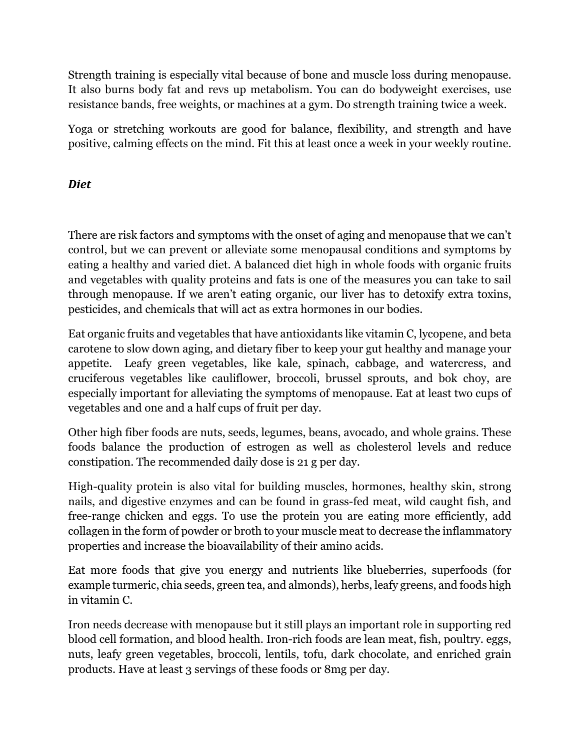Strength training is especially vital because of bone and muscle loss during menopause. It also burns body fat and revs up metabolism. You can do bodyweight exercises, use resistance bands, free weights, or machines at a gym. Do strength training twice a week.

Yoga or stretching workouts are good for balance, flexibility, and strength and have positive, calming effects on the mind. Fit this at least once a week in your weekly routine.

### *Diet*

There are risk factors and symptoms with the onset of aging and menopause that we can't control, but we can prevent or alleviate some menopausal conditions and symptoms by eating a healthy and varied diet. A balanced diet high in whole foods with organic fruits and vegetables with quality proteins and fats is one of the measures you can take to sail through menopause. If we aren't eating organic, our liver has to detoxify extra toxins, pesticides, and chemicals that will act as extra hormones in our bodies.

Eat organic fruits and vegetables that have antioxidants like vitamin C, lycopene, and beta carotene to slow down aging, and dietary fiber to keep your gut healthy and manage your appetite. Leafy green vegetables, like kale, spinach, cabbage, and watercress, and cruciferous vegetables like cauliflower, broccoli, brussel sprouts, and bok choy, are especially important for alleviating the symptoms of menopause. Eat at least two cups of vegetables and one and a half cups of fruit per day.

Other high fiber foods are nuts, seeds, legumes, beans, avocado, and whole grains. These foods balance the production of estrogen as well as cholesterol levels and reduce constipation. The recommended daily dose is 21 g per day.

High-quality protein is also vital for building muscles, hormones, healthy skin, strong nails, and digestive enzymes and can be found in grass-fed meat, wild caught fish, and free-range chicken and eggs. To use the protein you are eating more efficiently, add collagen in the form of powder or broth to your muscle meat to decrease the inflammatory properties and increase the bioavailability of their amino acids.

Eat more foods that give you energy and nutrients like blueberries, superfoods (for example turmeric, chia seeds, green tea, and almonds), herbs, leafy greens, and foods high in vitamin C.

Iron needs decrease with menopause but it still plays an important role in supporting red blood cell formation, and blood health. Iron-rich foods are lean meat, fish, poultry. eggs, nuts, leafy green vegetables, broccoli, lentils, tofu, dark chocolate, and enriched grain products. Have at least 3 servings of these foods or 8mg per day.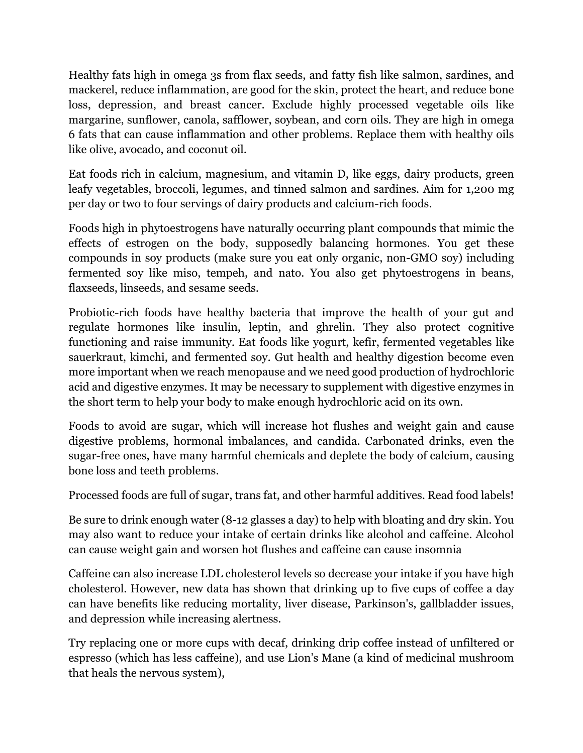Healthy fats high in omega 3s from flax seeds, and fatty fish like salmon, sardines, and mackerel, reduce inflammation, are good for the skin, protect the heart, and reduce bone loss, depression, and breast cancer. Exclude highly processed vegetable oils like margarine, sunflower, canola, safflower, soybean, and corn oils. They are high in omega 6 fats that can cause inflammation and other problems. Replace them with healthy oils like olive, avocado, and coconut oil.

Eat foods rich in calcium, magnesium, and vitamin D, like eggs, dairy products, green leafy vegetables, broccoli, legumes, and tinned salmon and sardines. Aim for 1,200 mg per day or two to four servings of dairy products and calcium-rich foods.

Foods high in phytoestrogens have naturally occurring plant compounds that mimic the effects of estrogen on the body, supposedly balancing hormones. You get these compounds in soy products (make sure you eat only organic, non-GMO soy) including fermented soy like miso, tempeh, and nato. You also get phytoestrogens in beans, flaxseeds, linseeds, and sesame seeds.

Probiotic-rich foods have healthy bacteria that improve the health of your gut and regulate hormones like insulin, leptin, and ghrelin. They also protect cognitive functioning and raise immunity. Eat foods like yogurt, kefir, fermented vegetables like sauerkraut, kimchi, and fermented soy. Gut health and healthy digestion become even more important when we reach menopause and we need good production of hydrochloric acid and digestive enzymes. It may be necessary to supplement with digestive enzymes in the short term to help your body to make enough hydrochloric acid on its own.

Foods to avoid are sugar, which will increase hot flushes and weight gain and cause digestive problems, hormonal imbalances, and candida. Carbonated drinks, even the sugar-free ones, have many harmful chemicals and deplete the body of calcium, causing bone loss and teeth problems.

Processed foods are full of sugar, trans fat, and other harmful additives. Read food labels!

Be sure to drink enough water (8-12 glasses a day) to help with bloating and dry skin. You may also want to reduce your intake of certain drinks like alcohol and caffeine. Alcohol can cause weight gain and worsen hot flushes and caffeine can cause insomnia

Caffeine can also increase LDL cholesterol levels so decrease your intake if you have high cholesterol. However, new data has shown that drinking up to five cups of coffee a day can have benefits like reducing mortality, liver disease, Parkinson's, gallbladder issues, and depression while increasing alertness.

Try replacing one or more cups with decaf, drinking drip coffee instead of unfiltered or espresso (which has less caffeine), and use Lion's Mane (a kind of medicinal mushroom that heals the nervous system),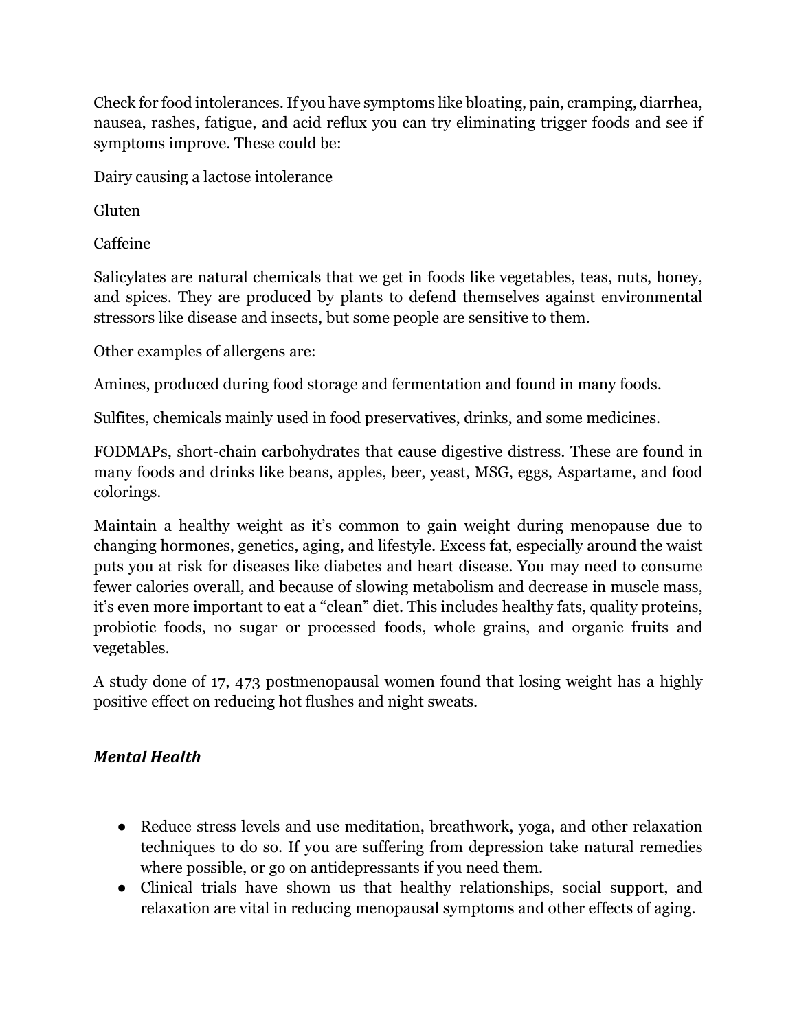Check for food intolerances. If you have symptoms like bloating, pain, cramping, diarrhea, nausea, rashes, fatigue, and acid reflux you can try eliminating trigger foods and see if symptoms improve. These could be:

Dairy causing a lactose intolerance

Gluten

Caffeine

Salicylates are natural chemicals that we get in foods like vegetables, teas, nuts, honey, and spices. They are produced by plants to defend themselves against environmental stressors like disease and insects, but some people are sensitive to them.

Other examples of allergens are:

Amines, produced during food storage and fermentation and found in many foods.

Sulfites, chemicals mainly used in food preservatives, drinks, and some medicines.

FODMAPs, short-chain carbohydrates that cause digestive distress. These are found in many foods and drinks like beans, apples, beer, yeast, MSG, eggs, Aspartame, and food colorings.

Maintain a healthy weight as it's common to gain weight during menopause due to changing hormones, genetics, aging, and lifestyle. Excess fat, especially around the waist puts you at risk for diseases like diabetes and heart disease. You may need to consume fewer calories overall, and because of slowing metabolism and decrease in muscle mass, it's even more important to eat a "clean" diet. This includes healthy fats, quality proteins, probiotic foods, no sugar or processed foods, whole grains, and organic fruits and vegetables.

A study done of 17, 473 postmenopausal women found that losing weight has a highly positive effect on reducing hot flushes and night sweats.

### *Mental Health*

- Reduce stress levels and use meditation, breathwork, yoga, and other relaxation techniques to do so. If you are suffering from depression take natural remedies where possible, or go on antidepressants if you need them.
- Clinical trials have shown us that healthy relationships, social support, and relaxation are vital in reducing menopausal symptoms and other effects of aging.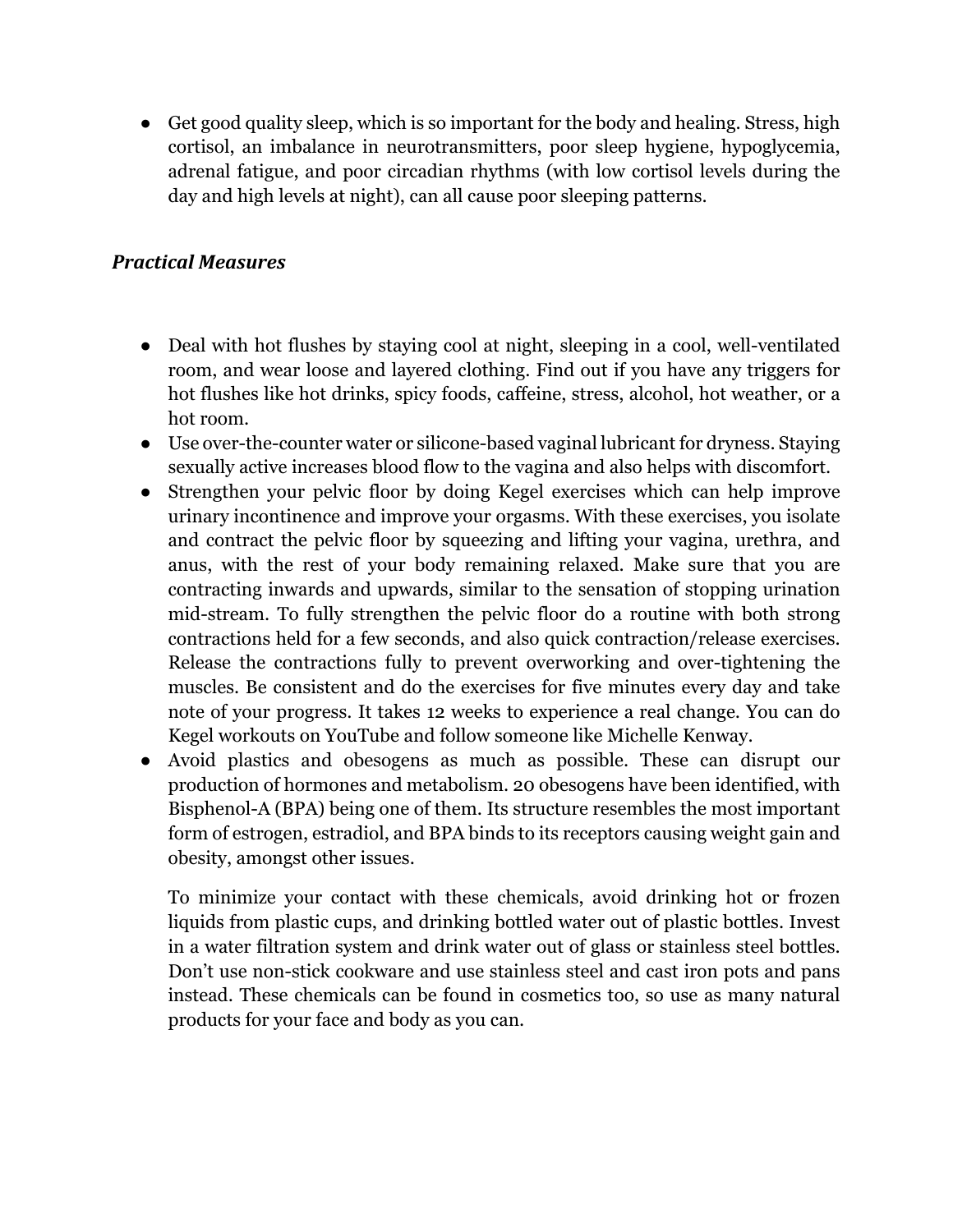- Get good quality sleep, which is so important for the body and healing. Stress, high cortisol, an imbalance in neurotransmitters, poor sleep hygiene, hypoglycemia, adrenal fatigue, and poor circadian rhythms (with low cortisol levels during the day and high levels at night), can all cause poor sleeping patterns.

### *Practical Measures*

- Deal with hot flushes by staying cool at night, sleeping in a cool, well-ventilated room, and wear loose and layered clothing. Find out if you have any triggers for hot flushes like hot drinks, spicy foods, caffeine, stress, alcohol, hot weather, or a hot room.
- Use over-the-counter water or silicone-based vaginal lubricant for dryness. Staying sexually active increases blood flow to the vagina and also helps with discomfort.
- Strengthen your pelvic floor by doing Kegel exercises which can help improve urinary incontinence and improve your orgasms. With these exercises, you isolate and contract the pelvic floor by squeezing and lifting your vagina, urethra, and anus, with the rest of your body remaining relaxed. Make sure that you are contracting inwards and upwards, similar to the sensation of stopping urination mid-stream. To fully strengthen the pelvic floor do a routine with both strong contractions held for a few seconds, and also quick contraction/release exercises. Release the contractions fully to prevent overworking and over-tightening the muscles. Be consistent and do the exercises for five minutes every day and take note of your progress. It takes 12 weeks to experience a real change. You can do Kegel workouts on YouTube and follow someone like Michelle Kenway.
- Avoid plastics and obesogens as much as possible. These can disrupt our production of hormones and metabolism. 20 obesogens have been identified, with Bisphenol-A (BPA) being one of them. Its structure resembles the most important form of estrogen, estradiol, and BPA binds to its receptors causing weight gain and obesity, amongst other issues.

  To minimize your contact with these chemicals, avoid drinking hot or frozen liquids from plastic cups, and drinking bottled water out of plastic bottles. Invest in a water filtration system and drink water out of glass or stainless steel bottles. Don't use non-stick cookware and use stainless steel and cast iron pots and pans instead. These chemicals can be found in cosmetics too, so use as many natural products for your face and body as you can.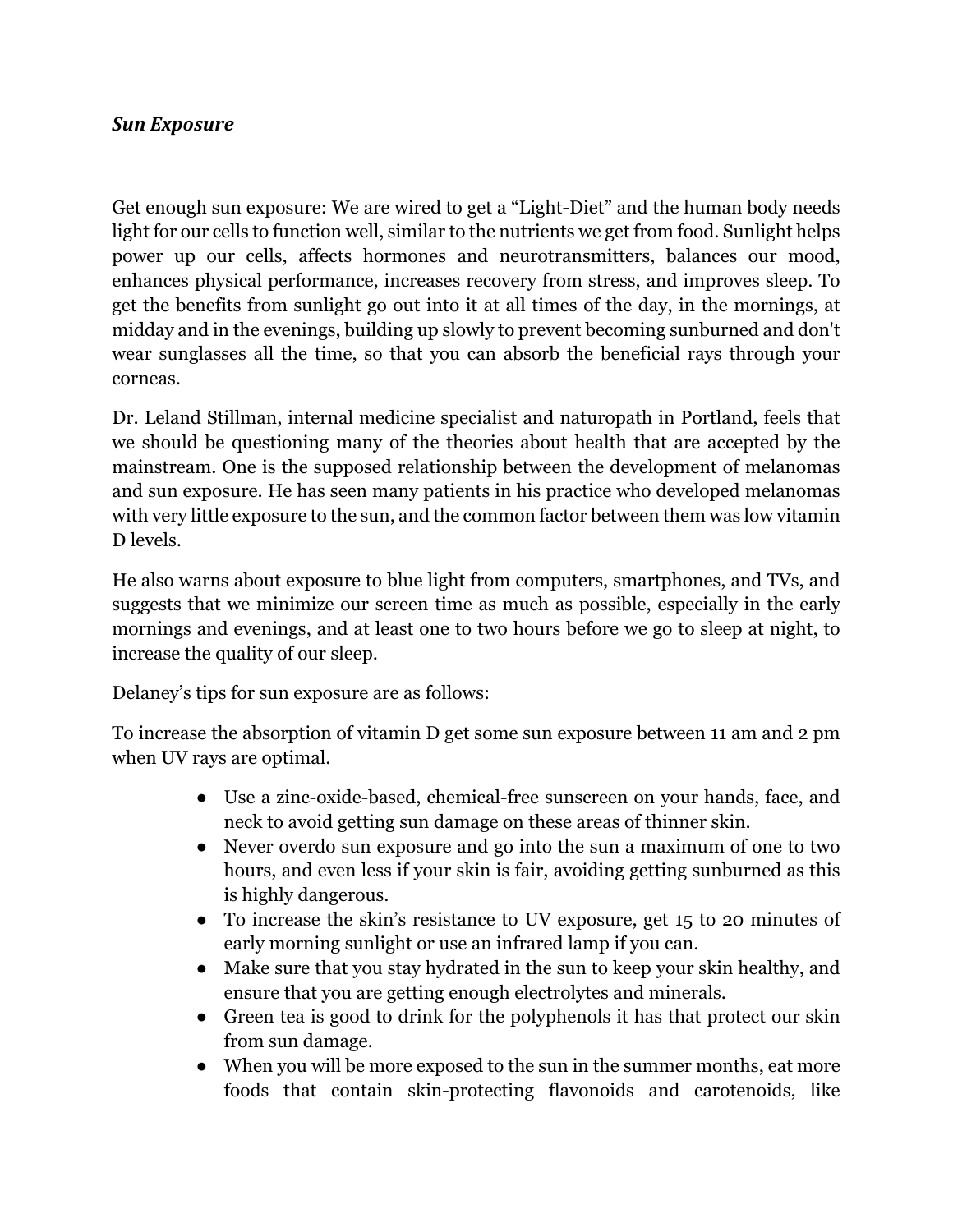***Sun Exposure***

Get enough sun exposure: We are wired to get a "Light-Diet" and the human body needs light for our cells to function well, similar to the nutrients we get from food. Sunlight helps power up our cells, affects hormones and neurotransmitters, balances our mood, enhances physical performance, increases recovery from stress, and improves sleep. To get the benefits from sunlight go out into it at all times of the day, in the mornings, at midday and in the evenings, building up slowly to prevent becoming sunburned and don't wear sunglasses all the time, so that you can absorb the beneficial rays through your corneas.

Dr. Leland Stillman, internal medicine specialist and naturopath in Portland, feels that we should be questioning many of the theories about health that are accepted by the mainstream. One is the supposed relationship between the development of melanomas and sun exposure. He has seen many patients in his practice who developed melanomas with very little exposure to the sun, and the common factor between them was low vitamin D levels.

He also warns about exposure to blue light from computers, smartphones, and TVs, and suggests that we minimize our screen time as much as possible, especially in the early mornings and evenings, and at least one to two hours before we go to sleep at night, to increase the quality of our sleep.

Delaney's tips for sun exposure are as follows:

To increase the absorption of vitamin D get some sun exposure between 11 am and 2 pm when UV rays are optimal.

- Use a zinc-oxide-based, chemical-free sunscreen on your hands, face, and neck to avoid getting sun damage on these areas of thinner skin.
- Never overdo sun exposure and go into the sun a maximum of one to two hours, and even less if your skin is fair, avoiding getting sunburned as this is highly dangerous.
- To increase the skin's resistance to UV exposure, get 15 to 20 minutes of early morning sunlight or use an infrared lamp if you can.
- Make sure that you stay hydrated in the sun to keep your skin healthy, and ensure that you are getting enough electrolytes and minerals.
- Green tea is good to drink for the polyphenols it has that protect our skin from sun damage.
- When you will be more exposed to the sun in the summer months, eat more foods that contain skin-protecting flavonoids and carotenoids, like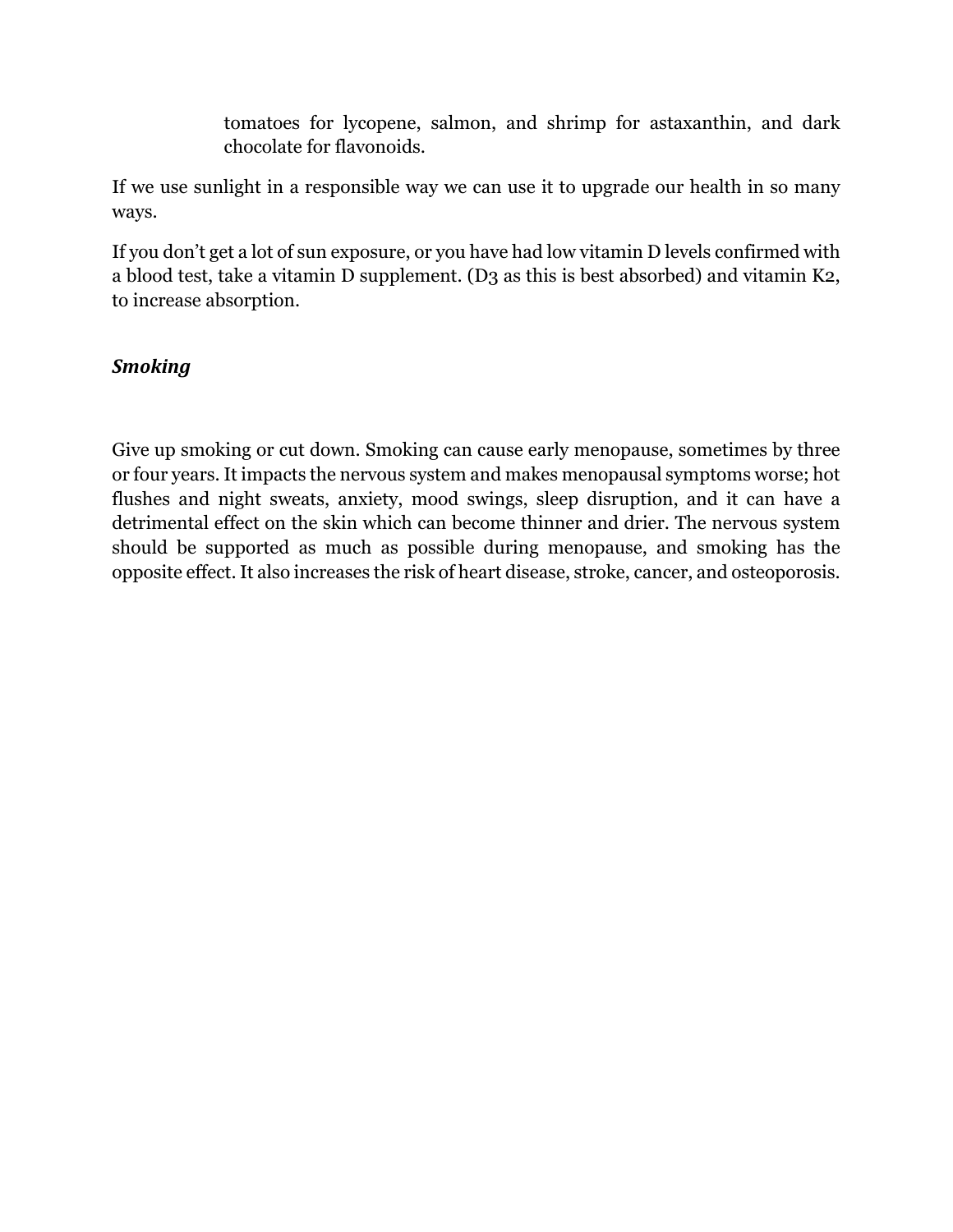tomatoes for lycopene, salmon, and shrimp for astaxanthin, and dark chocolate for flavonoids.

If we use sunlight in a responsible way we can use it to upgrade our health in so many ways.

If you don't get a lot of sun exposure, or you have had low vitamin D levels confirmed with a blood test, take a vitamin D supplement. (D3 as this is best absorbed) and vitamin K2, to increase absorption.

### *Smoking*

Give up smoking or cut down. Smoking can cause early menopause, sometimes by three or four years. It impacts the nervous system and makes menopausal symptoms worse; hot flushes and night sweats, anxiety, mood swings, sleep disruption, and it can have a detrimental effect on the skin which can become thinner and drier. The nervous system should be supported as much as possible during menopause, and smoking has the opposite effect. It also increases the risk of heart disease, stroke, cancer, and osteoporosis.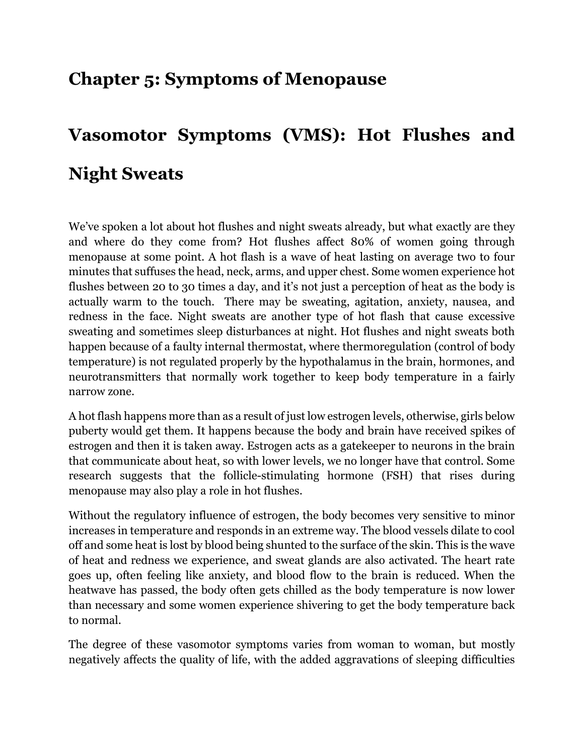# Chapter 5: Symptoms of Menopause

## Vasomotor Symptoms (VMS): Hot Flushes and Night Sweats

We've spoken a lot about hot flushes and night sweats already, but what exactly are they and where do they come from? Hot flushes affect 80% of women going through menopause at some point. A hot flash is a wave of heat lasting on average two to four minutes that suffuses the head, neck, arms, and upper chest. Some women experience hot flushes between 20 to 30 times a day, and it's not just a perception of heat as the body is actually warm to the touch. There may be sweating, agitation, anxiety, nausea, and redness in the face. Night sweats are another type of hot flash that cause excessive sweating and sometimes sleep disturbances at night. Hot flushes and night sweats both happen because of a faulty internal thermostat, where thermoregulation (control of body temperature) is not regulated properly by the hypothalamus in the brain, hormones, and neurotransmitters that normally work together to keep body temperature in a fairly narrow zone.

A hot flash happens more than as a result of just low estrogen levels, otherwise, girls below puberty would get them. It happens because the body and brain have received spikes of estrogen and then it is taken away. Estrogen acts as a gatekeeper to neurons in the brain that communicate about heat, so with lower levels, we no longer have that control. Some research suggests that the follicle-stimulating hormone (FSH) that rises during menopause may also play a role in hot flushes.

Without the regulatory influence of estrogen, the body becomes very sensitive to minor increases in temperature and responds in an extreme way. The blood vessels dilate to cool off and some heat is lost by blood being shunted to the surface of the skin. This is the wave of heat and redness we experience, and sweat glands are also activated. The heart rate goes up, often feeling like anxiety, and blood flow to the brain is reduced. When the heatwave has passed, the body often gets chilled as the body temperature is now lower than necessary and some women experience shivering to get the body temperature back to normal.

The degree of these vasomotor symptoms varies from woman to woman, but mostly negatively affects the quality of life, with the added aggravations of sleeping difficulties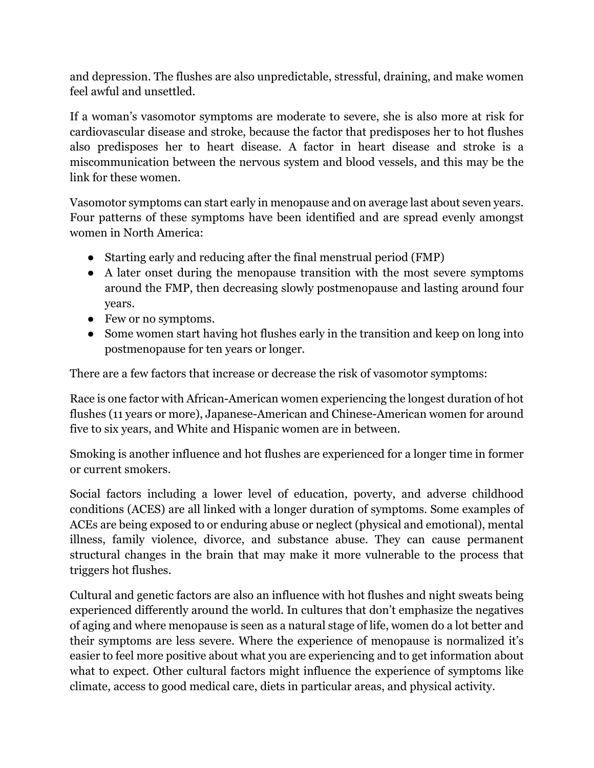and depression. The flushes are also unpredictable, stressful, draining, and make women feel awful and unsettled.

If a woman's vasomotor symptoms are moderate to severe, she is also more at risk for cardiovascular disease and stroke, because the factor that predisposes her to hot flushes also predisposes her to heart disease. A factor in heart disease and stroke is a miscommunication between the nervous system and blood vessels, and this may be the link for these women.

Vasomotor symptoms can start early in menopause and on average last about seven years. Four patterns of these symptoms have been identified and are spread evenly amongst women in North America:

- Starting early and reducing after the final menstrual period (FMP)
- A later onset during the menopause transition with the most severe symptoms around the FMP, then decreasing slowly postmenopause and lasting around four years.
- Few or no symptoms.
- Some women start having hot flushes early in the transition and keep on long into postmenopause for ten years or longer.

There are a few factors that increase or decrease the risk of vasomotor symptoms:

Race is one factor with African-American women experiencing the longest duration of hot flushes (11 years or more), Japanese-American and Chinese-American women for around five to six years, and White and Hispanic women are in between.

Smoking is another influence and hot flushes are experienced for a longer time in former or current smokers.

Social factors including a lower level of education, poverty, and adverse childhood conditions (ACES) are all linked with a longer duration of symptoms. Some examples of ACEs are being exposed to or enduring abuse or neglect (physical and emotional), mental illness, family violence, divorce, and substance abuse. They can cause permanent structural changes in the brain that may make it more vulnerable to the process that triggers hot flushes.

Cultural and genetic factors are also an influence with hot flushes and night sweats being experienced differently around the world. In cultures that don't emphasize the negatives of aging and where menopause is seen as a natural stage of life, women do a lot better and their symptoms are less severe. Where the experience of menopause is normalized it's easier to feel more positive about what you are experiencing and to get information about what to expect. Other cultural factors might influence the experience of symptoms like climate, access to good medical care, diets in particular areas, and physical activity.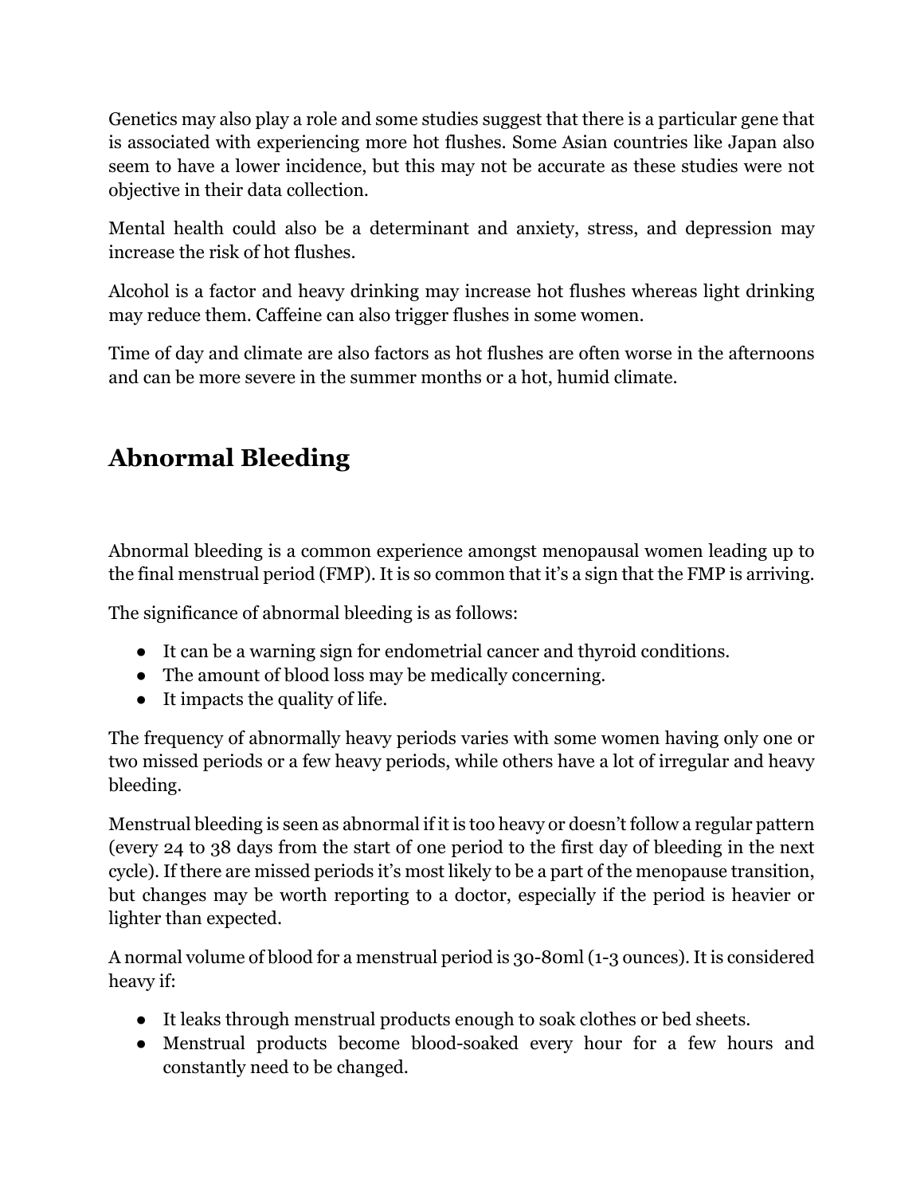Genetics may also play a role and some studies suggest that there is a particular gene that is associated with experiencing more hot flushes. Some Asian countries like Japan also seem to have a lower incidence, but this may not be accurate as these studies were not objective in their data collection.

Mental health could also be a determinant and anxiety, stress, and depression may increase the risk of hot flushes.

Alcohol is a factor and heavy drinking may increase hot flushes whereas light drinking may reduce them. Caffeine can also trigger flushes in some women.

Time of day and climate are also factors as hot flushes are often worse in the afternoons and can be more severe in the summer months or a hot, humid climate.

## Abnormal Bleeding

Abnormal bleeding is a common experience amongst menopausal women leading up to the final menstrual period (FMP). It is so common that it's a sign that the FMP is arriving.

The significance of abnormal bleeding is as follows:

- It can be a warning sign for endometrial cancer and thyroid conditions.
- The amount of blood loss may be medically concerning.
- It impacts the quality of life.

The frequency of abnormally heavy periods varies with some women having only one or two missed periods or a few heavy periods, while others have a lot of irregular and heavy bleeding.

Menstrual bleeding is seen as abnormal if it is too heavy or doesn't follow a regular pattern (every 24 to 38 days from the start of one period to the first day of bleeding in the next cycle). If there are missed periods it's most likely to be a part of the menopause transition, but changes may be worth reporting to a doctor, especially if the period is heavier or lighter than expected.

A normal volume of blood for a menstrual period is 30-80ml (1-3 ounces). It is considered heavy if:

- It leaks through menstrual products enough to soak clothes or bed sheets.
- Menstrual products become blood-soaked every hour for a few hours and constantly need to be changed.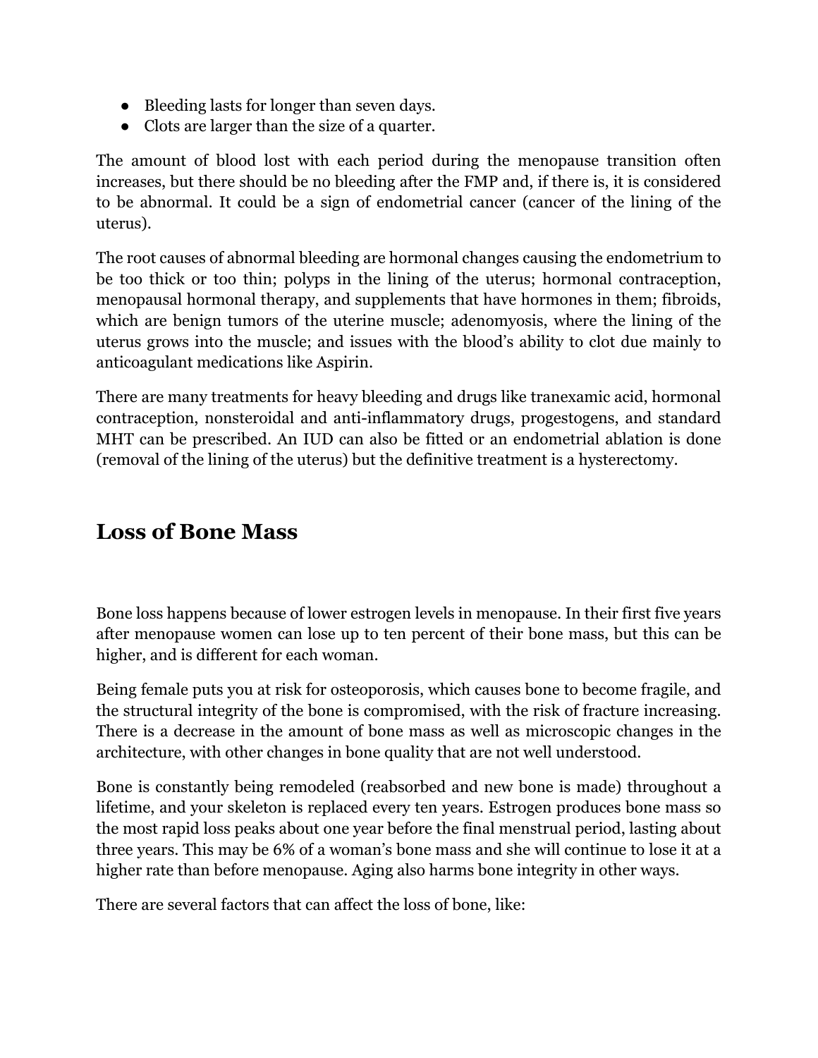- Bleeding lasts for longer than seven days.
- Clots are larger than the size of a quarter.

The amount of blood lost with each period during the menopause transition often increases, but there should be no bleeding after the FMP and, if there is, it is considered to be abnormal. It could be a sign of endometrial cancer (cancer of the lining of the uterus).

The root causes of abnormal bleeding are hormonal changes causing the endometrium to be too thick or too thin; polyps in the lining of the uterus; hormonal contraception, menopausal hormonal therapy, and supplements that have hormones in them; fibroids, which are benign tumors of the uterine muscle; adenomyosis, where the lining of the uterus grows into the muscle; and issues with the blood's ability to clot due mainly to anticoagulant medications like Aspirin.

There are many treatments for heavy bleeding and drugs like tranexamic acid, hormonal contraception, nonsteroidal and anti-inflammatory drugs, progestogens, and standard MHT can be prescribed. An IUD can also be fitted or an endometrial ablation is done (removal of the lining of the uterus) but the definitive treatment is a hysterectomy.

## Loss of Bone Mass

Bone loss happens because of lower estrogen levels in menopause. In their first five years after menopause women can lose up to ten percent of their bone mass, but this can be higher, and is different for each woman.

Being female puts you at risk for osteoporosis, which causes bone to become fragile, and the structural integrity of the bone is compromised, with the risk of fracture increasing. There is a decrease in the amount of bone mass as well as microscopic changes in the architecture, with other changes in bone quality that are not well understood.

Bone is constantly being remodeled (reabsorbed and new bone is made) throughout a lifetime, and your skeleton is replaced every ten years. Estrogen produces bone mass so the most rapid loss peaks about one year before the final menstrual period, lasting about three years. This may be 6% of a woman's bone mass and she will continue to lose it at a higher rate than before menopause. Aging also harms bone integrity in other ways.

There are several factors that can affect the loss of bone, like: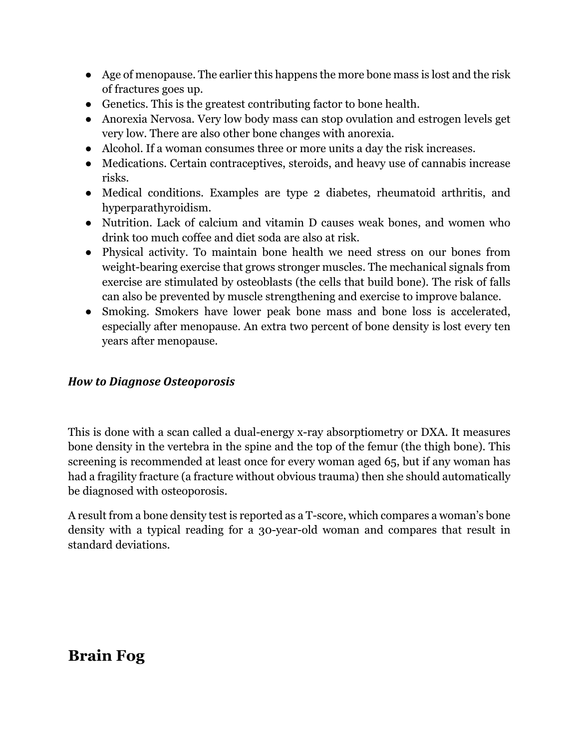- Age of menopause. The earlier this happens the more bone mass is lost and the risk of fractures goes up.
- Genetics. This is the greatest contributing factor to bone health.
- Anorexia Nervosa. Very low body mass can stop ovulation and estrogen levels get very low. There are also other bone changes with anorexia.
- Alcohol. If a woman consumes three or more units a day the risk increases.
- Medications. Certain contraceptives, steroids, and heavy use of cannabis increase risks.
- Medical conditions. Examples are type 2 diabetes, rheumatoid arthritis, and hyperparathyroidism.
- Nutrition. Lack of calcium and vitamin D causes weak bones, and women who drink too much coffee and diet soda are also at risk.
- Physical activity. To maintain bone health we need stress on our bones from weight-bearing exercise that grows stronger muscles. The mechanical signals from exercise are stimulated by osteoblasts (the cells that build bone). The risk of falls can also be prevented by muscle strengthening and exercise to improve balance.
- Smoking. Smokers have lower peak bone mass and bone loss is accelerated, especially after menopause. An extra two percent of bone density is lost every ten years after menopause.

### *How to Diagnose Osteoporosis*

This is done with a scan called a dual-energy x-ray absorptiometry or DXA. It measures bone density in the vertebra in the spine and the top of the femur (the thigh bone). This screening is recommended at least once for every woman aged 65, but if any woman has had a fragility fracture (a fracture without obvious trauma) then she should automatically be diagnosed with osteoporosis.

A result from a bone density test is reported as a T-score, which compares a woman's bone density with a typical reading for a 30-year-old woman and compares that result in standard deviations.

## Brain Fog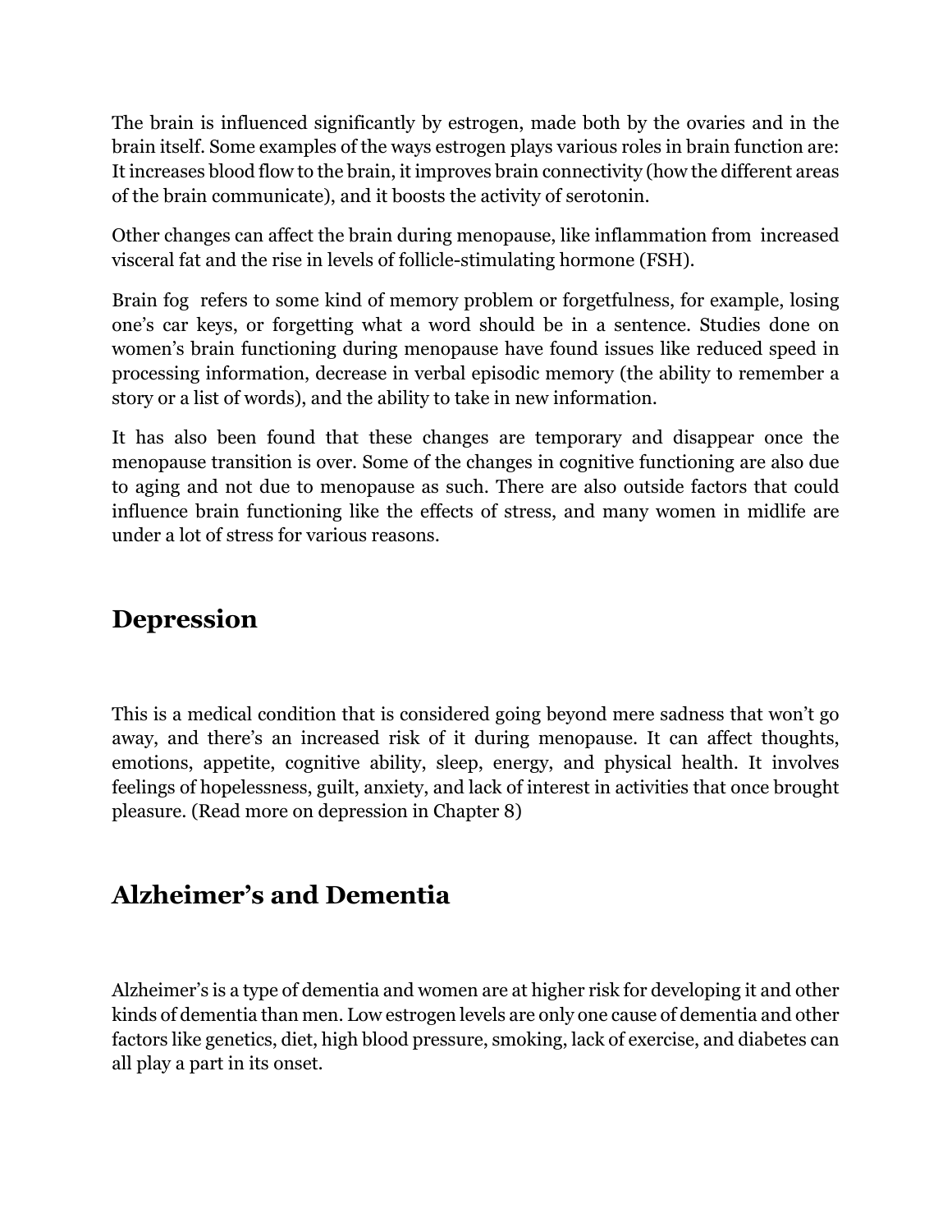The brain is influenced significantly by estrogen, made both by the ovaries and in the brain itself. Some examples of the ways estrogen plays various roles in brain function are: It increases blood flow to the brain, it improves brain connectivity (how the different areas of the brain communicate), and it boosts the activity of serotonin.

Other changes can affect the brain during menopause, like inflammation from increased visceral fat and the rise in levels of follicle-stimulating hormone (FSH).

Brain fog refers to some kind of memory problem or forgetfulness, for example, losing one's car keys, or forgetting what a word should be in a sentence. Studies done on women's brain functioning during menopause have found issues like reduced speed in processing information, decrease in verbal episodic memory (the ability to remember a story or a list of words), and the ability to take in new information.

It has also been found that these changes are temporary and disappear once the menopause transition is over. Some of the changes in cognitive functioning are also due to aging and not due to menopause as such. There are also outside factors that could influence brain functioning like the effects of stress, and many women in midlife are under a lot of stress for various reasons.

## Depression

This is a medical condition that is considered going beyond mere sadness that won't go away, and there's an increased risk of it during menopause. It can affect thoughts, emotions, appetite, cognitive ability, sleep, energy, and physical health. It involves feelings of hopelessness, guilt, anxiety, and lack of interest in activities that once brought pleasure. (Read more on depression in Chapter 8)

## Alzheimer's and Dementia

Alzheimer's is a type of dementia and women are at higher risk for developing it and other kinds of dementia than men. Low estrogen levels are only one cause of dementia and other factors like genetics, diet, high blood pressure, smoking, lack of exercise, and diabetes can all play a part in its onset.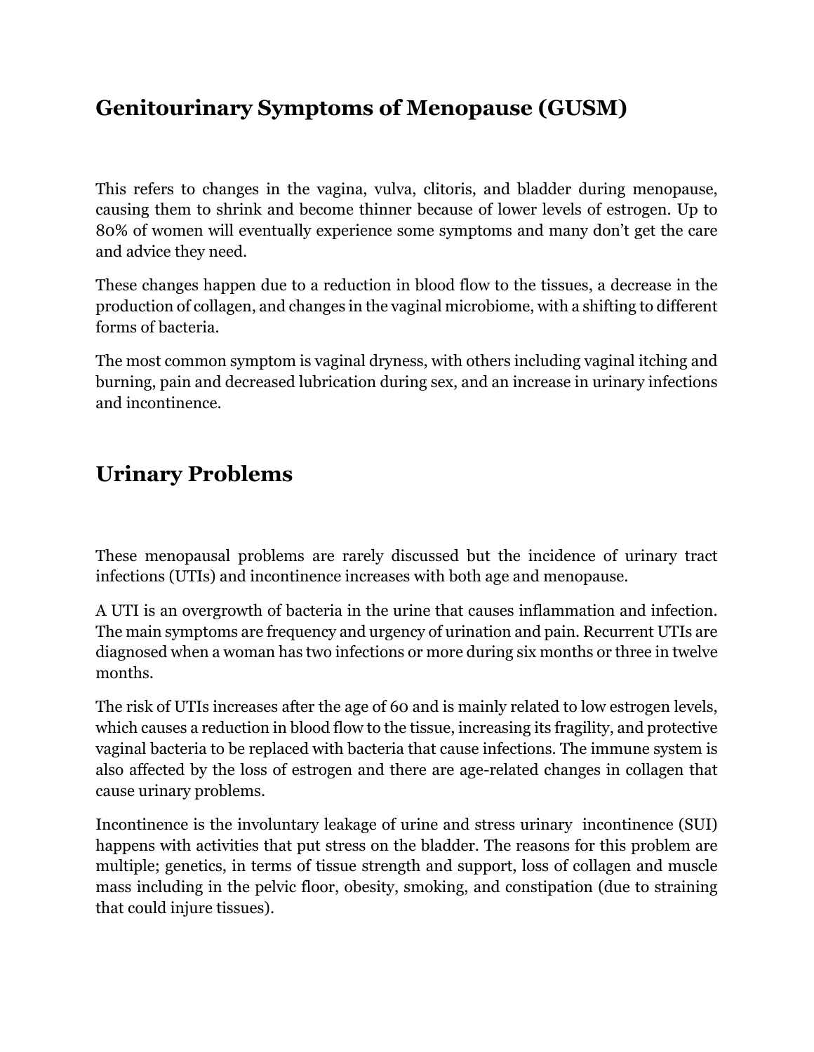## Genitourinary Symptoms of Menopause (GUSM)

This refers to changes in the vagina, vulva, clitoris, and bladder during menopause, causing them to shrink and become thinner because of lower levels of estrogen. Up to 80% of women will eventually experience some symptoms and many don't get the care and advice they need.

These changes happen due to a reduction in blood flow to the tissues, a decrease in the production of collagen, and changes in the vaginal microbiome, with a shifting to different forms of bacteria.

The most common symptom is vaginal dryness, with others including vaginal itching and burning, pain and decreased lubrication during sex, and an increase in urinary infections and incontinence.

## Urinary Problems

These menopausal problems are rarely discussed but the incidence of urinary tract infections (UTIs) and incontinence increases with both age and menopause.

A UTI is an overgrowth of bacteria in the urine that causes inflammation and infection. The main symptoms are frequency and urgency of urination and pain. Recurrent UTIs are diagnosed when a woman has two infections or more during six months or three in twelve months.

The risk of UTIs increases after the age of 60 and is mainly related to low estrogen levels, which causes a reduction in blood flow to the tissue, increasing its fragility, and protective vaginal bacteria to be replaced with bacteria that cause infections. The immune system is also affected by the loss of estrogen and there are age-related changes in collagen that cause urinary problems.

Incontinence is the involuntary leakage of urine and stress urinary incontinence (SUI) happens with activities that put stress on the bladder. The reasons for this problem are multiple; genetics, in terms of tissue strength and support, loss of collagen and muscle mass including in the pelvic floor, obesity, smoking, and constipation (due to straining that could injure tissues).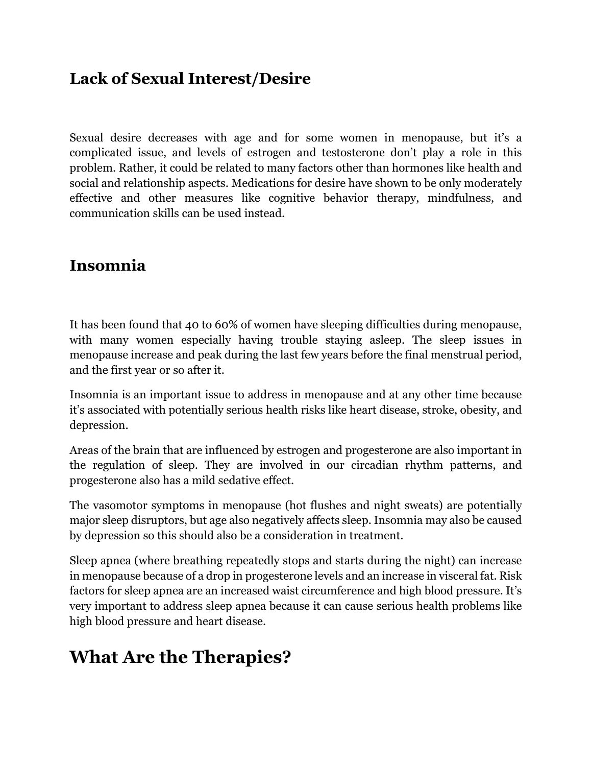### Lack of Sexual Interest/Desire

Sexual desire decreases with age and for some women in menopause, but it's a complicated issue, and levels of estrogen and testosterone don't play a role in this problem. Rather, it could be related to many factors other than hormones like health and social and relationship aspects. Medications for desire have shown to be only moderately effective and other measures like cognitive behavior therapy, mindfulness, and communication skills can be used instead.

## Insomnia

It has been found that 40 to 60% of women have sleeping difficulties during menopause, with many women especially having trouble staying asleep. The sleep issues in menopause increase and peak during the last few years before the final menstrual period, and the first year or so after it.

Insomnia is an important issue to address in menopause and at any other time because it's associated with potentially serious health risks like heart disease, stroke, obesity, and depression.

Areas of the brain that are influenced by estrogen and progesterone are also important in the regulation of sleep. They are involved in our circadian rhythm patterns, and progesterone also has a mild sedative effect.

The vasomotor symptoms in menopause (hot flushes and night sweats) are potentially major sleep disruptors, but age also negatively affects sleep. Insomnia may also be caused by depression so this should also be a consideration in treatment.

Sleep apnea (where breathing repeatedly stops and starts during the night) can increase in menopause because of a drop in progesterone levels and an increase in visceral fat. Risk factors for sleep apnea are an increased waist circumference and high blood pressure. It's very important to address sleep apnea because it can cause serious health problems like high blood pressure and heart disease.

# What Are the Therapies?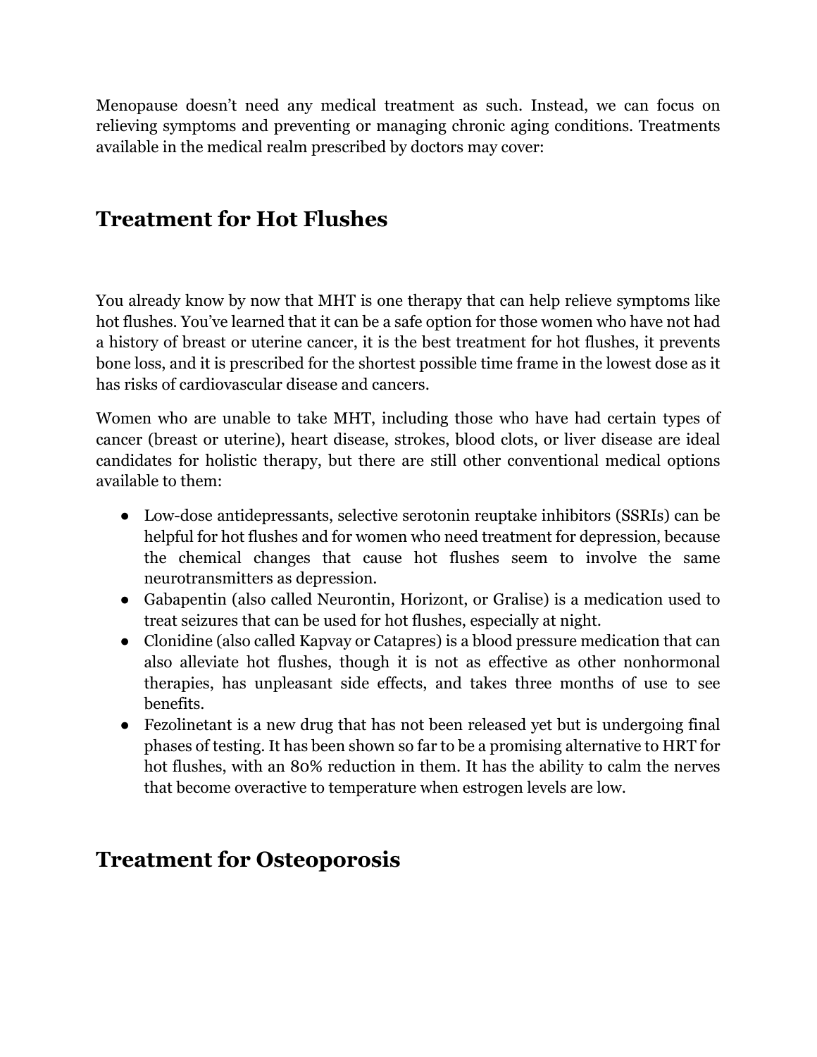Menopause doesn't need any medical treatment as such. Instead, we can focus on relieving symptoms and preventing or managing chronic aging conditions. Treatments available in the medical realm prescribed by doctors may cover:

## Treatment for Hot Flushes

You already know by now that MHT is one therapy that can help relieve symptoms like hot flushes. You've learned that it can be a safe option for those women who have not had a history of breast or uterine cancer, it is the best treatment for hot flushes, it prevents bone loss, and it is prescribed for the shortest possible time frame in the lowest dose as it has risks of cardiovascular disease and cancers.

Women who are unable to take MHT, including those who have had certain types of cancer (breast or uterine), heart disease, strokes, blood clots, or liver disease are ideal candidates for holistic therapy, but there are still other conventional medical options available to them:

- Low-dose antidepressants, selective serotonin reuptake inhibitors (SSRIs) can be helpful for hot flushes and for women who need treatment for depression, because the chemical changes that cause hot flushes seem to involve the same neurotransmitters as depression.
- Gabapentin (also called Neurontin, Horizont, or Gralise) is a medication used to treat seizures that can be used for hot flushes, especially at night.
- Clonidine (also called Kapvay or Catapres) is a blood pressure medication that can also alleviate hot flushes, though it is not as effective as other nonhormonal therapies, has unpleasant side effects, and takes three months of use to see benefits.
- Fezolinetant is a new drug that has not been released yet but is undergoing final phases of testing. It has been shown so far to be a promising alternative to HRT for hot flushes, with an 80% reduction in them. It has the ability to calm the nerves that become overactive to temperature when estrogen levels are low.

## Treatment for Osteoporosis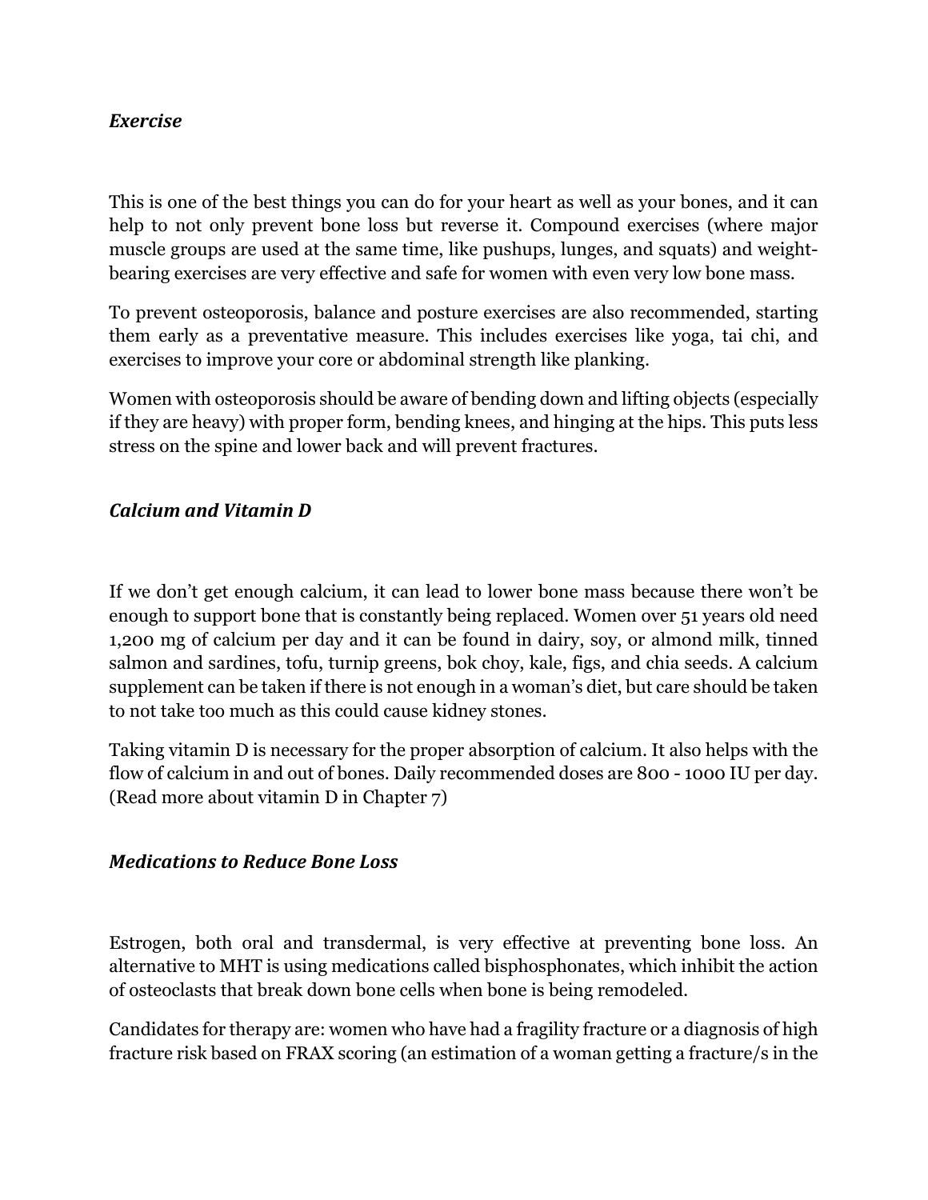### *Exercise*

This is one of the best things you can do for your heart as well as your bones, and it can help to not only prevent bone loss but reverse it. Compound exercises (where major muscle groups are used at the same time, like pushups, lunges, and squats) and weight-bearing exercises are very effective and safe for women with even very low bone mass.

To prevent osteoporosis, balance and posture exercises are also recommended, starting them early as a preventative measure. This includes exercises like yoga, tai chi, and exercises to improve your core or abdominal strength like planking.

Women with osteoporosis should be aware of bending down and lifting objects (especially if they are heavy) with proper form, bending knees, and hinging at the hips. This puts less stress on the spine and lower back and will prevent fractures.

### *Calcium and Vitamin D*

If we don't get enough calcium, it can lead to lower bone mass because there won't be enough to support bone that is constantly being replaced. Women over 51 years old need 1,200 mg of calcium per day and it can be found in dairy, soy, or almond milk, tinned salmon and sardines, tofu, turnip greens, bok choy, kale, figs, and chia seeds. A calcium supplement can be taken if there is not enough in a woman's diet, but care should be taken to not take too much as this could cause kidney stones.

Taking vitamin D is necessary for the proper absorption of calcium. It also helps with the flow of calcium in and out of bones. Daily recommended doses are 800 - 1000 IU per day. (Read more about vitamin D in Chapter 7)

### *Medications to Reduce Bone Loss*

Estrogen, both oral and transdermal, is very effective at preventing bone loss. An alternative to MHT is using medications called bisphosphonates, which inhibit the action of osteoclasts that break down bone cells when bone is being remodeled.

Candidates for therapy are: women who have had a fragility fracture or a diagnosis of high fracture risk based on FRAX scoring (an estimation of a woman getting a fracture/s in the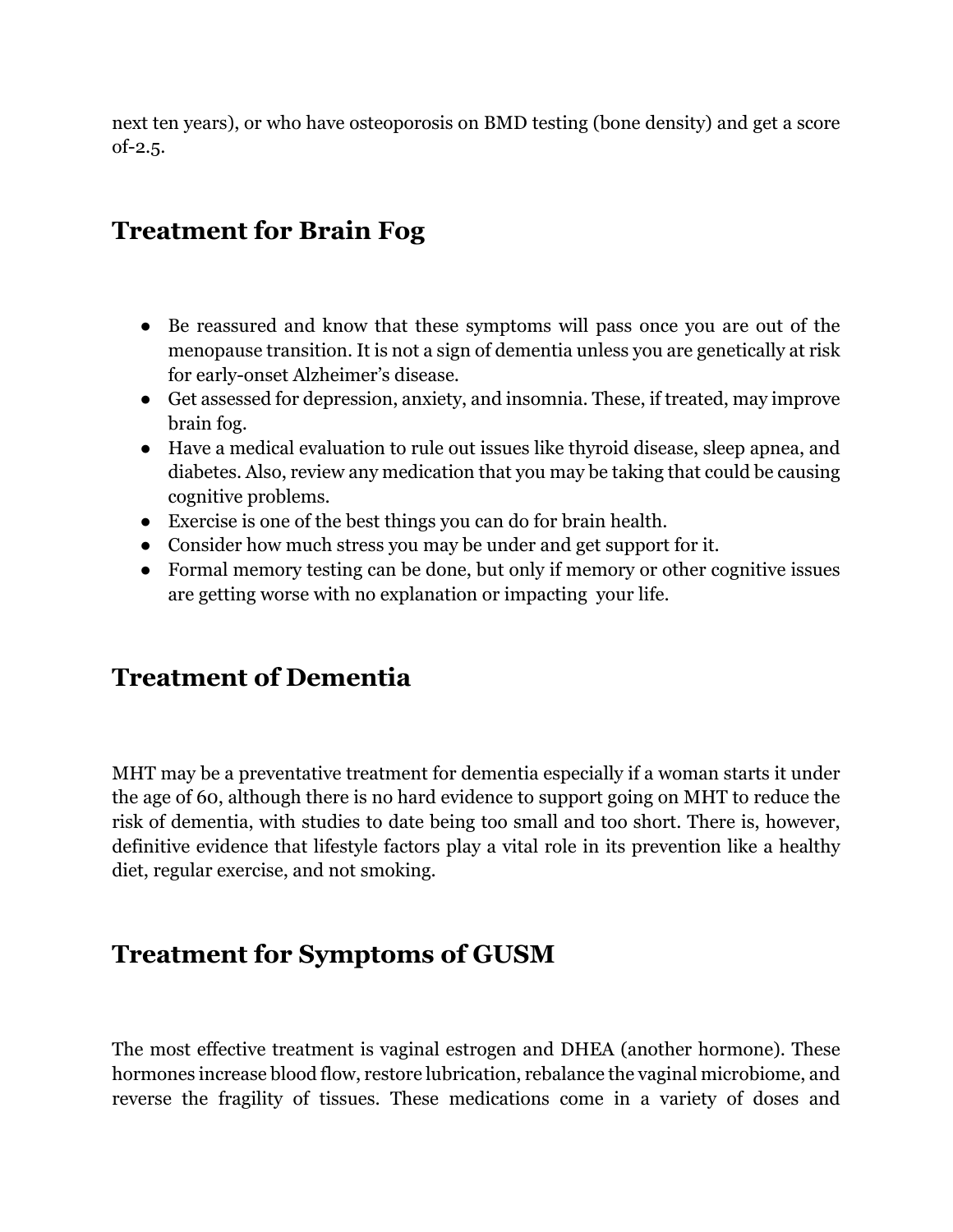next ten years), or who have osteoporosis on BMD testing (bone density) and get a score of-2.5.

## Treatment for Brain Fog

- Be reassured and know that these symptoms will pass once you are out of the menopause transition. It is not a sign of dementia unless you are genetically at risk for early-onset Alzheimer's disease.
- Get assessed for depression, anxiety, and insomnia. These, if treated, may improve brain fog.
- Have a medical evaluation to rule out issues like thyroid disease, sleep apnea, and diabetes. Also, review any medication that you may be taking that could be causing cognitive problems.
- Exercise is one of the best things you can do for brain health.
- Consider how much stress you may be under and get support for it.
- Formal memory testing can be done, but only if memory or other cognitive issues are getting worse with no explanation or impacting your life.

## Treatment of Dementia

MHT may be a preventative treatment for dementia especially if a woman starts it under the age of 60, although there is no hard evidence to support going on MHT to reduce the risk of dementia, with studies to date being too small and too short. There is, however, definitive evidence that lifestyle factors play a vital role in its prevention like a healthy diet, regular exercise, and not smoking.

## Treatment for Symptoms of GUSM

The most effective treatment is vaginal estrogen and DHEA (another hormone). These hormones increase blood flow, restore lubrication, rebalance the vaginal microbiome, and reverse the fragility of tissues. These medications come in a variety of doses and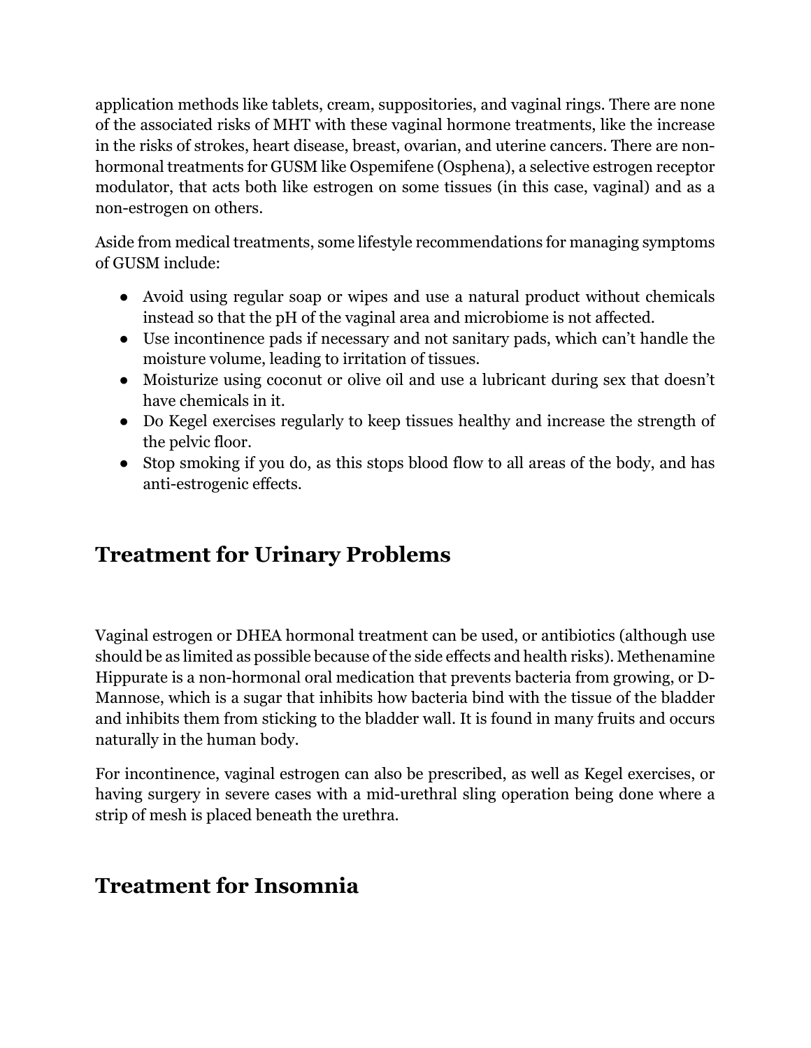application methods like tablets, cream, suppositories, and vaginal rings. There are none of the associated risks of MHT with these vaginal hormone treatments, like the increase in the risks of strokes, heart disease, breast, ovarian, and uterine cancers. There are non-hormonal treatments for GUSM like Ospemifene (Osphena), a selective estrogen receptor modulator, that acts both like estrogen on some tissues (in this case, vaginal) and as a non-estrogen on others.

Aside from medical treatments, some lifestyle recommendations for managing symptoms of GUSM include:

- Avoid using regular soap or wipes and use a natural product without chemicals instead so that the pH of the vaginal area and microbiome is not affected.
- Use incontinence pads if necessary and not sanitary pads, which can't handle the moisture volume, leading to irritation of tissues.
- Moisturize using coconut or olive oil and use a lubricant during sex that doesn't have chemicals in it.
- Do Kegel exercises regularly to keep tissues healthy and increase the strength of the pelvic floor.
- Stop smoking if you do, as this stops blood flow to all areas of the body, and has anti-estrogenic effects.

## Treatment for Urinary Problems

Vaginal estrogen or DHEA hormonal treatment can be used, or antibiotics (although use should be as limited as possible because of the side effects and health risks). Methenamine Hippurate is a non-hormonal oral medication that prevents bacteria from growing, or D-Mannose, which is a sugar that inhibits how bacteria bind with the tissue of the bladder and inhibits them from sticking to the bladder wall. It is found in many fruits and occurs naturally in the human body.

For incontinence, vaginal estrogen can also be prescribed, as well as Kegel exercises, or having surgery in severe cases with a mid-urethral sling operation being done where a strip of mesh is placed beneath the urethra.

## Treatment for Insomnia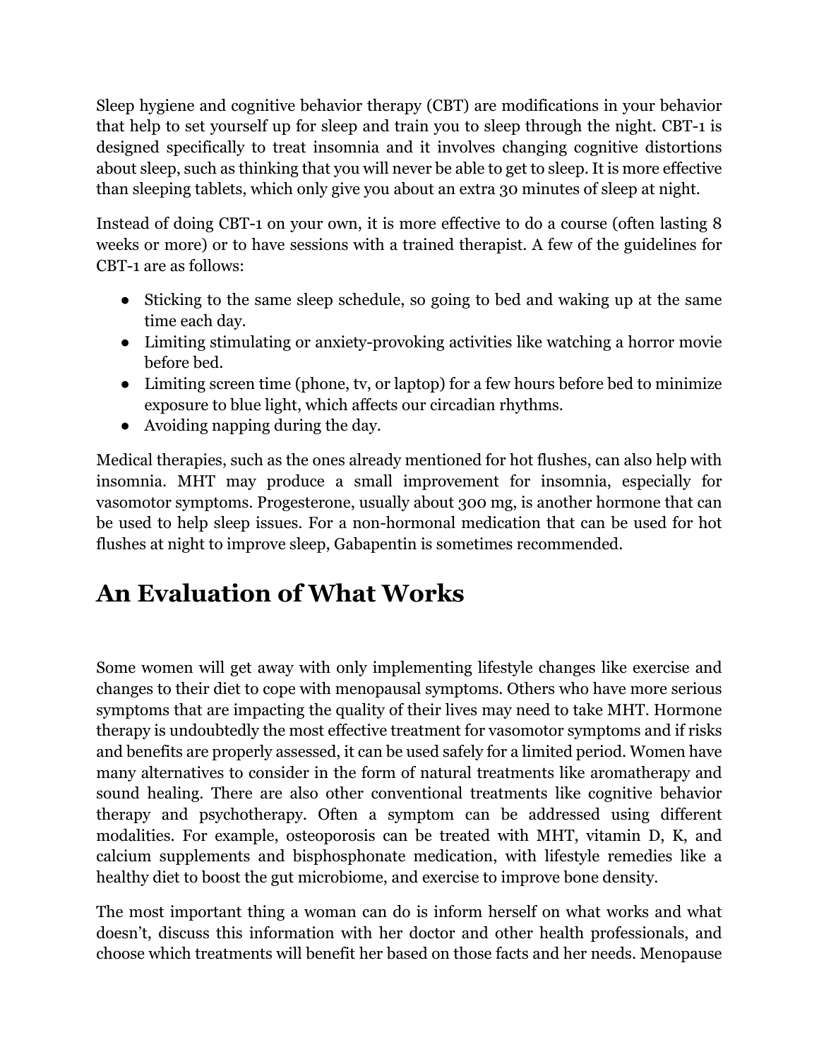Sleep hygiene and cognitive behavior therapy (CBT) are modifications in your behavior that help to set yourself up for sleep and train you to sleep through the night. CBT-1 is designed specifically to treat insomnia and it involves changing cognitive distortions about sleep, such as thinking that you will never be able to get to sleep. It is more effective than sleeping tablets, which only give you about an extra 30 minutes of sleep at night.

Instead of doing CBT-1 on your own, it is more effective to do a course (often lasting 8 weeks or more) or to have sessions with a trained therapist. A few of the guidelines for CBT-1 are as follows:

- Sticking to the same sleep schedule, so going to bed and waking up at the same time each day.
- Limiting stimulating or anxiety-provoking activities like watching a horror movie before bed.
- Limiting screen time (phone, tv, or laptop) for a few hours before bed to minimize exposure to blue light, which affects our circadian rhythms.
- Avoiding napping during the day.

Medical therapies, such as the ones already mentioned for hot flushes, can also help with insomnia. MHT may produce a small improvement for insomnia, especially for vasomotor symptoms. Progesterone, usually about 300 mg, is another hormone that can be used to help sleep issues. For a non-hormonal medication that can be used for hot flushes at night to improve sleep, Gabapentin is sometimes recommended.

# An Evaluation of What Works

Some women will get away with only implementing lifestyle changes like exercise and changes to their diet to cope with menopausal symptoms. Others who have more serious symptoms that are impacting the quality of their lives may need to take MHT. Hormone therapy is undoubtedly the most effective treatment for vasomotor symptoms and if risks and benefits are properly assessed, it can be used safely for a limited period. Women have many alternatives to consider in the form of natural treatments like aromatherapy and sound healing. There are also other conventional treatments like cognitive behavior therapy and psychotherapy. Often a symptom can be addressed using different modalities. For example, osteoporosis can be treated with MHT, vitamin D, K, and calcium supplements and bisphosphonate medication, with lifestyle remedies like a healthy diet to boost the gut microbiome, and exercise to improve bone density.

The most important thing a woman can do is inform herself on what works and what doesn't, discuss this information with her doctor and other health professionals, and choose which treatments will benefit her based on those facts and her needs. Menopause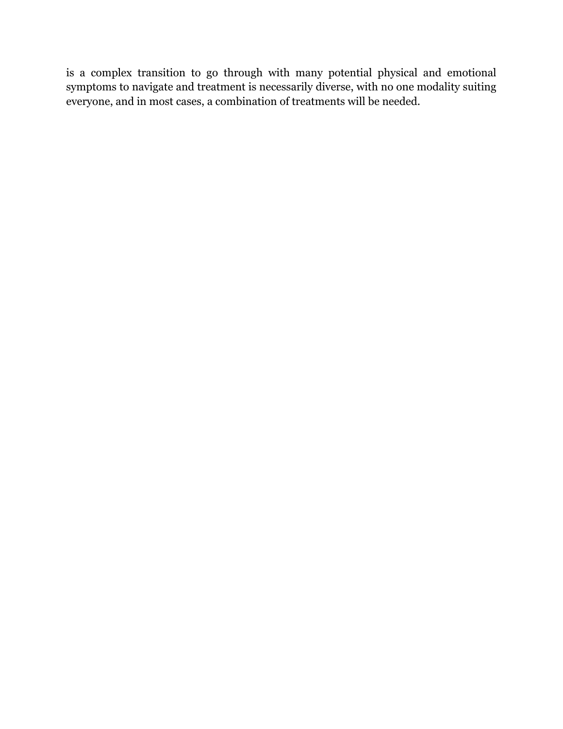is a complex transition to go through with many potential physical and emotional symptoms to navigate and treatment is necessarily diverse, with no one modality suiting everyone, and in most cases, a combination of treatments will be needed.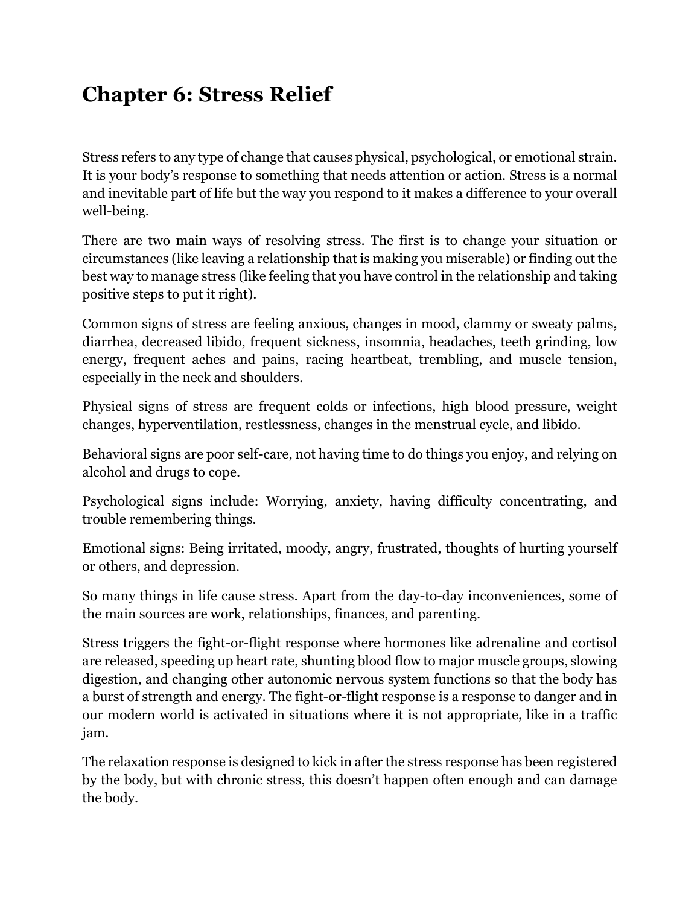## Chapter 6: Stress Relief

Stress refers to any type of change that causes physical, psychological, or emotional strain. It is your body's response to something that needs attention or action. Stress is a normal and inevitable part of life but the way you respond to it makes a difference to your overall well-being.

There are two main ways of resolving stress. The first is to change your situation or circumstances (like leaving a relationship that is making you miserable) or finding out the best way to manage stress (like feeling that you have control in the relationship and taking positive steps to put it right).

Common signs of stress are feeling anxious, changes in mood, clammy or sweaty palms, diarrhea, decreased libido, frequent sickness, insomnia, headaches, teeth grinding, low energy, frequent aches and pains, racing heartbeat, trembling, and muscle tension, especially in the neck and shoulders.

Physical signs of stress are frequent colds or infections, high blood pressure, weight changes, hyperventilation, restlessness, changes in the menstrual cycle, and libido.

Behavioral signs are poor self-care, not having time to do things you enjoy, and relying on alcohol and drugs to cope.

Psychological signs include: Worrying, anxiety, having difficulty concentrating, and trouble remembering things.

Emotional signs: Being irritated, moody, angry, frustrated, thoughts of hurting yourself or others, and depression.

So many things in life cause stress. Apart from the day-to-day inconveniences, some of the main sources are work, relationships, finances, and parenting.

Stress triggers the fight-or-flight response where hormones like adrenaline and cortisol are released, speeding up heart rate, shunting blood flow to major muscle groups, slowing digestion, and changing other autonomic nervous system functions so that the body has a burst of strength and energy. The fight-or-flight response is a response to danger and in our modern world is activated in situations where it is not appropriate, like in a traffic jam.

The relaxation response is designed to kick in after the stress response has been registered by the body, but with chronic stress, this doesn't happen often enough and can damage the body.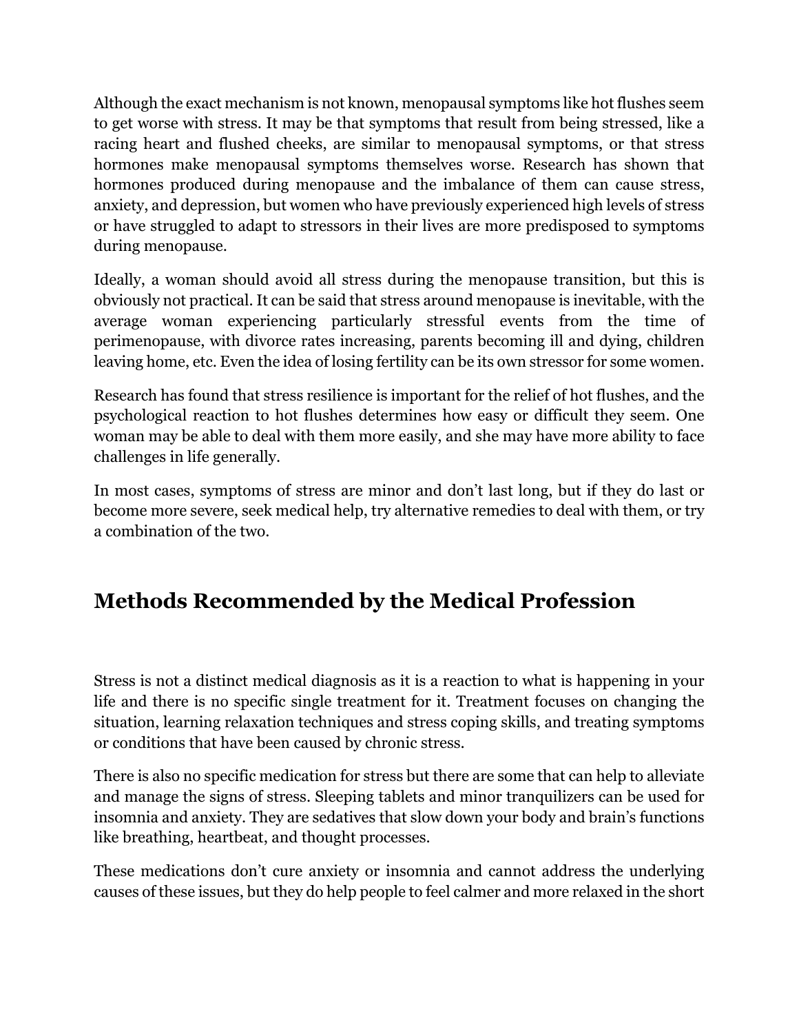Although the exact mechanism is not known, menopausal symptoms like hot flushes seem to get worse with stress. It may be that symptoms that result from being stressed, like a racing heart and flushed cheeks, are similar to menopausal symptoms, or that stress hormones make menopausal symptoms themselves worse. Research has shown that hormones produced during menopause and the imbalance of them can cause stress, anxiety, and depression, but women who have previously experienced high levels of stress or have struggled to adapt to stressors in their lives are more predisposed to symptoms during menopause.

Ideally, a woman should avoid all stress during the menopause transition, but this is obviously not practical. It can be said that stress around menopause is inevitable, with the average woman experiencing particularly stressful events from the time of perimenopause, with divorce rates increasing, parents becoming ill and dying, children leaving home, etc. Even the idea of losing fertility can be its own stressor for some women.

Research has found that stress resilience is important for the relief of hot flushes, and the psychological reaction to hot flushes determines how easy or difficult they seem. One woman may be able to deal with them more easily, and she may have more ability to face challenges in life generally.

In most cases, symptoms of stress are minor and don't last long, but if they do last or become more severe, seek medical help, try alternative remedies to deal with them, or try a combination of the two.

## Methods Recommended by the Medical Profession

Stress is not a distinct medical diagnosis as it is a reaction to what is happening in your life and there is no specific single treatment for it. Treatment focuses on changing the situation, learning relaxation techniques and stress coping skills, and treating symptoms or conditions that have been caused by chronic stress.

There is also no specific medication for stress but there are some that can help to alleviate and manage the signs of stress. Sleeping tablets and minor tranquilizers can be used for insomnia and anxiety. They are sedatives that slow down your body and brain's functions like breathing, heartbeat, and thought processes.

These medications don't cure anxiety or insomnia and cannot address the underlying causes of these issues, but they do help people to feel calmer and more relaxed in the short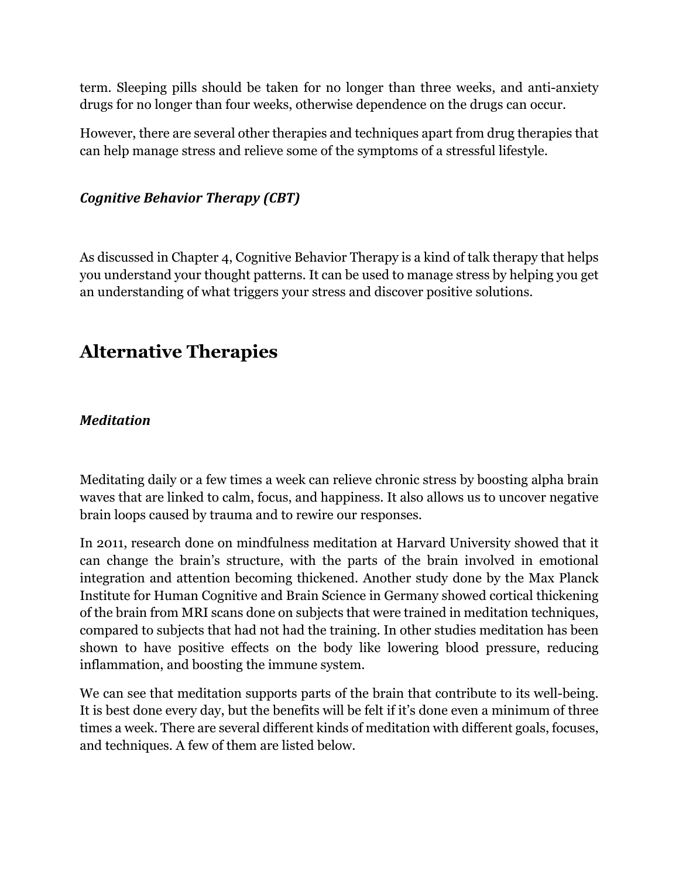term. Sleeping pills should be taken for no longer than three weeks, and anti-anxiety drugs for no longer than four weeks, otherwise dependence on the drugs can occur.

However, there are several other therapies and techniques apart from drug therapies that can help manage stress and relieve some of the symptoms of a stressful lifestyle.

### *Cognitive Behavior Therapy (CBT)*

As discussed in Chapter 4, Cognitive Behavior Therapy is a kind of talk therapy that helps you understand your thought patterns. It can be used to manage stress by helping you get an understanding of what triggers your stress and discover positive solutions.

## Alternative Therapies

### *Meditation*

Meditating daily or a few times a week can relieve chronic stress by boosting alpha brain waves that are linked to calm, focus, and happiness. It also allows us to uncover negative brain loops caused by trauma and to rewire our responses.

In 2011, research done on mindfulness meditation at Harvard University showed that it can change the brain's structure, with the parts of the brain involved in emotional integration and attention becoming thickened. Another study done by the Max Planck Institute for Human Cognitive and Brain Science in Germany showed cortical thickening of the brain from MRI scans done on subjects that were trained in meditation techniques, compared to subjects that had not had the training. In other studies meditation has been shown to have positive effects on the body like lowering blood pressure, reducing inflammation, and boosting the immune system.

We can see that meditation supports parts of the brain that contribute to its well-being. It is best done every day, but the benefits will be felt if it's done even a minimum of three times a week. There are several different kinds of meditation with different goals, focuses, and techniques. A few of them are listed below.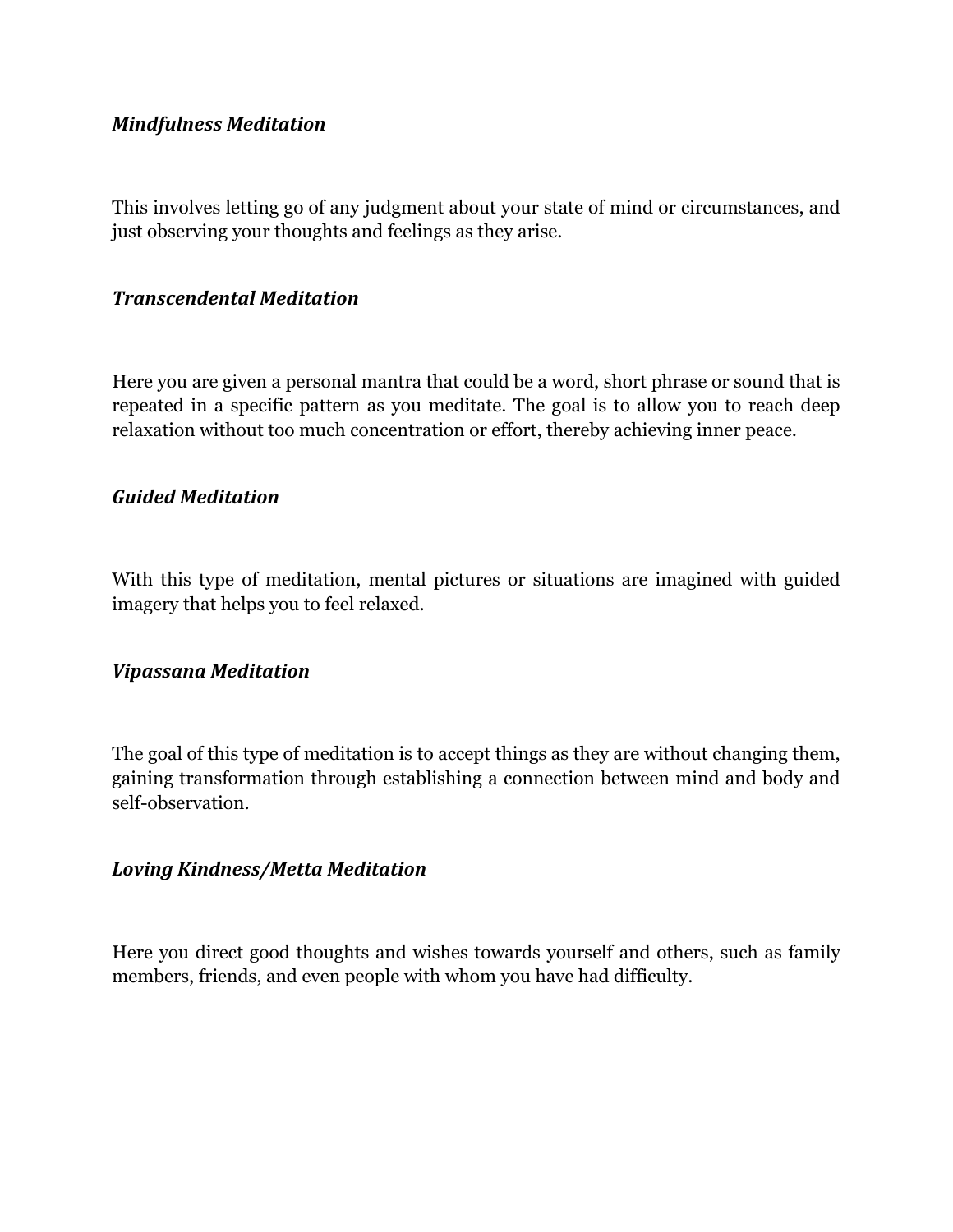### *Mindfulness Meditation*

This involves letting go of any judgment about your state of mind or circumstances, and just observing your thoughts and feelings as they arise.

### *Transcendental Meditation*

Here you are given a personal mantra that could be a word, short phrase or sound that is repeated in a specific pattern as you meditate. The goal is to allow you to reach deep relaxation without too much concentration or effort, thereby achieving inner peace.

### *Guided Meditation*

With this type of meditation, mental pictures or situations are imagined with guided imagery that helps you to feel relaxed.

### *Vipassana Meditation*

The goal of this type of meditation is to accept things as they are without changing them, gaining transformation through establishing a connection between mind and body and self-observation.

### *Loving Kindness/Metta Meditation*

Here you direct good thoughts and wishes towards yourself and others, such as family members, friends, and even people with whom you have had difficulty.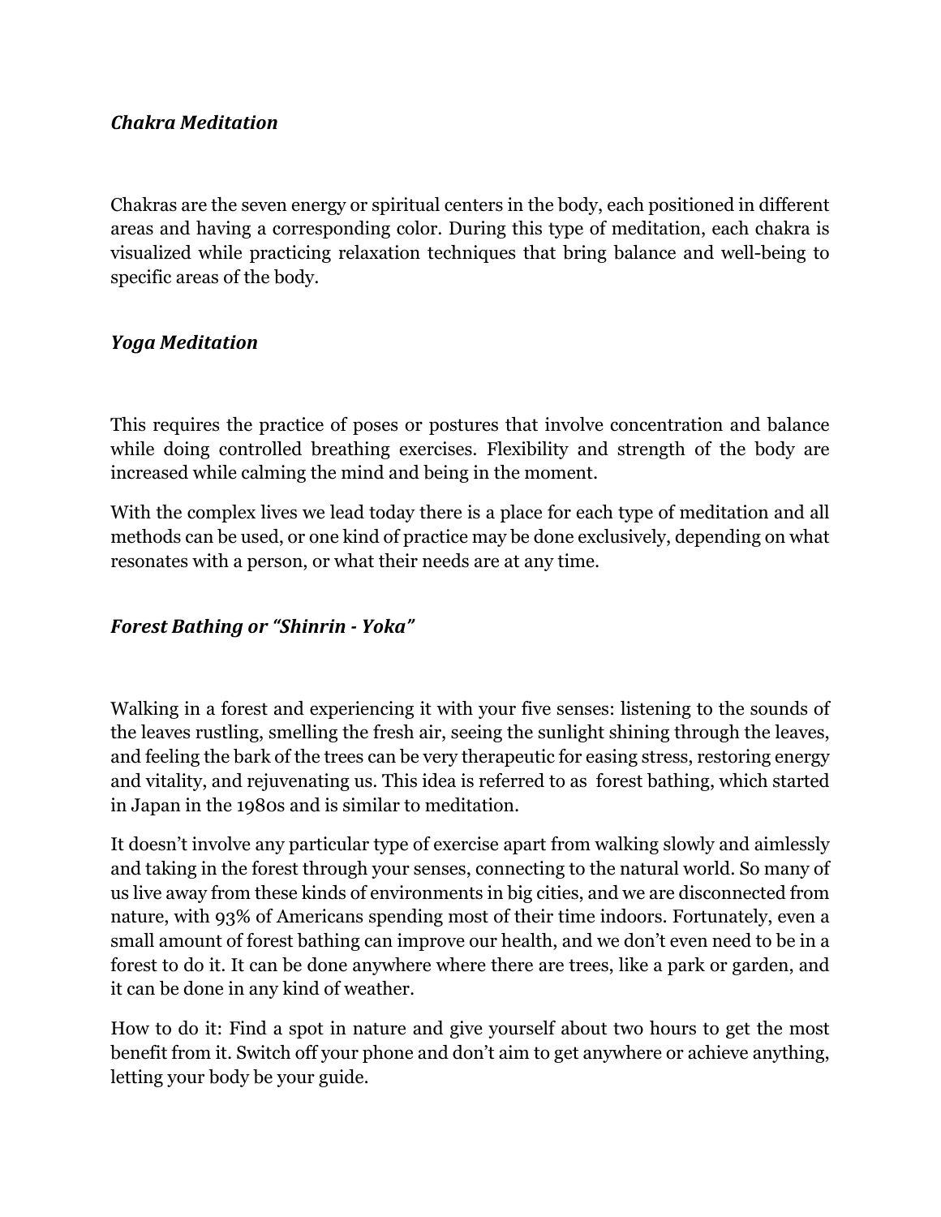### *Chakra Meditation*

Chakras are the seven energy or spiritual centers in the body, each positioned in different areas and having a corresponding color. During this type of meditation, each chakra is visualized while practicing relaxation techniques that bring balance and well-being to specific areas of the body.

### *Yoga Meditation*

This requires the practice of poses or postures that involve concentration and balance while doing controlled breathing exercises. Flexibility and strength of the body are increased while calming the mind and being in the moment.

With the complex lives we lead today there is a place for each type of meditation and all methods can be used, or one kind of practice may be done exclusively, depending on what resonates with a person, or what their needs are at any time.

### *Forest Bathing or "Shinrin - Yoka"*

Walking in a forest and experiencing it with your five senses: listening to the sounds of the leaves rustling, smelling the fresh air, seeing the sunlight shining through the leaves, and feeling the bark of the trees can be very therapeutic for easing stress, restoring energy and vitality, and rejuvenating us. This idea is referred to as forest bathing, which started in Japan in the 1980s and is similar to meditation.

It doesn't involve any particular type of exercise apart from walking slowly and aimlessly and taking in the forest through your senses, connecting to the natural world. So many of us live away from these kinds of environments in big cities, and we are disconnected from nature, with 93% of Americans spending most of their time indoors. Fortunately, even a small amount of forest bathing can improve our health, and we don't even need to be in a forest to do it. It can be done anywhere where there are trees, like a park or garden, and it can be done in any kind of weather.

How to do it: Find a spot in nature and give yourself about two hours to get the most benefit from it. Switch off your phone and don't aim to get anywhere or achieve anything, letting your body be your guide.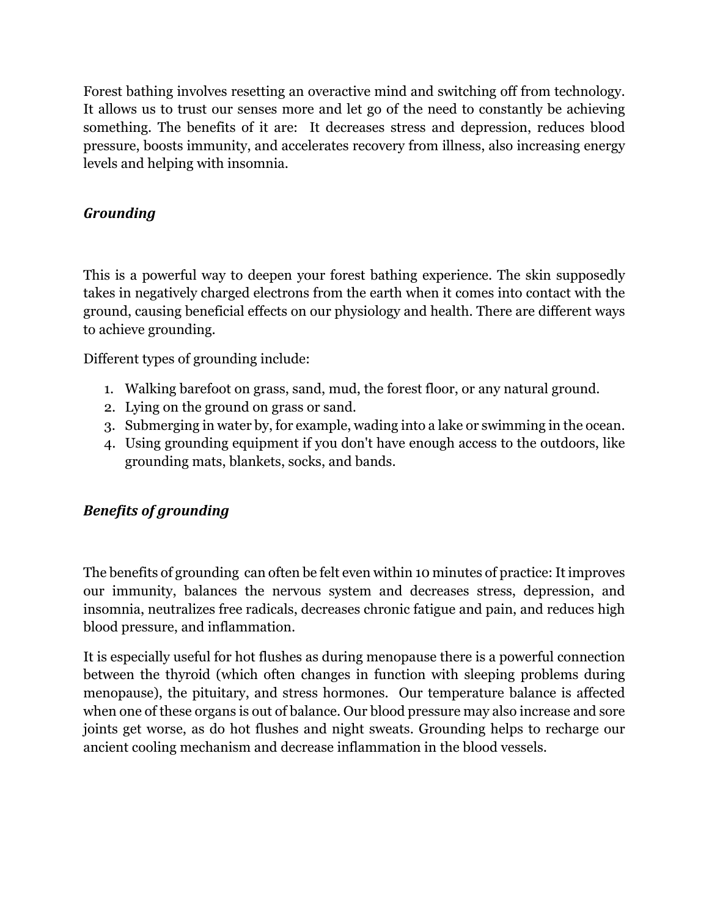Forest bathing involves resetting an overactive mind and switching off from technology. It allows us to trust our senses more and let go of the need to constantly be achieving something. The benefits of it are: It decreases stress and depression, reduces blood pressure, boosts immunity, and accelerates recovery from illness, also increasing energy levels and helping with insomnia.

### *Grounding*

This is a powerful way to deepen your forest bathing experience. The skin supposedly takes in negatively charged electrons from the earth when it comes into contact with the ground, causing beneficial effects on our physiology and health. There are different ways to achieve grounding.

Different types of grounding include:

1. Walking barefoot on grass, sand, mud, the forest floor, or any natural ground.
2. Lying on the ground on grass or sand.
3. Submerging in water by, for example, wading into a lake or swimming in the ocean.
4. Using grounding equipment if you don't have enough access to the outdoors, like grounding mats, blankets, socks, and bands.

### *Benefits of grounding*

The benefits of grounding can often be felt even within 10 minutes of practice: It improves our immunity, balances the nervous system and decreases stress, depression, and insomnia, neutralizes free radicals, decreases chronic fatigue and pain, and reduces high blood pressure, and inflammation.

It is especially useful for hot flushes as during menopause there is a powerful connection between the thyroid (which often changes in function with sleeping problems during menopause), the pituitary, and stress hormones. Our temperature balance is affected when one of these organs is out of balance. Our blood pressure may also increase and sore joints get worse, as do hot flushes and night sweats. Grounding helps to recharge our ancient cooling mechanism and decrease inflammation in the blood vessels.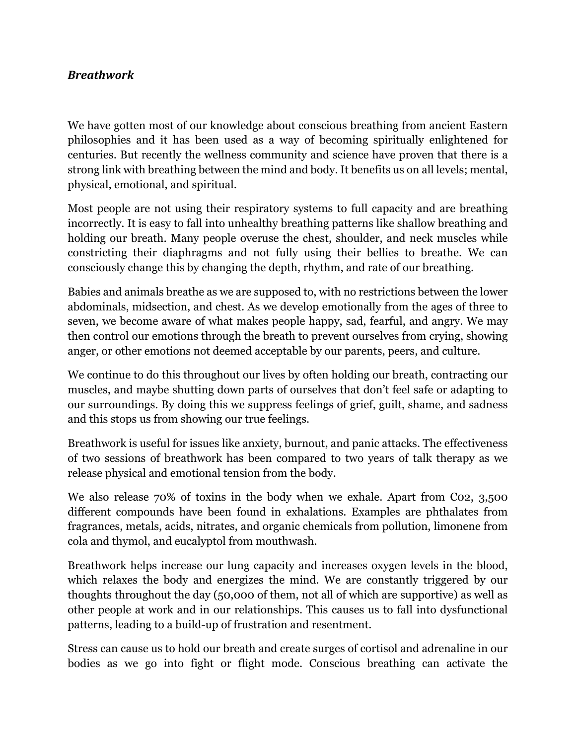***Breathwork***

We have gotten most of our knowledge about conscious breathing from ancient Eastern philosophies and it has been used as a way of becoming spiritually enlightened for centuries. But recently the wellness community and science have proven that there is a strong link with breathing between the mind and body. It benefits us on all levels; mental, physical, emotional, and spiritual.

Most people are not using their respiratory systems to full capacity and are breathing incorrectly. It is easy to fall into unhealthy breathing patterns like shallow breathing and holding our breath. Many people overuse the chest, shoulder, and neck muscles while constricting their diaphragms and not fully using their bellies to breathe. We can consciously change this by changing the depth, rhythm, and rate of our breathing.

Babies and animals breathe as we are supposed to, with no restrictions between the lower abdominals, midsection, and chest. As we develop emotionally from the ages of three to seven, we become aware of what makes people happy, sad, fearful, and angry. We may then control our emotions through the breath to prevent ourselves from crying, showing anger, or other emotions not deemed acceptable by our parents, peers, and culture.

We continue to do this throughout our lives by often holding our breath, contracting our muscles, and maybe shutting down parts of ourselves that don't feel safe or adapting to our surroundings. By doing this we suppress feelings of grief, guilt, shame, and sadness and this stops us from showing our true feelings.

Breathwork is useful for issues like anxiety, burnout, and panic attacks. The effectiveness of two sessions of breathwork has been compared to two years of talk therapy as we release physical and emotional tension from the body.

We also release 70% of toxins in the body when we exhale. Apart from C02, 3,500 different compounds have been found in exhalations. Examples are phthalates from fragrances, metals, acids, nitrates, and organic chemicals from pollution, limonene from cola and thymol, and eucalyptol from mouthwash.

Breathwork helps increase our lung capacity and increases oxygen levels in the blood, which relaxes the body and energizes the mind. We are constantly triggered by our thoughts throughout the day (50,000 of them, not all of which are supportive) as well as other people at work and in our relationships. This causes us to fall into dysfunctional patterns, leading to a build-up of frustration and resentment.

Stress can cause us to hold our breath and create surges of cortisol and adrenaline in our bodies as we go into fight or flight mode. Conscious breathing can activate the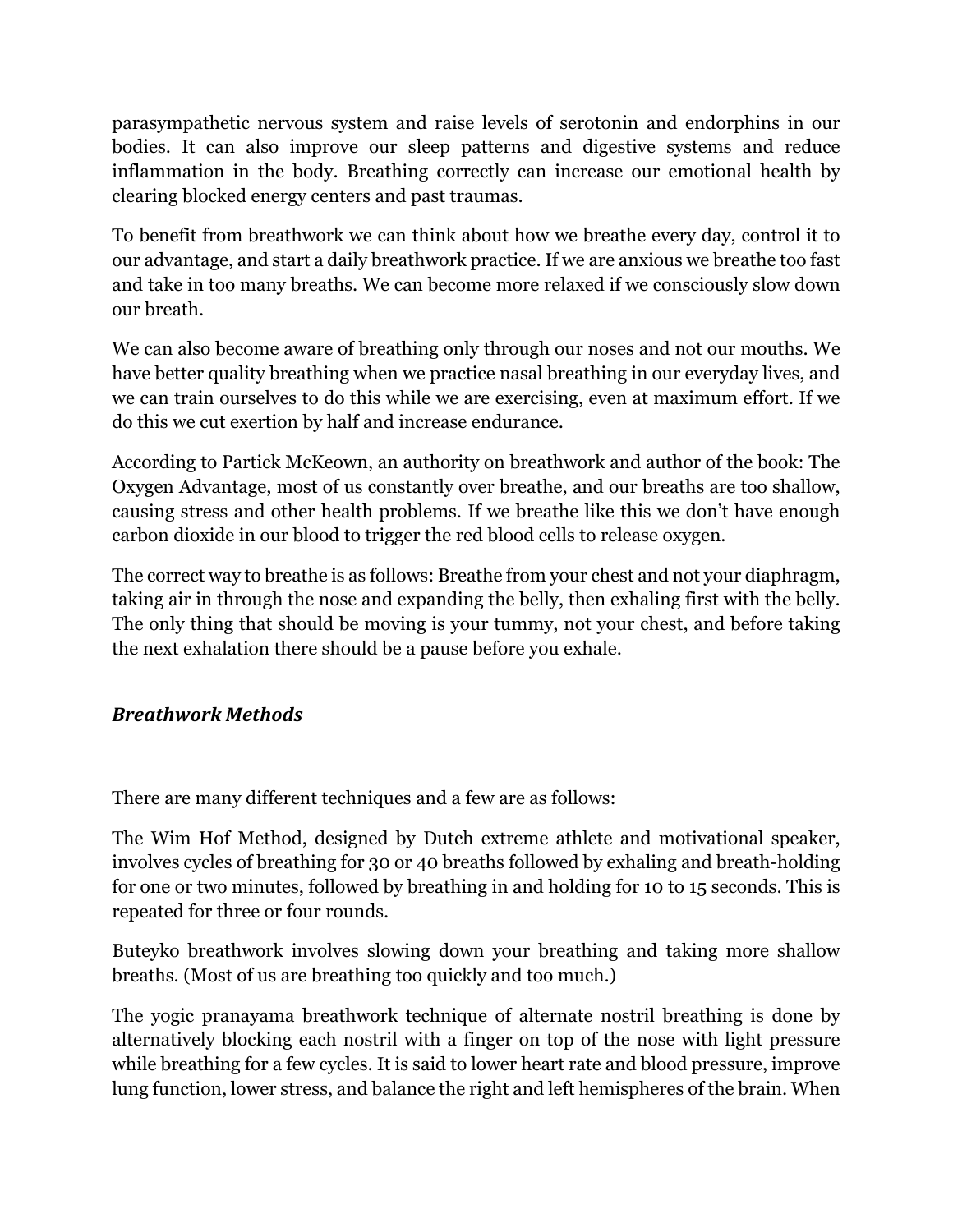parasympathetic nervous system and raise levels of serotonin and endorphins in our bodies. It can also improve our sleep patterns and digestive systems and reduce inflammation in the body. Breathing correctly can increase our emotional health by clearing blocked energy centers and past traumas.

To benefit from breathwork we can think about how we breathe every day, control it to our advantage, and start a daily breathwork practice. If we are anxious we breathe too fast and take in too many breaths. We can become more relaxed if we consciously slow down our breath.

We can also become aware of breathing only through our noses and not our mouths. We have better quality breathing when we practice nasal breathing in our everyday lives, and we can train ourselves to do this while we are exercising, even at maximum effort. If we do this we cut exertion by half and increase endurance.

According to Partick McKeown, an authority on breathwork and author of the book: The Oxygen Advantage, most of us constantly over breathe, and our breaths are too shallow, causing stress and other health problems. If we breathe like this we don't have enough carbon dioxide in our blood to trigger the red blood cells to release oxygen.

The correct way to breathe is as follows: Breathe from your chest and not your diaphragm, taking air in through the nose and expanding the belly, then exhaling first with the belly. The only thing that should be moving is your tummy, not your chest, and before taking the next exhalation there should be a pause before you exhale.

### *Breathwork Methods*

There are many different techniques and a few are as follows:

The Wim Hof Method, designed by Dutch extreme athlete and motivational speaker, involves cycles of breathing for 30 or 40 breaths followed by exhaling and breath-holding for one or two minutes, followed by breathing in and holding for 10 to 15 seconds. This is repeated for three or four rounds.

Buteyko breathwork involves slowing down your breathing and taking more shallow breaths. (Most of us are breathing too quickly and too much.)

The yogic pranayama breathwork technique of alternate nostril breathing is done by alternatively blocking each nostril with a finger on top of the nose with light pressure while breathing for a few cycles. It is said to lower heart rate and blood pressure, improve lung function, lower stress, and balance the right and left hemispheres of the brain. When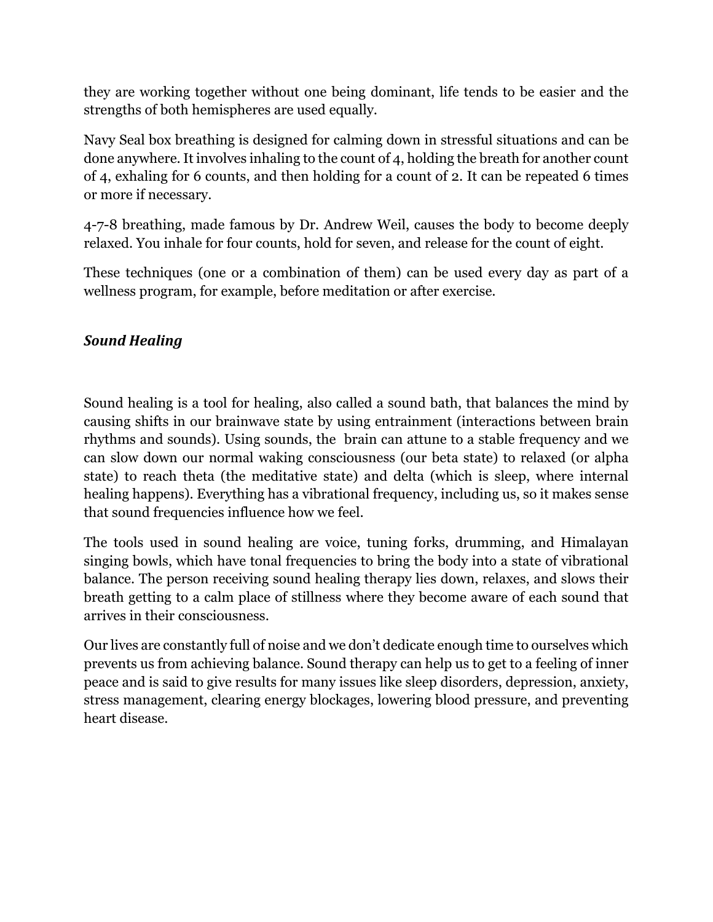they are working together without one being dominant, life tends to be easier and the strengths of both hemispheres are used equally.

Navy Seal box breathing is designed for calming down in stressful situations and can be done anywhere. It involves inhaling to the count of 4, holding the breath for another count of 4, exhaling for 6 counts, and then holding for a count of 2. It can be repeated 6 times or more if necessary.

4-7-8 breathing, made famous by Dr. Andrew Weil, causes the body to become deeply relaxed. You inhale for four counts, hold for seven, and release for the count of eight.

These techniques (one or a combination of them) can be used every day as part of a wellness program, for example, before meditation or after exercise.

### *Sound Healing*

Sound healing is a tool for healing, also called a sound bath, that balances the mind by causing shifts in our brainwave state by using entrainment (interactions between brain rhythms and sounds). Using sounds, the brain can attune to a stable frequency and we can slow down our normal waking consciousness (our beta state) to relaxed (or alpha state) to reach theta (the meditative state) and delta (which is sleep, where internal healing happens). Everything has a vibrational frequency, including us, so it makes sense that sound frequencies influence how we feel.

The tools used in sound healing are voice, tuning forks, drumming, and Himalayan singing bowls, which have tonal frequencies to bring the body into a state of vibrational balance. The person receiving sound healing therapy lies down, relaxes, and slows their breath getting to a calm place of stillness where they become aware of each sound that arrives in their consciousness.

Our lives are constantly full of noise and we don't dedicate enough time to ourselves which prevents us from achieving balance. Sound therapy can help us to get to a feeling of inner peace and is said to give results for many issues like sleep disorders, depression, anxiety, stress management, clearing energy blockages, lowering blood pressure, and preventing heart disease.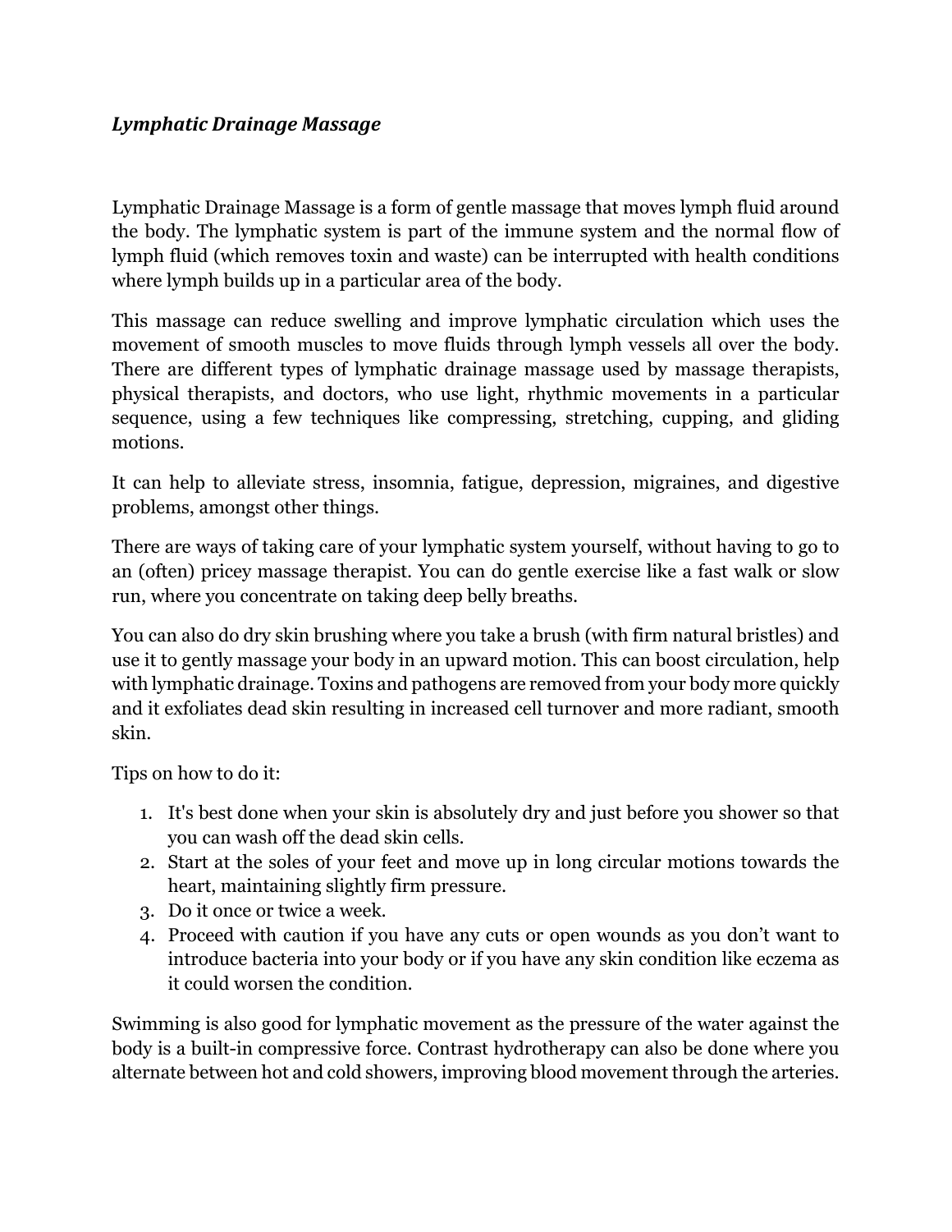### *Lymphatic Drainage Massage*

Lymphatic Drainage Massage is a form of gentle massage that moves lymph fluid around the body. The lymphatic system is part of the immune system and the normal flow of lymph fluid (which removes toxin and waste) can be interrupted with health conditions where lymph builds up in a particular area of the body.

This massage can reduce swelling and improve lymphatic circulation which uses the movement of smooth muscles to move fluids through lymph vessels all over the body. There are different types of lymphatic drainage massage used by massage therapists, physical therapists, and doctors, who use light, rhythmic movements in a particular sequence, using a few techniques like compressing, stretching, cupping, and gliding motions.

It can help to alleviate stress, insomnia, fatigue, depression, migraines, and digestive problems, amongst other things.

There are ways of taking care of your lymphatic system yourself, without having to go to an (often) pricey massage therapist. You can do gentle exercise like a fast walk or slow run, where you concentrate on taking deep belly breaths.

You can also do dry skin brushing where you take a brush (with firm natural bristles) and use it to gently massage your body in an upward motion. This can boost circulation, help with lymphatic drainage. Toxins and pathogens are removed from your body more quickly and it exfoliates dead skin resulting in increased cell turnover and more radiant, smooth skin.

Tips on how to do it:

1. It's best done when your skin is absolutely dry and just before you shower so that you can wash off the dead skin cells.
2. Start at the soles of your feet and move up in long circular motions towards the heart, maintaining slightly firm pressure.
3. Do it once or twice a week.
4. Proceed with caution if you have any cuts or open wounds as you don't want to introduce bacteria into your body or if you have any skin condition like eczema as it could worsen the condition.

Swimming is also good for lymphatic movement as the pressure of the water against the body is a built-in compressive force. Contrast hydrotherapy can also be done where you alternate between hot and cold showers, improving blood movement through the arteries.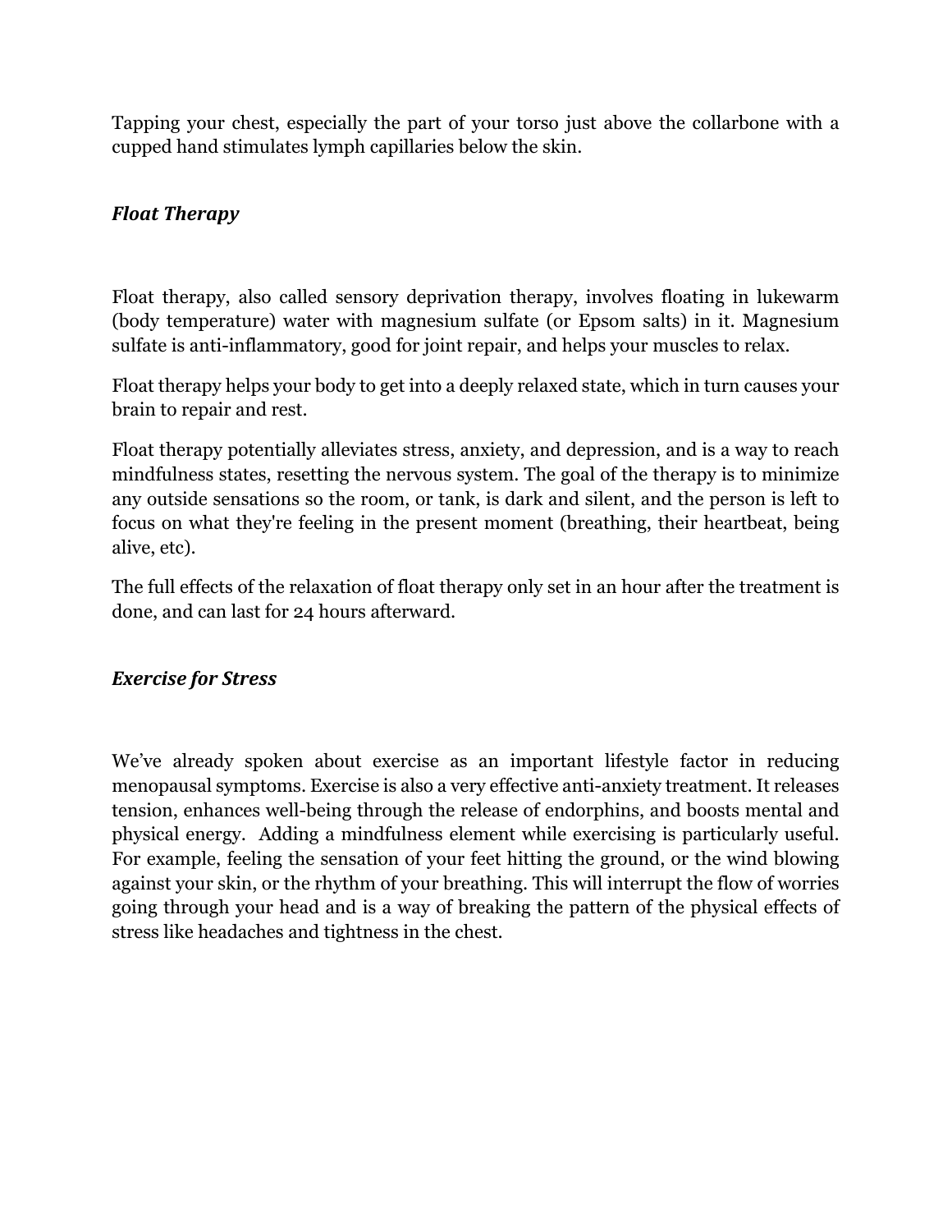Tapping your chest, especially the part of your torso just above the collarbone with a cupped hand stimulates lymph capillaries below the skin.

### *Float Therapy*

Float therapy, also called sensory deprivation therapy, involves floating in lukewarm (body temperature) water with magnesium sulfate (or Epsom salts) in it. Magnesium sulfate is anti-inflammatory, good for joint repair, and helps your muscles to relax.

Float therapy helps your body to get into a deeply relaxed state, which in turn causes your brain to repair and rest.

Float therapy potentially alleviates stress, anxiety, and depression, and is a way to reach mindfulness states, resetting the nervous system. The goal of the therapy is to minimize any outside sensations so the room, or tank, is dark and silent, and the person is left to focus on what they're feeling in the present moment (breathing, their heartbeat, being alive, etc).

The full effects of the relaxation of float therapy only set in an hour after the treatment is done, and can last for 24 hours afterward.

### *Exercise for Stress*

We've already spoken about exercise as an important lifestyle factor in reducing menopausal symptoms. Exercise is also a very effective anti-anxiety treatment. It releases tension, enhances well-being through the release of endorphins, and boosts mental and physical energy. Adding a mindfulness element while exercising is particularly useful. For example, feeling the sensation of your feet hitting the ground, or the wind blowing against your skin, or the rhythm of your breathing. This will interrupt the flow of worries going through your head and is a way of breaking the pattern of the physical effects of stress like headaches and tightness in the chest.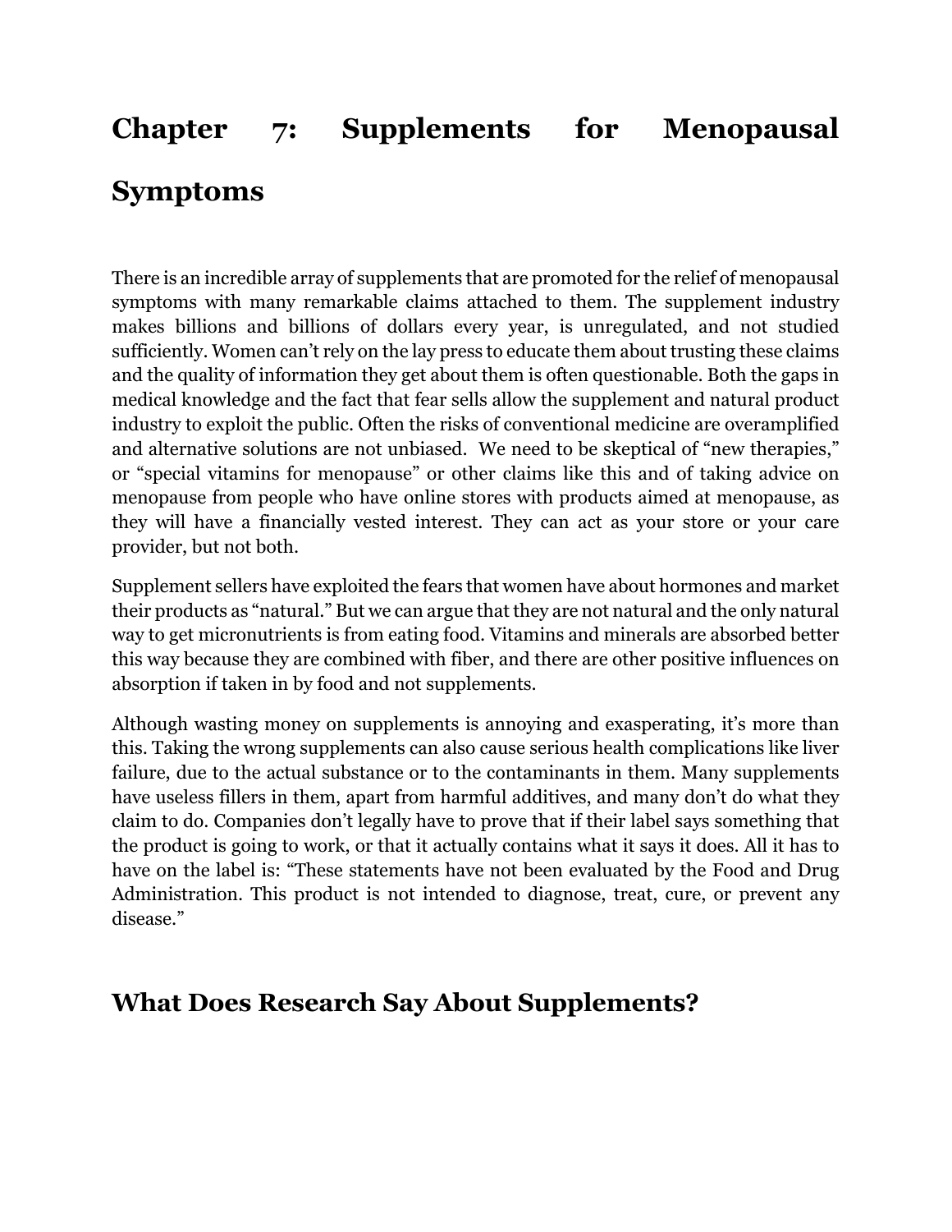# Chapter 7: Supplements for Menopausal Symptoms

There is an incredible array of supplements that are promoted for the relief of menopausal symptoms with many remarkable claims attached to them. The supplement industry makes billions and billions of dollars every year, is unregulated, and not studied sufficiently. Women can't rely on the lay press to educate them about trusting these claims and the quality of information they get about them is often questionable. Both the gaps in medical knowledge and the fact that fear sells allow the supplement and natural product industry to exploit the public. Often the risks of conventional medicine are overamplified and alternative solutions are not unbiased. We need to be skeptical of "new therapies," or "special vitamins for menopause" or other claims like this and of taking advice on menopause from people who have online stores with products aimed at menopause, as they will have a financially vested interest. They can act as your store or your care provider, but not both.

Supplement sellers have exploited the fears that women have about hormones and market their products as "natural." But we can argue that they are not natural and the only natural way to get micronutrients is from eating food. Vitamins and minerals are absorbed better this way because they are combined with fiber, and there are other positive influences on absorption if taken in by food and not supplements.

Although wasting money on supplements is annoying and exasperating, it's more than this. Taking the wrong supplements can also cause serious health complications like liver failure, due to the actual substance or to the contaminants in them. Many supplements have useless fillers in them, apart from harmful additives, and many don't do what they claim to do. Companies don't legally have to prove that if their label says something that the product is going to work, or that it actually contains what it says it does. All it has to have on the label is: "These statements have not been evaluated by the Food and Drug Administration. This product is not intended to diagnose, treat, cure, or prevent any disease."

## What Does Research Say About Supplements?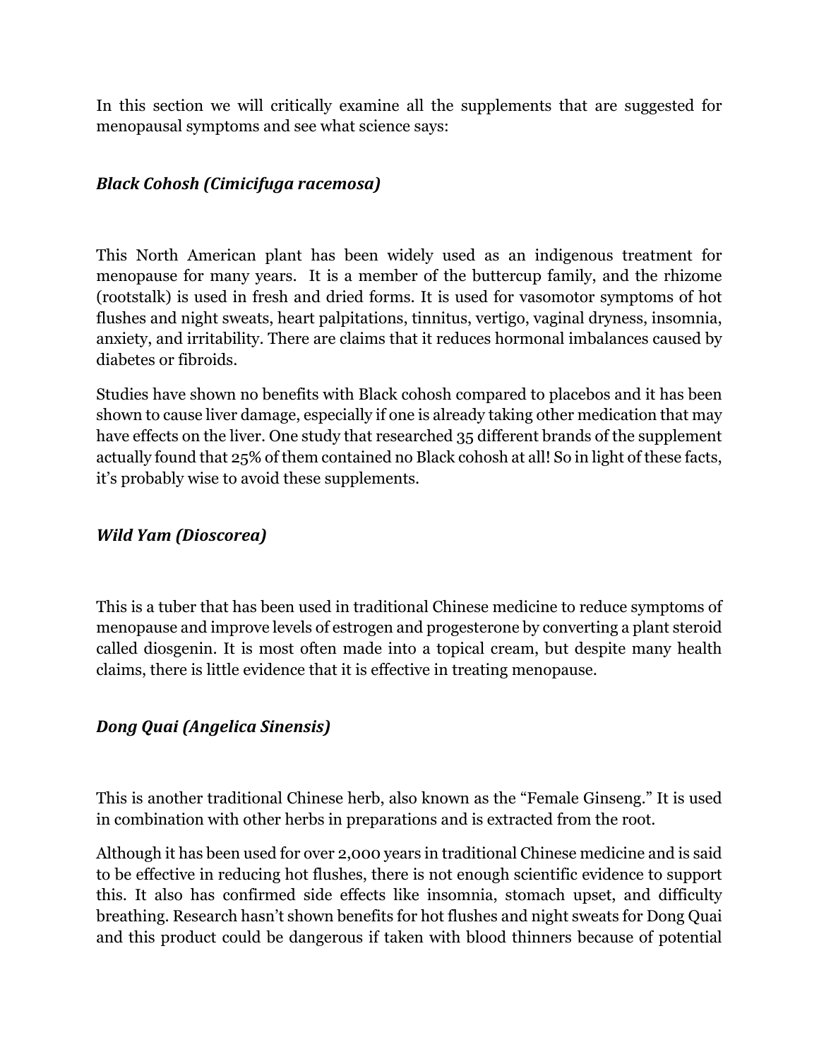In this section we will critically examine all the supplements that are suggested for menopausal symptoms and see what science says:

### ***Black Cohosh (Cimicifuga racemosa)***

This North American plant has been widely used as an indigenous treatment for menopause for many years. It is a member of the buttercup family, and the rhizome (rootstalk) is used in fresh and dried forms. It is used for vasomotor symptoms of hot flushes and night sweats, heart palpitations, tinnitus, vertigo, vaginal dryness, insomnia, anxiety, and irritability. There are claims that it reduces hormonal imbalances caused by diabetes or fibroids.

Studies have shown no benefits with Black cohosh compared to placebos and it has been shown to cause liver damage, especially if one is already taking other medication that may have effects on the liver. One study that researched 35 different brands of the supplement actually found that 25% of them contained no Black cohosh at all! So in light of these facts, it's probably wise to avoid these supplements.

### ***Wild Yam (Dioscorea)***

This is a tuber that has been used in traditional Chinese medicine to reduce symptoms of menopause and improve levels of estrogen and progesterone by converting a plant steroid called diosgenin. It is most often made into a topical cream, but despite many health claims, there is little evidence that it is effective in treating menopause.

### ***Dong Quai (Angelica Sinensis)***

This is another traditional Chinese herb, also known as the "Female Ginseng." It is used in combination with other herbs in preparations and is extracted from the root.

Although it has been used for over 2,000 years in traditional Chinese medicine and is said to be effective in reducing hot flushes, there is not enough scientific evidence to support this. It also has confirmed side effects like insomnia, stomach upset, and difficulty breathing. Research hasn't shown benefits for hot flushes and night sweats for Dong Quai and this product could be dangerous if taken with blood thinners because of potential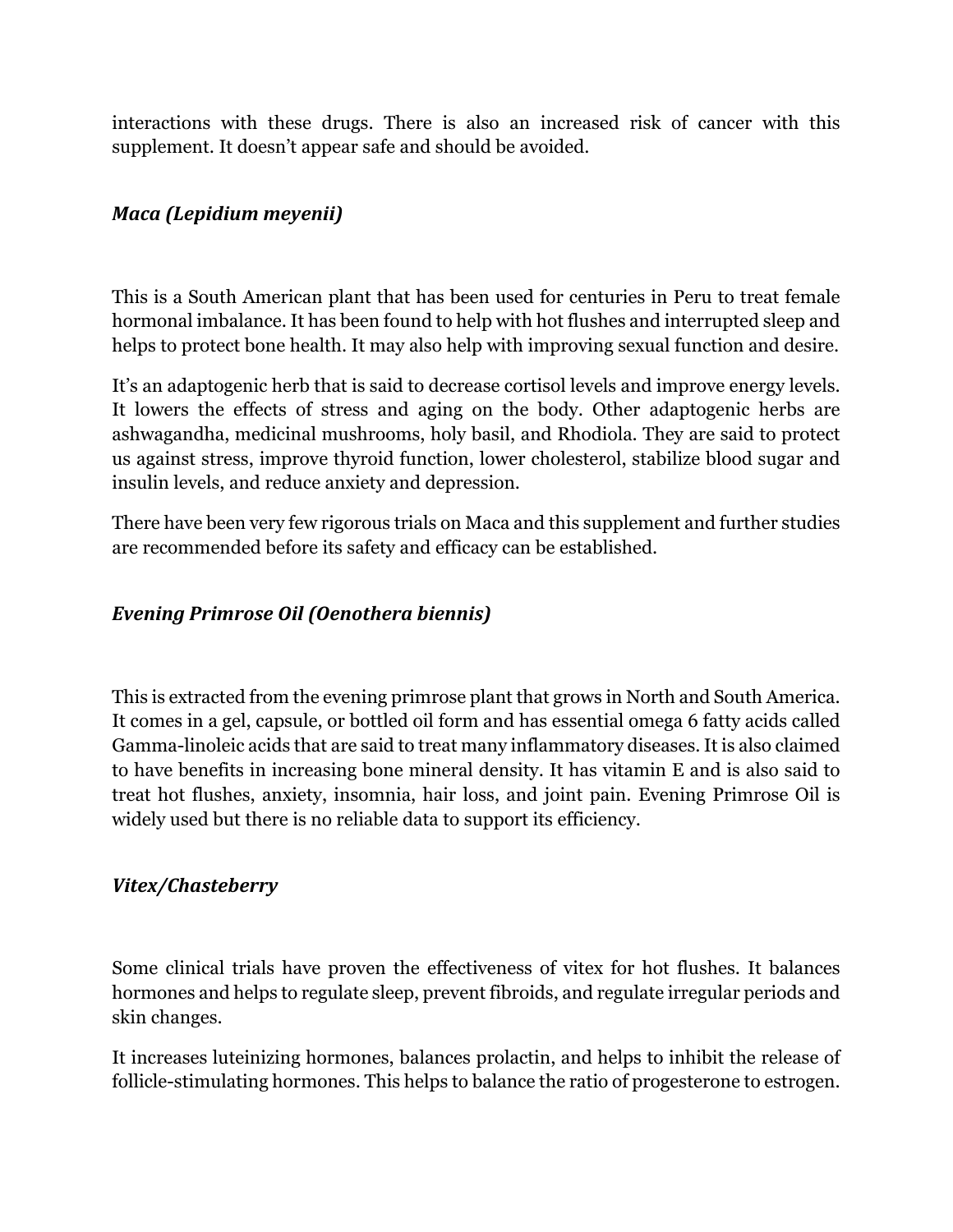interactions with these drugs. There is also an increased risk of cancer with this supplement. It doesn't appear safe and should be avoided.

### *Maca (Lepidium meyenii)*

This is a South American plant that has been used for centuries in Peru to treat female hormonal imbalance. It has been found to help with hot flushes and interrupted sleep and helps to protect bone health. It may also help with improving sexual function and desire.

It's an adaptogenic herb that is said to decrease cortisol levels and improve energy levels. It lowers the effects of stress and aging on the body. Other adaptogenic herbs are ashwagandha, medicinal mushrooms, holy basil, and Rhodiola. They are said to protect us against stress, improve thyroid function, lower cholesterol, stabilize blood sugar and insulin levels, and reduce anxiety and depression.

There have been very few rigorous trials on Maca and this supplement and further studies are recommended before its safety and efficacy can be established.

### *Evening Primrose Oil (Oenothera biennis)*

This is extracted from the evening primrose plant that grows in North and South America. It comes in a gel, capsule, or bottled oil form and has essential omega 6 fatty acids called Gamma-linoleic acids that are said to treat many inflammatory diseases. It is also claimed to have benefits in increasing bone mineral density. It has vitamin E and is also said to treat hot flushes, anxiety, insomnia, hair loss, and joint pain. Evening Primrose Oil is widely used but there is no reliable data to support its efficiency.

### *Vitex/Chasteberry*

Some clinical trials have proven the effectiveness of vitex for hot flushes. It balances hormones and helps to regulate sleep, prevent fibroids, and regulate irregular periods and skin changes.

It increases luteinizing hormones, balances prolactin, and helps to inhibit the release of follicle-stimulating hormones. This helps to balance the ratio of progesterone to estrogen.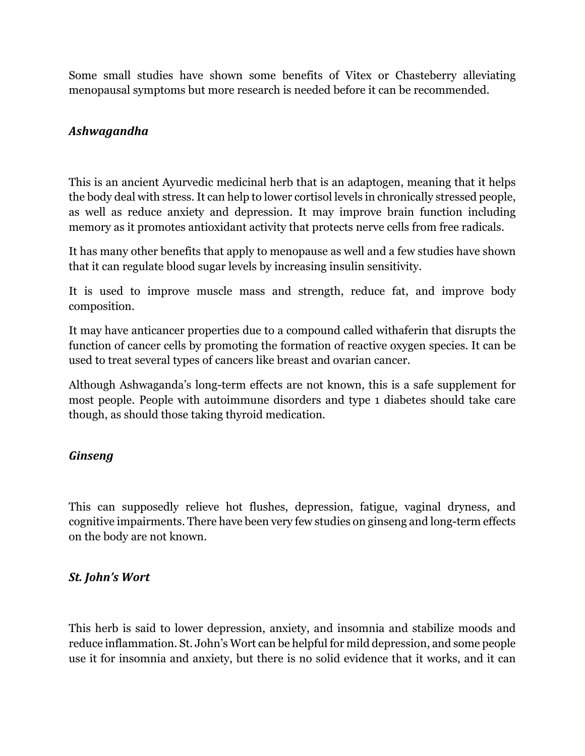Some small studies have shown some benefits of Vitex or Chasteberry alleviating menopausal symptoms but more research is needed before it can be recommended.

### *Ashwagandha*

This is an ancient Ayurvedic medicinal herb that is an adaptogen, meaning that it helps the body deal with stress. It can help to lower cortisol levels in chronically stressed people, as well as reduce anxiety and depression. It may improve brain function including memory as it promotes antioxidant activity that protects nerve cells from free radicals.

It has many other benefits that apply to menopause as well and a few studies have shown that it can regulate blood sugar levels by increasing insulin sensitivity.

It is used to improve muscle mass and strength, reduce fat, and improve body composition.

It may have anticancer properties due to a compound called withaferin that disrupts the function of cancer cells by promoting the formation of reactive oxygen species. It can be used to treat several types of cancers like breast and ovarian cancer.

Although Ashwaganda's long-term effects are not known, this is a safe supplement for most people. People with autoimmune disorders and type 1 diabetes should take care though, as should those taking thyroid medication.

### *Ginseng*

This can supposedly relieve hot flushes, depression, fatigue, vaginal dryness, and cognitive impairments. There have been very few studies on ginseng and long-term effects on the body are not known.

### *St. John's Wort*

This herb is said to lower depression, anxiety, and insomnia and stabilize moods and reduce inflammation. St. John's Wort can be helpful for mild depression, and some people use it for insomnia and anxiety, but there is no solid evidence that it works, and it can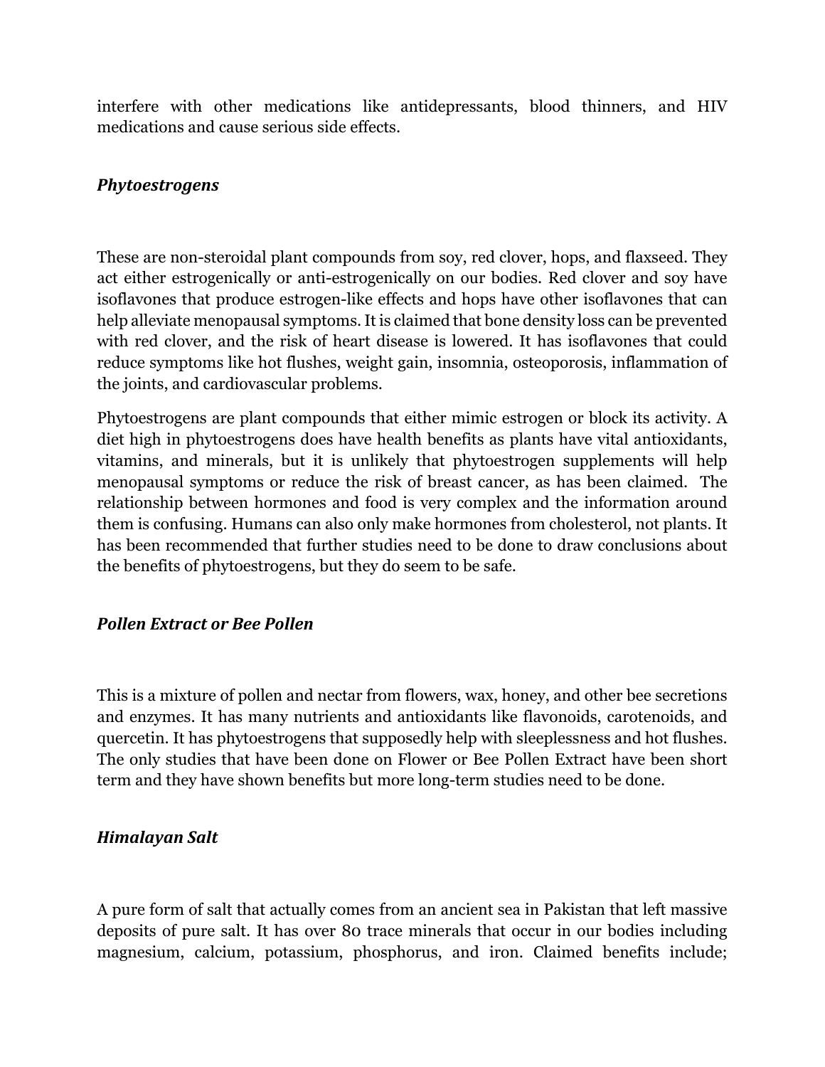interfere with other medications like antidepressants, blood thinners, and HIV medications and cause serious side effects.

### *Phytoestrogens*

These are non-steroidal plant compounds from soy, red clover, hops, and flaxseed. They act either estrogenically or anti-estrogenically on our bodies. Red clover and soy have isoflavones that produce estrogen-like effects and hops have other isoflavones that can help alleviate menopausal symptoms. It is claimed that bone density loss can be prevented with red clover, and the risk of heart disease is lowered. It has isoflavones that could reduce symptoms like hot flushes, weight gain, insomnia, osteoporosis, inflammation of the joints, and cardiovascular problems.

Phytoestrogens are plant compounds that either mimic estrogen or block its activity. A diet high in phytoestrogens does have health benefits as plants have vital antioxidants, vitamins, and minerals, but it is unlikely that phytoestrogen supplements will help menopausal symptoms or reduce the risk of breast cancer, as has been claimed. The relationship between hormones and food is very complex and the information around them is confusing. Humans can also only make hormones from cholesterol, not plants. It has been recommended that further studies need to be done to draw conclusions about the benefits of phytoestrogens, but they do seem to be safe.

### *Pollen Extract or Bee Pollen*

This is a mixture of pollen and nectar from flowers, wax, honey, and other bee secretions and enzymes. It has many nutrients and antioxidants like flavonoids, carotenoids, and quercetin. It has phytoestrogens that supposedly help with sleeplessness and hot flushes. The only studies that have been done on Flower or Bee Pollen Extract have been short term and they have shown benefits but more long-term studies need to be done.

### *Himalayan Salt*

A pure form of salt that actually comes from an ancient sea in Pakistan that left massive deposits of pure salt. It has over 80 trace minerals that occur in our bodies including magnesium, calcium, potassium, phosphorus, and iron. Claimed benefits include;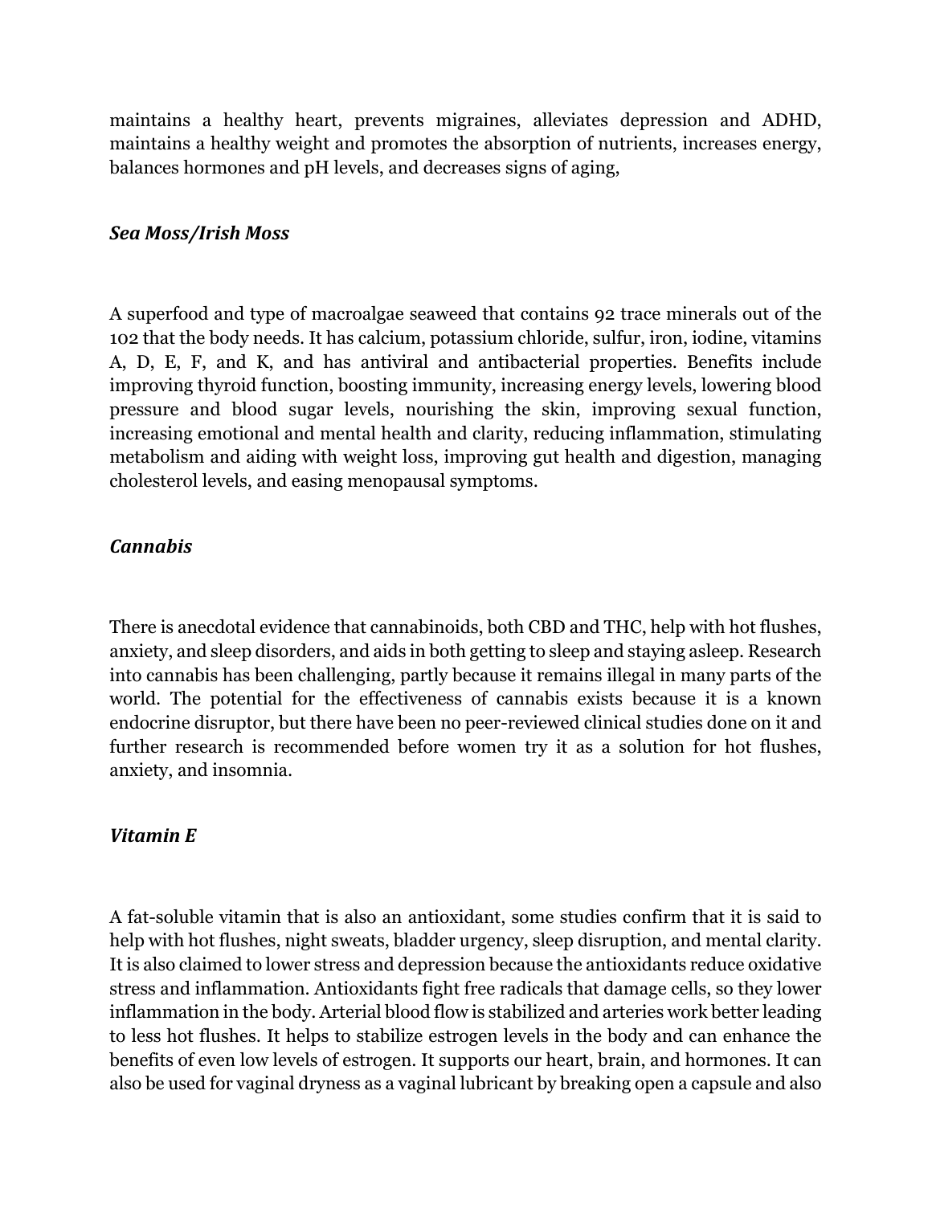maintains a healthy heart, prevents migraines, alleviates depression and ADHD, maintains a healthy weight and promotes the absorption of nutrients, increases energy, balances hormones and pH levels, and decreases signs of aging,

### *Sea Moss/Irish Moss*

A superfood and type of macroalgae seaweed that contains 92 trace minerals out of the 102 that the body needs. It has calcium, potassium chloride, sulfur, iron, iodine, vitamins A, D, E, F, and K, and has antiviral and antibacterial properties. Benefits include improving thyroid function, boosting immunity, increasing energy levels, lowering blood pressure and blood sugar levels, nourishing the skin, improving sexual function, increasing emotional and mental health and clarity, reducing inflammation, stimulating metabolism and aiding with weight loss, improving gut health and digestion, managing cholesterol levels, and easing menopausal symptoms.

### *Cannabis*

There is anecdotal evidence that cannabinoids, both CBD and THC, help with hot flushes, anxiety, and sleep disorders, and aids in both getting to sleep and staying asleep. Research into cannabis has been challenging, partly because it remains illegal in many parts of the world. The potential for the effectiveness of cannabis exists because it is a known endocrine disruptor, but there have been no peer-reviewed clinical studies done on it and further research is recommended before women try it as a solution for hot flushes, anxiety, and insomnia.

### *Vitamin E*

A fat-soluble vitamin that is also an antioxidant, some studies confirm that it is said to help with hot flushes, night sweats, bladder urgency, sleep disruption, and mental clarity. It is also claimed to lower stress and depression because the antioxidants reduce oxidative stress and inflammation. Antioxidants fight free radicals that damage cells, so they lower inflammation in the body. Arterial blood flow is stabilized and arteries work better leading to less hot flushes. It helps to stabilize estrogen levels in the body and can enhance the benefits of even low levels of estrogen. It supports our heart, brain, and hormones. It can also be used for vaginal dryness as a vaginal lubricant by breaking open a capsule and also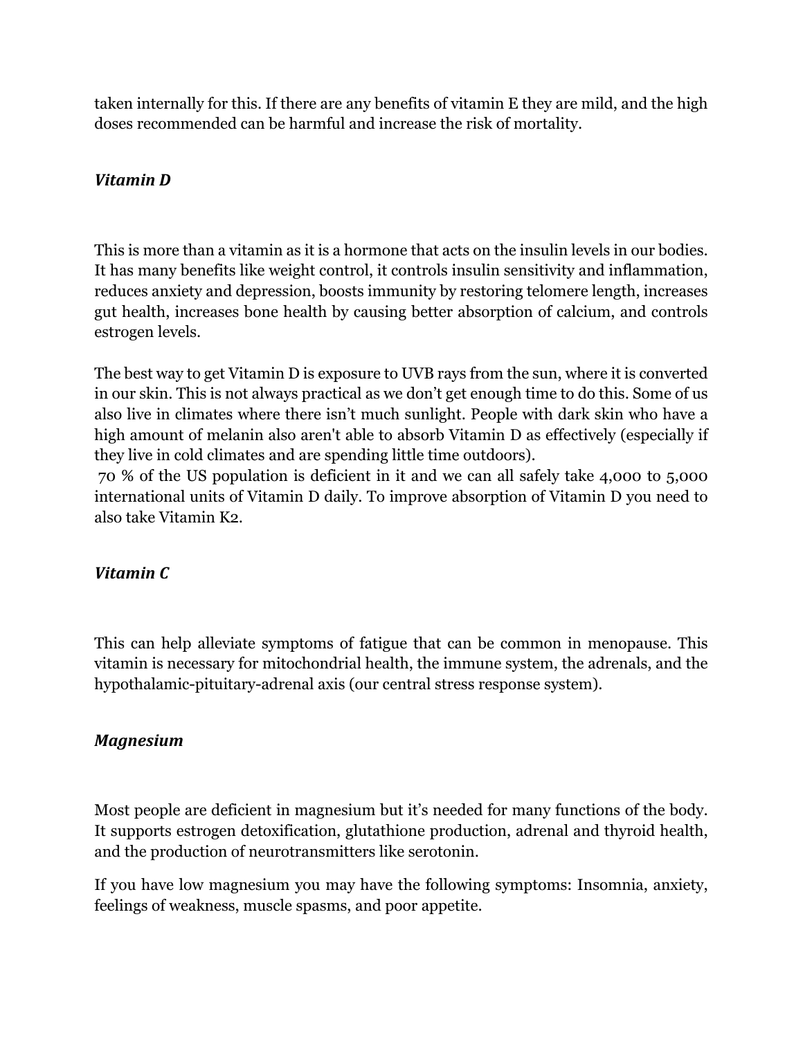taken internally for this. If there are any benefits of vitamin E they are mild, and the high doses recommended can be harmful and increase the risk of mortality.

### *Vitamin D*

This is more than a vitamin as it is a hormone that acts on the insulin levels in our bodies. It has many benefits like weight control, it controls insulin sensitivity and inflammation, reduces anxiety and depression, boosts immunity by restoring telomere length, increases gut health, increases bone health by causing better absorption of calcium, and controls estrogen levels.

The best way to get Vitamin D is exposure to UVB rays from the sun, where it is converted in our skin. This is not always practical as we don't get enough time to do this. Some of us also live in climates where there isn't much sunlight. People with dark skin who have a high amount of melanin also aren't able to absorb Vitamin D as effectively (especially if they live in cold climates and are spending little time outdoors).
70 % of the US population is deficient in it and we can all safely take 4,000 to 5,000 international units of Vitamin D daily. To improve absorption of Vitamin D you need to also take Vitamin K2.

### *Vitamin C*

This can help alleviate symptoms of fatigue that can be common in menopause. This vitamin is necessary for mitochondrial health, the immune system, the adrenals, and the hypothalamic-pituitary-adrenal axis (our central stress response system).

### *Magnesium*

Most people are deficient in magnesium but it's needed for many functions of the body. It supports estrogen detoxification, glutathione production, adrenal and thyroid health, and the production of neurotransmitters like serotonin.

If you have low magnesium you may have the following symptoms: Insomnia, anxiety, feelings of weakness, muscle spasms, and poor appetite.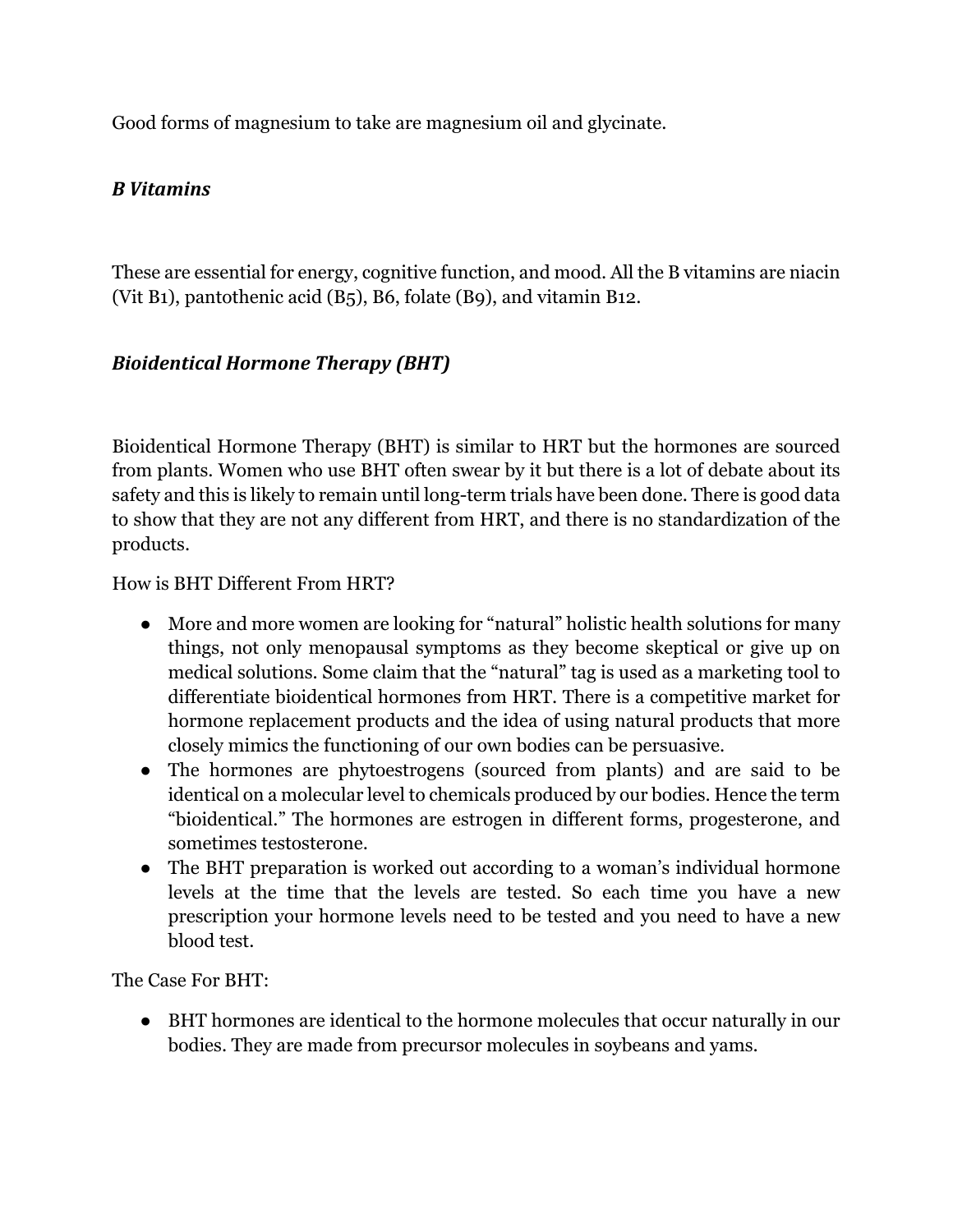Good forms of magnesium to take are magnesium oil and glycinate.

### *B Vitamins*

These are essential for energy, cognitive function, and mood. All the B vitamins are niacin (Vit B1), pantothenic acid (B5), B6, folate (B9), and vitamin B12.

### *Bioidentical Hormone Therapy (BHT)*

Bioidentical Hormone Therapy (BHT) is similar to HRT but the hormones are sourced from plants. Women who use BHT often swear by it but there is a lot of debate about its safety and this is likely to remain until long-term trials have been done. There is good data to show that they are not any different from HRT, and there is no standardization of the products.

How is BHT Different From HRT?

- More and more women are looking for "natural" holistic health solutions for many things, not only menopausal symptoms as they become skeptical or give up on medical solutions. Some claim that the "natural" tag is used as a marketing tool to differentiate bioidentical hormones from HRT. There is a competitive market for hormone replacement products and the idea of using natural products that more closely mimics the functioning of our own bodies can be persuasive.
- The hormones are phytoestrogens (sourced from plants) and are said to be identical on a molecular level to chemicals produced by our bodies. Hence the term "bioidentical." The hormones are estrogen in different forms, progesterone, and sometimes testosterone.
- The BHT preparation is worked out according to a woman's individual hormone levels at the time that the levels are tested. So each time you have a new prescription your hormone levels need to be tested and you need to have a new blood test.

The Case For BHT:

- BHT hormones are identical to the hormone molecules that occur naturally in our bodies. They are made from precursor molecules in soybeans and yams.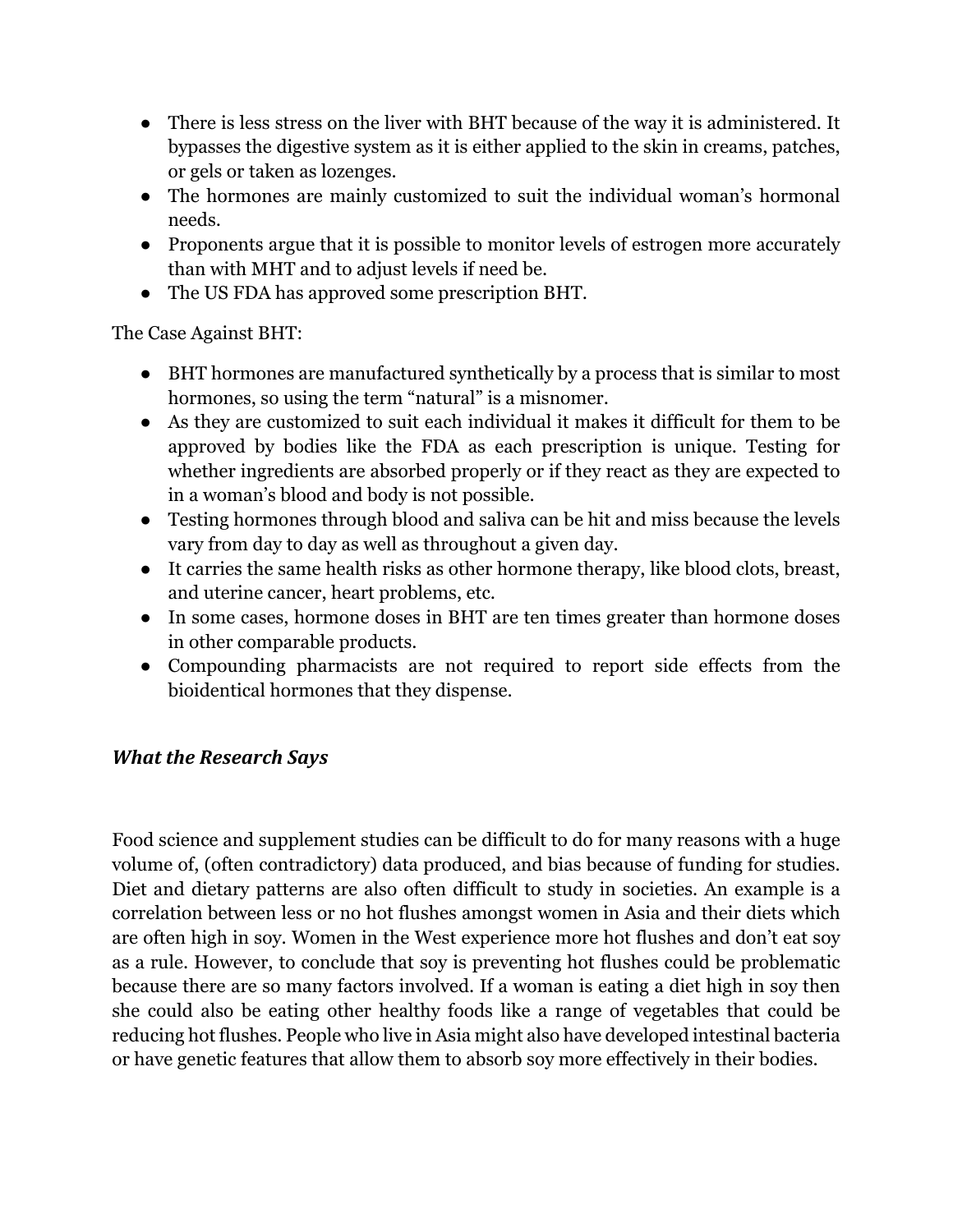- There is less stress on the liver with BHT because of the way it is administered. It bypasses the digestive system as it is either applied to the skin in creams, patches, or gels or taken as lozenges.
- The hormones are mainly customized to suit the individual woman's hormonal needs.
- Proponents argue that it is possible to monitor levels of estrogen more accurately than with MHT and to adjust levels if need be.
- The US FDA has approved some prescription BHT.

The Case Against BHT:

- BHT hormones are manufactured synthetically by a process that is similar to most hormones, so using the term "natural" is a misnomer.
- As they are customized to suit each individual it makes it difficult for them to be approved by bodies like the FDA as each prescription is unique. Testing for whether ingredients are absorbed properly or if they react as they are expected to in a woman's blood and body is not possible.
- Testing hormones through blood and saliva can be hit and miss because the levels vary from day to day as well as throughout a given day.
- It carries the same health risks as other hormone therapy, like blood clots, breast, and uterine cancer, heart problems, etc.
- In some cases, hormone doses in BHT are ten times greater than hormone doses in other comparable products.
- Compounding pharmacists are not required to report side effects from the bioidentical hormones that they dispense.

### *What the Research Says*

Food science and supplement studies can be difficult to do for many reasons with a huge volume of, (often contradictory) data produced, and bias because of funding for studies. Diet and dietary patterns are also often difficult to study in societies. An example is a correlation between less or no hot flushes amongst women in Asia and their diets which are often high in soy. Women in the West experience more hot flushes and don't eat soy as a rule. However, to conclude that soy is preventing hot flushes could be problematic because there are so many factors involved. If a woman is eating a diet high in soy then she could also be eating other healthy foods like a range of vegetables that could be reducing hot flushes. People who live in Asia might also have developed intestinal bacteria or have genetic features that allow them to absorb soy more effectively in their bodies.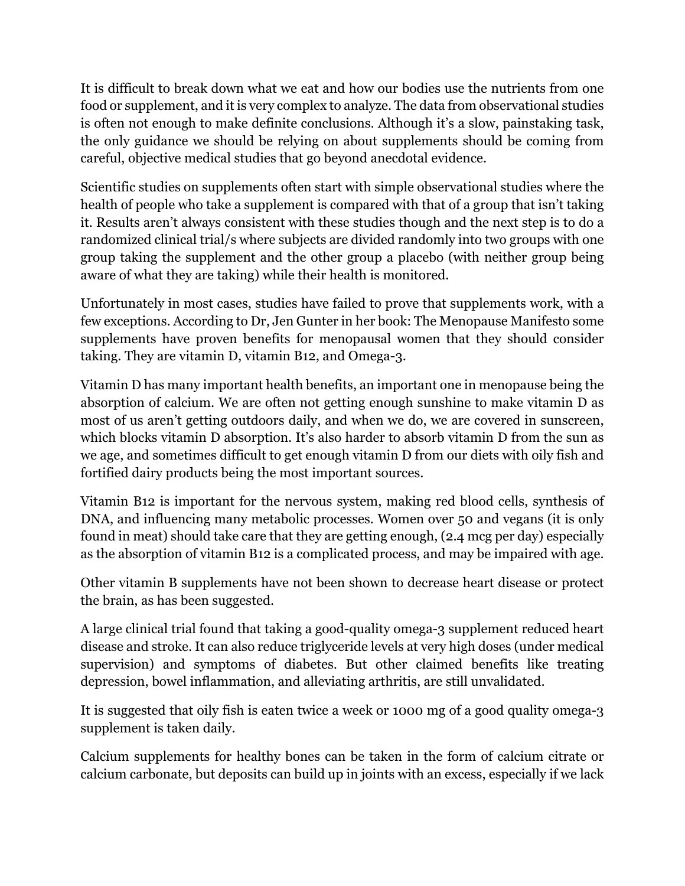It is difficult to break down what we eat and how our bodies use the nutrients from one food or supplement, and it is very complex to analyze. The data from observational studies is often not enough to make definite conclusions. Although it's a slow, painstaking task, the only guidance we should be relying on about supplements should be coming from careful, objective medical studies that go beyond anecdotal evidence.

Scientific studies on supplements often start with simple observational studies where the health of people who take a supplement is compared with that of a group that isn't taking it. Results aren't always consistent with these studies though and the next step is to do a randomized clinical trial/s where subjects are divided randomly into two groups with one group taking the supplement and the other group a placebo (with neither group being aware of what they are taking) while their health is monitored.

Unfortunately in most cases, studies have failed to prove that supplements work, with a few exceptions. According to Dr, Jen Gunter in her book: The Menopause Manifesto some supplements have proven benefits for menopausal women that they should consider taking. They are vitamin D, vitamin B12, and Omega-3.

Vitamin D has many important health benefits, an important one in menopause being the absorption of calcium. We are often not getting enough sunshine to make vitamin D as most of us aren't getting outdoors daily, and when we do, we are covered in sunscreen, which blocks vitamin D absorption. It's also harder to absorb vitamin D from the sun as we age, and sometimes difficult to get enough vitamin D from our diets with oily fish and fortified dairy products being the most important sources.

Vitamin B12 is important for the nervous system, making red blood cells, synthesis of DNA, and influencing many metabolic processes. Women over 50 and vegans (it is only found in meat) should take care that they are getting enough, (2.4 mcg per day) especially as the absorption of vitamin B12 is a complicated process, and may be impaired with age.

Other vitamin B supplements have not been shown to decrease heart disease or protect the brain, as has been suggested.

A large clinical trial found that taking a good-quality omega-3 supplement reduced heart disease and stroke. It can also reduce triglyceride levels at very high doses (under medical supervision) and symptoms of diabetes. But other claimed benefits like treating depression, bowel inflammation, and alleviating arthritis, are still unvalidated.

It is suggested that oily fish is eaten twice a week or 1000 mg of a good quality omega-3 supplement is taken daily.

Calcium supplements for healthy bones can be taken in the form of calcium citrate or calcium carbonate, but deposits can build up in joints with an excess, especially if we lack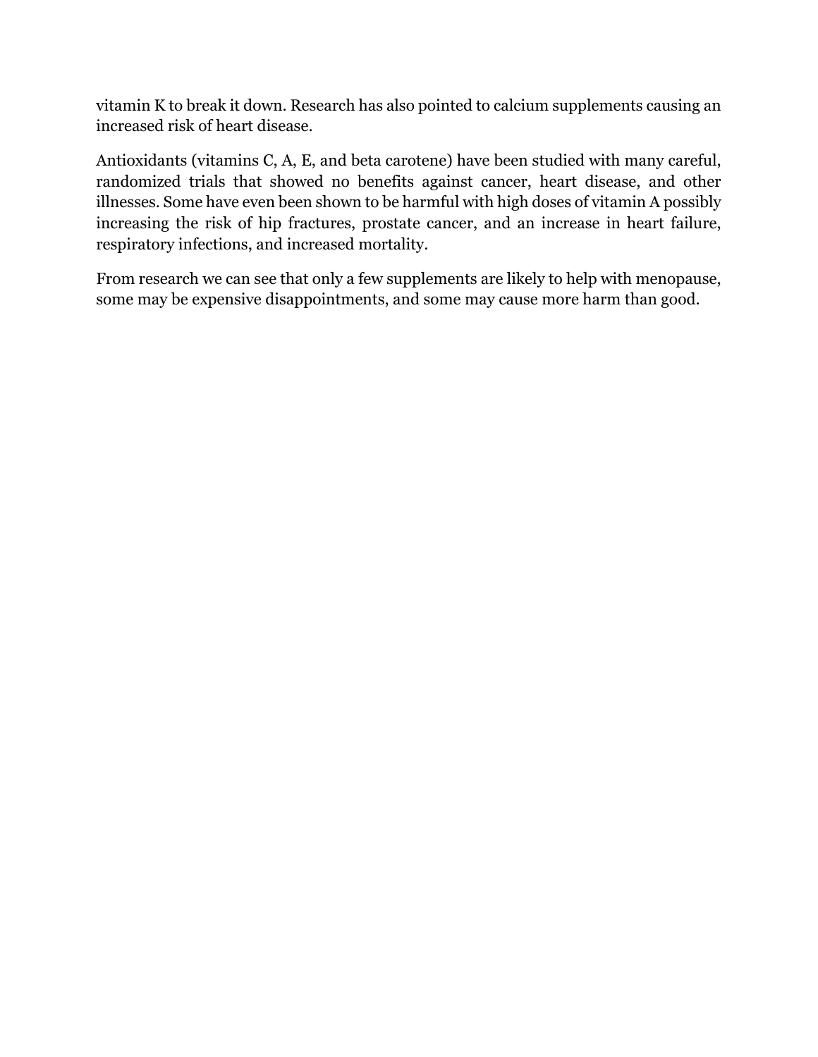vitamin K to break it down. Research has also pointed to calcium supplements causing an increased risk of heart disease.

Antioxidants (vitamins C, A, E, and beta carotene) have been studied with many careful, randomized trials that showed no benefits against cancer, heart disease, and other illnesses. Some have even been shown to be harmful with high doses of vitamin A possibly increasing the risk of hip fractures, prostate cancer, and an increase in heart failure, respiratory infections, and increased mortality.

From research we can see that only a few supplements are likely to help with menopause, some may be expensive disappointments, and some may cause more harm than good.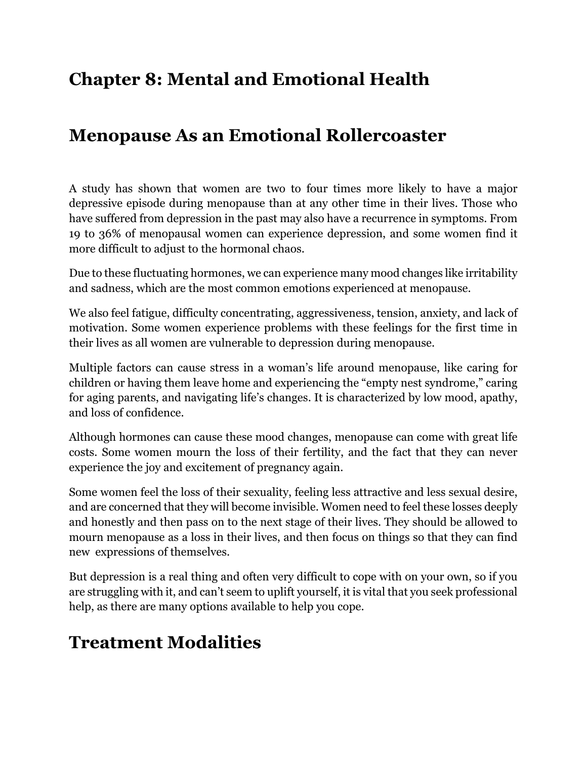# Chapter 8: Mental and Emotional Health

## Menopause As an Emotional Rollercoaster

A study has shown that women are two to four times more likely to have a major depressive episode during menopause than at any other time in their lives. Those who have suffered from depression in the past may also have a recurrence in symptoms. From 19 to 36% of menopausal women can experience depression, and some women find it more difficult to adjust to the hormonal chaos.

Due to these fluctuating hormones, we can experience many mood changes like irritability and sadness, which are the most common emotions experienced at menopause.

We also feel fatigue, difficulty concentrating, aggressiveness, tension, anxiety, and lack of motivation. Some women experience problems with these feelings for the first time in their lives as all women are vulnerable to depression during menopause.

Multiple factors can cause stress in a woman's life around menopause, like caring for children or having them leave home and experiencing the "empty nest syndrome," caring for aging parents, and navigating life's changes. It is characterized by low mood, apathy, and loss of confidence.

Although hormones can cause these mood changes, menopause can come with great life costs. Some women mourn the loss of their fertility, and the fact that they can never experience the joy and excitement of pregnancy again.

Some women feel the loss of their sexuality, feeling less attractive and less sexual desire, and are concerned that they will become invisible. Women need to feel these losses deeply and honestly and then pass on to the next stage of their lives. They should be allowed to mourn menopause as a loss in their lives, and then focus on things so that they can find new expressions of themselves.

But depression is a real thing and often very difficult to cope with on your own, so if you are struggling with it, and can't seem to uplift yourself, it is vital that you seek professional help, as there are many options available to help you cope.

## Treatment Modalities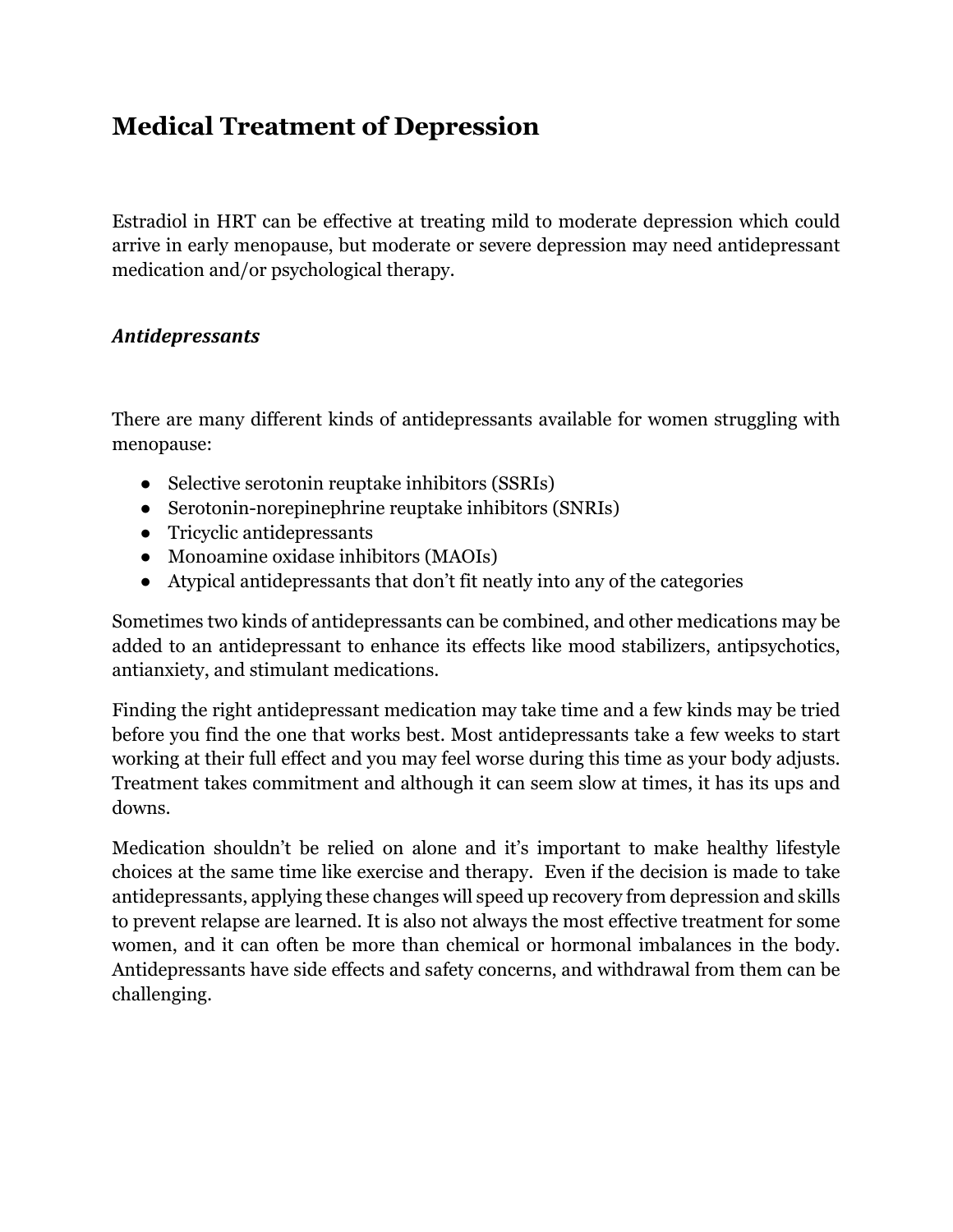# Medical Treatment of Depression

Estradiol in HRT can be effective at treating mild to moderate depression which could arrive in early menopause, but moderate or severe depression may need antidepressant medication and/or psychological therapy.

### *Antidepressants*

There are many different kinds of antidepressants available for women struggling with menopause:

- Selective serotonin reuptake inhibitors (SSRIs)
- Serotonin-norepinephrine reuptake inhibitors (SNRIs)
- Tricyclic antidepressants
- Monoamine oxidase inhibitors (MAOIs)
- Atypical antidepressants that don't fit neatly into any of the categories

Sometimes two kinds of antidepressants can be combined, and other medications may be added to an antidepressant to enhance its effects like mood stabilizers, antipsychotics, antianxiety, and stimulant medications.

Finding the right antidepressant medication may take time and a few kinds may be tried before you find the one that works best. Most antidepressants take a few weeks to start working at their full effect and you may feel worse during this time as your body adjusts. Treatment takes commitment and although it can seem slow at times, it has its ups and downs.

Medication shouldn't be relied on alone and it's important to make healthy lifestyle choices at the same time like exercise and therapy. Even if the decision is made to take antidepressants, applying these changes will speed up recovery from depression and skills to prevent relapse are learned. It is also not always the most effective treatment for some women, and it can often be more than chemical or hormonal imbalances in the body. Antidepressants have side effects and safety concerns, and withdrawal from them can be challenging.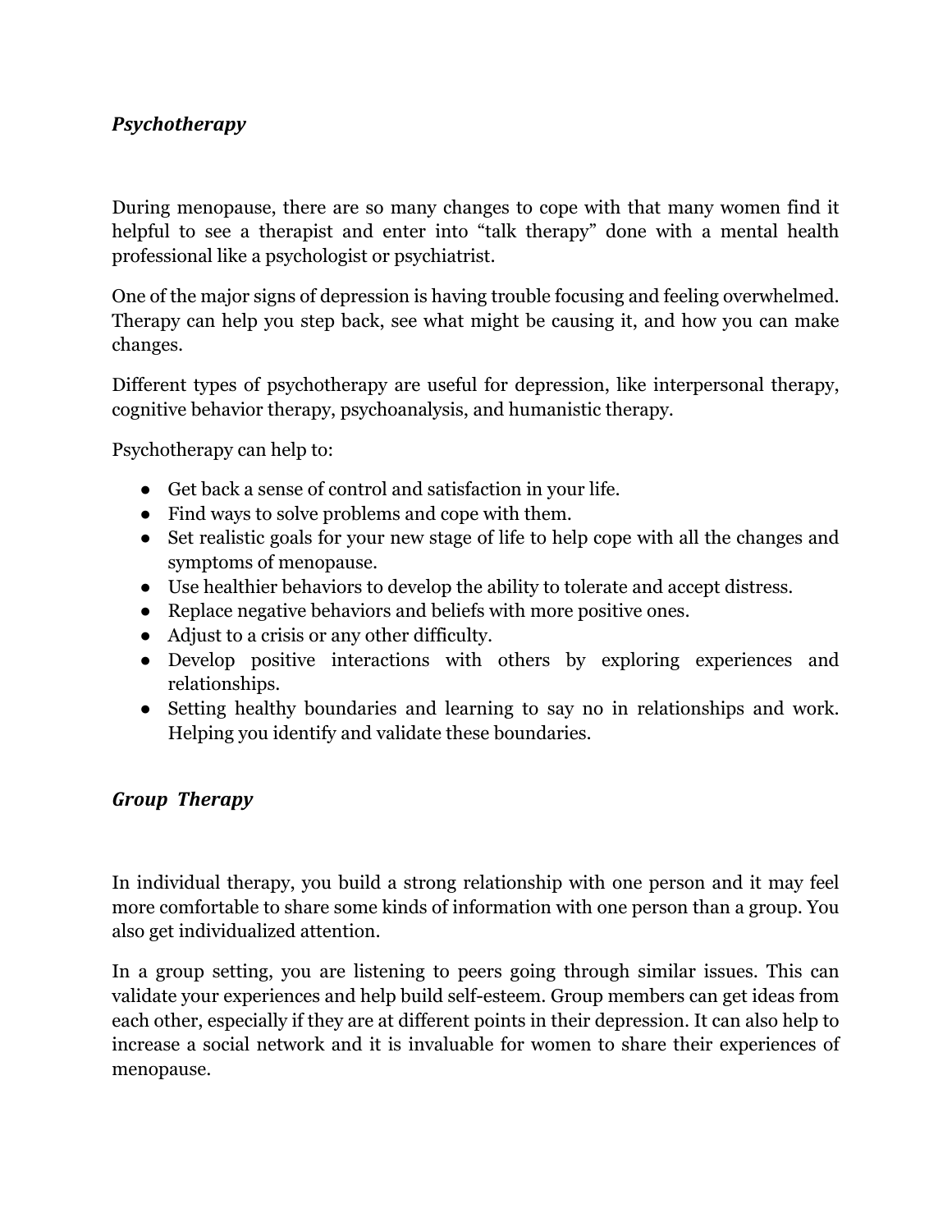### *Psychotherapy*

During menopause, there are so many changes to cope with that many women find it helpful to see a therapist and enter into "talk therapy" done with a mental health professional like a psychologist or psychiatrist.

One of the major signs of depression is having trouble focusing and feeling overwhelmed. Therapy can help you step back, see what might be causing it, and how you can make changes.

Different types of psychotherapy are useful for depression, like interpersonal therapy, cognitive behavior therapy, psychoanalysis, and humanistic therapy.

Psychotherapy can help to:

- Get back a sense of control and satisfaction in your life.
- Find ways to solve problems and cope with them.
- Set realistic goals for your new stage of life to help cope with all the changes and symptoms of menopause.
- Use healthier behaviors to develop the ability to tolerate and accept distress.
- Replace negative behaviors and beliefs with more positive ones.
- Adjust to a crisis or any other difficulty.
- Develop positive interactions with others by exploring experiences and relationships.
- Setting healthy boundaries and learning to say no in relationships and work. Helping you identify and validate these boundaries.

### *Group Therapy*

In individual therapy, you build a strong relationship with one person and it may feel more comfortable to share some kinds of information with one person than a group. You also get individualized attention.

In a group setting, you are listening to peers going through similar issues. This can validate your experiences and help build self-esteem. Group members can get ideas from each other, especially if they are at different points in their depression. It can also help to increase a social network and it is invaluable for women to share their experiences of menopause.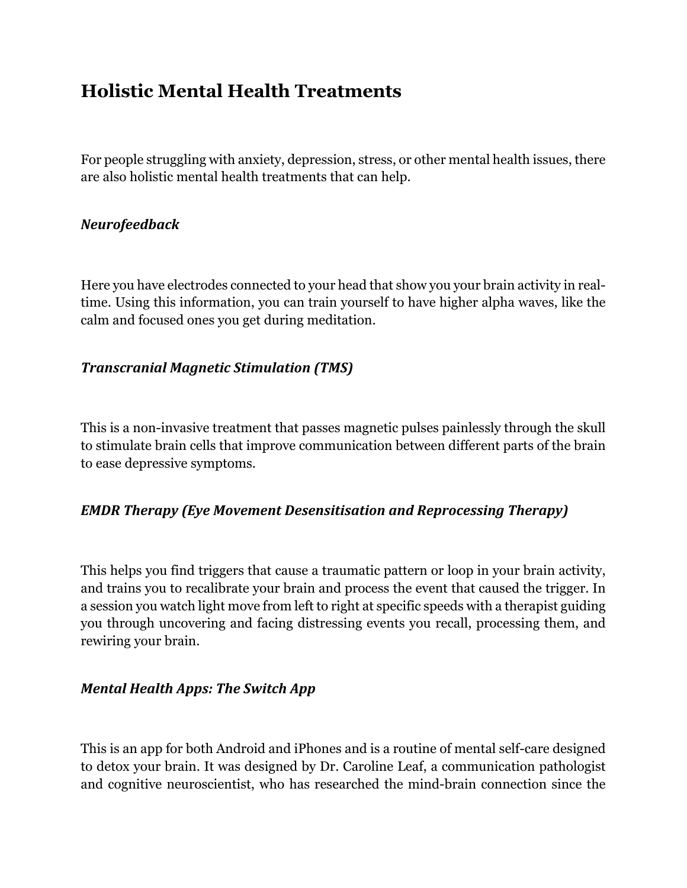## Holistic Mental Health Treatments

For people struggling with anxiety, depression, stress, or other mental health issues, there are also holistic mental health treatments that can help.

### *Neurofeedback*

Here you have electrodes connected to your head that show you your brain activity in real-time. Using this information, you can train yourself to have higher alpha waves, like the calm and focused ones you get during meditation.

### *Transcranial Magnetic Stimulation (TMS)*

This is a non-invasive treatment that passes magnetic pulses painlessly through the skull to stimulate brain cells that improve communication between different parts of the brain to ease depressive symptoms.

### *EMDR Therapy (Eye Movement Desensitisation and Reprocessing Therapy)*

This helps you find triggers that cause a traumatic pattern or loop in your brain activity, and trains you to recalibrate your brain and process the event that caused the trigger. In a session you watch light move from left to right at specific speeds with a therapist guiding you through uncovering and facing distressing events you recall, processing them, and rewiring your brain.

### *Mental Health Apps: The Switch App*

This is an app for both Android and iPhones and is a routine of mental self-care designed to detox your brain. It was designed by Dr. Caroline Leaf, a communication pathologist and cognitive neuroscientist, who has researched the mind-brain connection since the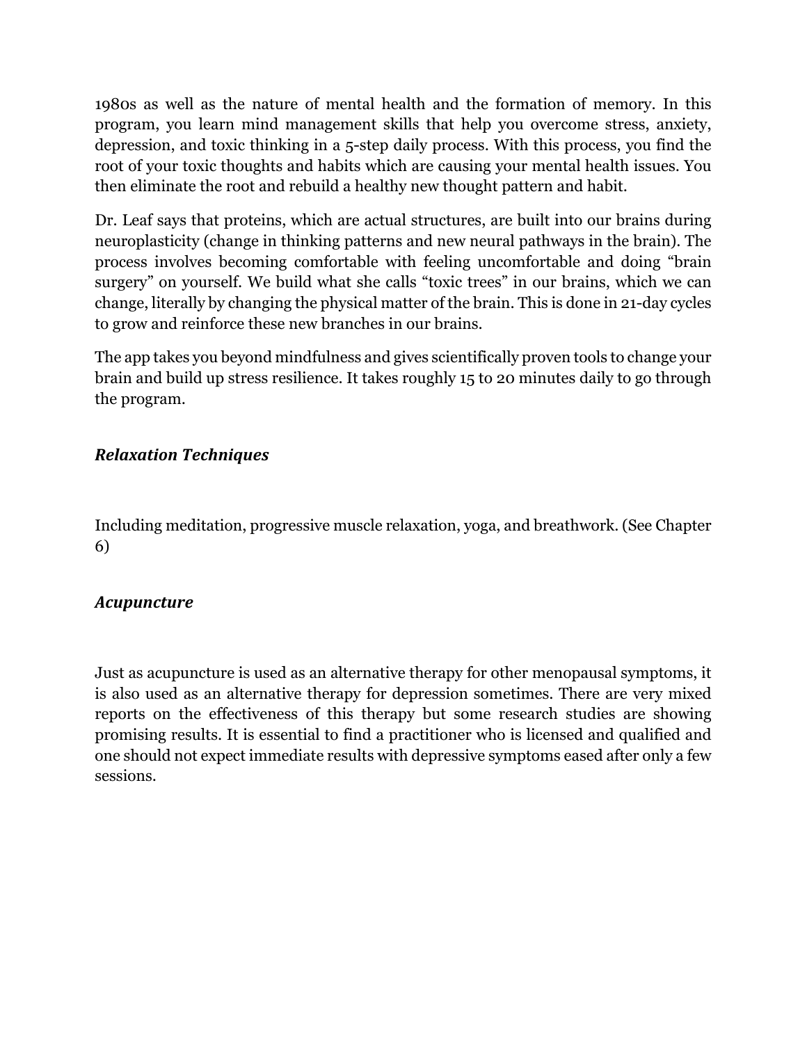1980s as well as the nature of mental health and the formation of memory. In this program, you learn mind management skills that help you overcome stress, anxiety, depression, and toxic thinking in a 5-step daily process. With this process, you find the root of your toxic thoughts and habits which are causing your mental health issues. You then eliminate the root and rebuild a healthy new thought pattern and habit.

Dr. Leaf says that proteins, which are actual structures, are built into our brains during neuroplasticity (change in thinking patterns and new neural pathways in the brain). The process involves becoming comfortable with feeling uncomfortable and doing "brain surgery" on yourself. We build what she calls "toxic trees" in our brains, which we can change, literally by changing the physical matter of the brain. This is done in 21-day cycles to grow and reinforce these new branches in our brains.

The app takes you beyond mindfulness and gives scientifically proven tools to change your brain and build up stress resilience. It takes roughly 15 to 20 minutes daily to go through the program.

### *Relaxation Techniques*

Including meditation, progressive muscle relaxation, yoga, and breathwork. (See Chapter 6)

### *Acupuncture*

Just as acupuncture is used as an alternative therapy for other menopausal symptoms, it is also used as an alternative therapy for depression sometimes. There are very mixed reports on the effectiveness of this therapy but some research studies are showing promising results. It is essential to find a practitioner who is licensed and qualified and one should not expect immediate results with depressive symptoms eased after only a few sessions.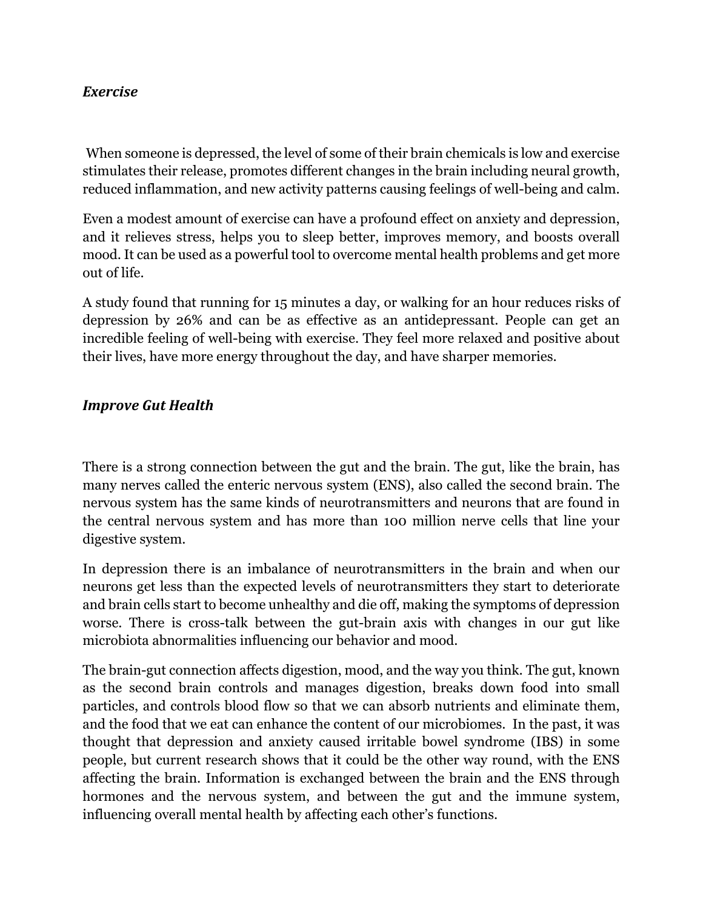### *Exercise*

When someone is depressed, the level of some of their brain chemicals is low and exercise stimulates their release, promotes different changes in the brain including neural growth, reduced inflammation, and new activity patterns causing feelings of well-being and calm.

Even a modest amount of exercise can have a profound effect on anxiety and depression, and it relieves stress, helps you to sleep better, improves memory, and boosts overall mood. It can be used as a powerful tool to overcome mental health problems and get more out of life.

A study found that running for 15 minutes a day, or walking for an hour reduces risks of depression by 26% and can be as effective as an antidepressant. People can get an incredible feeling of well-being with exercise. They feel more relaxed and positive about their lives, have more energy throughout the day, and have sharper memories.

### *Improve Gut Health*

There is a strong connection between the gut and the brain. The gut, like the brain, has many nerves called the enteric nervous system (ENS), also called the second brain. The nervous system has the same kinds of neurotransmitters and neurons that are found in the central nervous system and has more than 100 million nerve cells that line your digestive system.

In depression there is an imbalance of neurotransmitters in the brain and when our neurons get less than the expected levels of neurotransmitters they start to deteriorate and brain cells start to become unhealthy and die off, making the symptoms of depression worse. There is cross-talk between the gut-brain axis with changes in our gut like microbiota abnormalities influencing our behavior and mood.

The brain-gut connection affects digestion, mood, and the way you think. The gut, known as the second brain controls and manages digestion, breaks down food into small particles, and controls blood flow so that we can absorb nutrients and eliminate them, and the food that we eat can enhance the content of our microbiomes. In the past, it was thought that depression and anxiety caused irritable bowel syndrome (IBS) in some people, but current research shows that it could be the other way round, with the ENS affecting the brain. Information is exchanged between the brain and the ENS through hormones and the nervous system, and between the gut and the immune system, influencing overall mental health by affecting each other's functions.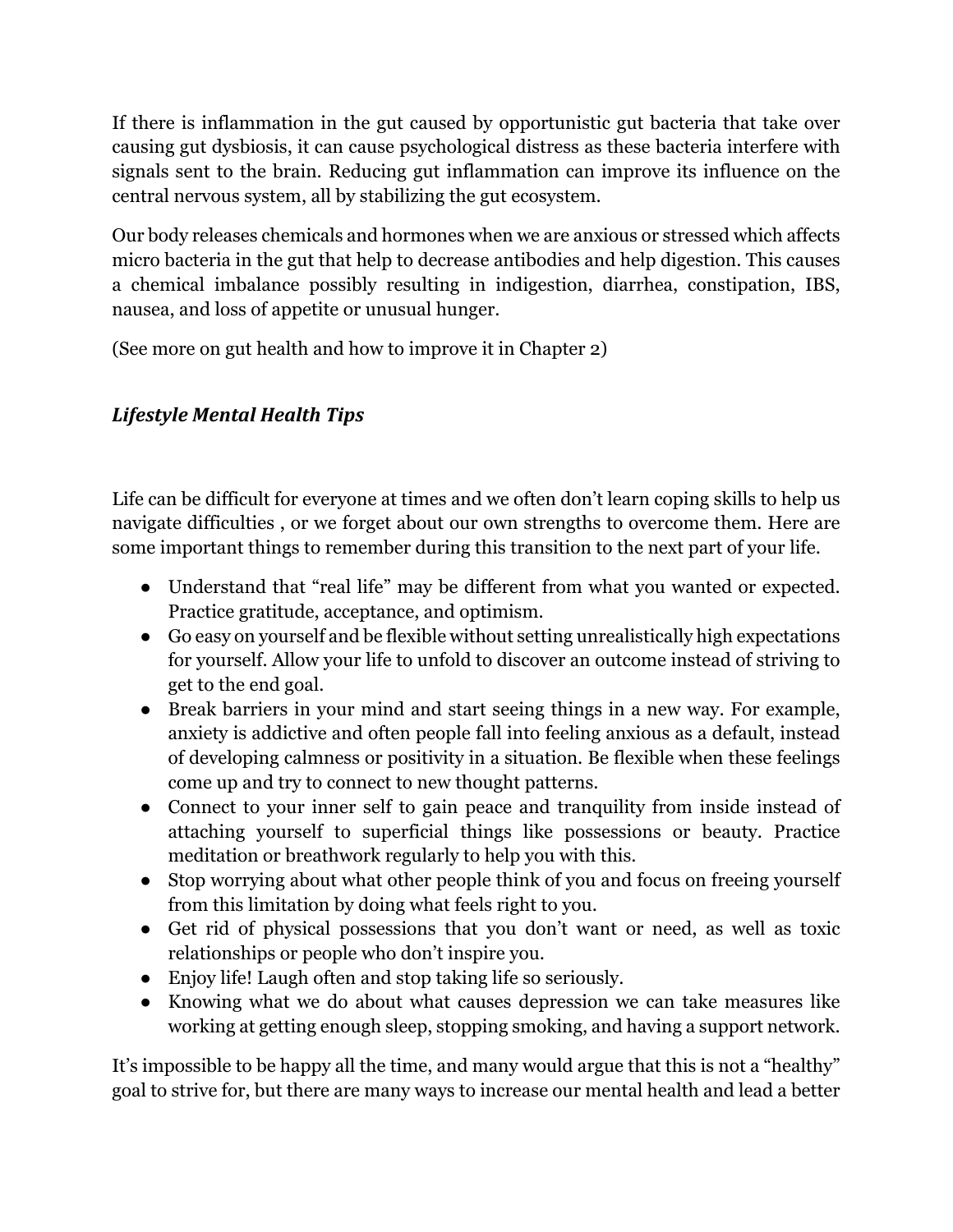If there is inflammation in the gut caused by opportunistic gut bacteria that take over causing gut dysbiosis, it can cause psychological distress as these bacteria interfere with signals sent to the brain. Reducing gut inflammation can improve its influence on the central nervous system, all by stabilizing the gut ecosystem.

Our body releases chemicals and hormones when we are anxious or stressed which affects micro bacteria in the gut that help to decrease antibodies and help digestion. This causes a chemical imbalance possibly resulting in indigestion, diarrhea, constipation, IBS, nausea, and loss of appetite or unusual hunger.

(See more on gut health and how to improve it in Chapter 2)

### *Lifestyle Mental Health Tips*

Life can be difficult for everyone at times and we often don't learn coping skills to help us navigate difficulties , or we forget about our own strengths to overcome them. Here are some important things to remember during this transition to the next part of your life.

- Understand that "real life" may be different from what you wanted or expected. Practice gratitude, acceptance, and optimism.
- Go easy on yourself and be flexible without setting unrealistically high expectations for yourself. Allow your life to unfold to discover an outcome instead of striving to get to the end goal.
- Break barriers in your mind and start seeing things in a new way. For example, anxiety is addictive and often people fall into feeling anxious as a default, instead of developing calmness or positivity in a situation. Be flexible when these feelings come up and try to connect to new thought patterns.
- Connect to your inner self to gain peace and tranquility from inside instead of attaching yourself to superficial things like possessions or beauty. Practice meditation or breathwork regularly to help you with this.
- Stop worrying about what other people think of you and focus on freeing yourself from this limitation by doing what feels right to you.
- Get rid of physical possessions that you don't want or need, as well as toxic relationships or people who don't inspire you.
- Enjoy life! Laugh often and stop taking life so seriously.
- Knowing what we do about what causes depression we can take measures like working at getting enough sleep, stopping smoking, and having a support network.

It's impossible to be happy all the time, and many would argue that this is not a "healthy" goal to strive for, but there are many ways to increase our mental health and lead a better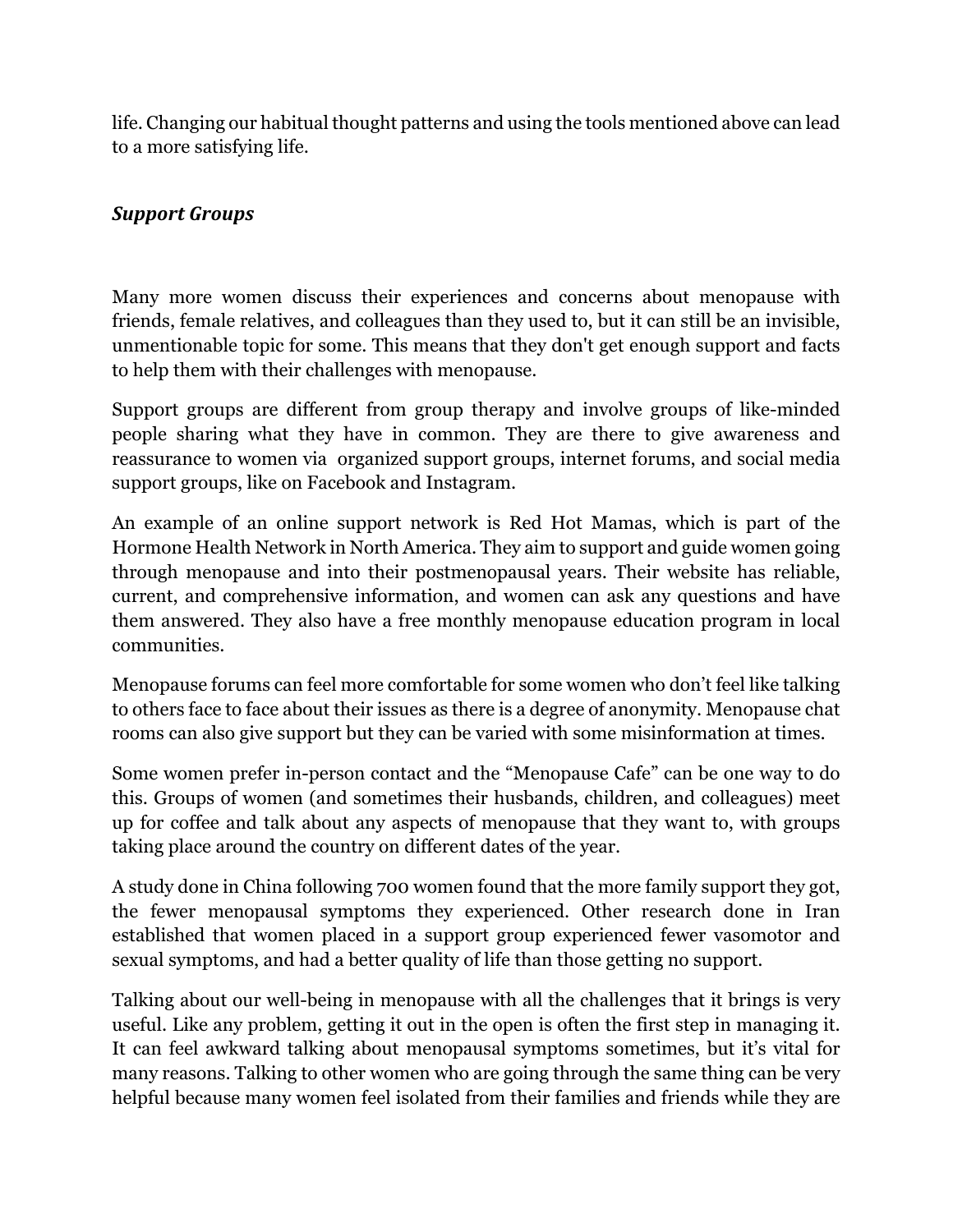life. Changing our habitual thought patterns and using the tools mentioned above can lead to a more satisfying life.

### ***Support Groups***

Many more women discuss their experiences and concerns about menopause with friends, female relatives, and colleagues than they used to, but it can still be an invisible, unmentionable topic for some. This means that they don't get enough support and facts to help them with their challenges with menopause.

Support groups are different from group therapy and involve groups of like-minded people sharing what they have in common. They are there to give awareness and reassurance to women via organized support groups, internet forums, and social media support groups, like on Facebook and Instagram.

An example of an online support network is Red Hot Mamas, which is part of the Hormone Health Network in North America. They aim to support and guide women going through menopause and into their postmenopausal years. Their website has reliable, current, and comprehensive information, and women can ask any questions and have them answered. They also have a free monthly menopause education program in local communities.

Menopause forums can feel more comfortable for some women who don't feel like talking to others face to face about their issues as there is a degree of anonymity. Menopause chat rooms can also give support but they can be varied with some misinformation at times.

Some women prefer in-person contact and the "Menopause Cafe" can be one way to do this. Groups of women (and sometimes their husbands, children, and colleagues) meet up for coffee and talk about any aspects of menopause that they want to, with groups taking place around the country on different dates of the year.

A study done in China following 700 women found that the more family support they got, the fewer menopausal symptoms they experienced. Other research done in Iran established that women placed in a support group experienced fewer vasomotor and sexual symptoms, and had a better quality of life than those getting no support.

Talking about our well-being in menopause with all the challenges that it brings is very useful. Like any problem, getting it out in the open is often the first step in managing it. It can feel awkward talking about menopausal symptoms sometimes, but it's vital for many reasons. Talking to other women who are going through the same thing can be very helpful because many women feel isolated from their families and friends while they are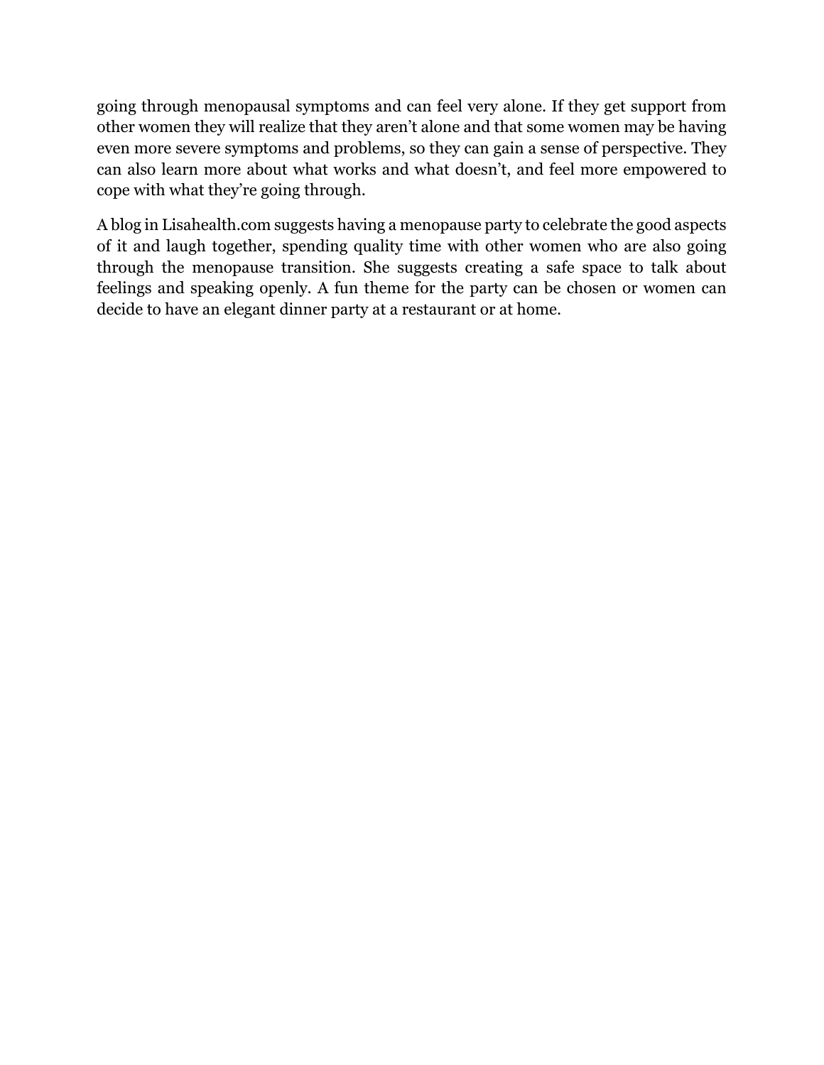going through menopausal symptoms and can feel very alone. If they get support from other women they will realize that they aren't alone and that some women may be having even more severe symptoms and problems, so they can gain a sense of perspective. They can also learn more about what works and what doesn't, and feel more empowered to cope with what they're going through.

A blog in Lisahealth.com suggests having a menopause party to celebrate the good aspects of it and laugh together, spending quality time with other women who are also going through the menopause transition. She suggests creating a safe space to talk about feelings and speaking openly. A fun theme for the party can be chosen or women can decide to have an elegant dinner party at a restaurant or at home.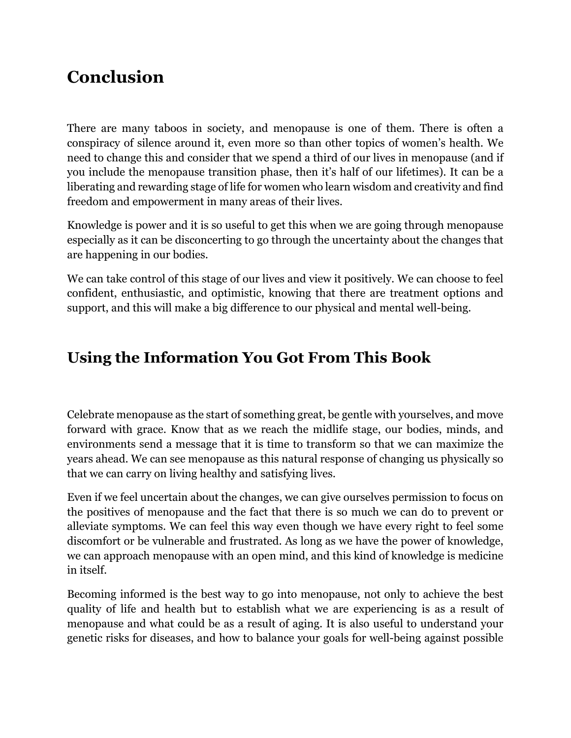## Conclusion

There are many taboos in society, and menopause is one of them. There is often a conspiracy of silence around it, even more so than other topics of women's health. We need to change this and consider that we spend a third of our lives in menopause (and if you include the menopause transition phase, then it's half of our lifetimes). It can be a liberating and rewarding stage of life for women who learn wisdom and creativity and find freedom and empowerment in many areas of their lives.

Knowledge is power and it is so useful to get this when we are going through menopause especially as it can be disconcerting to go through the uncertainty about the changes that are happening in our bodies.

We can take control of this stage of our lives and view it positively. We can choose to feel confident, enthusiastic, and optimistic, knowing that there are treatment options and support, and this will make a big difference to our physical and mental well-being.

## Using the Information You Got From This Book

Celebrate menopause as the start of something great, be gentle with yourselves, and move forward with grace. Know that as we reach the midlife stage, our bodies, minds, and environments send a message that it is time to transform so that we can maximize the years ahead. We can see menopause as this natural response of changing us physically so that we can carry on living healthy and satisfying lives.

Even if we feel uncertain about the changes, we can give ourselves permission to focus on the positives of menopause and the fact that there is so much we can do to prevent or alleviate symptoms. We can feel this way even though we have every right to feel some discomfort or be vulnerable and frustrated. As long as we have the power of knowledge, we can approach menopause with an open mind, and this kind of knowledge is medicine in itself.

Becoming informed is the best way to go into menopause, not only to achieve the best quality of life and health but to establish what we are experiencing is as a result of menopause and what could be as a result of aging. It is also useful to understand your genetic risks for diseases, and how to balance your goals for well-being against possible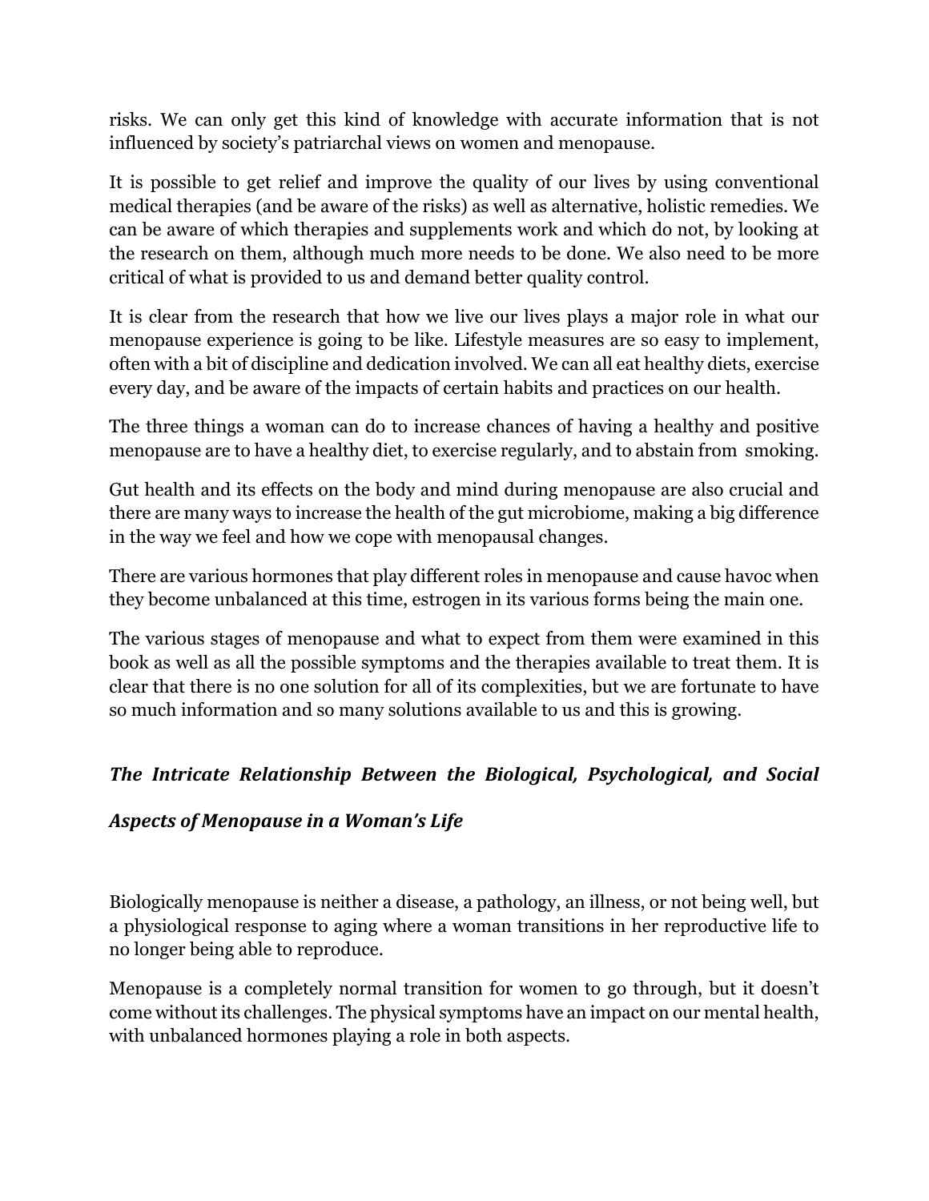risks. We can only get this kind of knowledge with accurate information that is not influenced by society's patriarchal views on women and menopause.

It is possible to get relief and improve the quality of our lives by using conventional medical therapies (and be aware of the risks) as well as alternative, holistic remedies. We can be aware of which therapies and supplements work and which do not, by looking at the research on them, although much more needs to be done. We also need to be more critical of what is provided to us and demand better quality control.

It is clear from the research that how we live our lives plays a major role in what our menopause experience is going to be like. Lifestyle measures are so easy to implement, often with a bit of discipline and dedication involved. We can all eat healthy diets, exercise every day, and be aware of the impacts of certain habits and practices on our health.

The three things a woman can do to increase chances of having a healthy and positive menopause are to have a healthy diet, to exercise regularly, and to abstain from smoking.

Gut health and its effects on the body and mind during menopause are also crucial and there are many ways to increase the health of the gut microbiome, making a big difference in the way we feel and how we cope with menopausal changes.

There are various hormones that play different roles in menopause and cause havoc when they become unbalanced at this time, estrogen in its various forms being the main one.

The various stages of menopause and what to expect from them were examined in this book as well as all the possible symptoms and the therapies available to treat them. It is clear that there is no one solution for all of its complexities, but we are fortunate to have so much information and so many solutions available to us and this is growing.

### *The Intricate Relationship Between the Biological, Psychological, and Social Aspects of Menopause in a Woman's Life*

Biologically menopause is neither a disease, a pathology, an illness, or not being well, but a physiological response to aging where a woman transitions in her reproductive life to no longer being able to reproduce.

Menopause is a completely normal transition for women to go through, but it doesn't come without its challenges. The physical symptoms have an impact on our mental health, with unbalanced hormones playing a role in both aspects.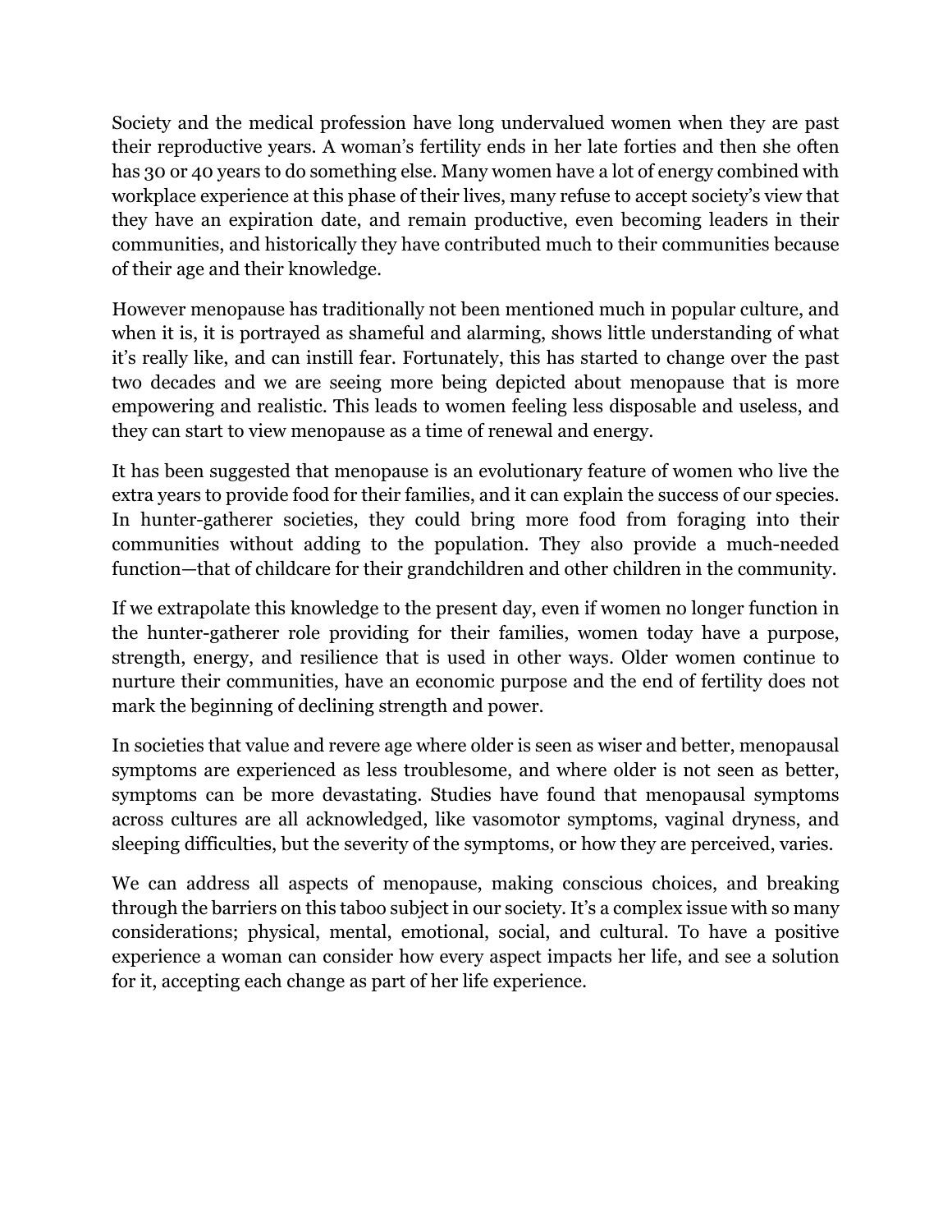Society and the medical profession have long undervalued women when they are past their reproductive years. A woman's fertility ends in her late forties and then she often has 30 or 40 years to do something else. Many women have a lot of energy combined with workplace experience at this phase of their lives, many refuse to accept society's view that they have an expiration date, and remain productive, even becoming leaders in their communities, and historically they have contributed much to their communities because of their age and their knowledge.

However menopause has traditionally not been mentioned much in popular culture, and when it is, it is portrayed as shameful and alarming, shows little understanding of what it's really like, and can instill fear. Fortunately, this has started to change over the past two decades and we are seeing more being depicted about menopause that is more empowering and realistic. This leads to women feeling less disposable and useless, and they can start to view menopause as a time of renewal and energy.

It has been suggested that menopause is an evolutionary feature of women who live the extra years to provide food for their families, and it can explain the success of our species. In hunter-gatherer societies, they could bring more food from foraging into their communities without adding to the population. They also provide a much-needed function—that of childcare for their grandchildren and other children in the community.

If we extrapolate this knowledge to the present day, even if women no longer function in the hunter-gatherer role providing for their families, women today have a purpose, strength, energy, and resilience that is used in other ways. Older women continue to nurture their communities, have an economic purpose and the end of fertility does not mark the beginning of declining strength and power.

In societies that value and revere age where older is seen as wiser and better, menopausal symptoms are experienced as less troublesome, and where older is not seen as better, symptoms can be more devastating. Studies have found that menopausal symptoms across cultures are all acknowledged, like vasomotor symptoms, vaginal dryness, and sleeping difficulties, but the severity of the symptoms, or how they are perceived, varies.

We can address all aspects of menopause, making conscious choices, and breaking through the barriers on this taboo subject in our society. It's a complex issue with so many considerations; physical, mental, emotional, social, and cultural. To have a positive experience a woman can consider how every aspect impacts her life, and see a solution for it, accepting each change as part of her life experience.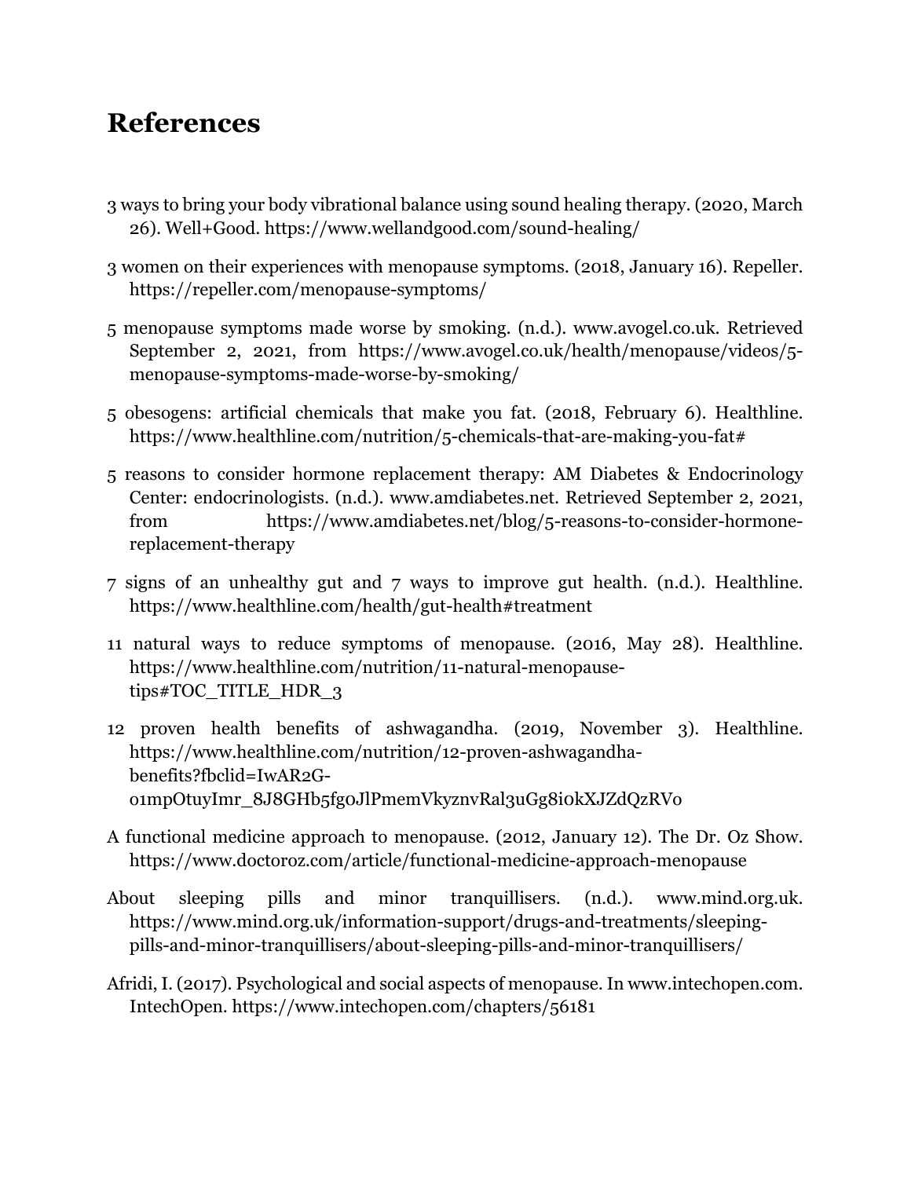# References

3 ways to bring your body vibrational balance using sound healing therapy. (2020, March 26). Well+Good. https://www.wellandgood.com/sound-healing/

3 women on their experiences with menopause symptoms. (2018, January 16). Repeller. https://repeller.com/menopause-symptoms/

5 menopause symptoms made worse by smoking. (n.d.). www.avogel.co.uk. Retrieved September 2, 2021, from https://www.avogel.co.uk/health/menopause/videos/5-menopause-symptoms-made-worse-by-smoking/

5 obesogens: artificial chemicals that make you fat. (2018, February 6). Healthline. https://www.healthline.com/nutrition/5-chemicals-that-are-making-you-fat#

5 reasons to consider hormone replacement therapy: AM Diabetes & Endocrinology Center: endocrinologists. (n.d.). www.amdiabetes.net. Retrieved September 2, 2021, from https://www.amdiabetes.net/blog/5-reasons-to-consider-hormone-replacement-therapy

7 signs of an unhealthy gut and 7 ways to improve gut health. (n.d.). Healthline. https://www.healthline.com/health/gut-health#treatment

11 natural ways to reduce symptoms of menopause. (2016, May 28). Healthline. https://www.healthline.com/nutrition/11-natural-menopause-tips#TOC_TITLE_HDR_3

12 proven health benefits of ashwagandha. (2019, November 3). Healthline. https://www.healthline.com/nutrition/12-proven-ashwagandha-benefits?fbclid=IwAR2G-01mpOtuyImr_8J8GHb5fg0JlPmemVkyznvRal3uGg8i0kXJZdQzRV0

A functional medicine approach to menopause. (2012, January 12). The Dr. Oz Show. https://www.doctoroz.com/article/functional-medicine-approach-menopause

About sleeping pills and minor tranquillisers. (n.d.). www.mind.org.uk. https://www.mind.org.uk/information-support/drugs-and-treatments/sleeping-pills-and-minor-tranquillisers/about-sleeping-pills-and-minor-tranquillisers/

Afridi, I. (2017). Psychological and social aspects of menopause. In www.intechopen.com. IntechOpen. https://www.intechopen.com/chapters/56181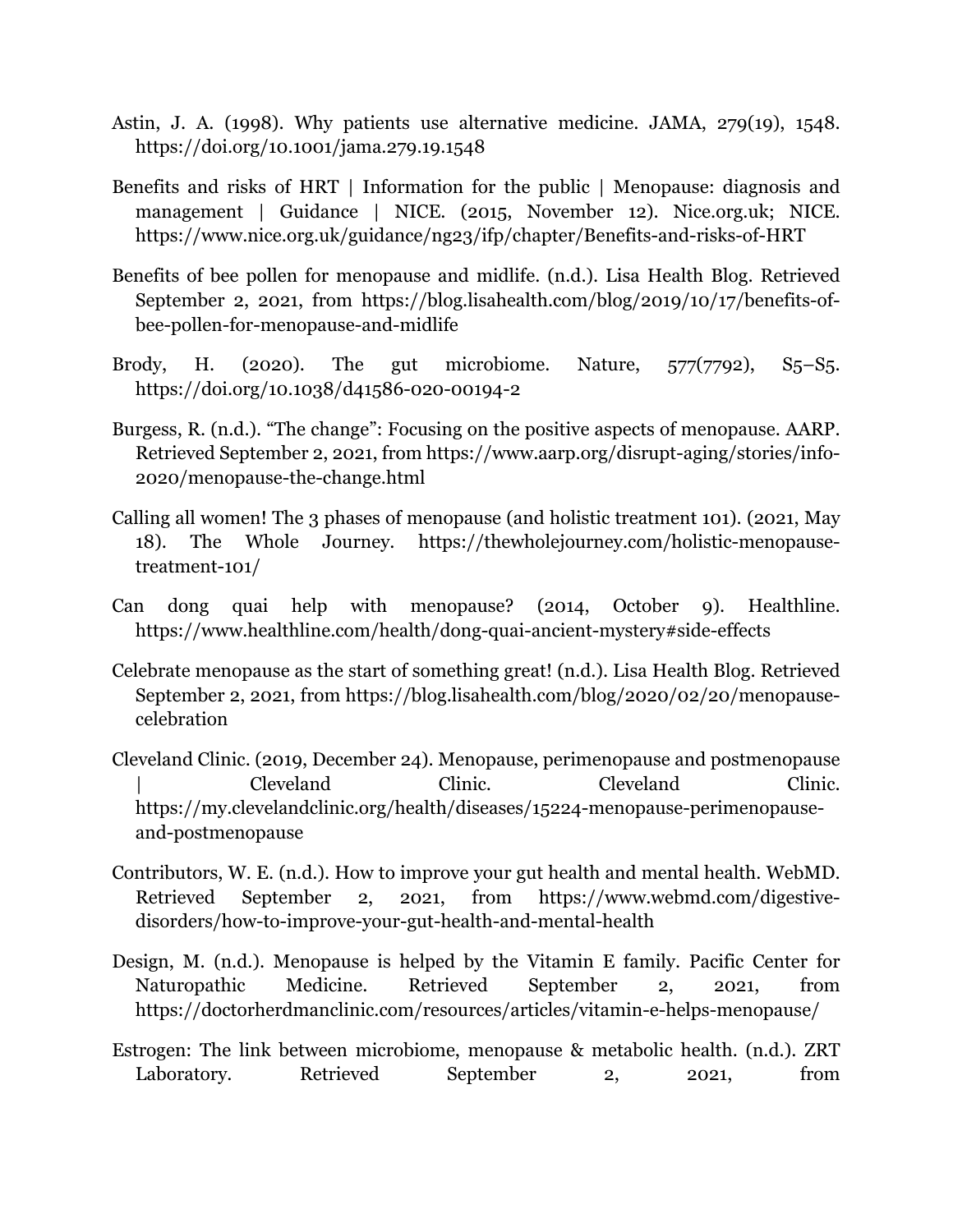Astin, J. A. (1998). Why patients use alternative medicine. JAMA, 279(19), 1548. https://doi.org/10.1001/jama.279.19.1548

Benefits and risks of HRT | Information for the public | Menopause: diagnosis and management | Guidance | NICE. (2015, November 12). Nice.org.uk; NICE. https://www.nice.org.uk/guidance/ng23/ifp/chapter/Benefits-and-risks-of-HRT

Benefits of bee pollen for menopause and midlife. (n.d.). Lisa Health Blog. Retrieved September 2, 2021, from https://blog.lisahealth.com/blog/2019/10/17/benefits-of-bee-pollen-for-menopause-and-midlife

Brody, H. (2020). The gut microbiome. Nature, 577(7792), S5–S5. https://doi.org/10.1038/d41586-020-00194-2

Burgess, R. (n.d.). "The change": Focusing on the positive aspects of menopause. AARP. Retrieved September 2, 2021, from https://www.aarp.org/disrupt-aging/stories/info-2020/menopause-the-change.html

Calling all women! The 3 phases of menopause (and holistic treatment 101). (2021, May 18). The Whole Journey. https://thewholejourney.com/holistic-menopause-treatment-101/

Can dong quai help with menopause? (2014, October 9). Healthline. https://www.healthline.com/health/dong-quai-ancient-mystery#side-effects

Celebrate menopause as the start of something great! (n.d.). Lisa Health Blog. Retrieved September 2, 2021, from https://blog.lisahealth.com/blog/2020/02/20/menopause-celebration

Cleveland Clinic. (2019, December 24). Menopause, perimenopause and postmenopause | Cleveland Clinic. Cleveland Clinic. https://my.clevelandclinic.org/health/diseases/15224-menopause-perimenopause-and-postmenopause

Contributors, W. E. (n.d.). How to improve your gut health and mental health. WebMD. Retrieved September 2, 2021, from https://www.webmd.com/digestive-disorders/how-to-improve-your-gut-health-and-mental-health

Design, M. (n.d.). Menopause is helped by the Vitamin E family. Pacific Center for Naturopathic Medicine. Retrieved September 2, 2021, from https://doctorherdmanclinic.com/resources/articles/vitamin-e-helps-menopause/

Estrogen: The link between microbiome, menopause & metabolic health. (n.d.). ZRT Laboratory. Retrieved September 2, 2021, from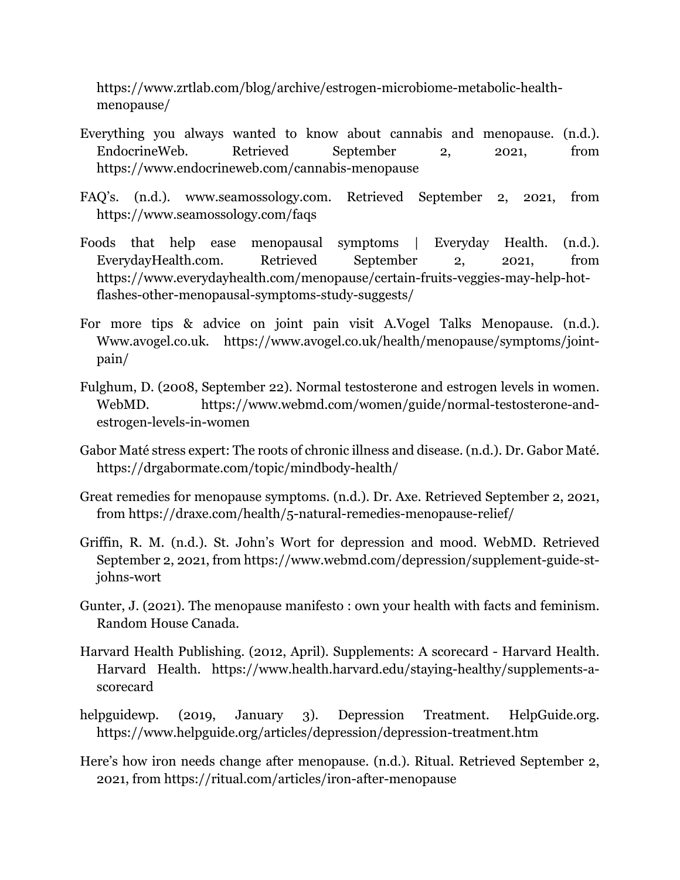https://www.zrtlab.com/blog/archive/estrogen-microbiome-metabolic-health-menopause/

Everything you always wanted to know about cannabis and menopause. (n.d.). EndocrineWeb. Retrieved September 2, 2021, from https://www.endocrineweb.com/cannabis-menopause

FAQ's. (n.d.). www.seamossology.com. Retrieved September 2, 2021, from https://www.seamossology.com/faqs

Foods that help ease menopausal symptoms | Everyday Health. (n.d.). EverydayHealth.com. Retrieved September 2, 2021, from https://www.everydayhealth.com/menopause/certain-fruits-veggies-may-help-hot-flashes-other-menopausal-symptoms-study-suggests/

For more tips & advice on joint pain visit A.Vogel Talks Menopause. (n.d.). Www.avogel.co.uk. https://www.avogel.co.uk/health/menopause/symptoms/joint-pain/

Fulghum, D. (2008, September 22). Normal testosterone and estrogen levels in women. WebMD. https://www.webmd.com/women/guide/normal-testosterone-and-estrogen-levels-in-women

Gabor Maté stress expert: The roots of chronic illness and disease. (n.d.). Dr. Gabor Maté. https://drgabormate.com/topic/mindbody-health/

Great remedies for menopause symptoms. (n.d.). Dr. Axe. Retrieved September 2, 2021, from https://draxe.com/health/5-natural-remedies-menopause-relief/

Griffin, R. M. (n.d.). St. John's Wort for depression and mood. WebMD. Retrieved September 2, 2021, from https://www.webmd.com/depression/supplement-guide-st-johns-wort

Gunter, J. (2021). The menopause manifesto : own your health with facts and feminism. Random House Canada.

Harvard Health Publishing. (2012, April). Supplements: A scorecard - Harvard Health. Harvard Health. https://www.health.harvard.edu/staying-healthy/supplements-a-scorecard

helpguidewp. (2019, January 3). Depression Treatment. HelpGuide.org. https://www.helpguide.org/articles/depression/depression-treatment.htm

Here's how iron needs change after menopause. (n.d.). Ritual. Retrieved September 2, 2021, from https://ritual.com/articles/iron-after-menopause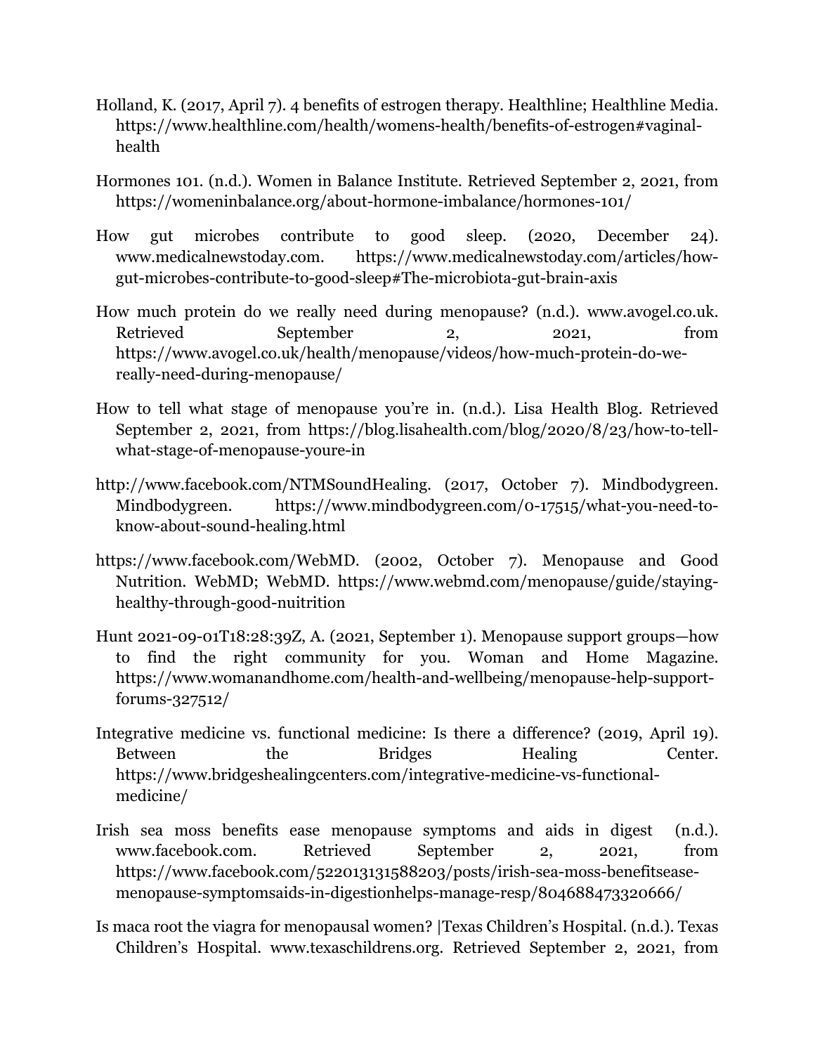Holland, K. (2017, April 7). 4 benefits of estrogen therapy. Healthline; Healthline Media. https://www.healthline.com/health/womens-health/benefits-of-estrogen#vaginal-health

Hormones 101. (n.d.). Women in Balance Institute. Retrieved September 2, 2021, from https://womeninbalance.org/about-hormone-imbalance/hormones-101/

How gut microbes contribute to good sleep. (2020, December 24). www.medicalnewstoday.com. https://www.medicalnewstoday.com/articles/how-gut-microbes-contribute-to-good-sleep#The-microbiota-gut-brain-axis

How much protein do we really need during menopause? (n.d.). www.avogel.co.uk. Retrieved September 2, 2021, from https://www.avogel.co.uk/health/menopause/videos/how-much-protein-do-we-really-need-during-menopause/

How to tell what stage of menopause you're in. (n.d.). Lisa Health Blog. Retrieved September 2, 2021, from https://blog.lisahealth.com/blog/2020/8/23/how-to-tell-what-stage-of-menopause-youre-in

http://www.facebook.com/NTMSoundHealing. (2017, October 7). Mindbodygreen. Mindbodygreen. https://www.mindbodygreen.com/0-17515/what-you-need-to-know-about-sound-healing.html

https://www.facebook.com/WebMD. (2002, October 7). Menopause and Good Nutrition. WebMD; WebMD. https://www.webmd.com/menopause/guide/staying-healthy-through-good-nuitrition

Hunt 2021-09-01T18:28:39Z, A. (2021, September 1). Menopause support groups—how to find the right community for you. Woman and Home Magazine. https://www.womanandhome.com/health-and-wellbeing/menopause-help-support-forums-327512/

Integrative medicine vs. functional medicine: Is there a difference? (2019, April 19). Between the Bridges Healing Center. https://www.bridgeshealingcenters.com/integrative-medicine-vs-functional-medicine/

Irish sea moss benefits ease menopause symptoms and aids in digest (n.d.). www.facebook.com. Retrieved September 2, 2021, from https://www.facebook.com/522013131588203/posts/irish-sea-moss-benefitsease-menopause-symptomsaids-in-digestionhelps-manage-resp/804688473320666/

Is maca root the viagra for menopausal women? |Texas Children's Hospital. (n.d.). Texas Children's Hospital. www.texaschildrens.org. Retrieved September 2, 2021, from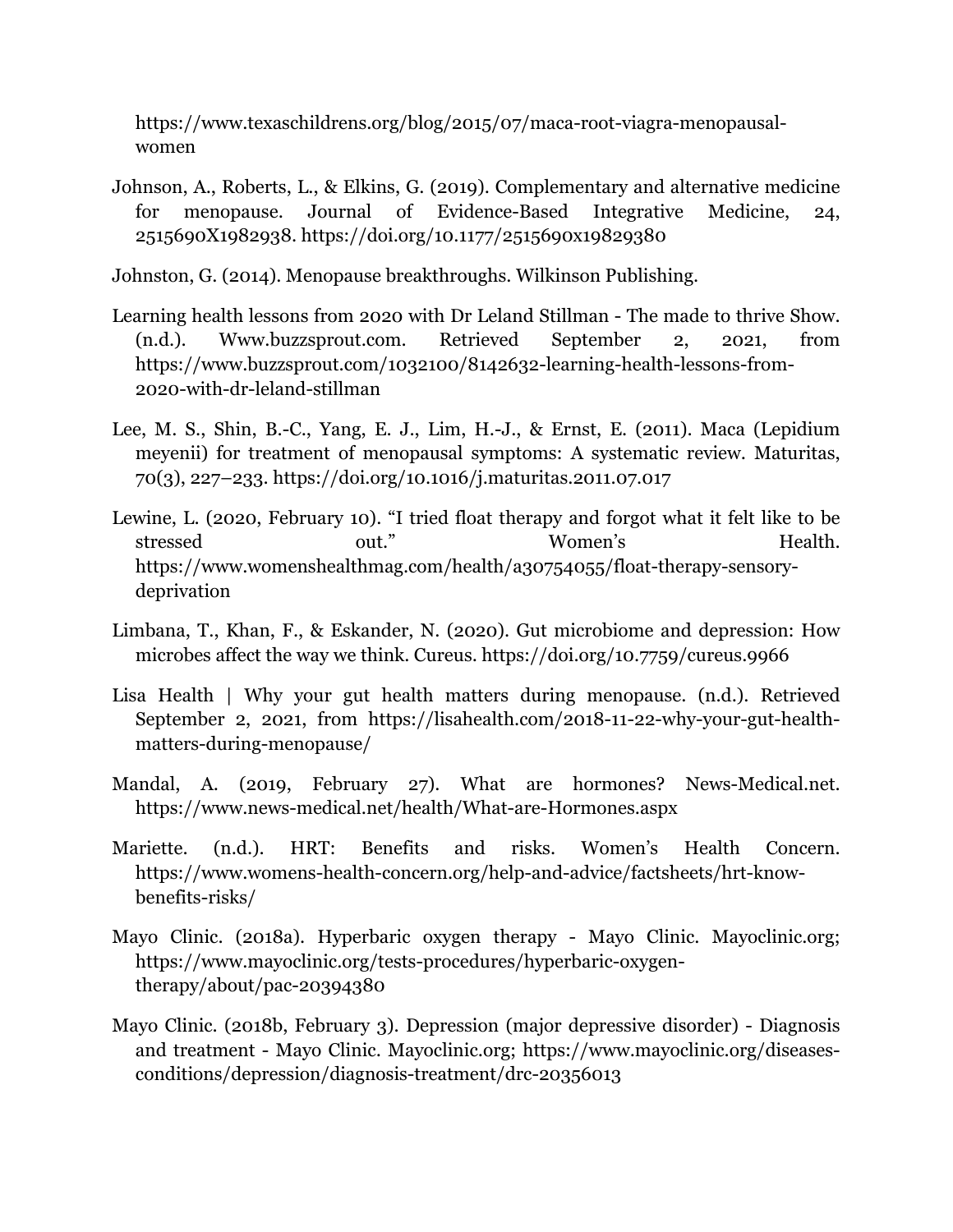https://www.texaschildrens.org/blog/2015/07/maca-root-viagra-menopausal-women

Johnson, A., Roberts, L., & Elkins, G. (2019). Complementary and alternative medicine for menopause. Journal of Evidence-Based Integrative Medicine, 24, 2515690X1982938. https://doi.org/10.1177/2515690x19829380

Johnston, G. (2014). Menopause breakthroughs. Wilkinson Publishing.

Learning health lessons from 2020 with Dr Leland Stillman - The made to thrive Show. (n.d.). Www.buzzsprout.com. Retrieved September 2, 2021, from https://www.buzzsprout.com/1032100/8142632-learning-health-lessons-from-2020-with-dr-leland-stillman

Lee, M. S., Shin, B.-C., Yang, E. J., Lim, H.-J., & Ernst, E. (2011). Maca (Lepidium meyenii) for treatment of menopausal symptoms: A systematic review. Maturitas, 70(3), 227–233. https://doi.org/10.1016/j.maturitas.2011.07.017

Lewine, L. (2020, February 10). "I tried float therapy and forgot what it felt like to be stressed out." Women's Health. https://www.womenshealthmag.com/health/a30754055/float-therapy-sensory-deprivation

Limbana, T., Khan, F., & Eskander, N. (2020). Gut microbiome and depression: How microbes affect the way we think. Cureus. https://doi.org/10.7759/cureus.9966

Lisa Health | Why your gut health matters during menopause. (n.d.). Retrieved September 2, 2021, from https://lisahealth.com/2018-11-22-why-your-gut-health-matters-during-menopause/

Mandal, A. (2019, February 27). What are hormones? News-Medical.net. https://www.news-medical.net/health/What-are-Hormones.aspx

Mariette. (n.d.). HRT: Benefits and risks. Women's Health Concern. https://www.womens-health-concern.org/help-and-advice/factsheets/hrt-know-benefits-risks/

Mayo Clinic. (2018a). Hyperbaric oxygen therapy - Mayo Clinic. Mayoclinic.org; https://www.mayoclinic.org/tests-procedures/hyperbaric-oxygen-therapy/about/pac-20394380

Mayo Clinic. (2018b, February 3). Depression (major depressive disorder) - Diagnosis and treatment - Mayo Clinic. Mayoclinic.org; https://www.mayoclinic.org/diseases-conditions/depression/diagnosis-treatment/drc-20356013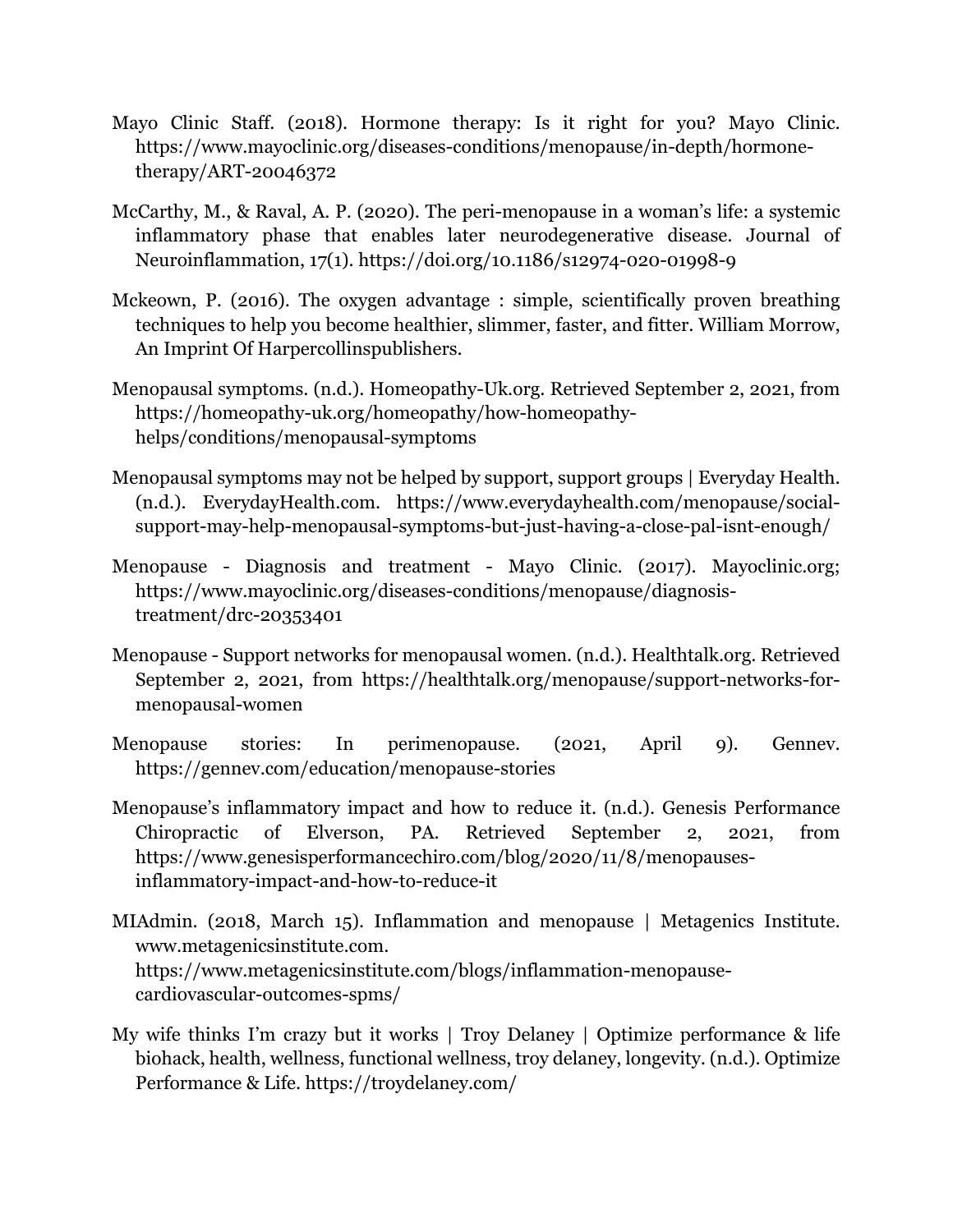Mayo Clinic Staff. (2018). Hormone therapy: Is it right for you? Mayo Clinic. https://www.mayoclinic.org/diseases-conditions/menopause/in-depth/hormone-therapy/ART-20046372

McCarthy, M., & Raval, A. P. (2020). The peri-menopause in a woman's life: a systemic inflammatory phase that enables later neurodegenerative disease. Journal of Neuroinflammation, 17(1). https://doi.org/10.1186/s12974-020-01998-9

Mckeown, P. (2016). The oxygen advantage : simple, scientifically proven breathing techniques to help you become healthier, slimmer, faster, and fitter. William Morrow, An Imprint Of Harpercollinspublishers.

Menopausal symptoms. (n.d.). Homeopathy-Uk.org. Retrieved September 2, 2021, from https://homeopathy-uk.org/homeopathy/how-homeopathy-helps/conditions/menopausal-symptoms

Menopausal symptoms may not be helped by support, support groups | Everyday Health. (n.d.). EverydayHealth.com. https://www.everydayhealth.com/menopause/social-support-may-help-menopausal-symptoms-but-just-having-a-close-pal-isnt-enough/

Menopause - Diagnosis and treatment - Mayo Clinic. (2017). Mayoclinic.org; https://www.mayoclinic.org/diseases-conditions/menopause/diagnosis-treatment/drc-20353401

Menopause - Support networks for menopausal women. (n.d.). Healthtalk.org. Retrieved September 2, 2021, from https://healthtalk.org/menopause/support-networks-for-menopausal-women

Menopause stories: In perimenopause. (2021, April 9). Gennev. https://gennev.com/education/menopause-stories

Menopause's inflammatory impact and how to reduce it. (n.d.). Genesis Performance Chiropractic of Elverson, PA. Retrieved September 2, 2021, from https://www.genesisperformancechiro.com/blog/2020/11/8/menopauses-inflammatory-impact-and-how-to-reduce-it

MIAdmin. (2018, March 15). Inflammation and menopause | Metagenics Institute. www.metagenicsinstitute.com. https://www.metagenicsinstitute.com/blogs/inflammation-menopause-cardiovascular-outcomes-spms/

My wife thinks I'm crazy but it works | Troy Delaney | Optimize performance & life biohack, health, wellness, functional wellness, troy delaney, longevity. (n.d.). Optimize Performance & Life. https://troydelaney.com/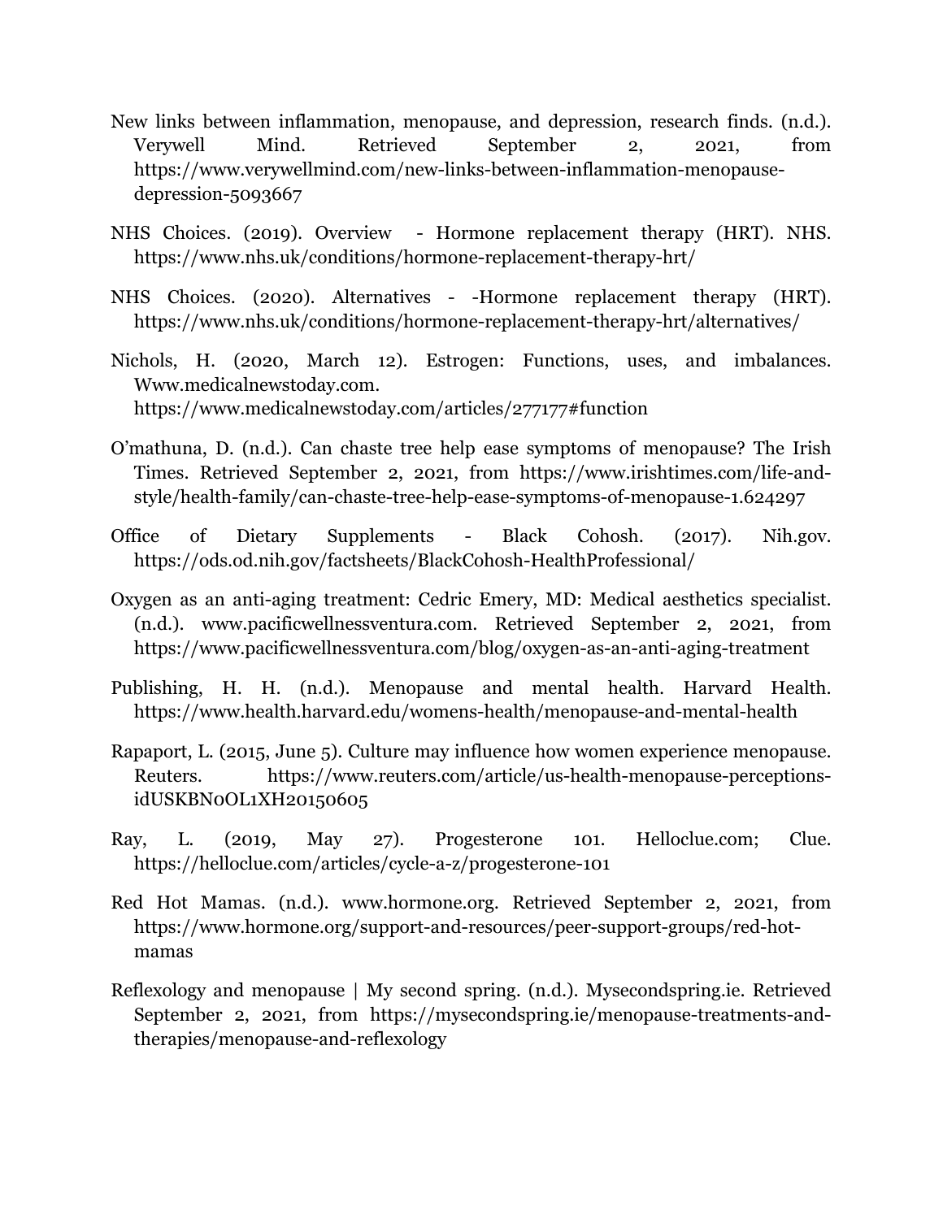New links between inflammation, menopause, and depression, research finds. (n.d.). Verywell Mind. Retrieved September 2, 2021, from https://www.verywellmind.com/new-links-between-inflammation-menopause-depression-5093667

NHS Choices. (2019). Overview - Hormone replacement therapy (HRT). NHS. https://www.nhs.uk/conditions/hormone-replacement-therapy-hrt/

NHS Choices. (2020). Alternatives - -Hormone replacement therapy (HRT). https://www.nhs.uk/conditions/hormone-replacement-therapy-hrt/alternatives/

Nichols, H. (2020, March 12). Estrogen: Functions, uses, and imbalances. Www.medicalnewstoday.com. https://www.medicalnewstoday.com/articles/277177#function

O'mathuna, D. (n.d.). Can chaste tree help ease symptoms of menopause? The Irish Times. Retrieved September 2, 2021, from https://www.irishtimes.com/life-and-style/health-family/can-chaste-tree-help-ease-symptoms-of-menopause-1.624297

Office of Dietary Supplements - Black Cohosh. (2017). Nih.gov. https://ods.od.nih.gov/factsheets/BlackCohosh-HealthProfessional/

Oxygen as an anti-aging treatment: Cedric Emery, MD: Medical aesthetics specialist. (n.d.). www.pacificwellnessventura.com. Retrieved September 2, 2021, from https://www.pacificwellnessventura.com/blog/oxygen-as-an-anti-aging-treatment

Publishing, H. H. (n.d.). Menopause and mental health. Harvard Health. https://www.health.harvard.edu/womens-health/menopause-and-mental-health

Rapaport, L. (2015, June 5). Culture may influence how women experience menopause. Reuters. https://www.reuters.com/article/us-health-menopause-perceptions-idUSKBN0OL1XH20150605

Ray, L. (2019, May 27). Progesterone 101. Helloclue.com; Clue. https://helloclue.com/articles/cycle-a-z/progesterone-101

Red Hot Mamas. (n.d.). www.hormone.org. Retrieved September 2, 2021, from https://www.hormone.org/support-and-resources/peer-support-groups/red-hot-mamas

Reflexology and menopause | My second spring. (n.d.). Mysecondspring.ie. Retrieved September 2, 2021, from https://mysecondspring.ie/menopause-treatments-and-therapies/menopause-and-reflexology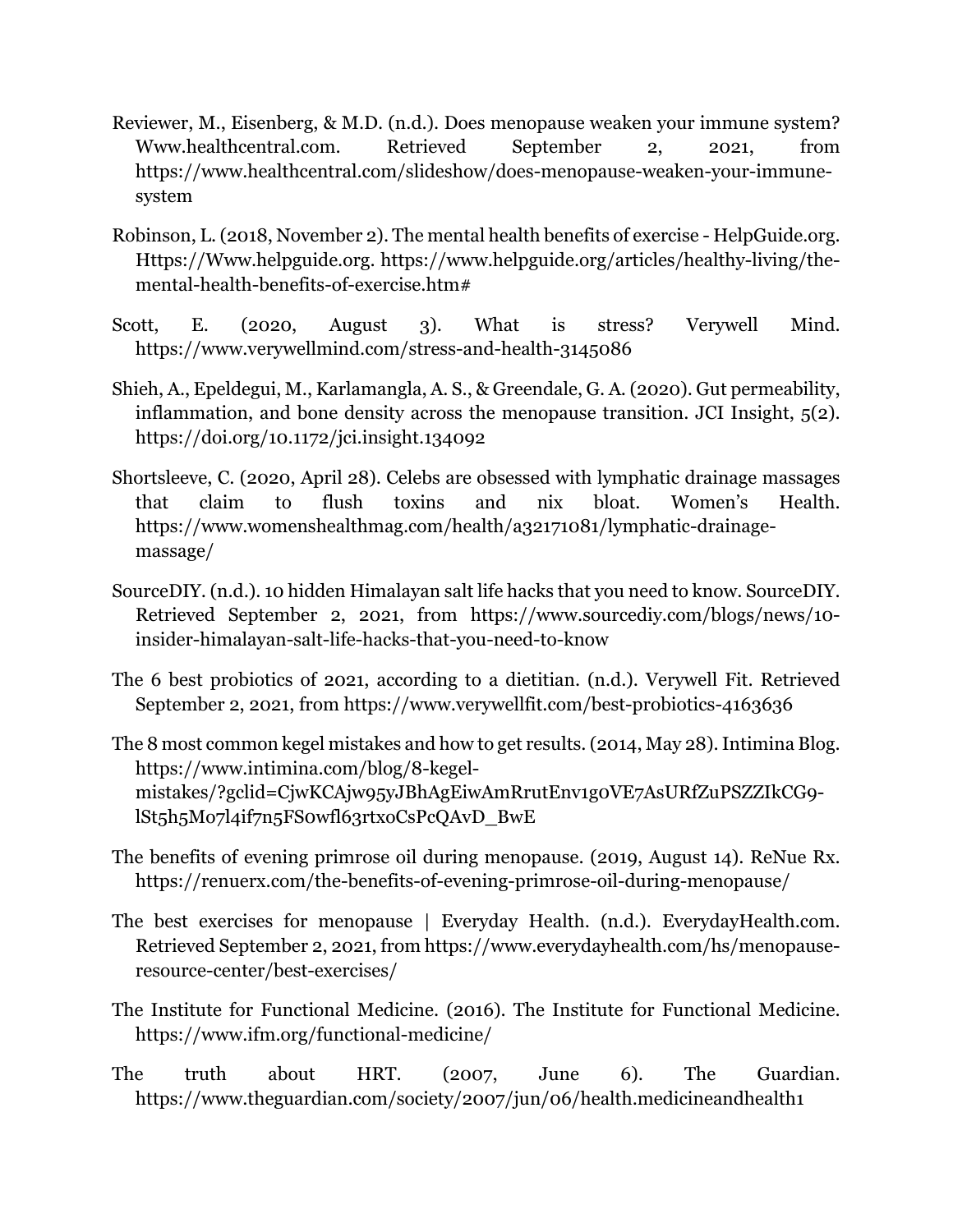Reviewer, M., Eisenberg, & M.D. (n.d.). Does menopause weaken your immune system? Www.healthcentral.com. Retrieved September 2, 2021, from https://www.healthcentral.com/slideshow/does-menopause-weaken-your-immune-system

Robinson, L. (2018, November 2). The mental health benefits of exercise - HelpGuide.org. Https://Www.helpguide.org. https://www.helpguide.org/articles/healthy-living/the-mental-health-benefits-of-exercise.htm#

Scott, E. (2020, August 3). What is stress? Verywell Mind. https://www.verywellmind.com/stress-and-health-3145086

Shieh, A., Epeldegui, M., Karlamangla, A. S., & Greendale, G. A. (2020). Gut permeability, inflammation, and bone density across the menopause transition. JCI Insight, 5(2). https://doi.org/10.1172/jci.insight.134092

Shortsleeve, C. (2020, April 28). Celebs are obsessed with lymphatic drainage massages that claim to flush toxins and nix bloat. Women's Health. https://www.womenshealthmag.com/health/a32171081/lymphatic-drainage-massage/

SourceDIY. (n.d.). 10 hidden Himalayan salt life hacks that you need to know. SourceDIY. Retrieved September 2, 2021, from https://www.sourcediy.com/blogs/news/10-insider-himalayan-salt-life-hacks-that-you-need-to-know

The 6 best probiotics of 2021, according to a dietitian. (n.d.). Verywell Fit. Retrieved September 2, 2021, from https://www.verywellfit.com/best-probiotics-4163636

The 8 most common kegel mistakes and how to get results. (2014, May 28). Intimina Blog. https://www.intimina.com/blog/8-kegel-mistakes/?gclid=CjwKCAjw95yJBhAgEiwAmRrutEnv1g0VE7AsURfZuPSZZIkCG9-lSt5h5M07l4if7n5FS0wfl63rtxoCsPcQAvD_BwE

The benefits of evening primrose oil during menopause. (2019, August 14). ReNue Rx. https://renuerx.com/the-benefits-of-evening-primrose-oil-during-menopause/

The best exercises for menopause | Everyday Health. (n.d.). EverydayHealth.com. Retrieved September 2, 2021, from https://www.everydayhealth.com/hs/menopause-resource-center/best-exercises/

The Institute for Functional Medicine. (2016). The Institute for Functional Medicine. https://www.ifm.org/functional-medicine/

The truth about HRT. (2007, June 6). The Guardian. https://www.theguardian.com/society/2007/jun/06/health.medicineandhealth1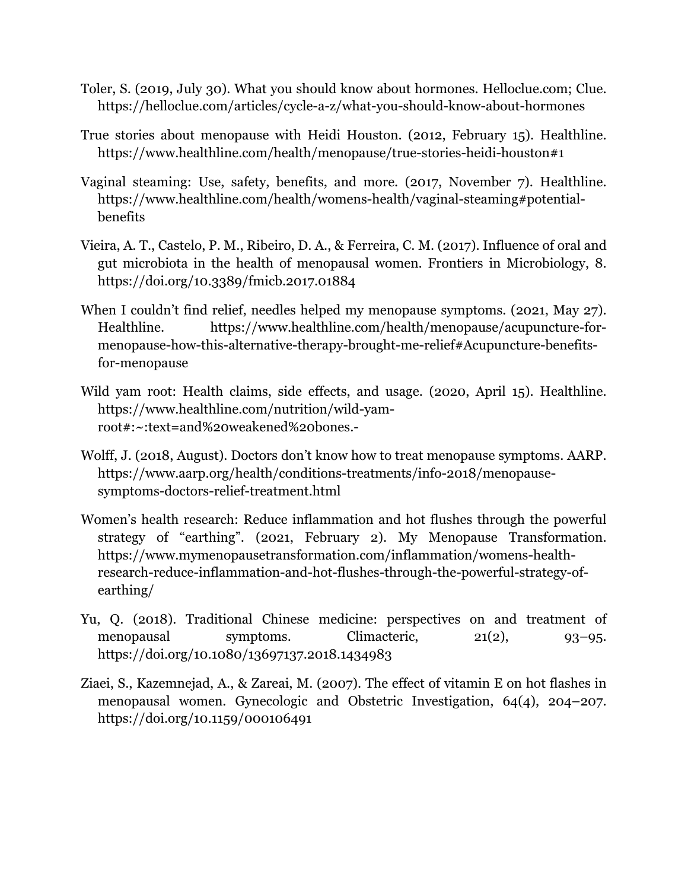Toler, S. (2019, July 30). What you should know about hormones. Helloclue.com; Clue. https://helloclue.com/articles/cycle-a-z/what-you-should-know-about-hormones

True stories about menopause with Heidi Houston. (2012, February 15). Healthline. https://www.healthline.com/health/menopause/true-stories-heidi-houston#1

Vaginal steaming: Use, safety, benefits, and more. (2017, November 7). Healthline. https://www.healthline.com/health/womens-health/vaginal-steaming#potential-benefits

Vieira, A. T., Castelo, P. M., Ribeiro, D. A., & Ferreira, C. M. (2017). Influence of oral and gut microbiota in the health of menopausal women. Frontiers in Microbiology, 8. https://doi.org/10.3389/fmicb.2017.01884

When I couldn't find relief, needles helped my menopause symptoms. (2021, May 27). Healthline. https://www.healthline.com/health/menopause/acupuncture-for-menopause-how-this-alternative-therapy-brought-me-relief#Acupuncture-benefits-for-menopause

Wild yam root: Health claims, side effects, and usage. (2020, April 15). Healthline. https://www.healthline.com/nutrition/wild-yam-root#:~:text=and%20weakened%20bones.-

Wolff, J. (2018, August). Doctors don't know how to treat menopause symptoms. AARP. https://www.aarp.org/health/conditions-treatments/info-2018/menopause-symptoms-doctors-relief-treatment.html

Women's health research: Reduce inflammation and hot flushes through the powerful strategy of "earthing". (2021, February 2). My Menopause Transformation. https://www.mymenopausetransformation.com/inflammation/womens-health-research-reduce-inflammation-and-hot-flushes-through-the-powerful-strategy-of-earthing/

Yu, Q. (2018). Traditional Chinese medicine: perspectives on and treatment of menopausal symptoms. Climacteric, 21(2), 93–95. https://doi.org/10.1080/13697137.2018.1434983

Ziaei, S., Kazemnejad, A., & Zareai, M. (2007). The effect of vitamin E on hot flashes in menopausal women. Gynecologic and Obstetric Investigation, 64(4), 204–207. https://doi.org/10.1159/000106491